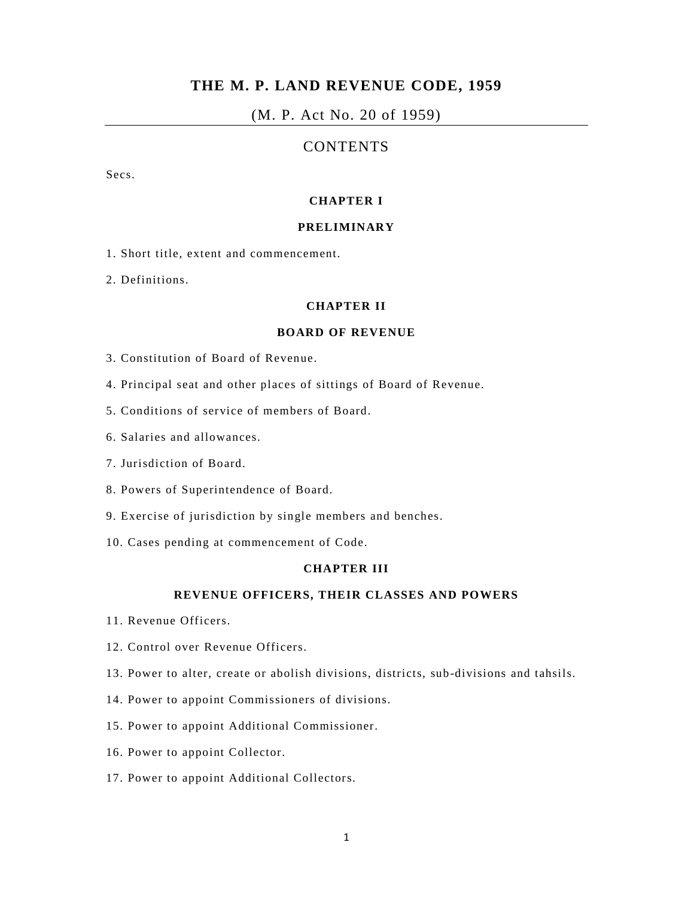# THE M. P. LAND REVENUE CODE, 1959

(M. P. Act No. 20 of 1959)

## CONTENTS

Secs.

### CHAPTER I

### PRELIMINARY

1. Short title, extent and commencement.

2. Definitions.

### CHAPTER II

### BOARD OF REVENUE

3. Constitution of Board of Revenue.

4. Principal seat and other places of sittings of Board of Revenue.

5. Conditions of service of members of Board.

6. Salaries and allowances.

7. Jurisdiction of Board.

8. Powers of Superintendence of Board.

9. Exercise of jurisdiction by single members and benches.

10. Cases pending at commencement of Code.

### CHAPTER III

### REVENUE OFFICERS, THEIR CLASSES AND POWERS

11. Revenue Officers.

12. Control over Revenue Officers.

13. Power to alter, create or abolish divisions, districts, sub-divisions and tahsils.

14. Power to appoint Commissioners of divisions.

15. Power to appoint Additional Commissioner.

16. Power to appoint Collector.

17. Power to appoint Additional Collectors.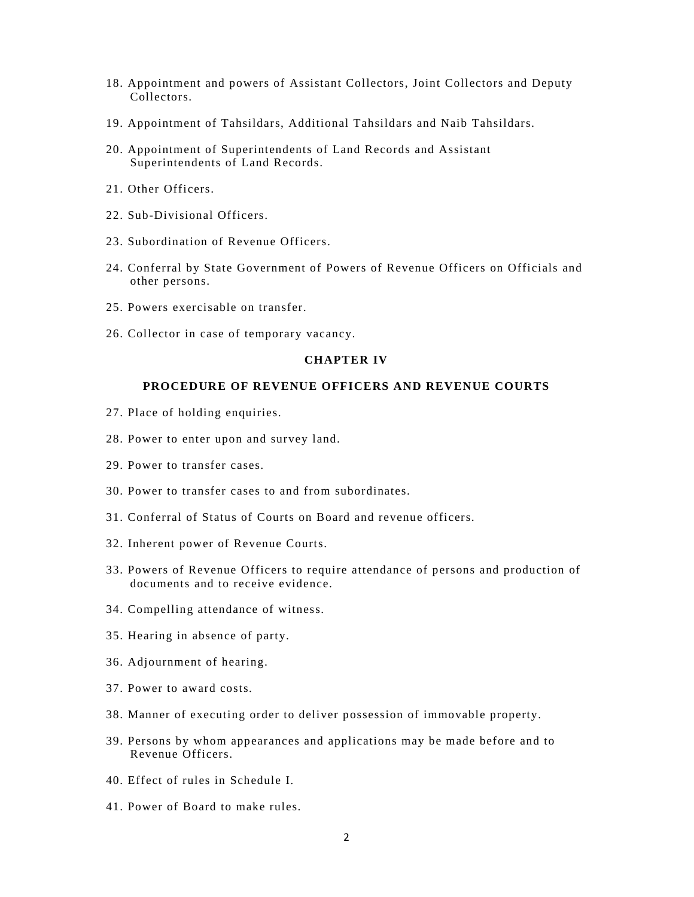18. Appointment and powers of Assistant Collectors, Joint Collectors and Deputy Collectors.

19. Appointment of Tahsildars, Additional Tahsildars and Naib Tahsildars.

20. Appointment of Superintendents of Land Records and Assistant Superintendents of Land Records.

21. Other Officers.

22. Sub-Divisional Officers.

23. Subordination of Revenue Officers.

24. Conferral by State Government of Powers of Revenue Officers on Officials and other persons.

25. Powers exercisable on transfer.

26. Collector in case of temporary vacancy.

## CHAPTER IV

## PROCEDURE OF REVENUE OFFICERS AND REVENUE COURTS

27. Place of holding enquiries.

28. Power to enter upon and survey land.

29. Power to transfer cases.

30. Power to transfer cases to and from subordinates.

31. Conferral of Status of Courts on Board and revenue officers.

32. Inherent power of Revenue Courts.

33. Powers of Revenue Officers to require attendance of persons and production of documents and to receive evidence.

34. Compelling attendance of witness.

35. Hearing in absence of party.

36. Adjournment of hearing.

37. Power to award costs.

38. Manner of executing order to deliver possession of immovable property.

39. Persons by whom appearances and applications may be made before and to Revenue Officers.

40. Effect of rules in Schedule I.

41. Power of Board to make rules.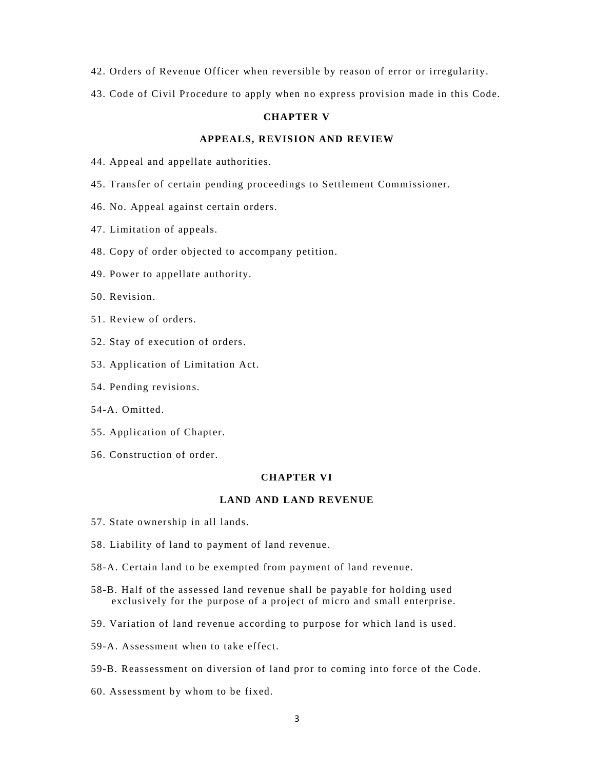42. Orders of Revenue Officer when reversible by reason of error or irregularity.

43. Code of Civil Procedure to apply when no express provision made in this Code.

## CHAPTER V

## APPEALS, REVISION AND REVIEW

44. Appeal and appellate authorities.

45. Transfer of certain pending proceedings to Settlement Commissioner.

46. No. Appeal against certain orders.

47. Limitation of appeals.

48. Copy of order objected to accompany petition.

49. Power to appellate authority.

50. Revision.

51. Review of orders.

52. Stay of execution of orders.

53. Application of Limitation Act.

54. Pending revisions.

54-A. Omitted.

55. Application of Chapter.

56. Construction of order.

## CHAPTER VI

## LAND AND LAND REVENUE

57. State ownership in all lands.

58. Liability of land to payment of land revenue.

58-A. Certain land to be exempted from payment of land revenue.

58-B. Half of the assessed land revenue shall be payable for holding used exclusively for the purpose of a project of micro and small enterprise.

59. Variation of land revenue according to purpose for which land is used.

59-A. Assessment when to take effect.

59-B. Reassessment on diversion of land pror to coming into force of the Code.

60. Assessment by whom to be fixed.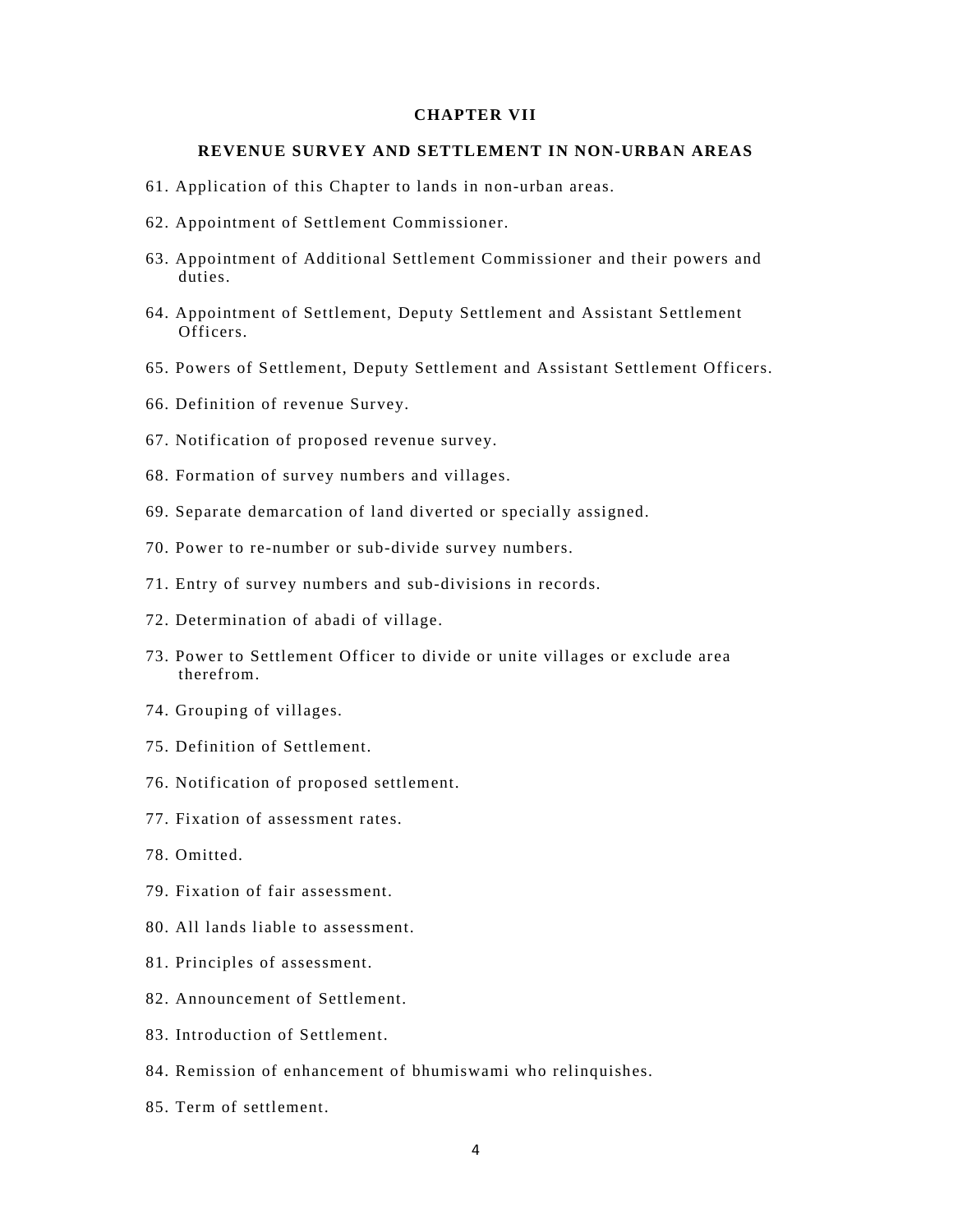## CHAPTER VII

### REVENUE SURVEY AND SETTLEMENT IN NON-URBAN AREAS

61. Application of this Chapter to lands in non-urban areas.

62. Appointment of Settlement Commissioner.

63. Appointment of Additional Settlement Commissioner and their powers and duties.

64. Appointment of Settlement, Deputy Settlement and Assistant Settlement Officers.

65. Powers of Settlement, Deputy Settlement and Assistant Settlement Officers.

66. Definition of revenue Survey.

67. Notification of proposed revenue survey.

68. Formation of survey numbers and villages.

69. Separate demarcation of land diverted or specially assigned.

70. Power to re-number or sub-divide survey numbers.

71. Entry of survey numbers and sub-divisions in records.

72. Determination of abadi of village.

73. Power to Settlement Officer to divide or unite villages or exclude area therefrom.

74. Grouping of villages.

75. Definition of Settlement.

76. Notification of proposed settlement.

77. Fixation of assessment rates.

78. Omitted.

79. Fixation of fair assessment.

80. All lands liable to assessment.

81. Principles of assessment.

82. Announcement of Settlement.

83. Introduction of Settlement.

84. Remission of enhancement of bhumiswami who relinquishes.

85. Term of settlement.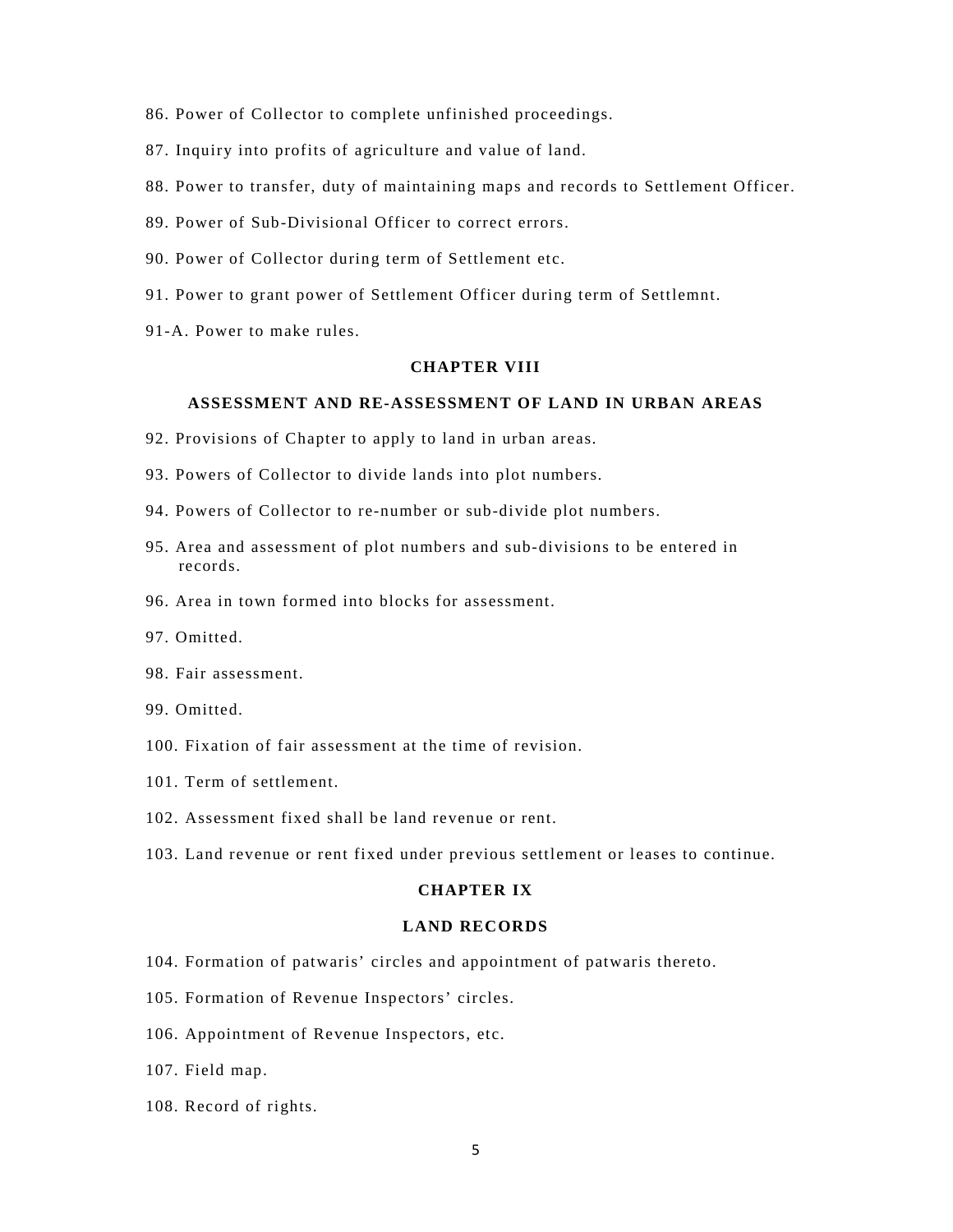86. Power of Collector to complete unfinished proceedings.

87. Inquiry into profits of agriculture and value of land.

88. Power to transfer, duty of maintaining maps and records to Settlement Officer.

89. Power of Sub-Divisional Officer to correct errors.

90. Power of Collector during term of Settlement etc.

91. Power to grant power of Settlement Officer during term of Settlemnt.

91-A. Power to make rules.

## CHAPTER VIII

## ASSESSMENT AND RE-ASSESSMENT OF LAND IN URBAN AREAS

92. Provisions of Chapter to apply to land in urban areas.

93. Powers of Collector to divide lands into plot numbers.

94. Powers of Collector to re-number or sub-divide plot numbers.

95. Area and assessment of plot numbers and sub-divisions to be entered in records.

96. Area in town formed into blocks for assessment.

97. Omitted.

98. Fair assessment.

99. Omitted.

100. Fixation of fair assessment at the time of revision.

101. Term of settlement.

102. Assessment fixed shall be land revenue or rent.

103. Land revenue or rent fixed under previous settlement or leases to continue.

## CHAPTER IX

## LAND RECORDS

104. Formation of patwaris' circles and appointment of patwaris thereto.

105. Formation of Revenue Inspectors' circles.

106. Appointment of Revenue Inspectors, etc.

107. Field map.

108. Record of rights.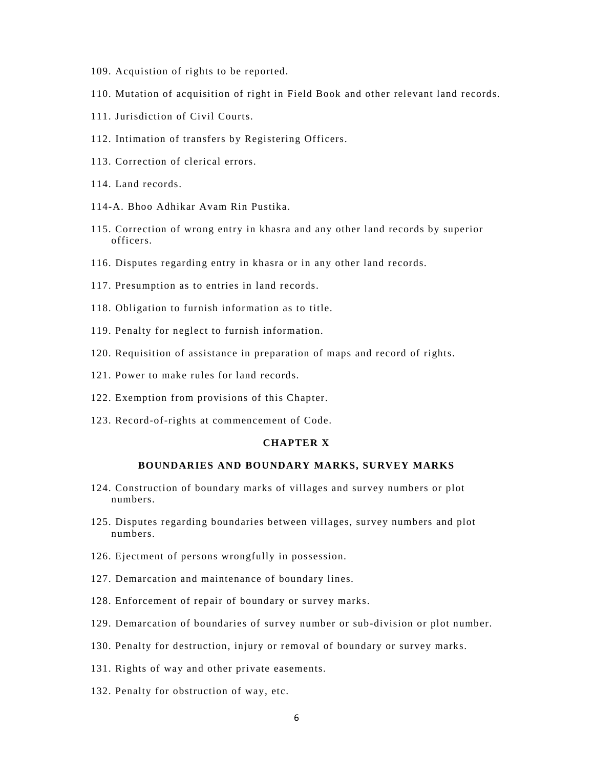109. Acquistion of rights to be reported.

110. Mutation of acquisition of right in Field Book and other relevant land records.

111. Jurisdiction of Civil Courts.

112. Intimation of transfers by Registering Officers.

113. Correction of clerical errors.

114. Land records.

114-A. Bhoo Adhikar Avam Rin Pustika.

115. Correction of wrong entry in khasra and any other land records by superior officers.

116. Disputes regarding entry in khasra or in any other land records.

117. Presumption as to entries in land records.

118. Obligation to furnish information as to title.

119. Penalty for neglect to furnish information.

120. Requisition of assistance in preparation of maps and record of rights.

121. Power to make rules for land records.

122. Exemption from provisions of this Chapter.

123. Record-of-rights at commencement of Code.

**CHAPTER X**

**BOUNDARIES AND BOUNDARY MARKS, SURVEY MARKS**

124. Construction of boundary marks of villages and survey numbers or plot numbers.

125. Disputes regarding boundaries between villages, survey numbers and plot numbers.

126. Ejectment of persons wrongfully in possession.

127. Demarcation and maintenance of boundary lines.

128. Enforcement of repair of boundary or survey marks.

129. Demarcation of boundaries of survey number or sub-division or plot number.

130. Penalty for destruction, injury or removal of boundary or survey marks.

131. Rights of way and other private easements.

132. Penalty for obstruction of way, etc.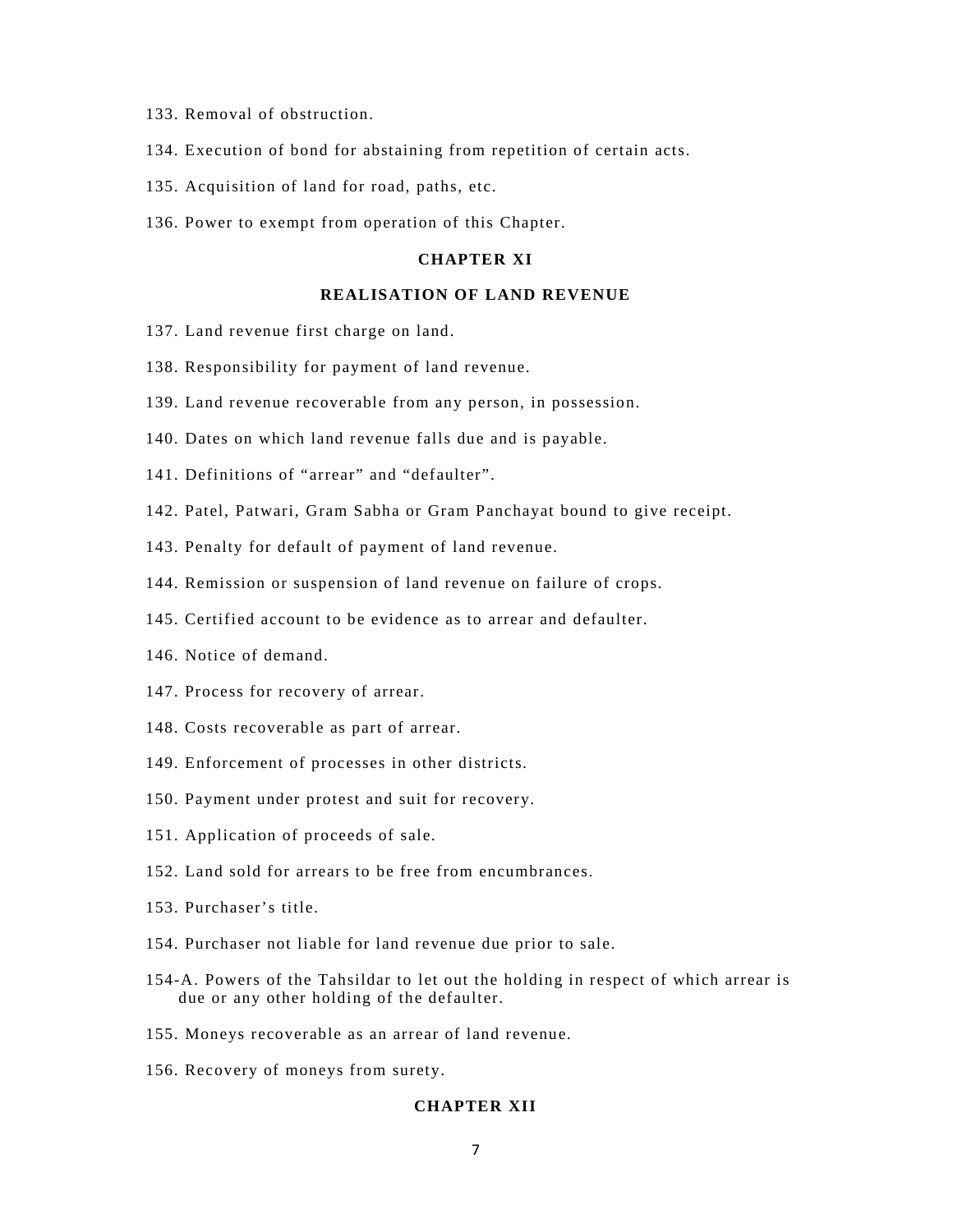133. Removal of obstruction.

134. Execution of bond for abstaining from repetition of certain acts.

135. Acquisition of land for road, paths, etc.

136. Power to exempt from operation of this Chapter.

**CHAPTER XI**

**REALISATION OF LAND REVENUE**

137. Land revenue first charge on land.

138. Responsibility for payment of land revenue.

139. Land revenue recoverable from any person, in possession.

140. Dates on which land revenue falls due and is payable.

141. Definitions of “arrear” and “defaulter”.

142. Patel, Patwari, Gram Sabha or Gram Panchayat bound to give receipt.

143. Penalty for default of payment of land revenue.

144. Remission or suspension of land revenue on failure of crops.

145. Certified account to be evidence as to arrear and defaulter.

146. Notice of demand.

147. Process for recovery of arrear.

148. Costs recoverable as part of arrear.

149. Enforcement of processes in other districts.

150. Payment under protest and suit for recovery.

151. Application of proceeds of sale.

152. Land sold for arrears to be free from encumbrances.

153. Purchaser’s title.

154. Purchaser not liable for land revenue due prior to sale.

154-A. Powers of the Tahsildar to let out the holding in respect of which arrear is due or any other holding of the defaulter.

155. Moneys recoverable as an arrear of land revenue.

156. Recovery of moneys from surety.

**CHAPTER XII**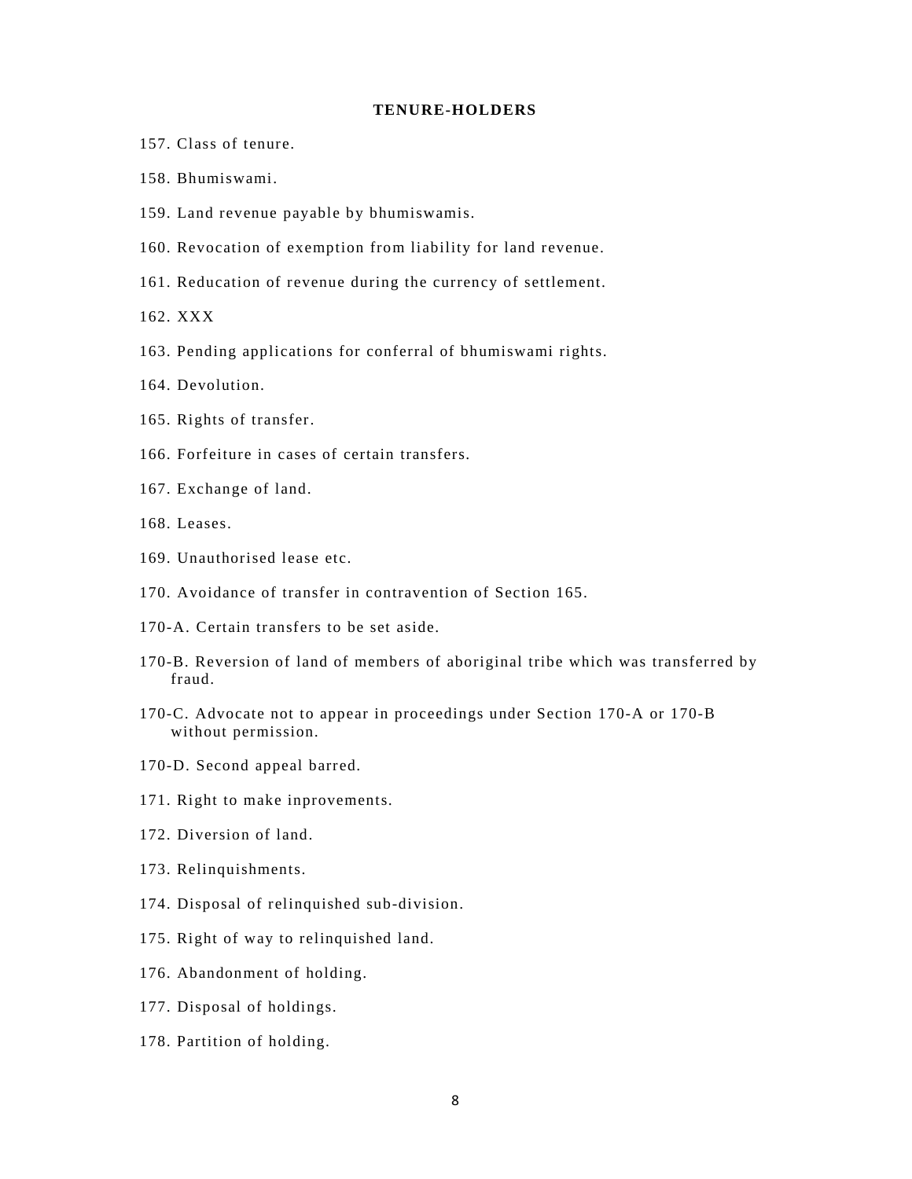**TENURE-HOLDERS**

157. Class of tenure.

158. Bhumiswami.

159. Land revenue payable by bhumiswamis.

160. Revocation of exemption from liability for land revenue.

161. Reducation of revenue during the currency of settlement.

162. XXX

163. Pending applications for conferral of bhumiswami rights.

164. Devolution.

165. Rights of transfer.

166. Forfeiture in cases of certain transfers.

167. Exchange of land.

168. Leases.

169. Unauthorised lease etc.

170. Avoidance of transfer in contravention of Section 165.

170-A. Certain transfers to be set aside.

170-B. Reversion of land of members of aboriginal tribe which was transferred by fraud.

170-C. Advocate not to appear in proceedings under Section 170-A or 170-B without permission.

170-D. Second appeal barred.

171. Right to make inprovements.

172. Diversion of land.

173. Relinquishments.

174. Disposal of relinquished sub-division.

175. Right of way to relinquished land.

176. Abandonment of holding.

177. Disposal of holdings.

178. Partition of holding.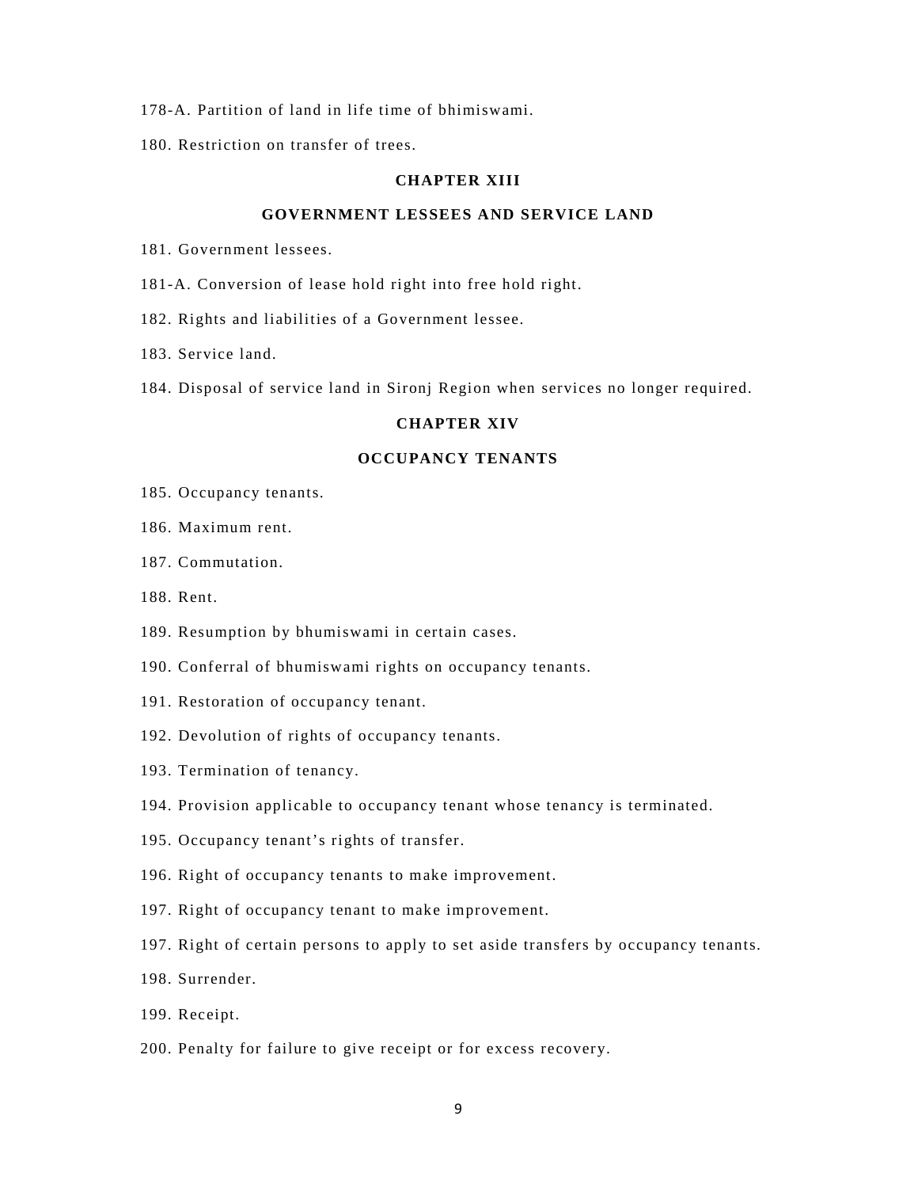178-A. Partition of land in life time of bhimiswami.

180. Restriction on transfer of trees.

## CHAPTER XIII

## GOVERNMENT LESSEES AND SERVICE LAND

181. Government lessees.

181-A. Conversion of lease hold right into free hold right.

182. Rights and liabilities of a Government lessee.

183. Service land.

184. Disposal of service land in Sironj Region when services no longer required.

## CHAPTER XIV

## OCCUPANCY TENANTS

185. Occupancy tenants.

186. Maximum rent.

187. Commutation.

188. Rent.

189. Resumption by bhumiswami in certain cases.

190. Conferral of bhumiswami rights on occupancy tenants.

191. Restoration of occupancy tenant.

192. Devolution of rights of occupancy tenants.

193. Termination of tenancy.

194. Provision applicable to occupancy tenant whose tenancy is terminated.

195. Occupancy tenant's rights of transfer.

196. Right of occupancy tenants to make improvement.

197. Right of occupancy tenant to make improvement.

197. Right of certain persons to apply to set aside transfers by occupancy tenants.

198. Surrender.

199. Receipt.

200. Penalty for failure to give receipt or for excess recovery.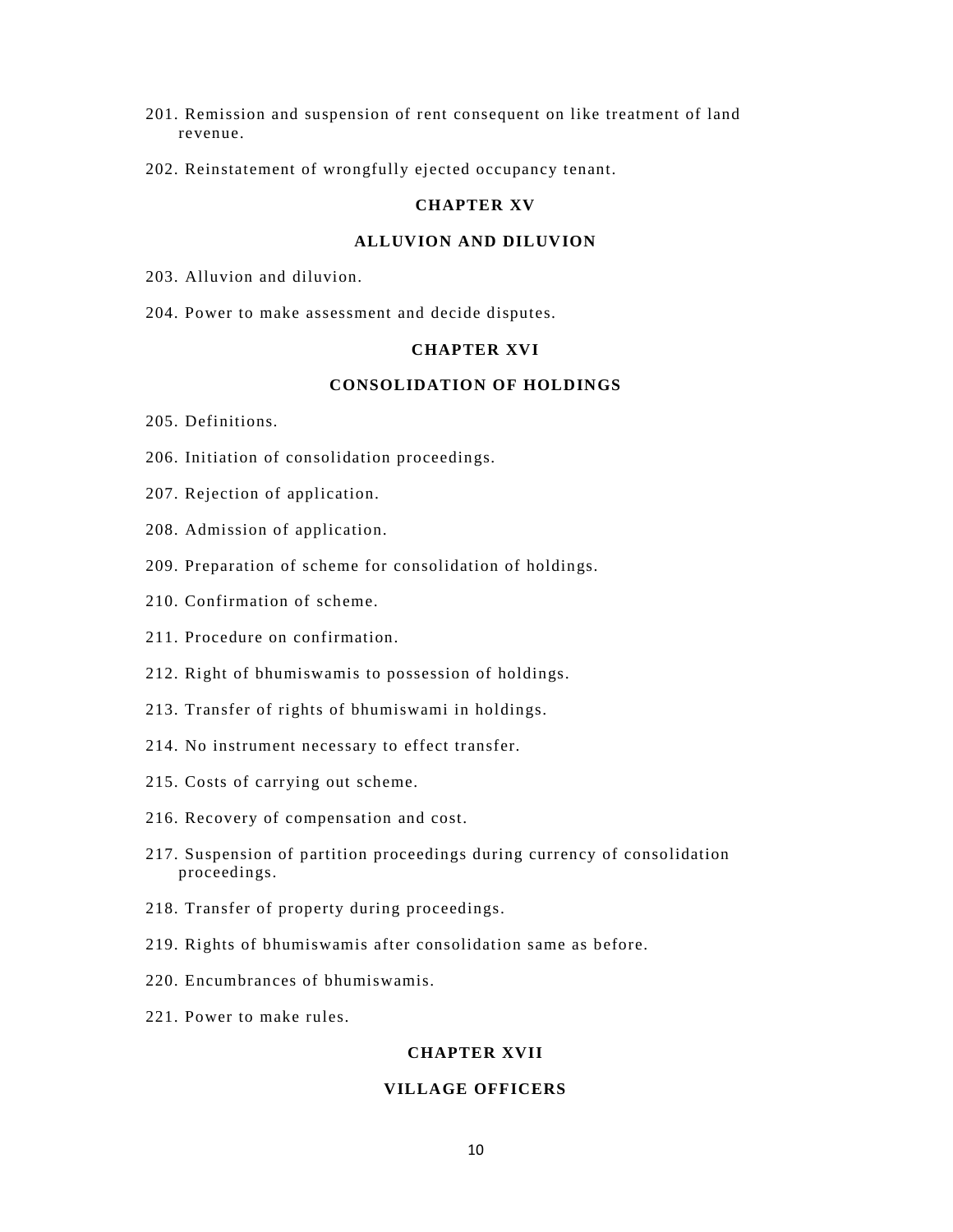201. Remission and suspension of rent consequent on like treatment of land revenue.

202. Reinstatement of wrongfully ejected occupancy tenant.

## CHAPTER XV

## ALLUVION AND DILUVION

203. Alluvion and diluvion.

204. Power to make assessment and decide disputes.

## CHAPTER XVI

## CONSOLIDATION OF HOLDINGS

205. Definitions.

206. Initiation of consolidation proceedings.

207. Rejection of application.

208. Admission of application.

209. Preparation of scheme for consolidation of holdings.

210. Confirmation of scheme.

211. Procedure on confirmation.

212. Right of bhumiswamis to possession of holdings.

213. Transfer of rights of bhumiswami in holdings.

214. No instrument necessary to effect transfer.

215. Costs of carrying out scheme.

216. Recovery of compensation and cost.

217. Suspension of partition proceedings during currency of consolidation proceedings.

218. Transfer of property during proceedings.

219. Rights of bhumiswamis after consolidation same as before.

220. Encumbrances of bhumiswamis.

221. Power to make rules.

## CHAPTER XVII

## VILLAGE OFFICERS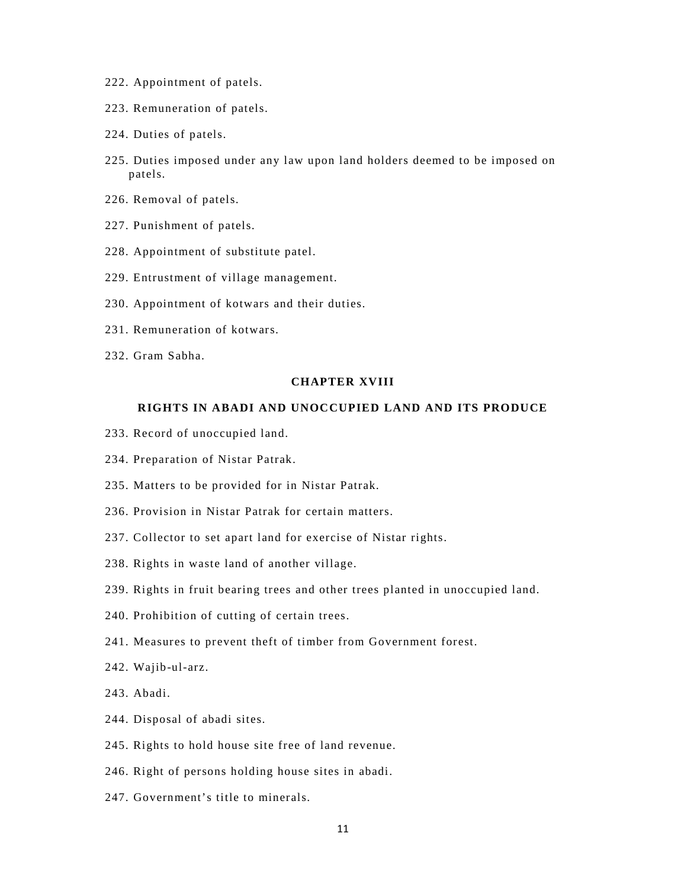222. Appointment of patels.

223. Remuneration of patels.

224. Duties of patels.

225. Duties imposed under any law upon land holders deemed to be imposed on patels.

226. Removal of patels.

227. Punishment of patels.

228. Appointment of substitute patel.

229. Entrustment of village management.

230. Appointment of kotwars and their duties.

231. Remuneration of kotwars.

232. Gram Sabha.

## CHAPTER XVIII

### RIGHTS IN ABADI AND UNOCCUPIED LAND AND ITS PRODUCE

233. Record of unoccupied land.

234. Preparation of Nistar Patrak.

235. Matters to be provided for in Nistar Patrak.

236. Provision in Nistar Patrak for certain matters.

237. Collector to set apart land for exercise of Nistar rights.

238. Rights in waste land of another village.

239. Rights in fruit bearing trees and other trees planted in unoccupied land.

240. Prohibition of cutting of certain trees.

241. Measures to prevent theft of timber from Government forest.

242. Wajib-ul-arz.

243. Abadi.

244. Disposal of abadi sites.

245. Rights to hold house site free of land revenue.

246. Right of persons holding house sites in abadi.

247. Government's title to minerals.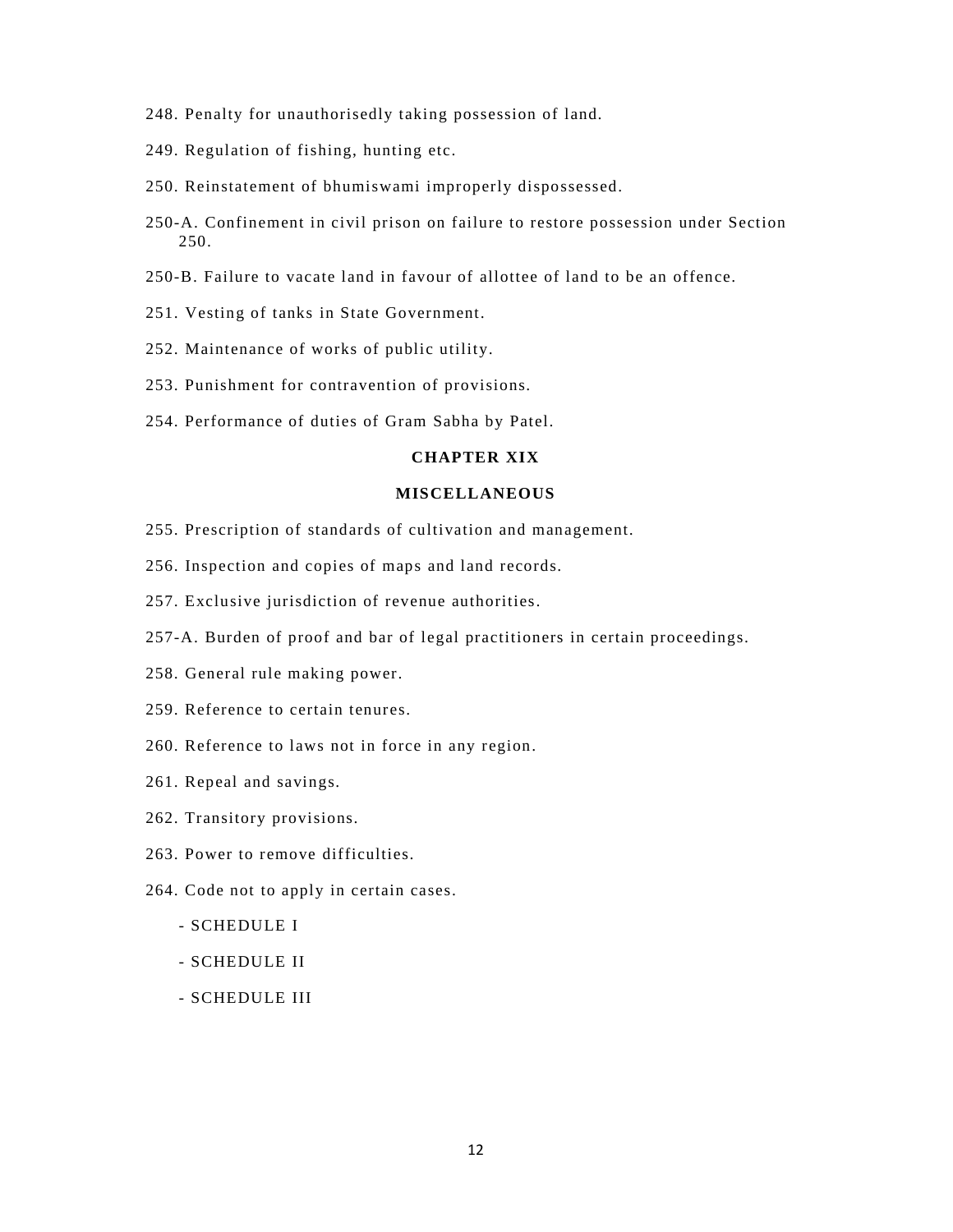248. Penalty for unauthorisedly taking possession of land.

249. Regulation of fishing, hunting etc.

250. Reinstatement of bhumiswami improperly dispossessed.

250-A. Confinement in civil prison on failure to restore possession under Section 250.

250-B. Failure to vacate land in favour of allottee of land to be an offence.

251. Vesting of tanks in State Government.

252. Maintenance of works of public utility.

253. Punishment for contravention of provisions.

254. Performance of duties of Gram Sabha by Patel.

**CHAPTER XIX**

**MISCELLANEOUS**

255. Prescription of standards of cultivation and management.

256. Inspection and copies of maps and land records.

257. Exclusive jurisdiction of revenue authorities.

257-A. Burden of proof and bar of legal practitioners in certain proceedings.

258. General rule making power.

259. Reference to certain tenures.

260. Reference to laws not in force in any region.

261. Repeal and savings.

262. Transitory provisions.

263. Power to remove difficulties.

264. Code not to apply in certain cases.

- SCHEDULE I

- SCHEDULE II

- SCHEDULE III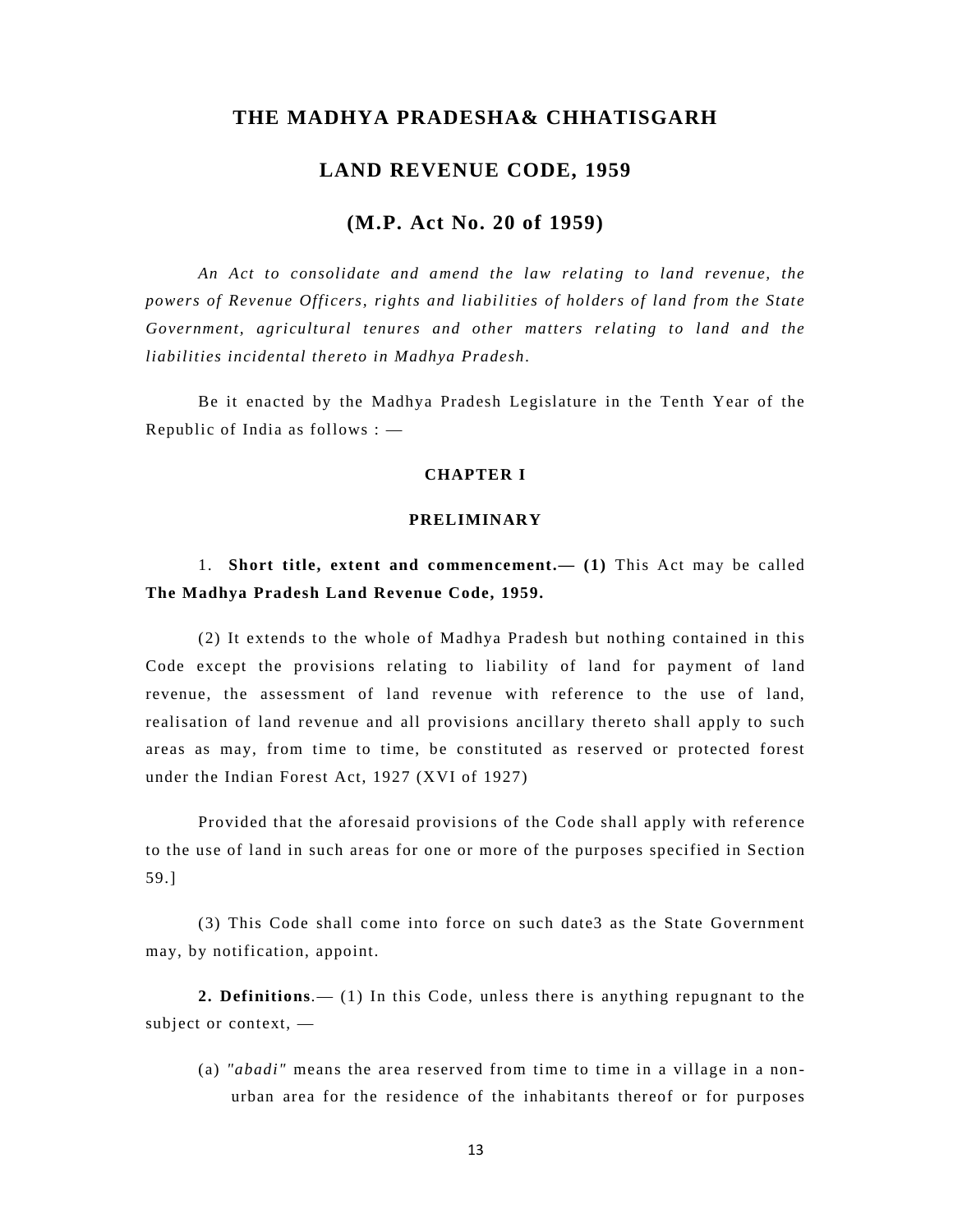# THE MADHYA PRADESHA& CHHATISGARH

# LAND REVENUE CODE, 1959

## (M.P. Act No. 20 of 1959)

*An Act to consolidate and amend the law relating to land revenue, the powers of Revenue Officers, rights and liabilities of holders of land from the State Government, agricultural tenures and other matters relating to land and the liabilities incidental thereto in Madhya Pradesh.*

Be it enacted by the Madhya Pradesh Legislature in the Tenth Year of the Republic of India as follows : —

### CHAPTER I

### PRELIMINARY

1. **Short title, extent and commencement.— (1)** This Act may be called **The Madhya Pradesh Land Revenue Code, 1959.**

(2) It extends to the whole of Madhya Pradesh but nothing contained in this Code except the provisions relating to liability of land for payment of land revenue, the assessment of land revenue with reference to the use of land, realisation of land revenue and all provisions ancillary thereto shall apply to such areas as may, from time to time, be constituted as reserved or protected forest under the Indian Forest Act, 1927 (XVI of 1927)

Provided that the aforesaid provisions of the Code shall apply with reference to the use of land in such areas for one or more of the purposes specified in Section 59.]

(3) This Code shall come into force on such date3 as the State Government may, by notification, appoint.

**2. Definitions**.— (1) In this Code, unless there is anything repugnant to the subject or context, —

(a) *"abadi"* means the area reserved from time to time in a village in a non-urban area for the residence of the inhabitants thereof or for purposes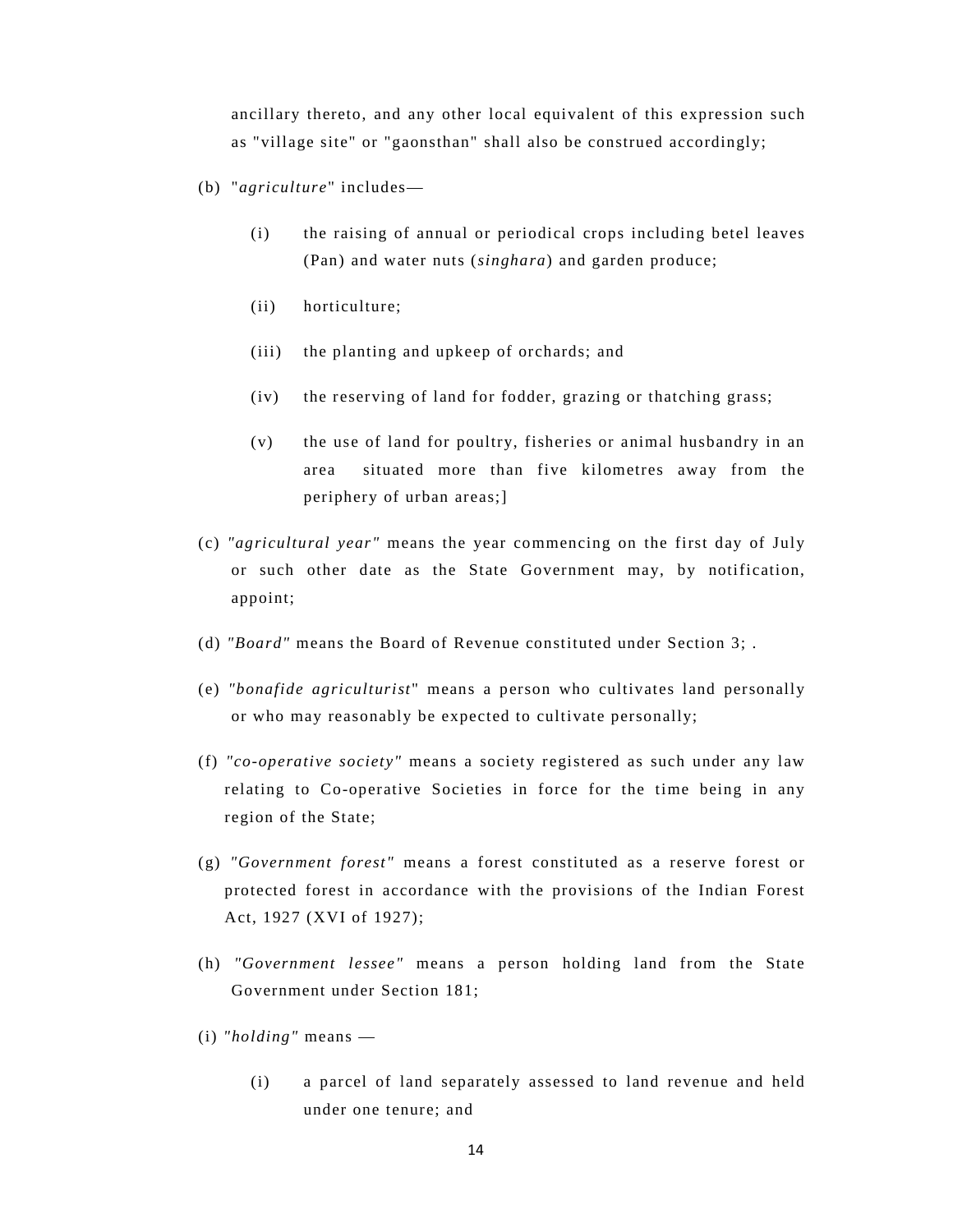ancillary thereto, and any other local equivalent of this expression such as "village site" or "gaonsthan" shall also be construed accordingly;

(b) "*agriculture*" includes—

(i) the raising of annual or periodical crops including betel leaves (Pan) and water nuts (*singhara*) and garden produce;

(ii) horticulture;

(iii) the planting and upkeep of orchards; and

(iv) the reserving of land for fodder, grazing or thatching grass;

(v) the use of land for poultry, fisheries or animal husbandry in an area situated more than five kilometres away from the periphery of urban areas;]

(c) *"agricultural year"* means the year commencing on the first day of July or such other date as the State Government may, by notification, appoint;

(d) *"Board"* means the Board of Revenue constituted under Section 3; .

(e) *"bonafide agriculturist*" means a person who cultivates land personally or who may reasonably be expected to cultivate personally;

(f) *"co-operative society"* means a society registered as such under any law relating to Co-operative Societies in force for the time being in any region of the State;

(g) *"Government forest"* means a forest constituted as a reserve forest or protected forest in accordance with the provisions of the Indian Forest Act, 1927 (XVI of 1927);

(h) *"Government lessee"* means a person holding land from the State Government under Section 181;

(i) *"holding"* means —

(i) a parcel of land separately assessed to land revenue and held under one tenure; and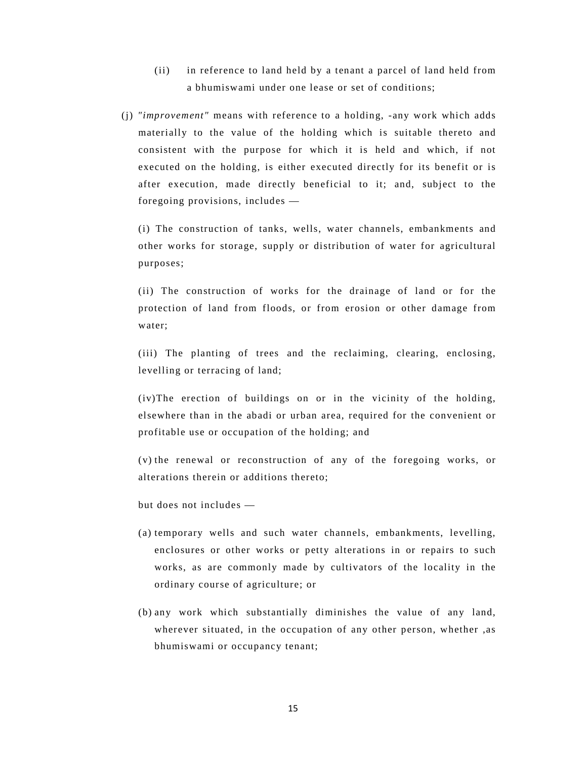(ii) in reference to land held by a tenant a parcel of land held from a bhumiswami under one lease or set of conditions;

(j) "*improvement*" means with reference to a holding, -any work which adds materially to the value of the holding which is suitable thereto and consistent with the purpose for which it is held and which, if not executed on the holding, is either executed directly for its benefit or is after execution, made directly beneficial to it; and, subject to the foregoing provisions, includes —

(i) The construction of tanks, wells, water channels, embankments and other works for storage, supply or distribution of water for agricultural purposes;

(ii) The construction of works for the drainage of land or for the protection of land from floods, or from erosion or other damage from water;

(iii) The planting of trees and the reclaiming, clearing, enclosing, levelling or terracing of land;

(iv)The erection of buildings on or in the vicinity of the holding, elsewhere than in the abadi or urban area, required for the convenient or profitable use or occupation of the holding; and

(v) the renewal or reconstruction of any of the foregoing works, or alterations therein or additions thereto;

but does not includes —

(a) temporary wells and such water channels, embankments, levelling, enclosures or other works or petty alterations in or repairs to such works, as are commonly made by cultivators of the locality in the ordinary course of agriculture; or

(b) any work which substantially diminishes the value of any land, wherever situated, in the occupation of any other person, whether ,as bhumiswami or occupancy tenant;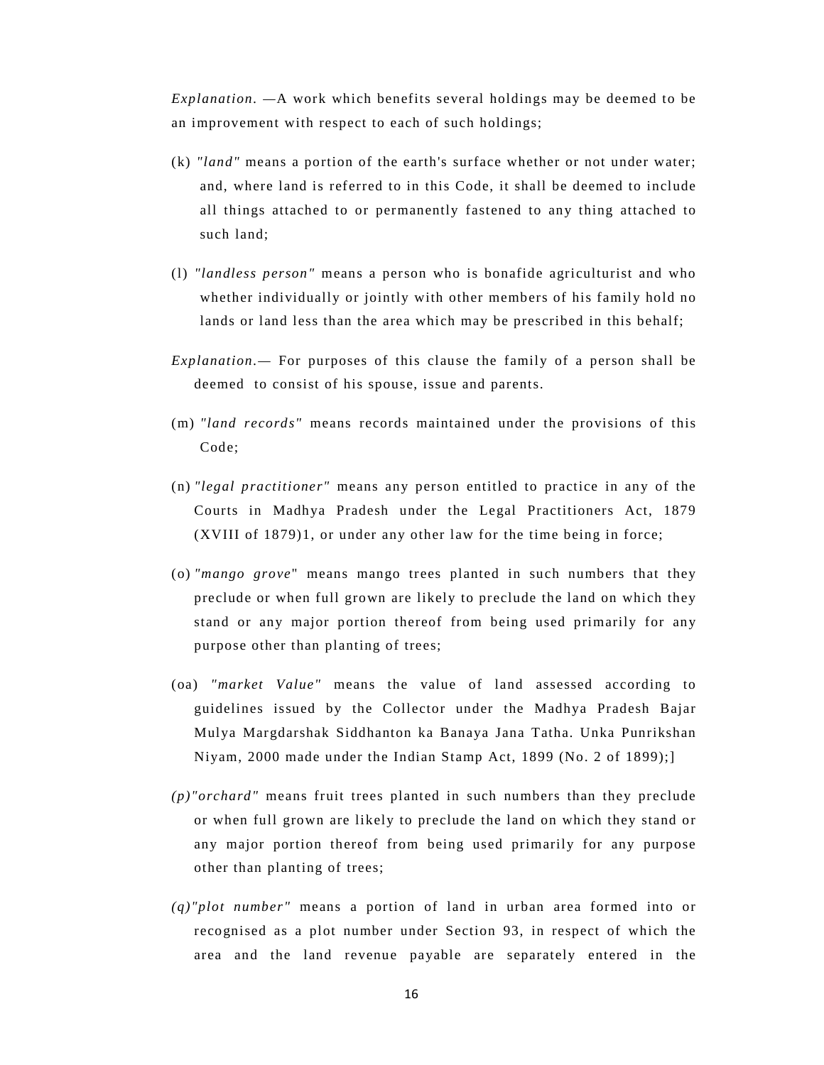*Explanation.* —A work which benefits several holdings may be deemed to be an improvement with respect to each of such holdings;

(k) *"land"* means a portion of the earth's surface whether or not under water; and, where land is referred to in this Code, it shall be deemed to include all things attached to or permanently fastened to any thing attached to such land;

(l) *"landless person"* means a person who is bonafide agriculturist and who whether individually or jointly with other members of his family hold no lands or land less than the area which may be prescribed in this behalf;

*Explanation*.— For purposes of this clause the family of a person shall be deemed to consist of his spouse, issue and parents.

(m) *"land records"* means records maintained under the provisions of this Code;

(n) *"legal practitioner"* means any person entitled to practice in any of the Courts in Madhya Pradesh under the Legal Practitioners Act, 1879 (XVIII of 1879)1, or under any other law for the time being in force;

(o) *"mango grove*" means mango trees planted in such numbers that they preclude or when full grown are likely to preclude the land on which they stand or any major portion thereof from being used primarily for any purpose other than planting of trees;

(oa) *"market Value"* means the value of land assessed according to guidelines issued by the Collector under the Madhya Pradesh Bajar Mulya Margdarshak Siddhanton ka Banaya Jana Tatha. Unka Punrikshan Niyam, 2000 made under the Indian Stamp Act, 1899 (No. 2 of 1899);]

*(p)"orchard"* means fruit trees planted in such numbers than they preclude or when full grown are likely to preclude the land on which they stand or any major portion thereof from being used primarily for any purpose other than planting of trees;

*(q)"plot number"* means a portion of land in urban area formed into or recognised as a plot number under Section 93, in respect of which the area and the land revenue payable are separately entered in the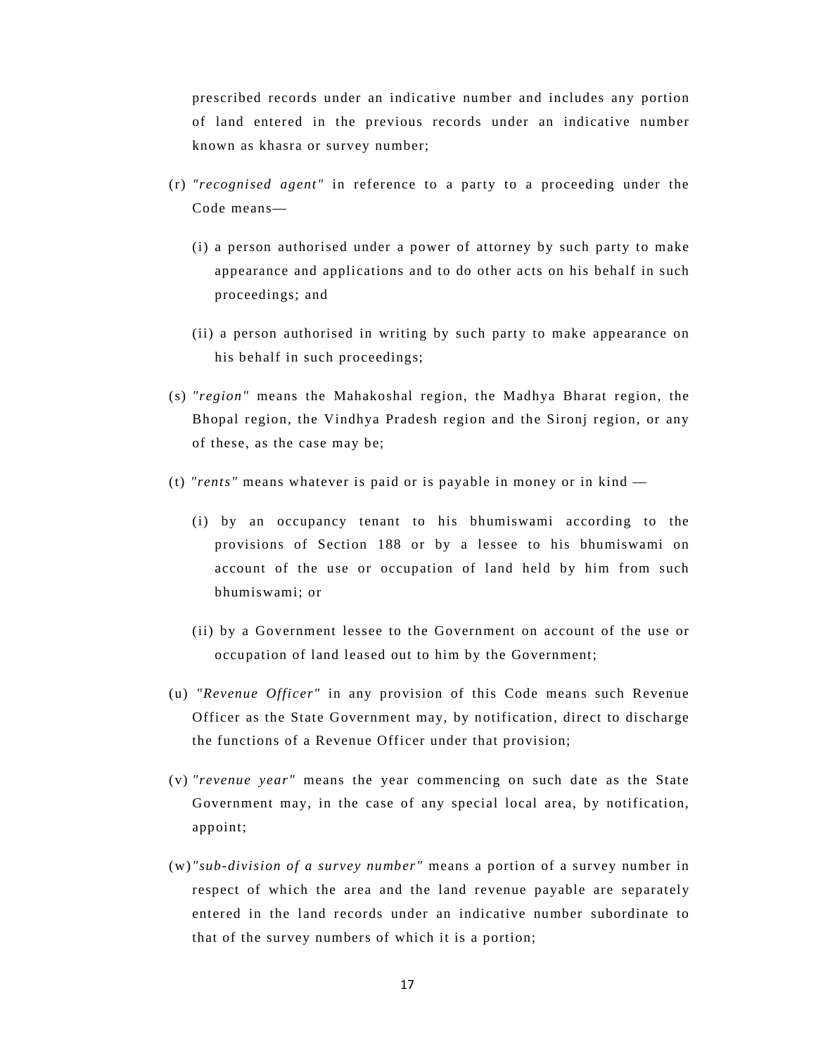prescribed records under an indicative number and includes any portion of land entered in the previous records under an indicative number known as khasra or survey number;

(r) *"recognised agent"* in reference to a party to a proceeding under the Code means—

(i) a person authorised under a power of attorney by such party to make appearance and applications and to do other acts on his behalf in such proceedings; and

(ii) a person authorised in writing by such party to make appearance on his behalf in such proceedings;

(s) *"region"* means the Mahakoshal region, the Madhya Bharat region, the Bhopal region, the Vindhya Pradesh region and the Sironj region, or any of these, as the case may be;

(t) *"rents"* means whatever is paid or is payable in money or in kind —

(i) by an occupancy tenant to his bhumiswami according to the provisions of Section 188 or by a lessee to his bhumiswami on account of the use or occupation of land held by him from such bhumiswami; or

(ii) by a Government lessee to the Government on account of the use or occupation of land leased out to him by the Government;

(u) *"Revenue Officer"* in any provision of this Code means such Revenue Officer as the State Government may, by notification, direct to discharge the functions of a Revenue Officer under that provision;

(v) *"revenue year"* means the year commencing on such date as the State Government may, in the case of any special local area, by notification, appoint;

(w) *"sub-division of a survey number"* means a portion of a survey number in respect of which the area and the land revenue payable are separately entered in the land records under an indicative number subordinate to that of the survey numbers of which it is a portion;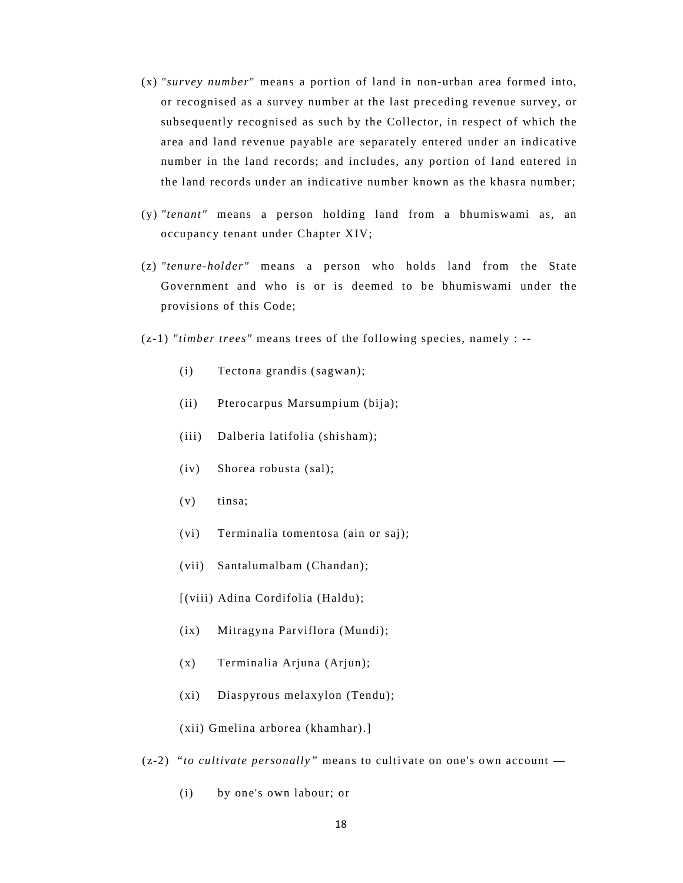(x) *"survey number*" means a portion of land in non-urban area formed into, or recognised as a survey number at the last preceding revenue survey, or subsequently recognised as such by the Collector, in respect of which the area and land revenue payable are separately entered under an indicative number in the land records; and includes, any portion of land entered in the land records under an indicative number known as the khasra number;

(y) *"tenant"* means a person holding land from a bhumiswami as, an occupancy tenant under Chapter XIV;

(z) *"tenure-holder"* means a person who holds land from the State Government and who is or is deemed to be bhumiswami under the provisions of this Code;

(z-1) *"timber trees"* means trees of the following species, namely : --

- (i) Tectona grandis (sagwan);
- (ii) Pterocarpus Marsumpium (bija);
- (iii) Dalberia latifolia (shisham);
- (iv) Shorea robusta (sal);
- (v) tinsa;
- (vi) Terminalia tomentosa (ain or saj);
- (vii) Santalumalbam (Chandan);
- [(viii) Adina Cordifolia (Haldu);
- (ix) Mitragyna Parviflora (Mundi);
- (x) Terminalia Arjuna (Arjun);
- (xi) Diaspyrous melaxylon (Tendu);
- (xii) Gmelina arborea (khamhar).]

(z-2) "*to cultivate personally"* means to cultivate on one's own account —

- (i) by one's own labour; or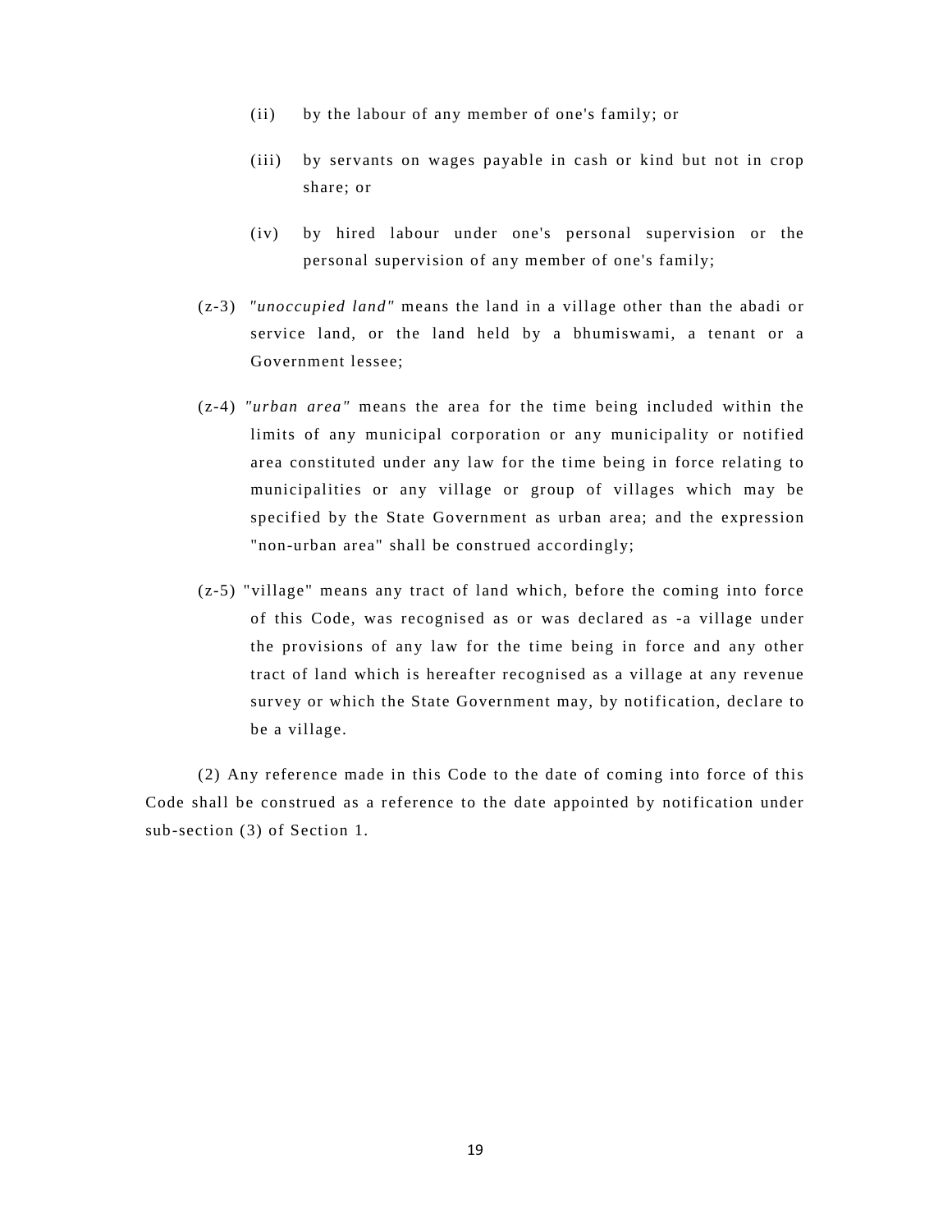(ii) by the labour of any member of one's family; or

(iii) by servants on wages payable in cash or kind but not in crop share; or

(iv) by hired labour under one's personal supervision or the personal supervision of any member of one's family;

(z-3) *"unoccupied land"* means the land in a village other than the abadi or service land, or the land held by a bhumiswami, a tenant or a Government lessee;

(z-4) *"urban area"* means the area for the time being included within the limits of any municipal corporation or any municipality or notified area constituted under any law for the time being in force relating to municipalities or any village or group of villages which may be specified by the State Government as urban area; and the expression "non-urban area" shall be construed accordingly;

(z-5) "village" means any tract of land which, before the coming into force of this Code, was recognised as or was declared as -a village under the provisions of any law for the time being in force and any other tract of land which is hereafter recognised as a village at any revenue survey or which the State Government may, by notification, declare to be a village.

(2) Any reference made in this Code to the date of coming into force of this Code shall be construed as a reference to the date appointed by notification under sub-section (3) of Section 1.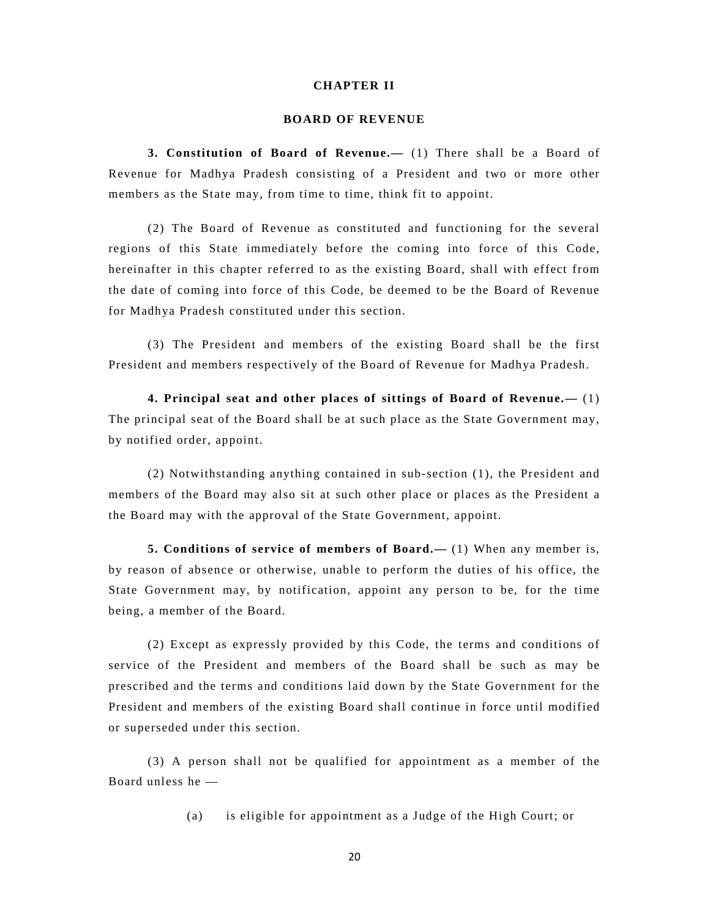## CHAPTER II

## BOARD OF REVENUE

**3. Constitution of Board of Revenue.—** (1) There shall be a Board of Revenue for Madhya Pradesh consisting of a President and two or more other members as the State may, from time to time, think fit to appoint.

(2) The Board of Revenue as constituted and functioning for the several regions of this State immediately before the coming into force of this Code, hereinafter in this chapter referred to as the existing Board, shall with effect from the date of coming into force of this Code, be deemed to be the Board of Revenue for Madhya Pradesh constituted under this section.

(3) The President and members of the existing Board shall be the first President and members respectively of the Board of Revenue for Madhya Pradesh.

**4. Principal seat and other places of sittings of Board of Revenue.—** (1) The principal seat of the Board shall be at such place as the State Government may, by notified order, appoint.

(2) Notwithstanding anything contained in sub-section (1), the President and members of the Board may also sit at such other place or places as the President a the Board may with the approval of the State Government, appoint.

**5. Conditions of service of members of Board.—** (1) When any member is, by reason of absence or otherwise, unable to perform the duties of his office, the State Government may, by notification, appoint any person to be, for the time being, a member of the Board.

(2) Except as expressly provided by this Code, the terms and conditions of service of the President and members of the Board shall be such as may be prescribed and the terms and conditions laid down by the State Government for the President and members of the existing Board shall continue in force until modified or superseded under this section.

(3) A person shall not be qualified for appointment as a member of the Board unless he —

(a) is eligible for appointment as a Judge of the High Court; or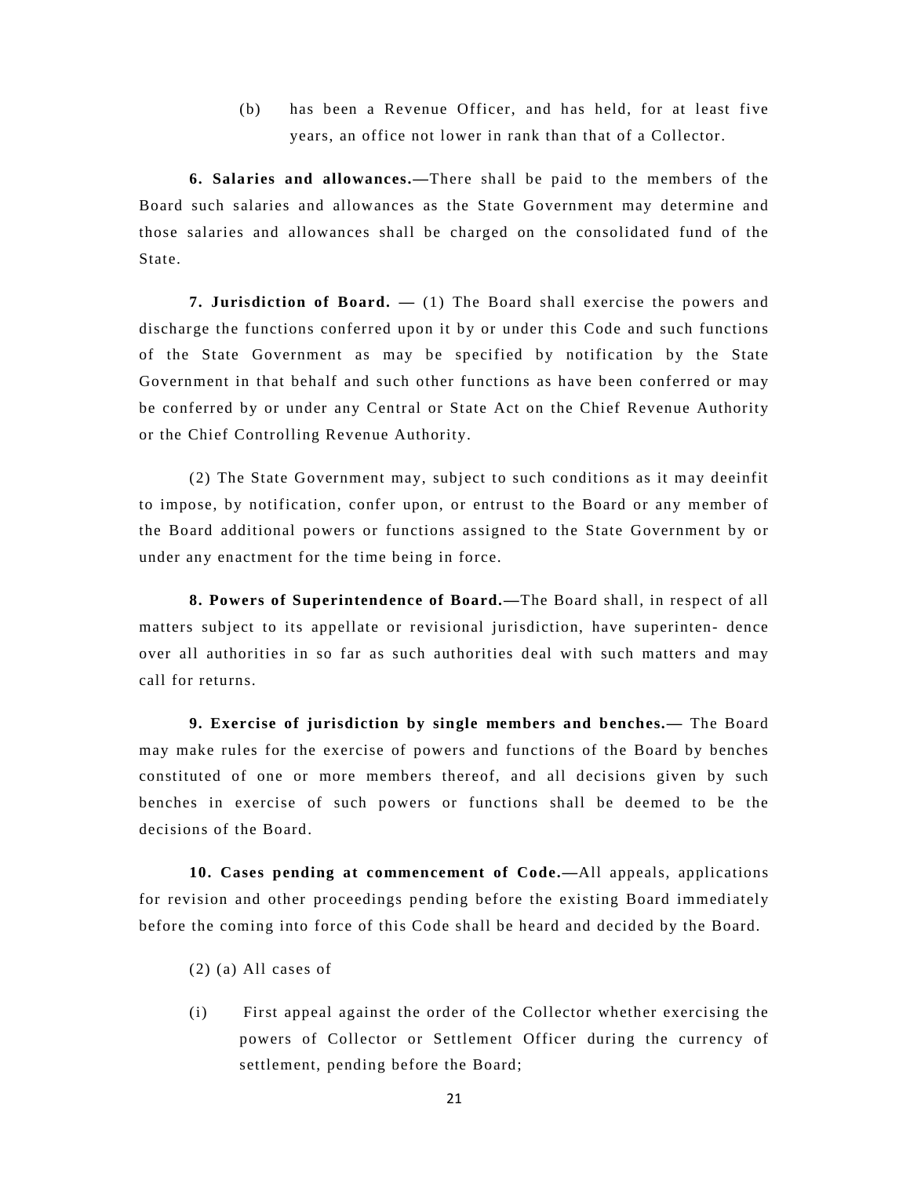(b) has been a Revenue Officer, and has held, for at least five years, an office not lower in rank than that of a Collector.

**6. Salaries and allowances.—**There shall be paid to the members of the Board such salaries and allowances as the State Government may determine and those salaries and allowances shall be charged on the consolidated fund of the State.

**7. Jurisdiction of Board. —** (1) The Board shall exercise the powers and discharge the functions conferred upon it by or under this Code and such functions of the State Government as may be specified by notification by the State Government in that behalf and such other functions as have been conferred or may be conferred by or under any Central or State Act on the Chief Revenue Authority or the Chief Controlling Revenue Authority.

(2) The State Government may, subject to such conditions as it may deeinfit to impose, by notification, confer upon, or entrust to the Board or any member of the Board additional powers or functions assigned to the State Government by or under any enactment for the time being in force.

**8. Powers of Superintendence of Board.—**The Board shall, in respect of all matters subject to its appellate or revisional jurisdiction, have superinten- dence over all authorities in so far as such authorities deal with such matters and may call for returns.

**9. Exercise of jurisdiction by single members and benches.—** The Board may make rules for the exercise of powers and functions of the Board by benches constituted of one or more members thereof, and all decisions given by such benches in exercise of such powers or functions shall be deemed to be the decisions of the Board.

**10. Cases pending at commencement of Code.—**All appeals, applications for revision and other proceedings pending before the existing Board immediately before the coming into force of this Code shall be heard and decided by the Board.

(2) (a) All cases of

(i) First appeal against the order of the Collector whether exercising the powers of Collector or Settlement Officer during the currency of settlement, pending before the Board;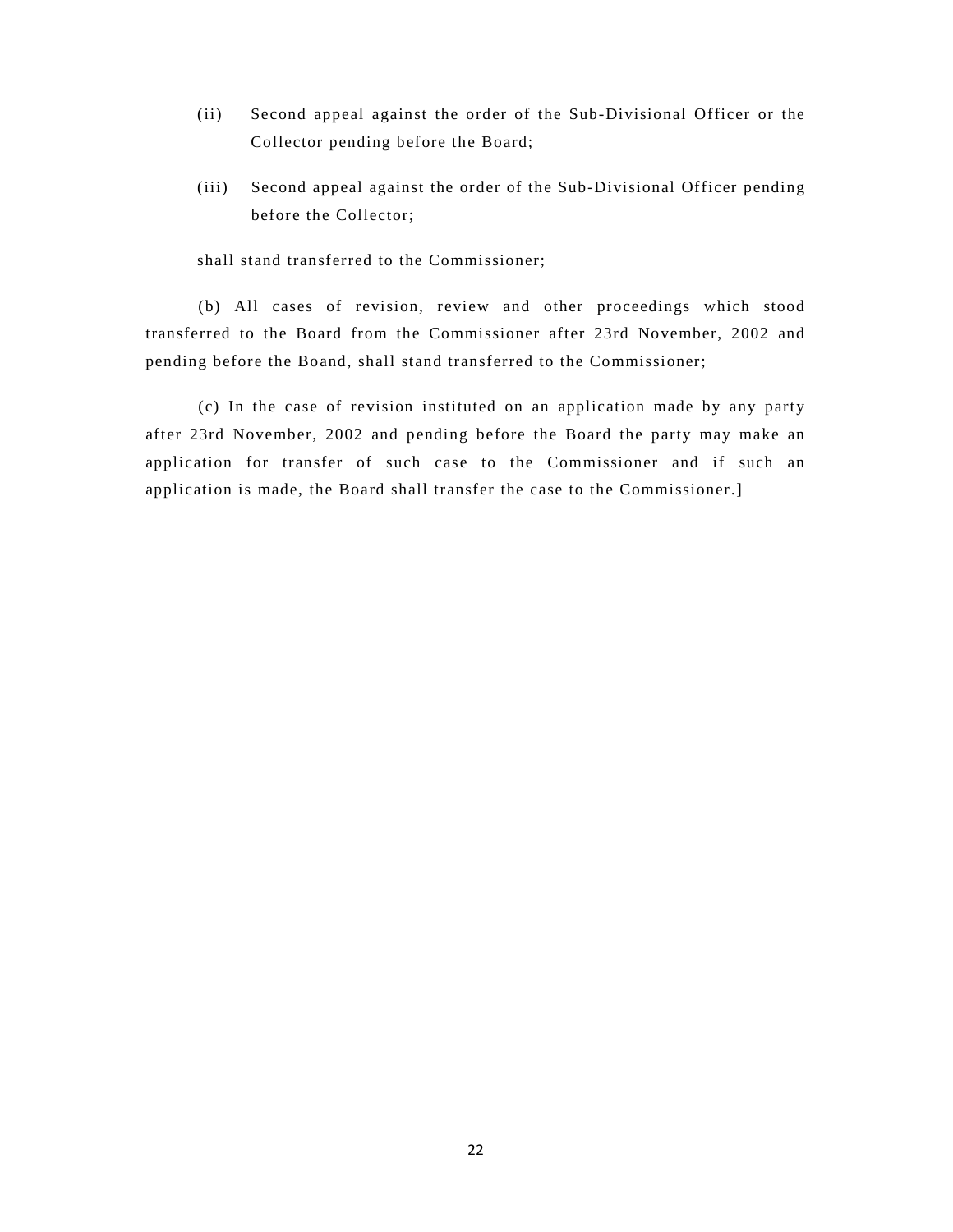(ii) Second appeal against the order of the Sub-Divisional Officer or the Collector pending before the Board;

(iii) Second appeal against the order of the Sub-Divisional Officer pending before the Collector;

shall stand transferred to the Commissioner;

(b) All cases of revision, review and other proceedings which stood transferred to the Board from the Commissioner after 23rd November, 2002 and pending before the Boand, shall stand transferred to the Commissioner;

(c) In the case of revision instituted on an application made by any party after 23rd November, 2002 and pending before the Board the party may make an application for transfer of such case to the Commissioner and if such an application is made, the Board shall transfer the case to the Commissioner.]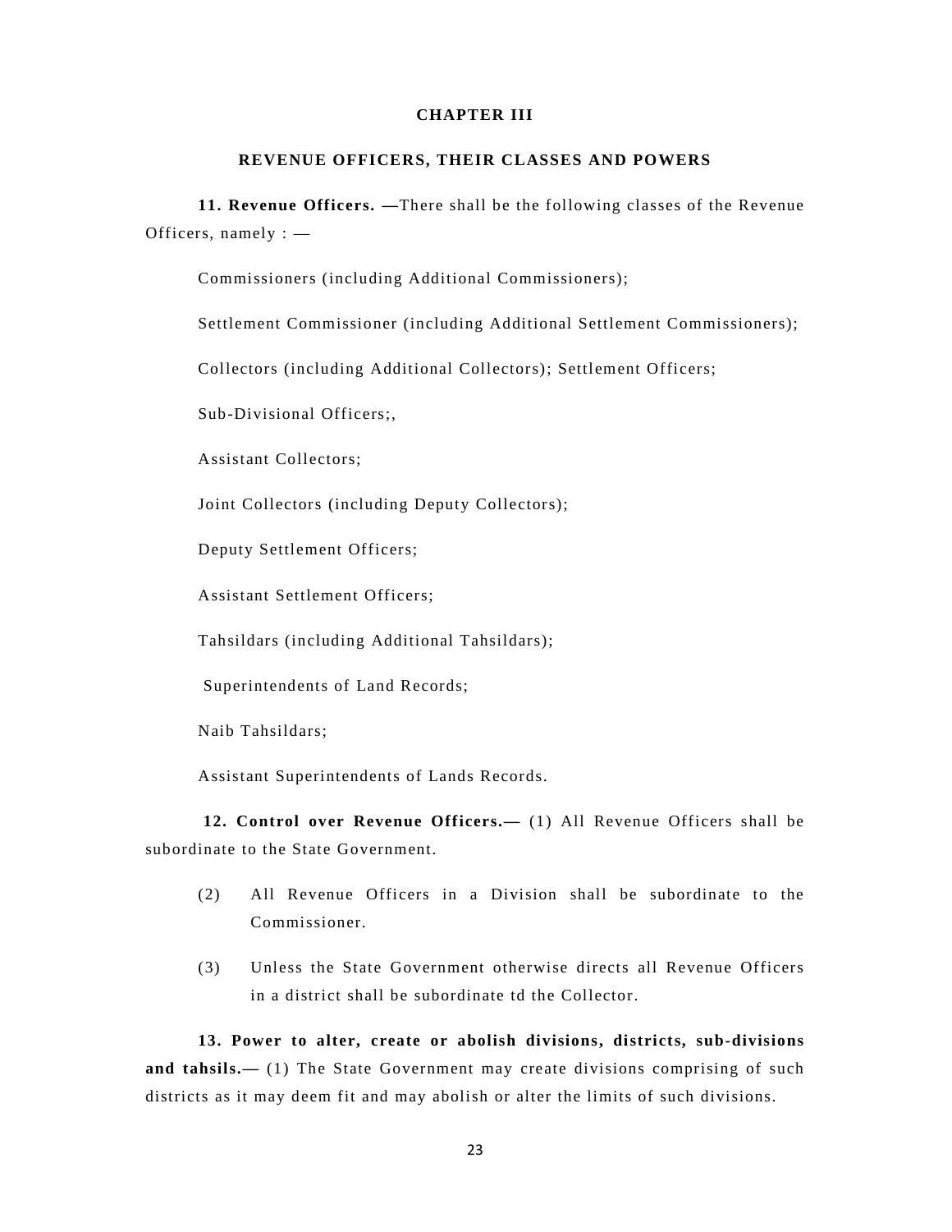## CHAPTER III

## REVENUE OFFICERS, THEIR CLASSES AND POWERS

**11. Revenue Officers. —**There shall be the following classes of the Revenue Officers, namely : —

Commissioners (including Additional Commissioners);

Settlement Commissioner (including Additional Settlement Commissioners);

Collectors (including Additional Collectors); Settlement Officers;

Sub-Divisional Officers;,

Assistant Collectors;

Joint Collectors (including Deputy Collectors);

Deputy Settlement Officers;

Assistant Settlement Officers;

Tahsildars (including Additional Tahsildars);

Superintendents of Land Records;

Naib Tahsildars;

Assistant Superintendents of Lands Records.

**12. Control over Revenue Officers.—** (1) All Revenue Officers shall be subordinate to the State Government.

(2) All Revenue Officers in a Division shall be subordinate to the Commissioner.

(3) Unless the State Government otherwise directs all Revenue Officers in a district shall be subordinate td the Collector.

**13. Power to alter, create or abolish divisions, districts, sub-divisions and tahsils.—** (1) The State Government may create divisions comprising of such districts as it may deem fit and may abolish or alter the limits of such divisions.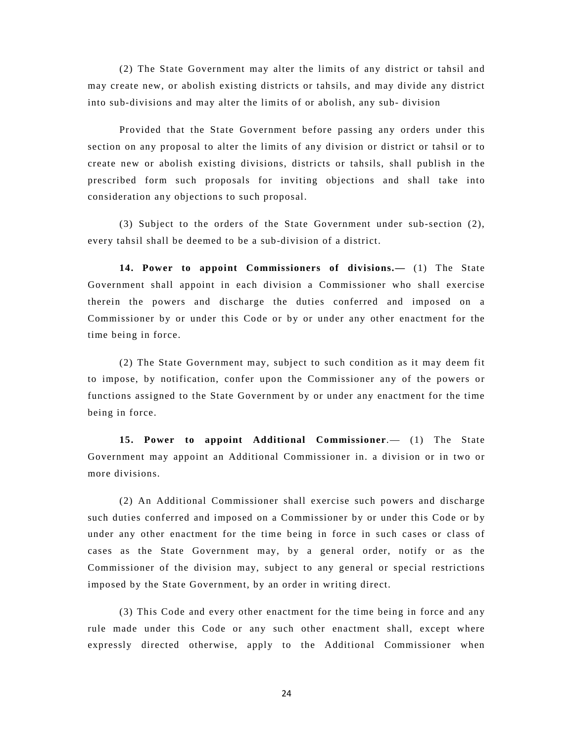(2) The State Government may alter the limits of any district or tahsil and may create new, or abolish existing districts or tahsils, and may divide any district into sub-divisions and may alter the limits of or abolish, any sub- division

Provided that the State Government before passing any orders under this section on any proposal to alter the limits of any division or district or tahsil or to create new or abolish existing divisions, districts or tahsils, shall publish in the prescribed form such proposals for inviting objections and shall take into consideration any objections to such proposal.

(3) Subject to the orders of the State Government under sub-section (2), every tahsil shall be deemed to be a sub-division of a district.

**14. Power to appoint Commissioners of divisions.—** (1) The State Government shall appoint in each division a Commissioner who shall exercise therein the powers and discharge the duties conferred and imposed on a Commissioner by or under this Code or by or under any other enactment for the time being in force.

(2) The State Government may, subject to such condition as it may deem fit to impose, by notification, confer upon the Commissioner any of the powers or functions assigned to the State Government by or under any enactment for the time being in force.

**15. Power to appoint Additional Commissioner**.— (1) The State Government may appoint an Additional Commissioner in. a division or in two or more divisions.

(2) An Additional Commissioner shall exercise such powers and discharge such duties conferred and imposed on a Commissioner by or under this Code or by under any other enactment for the time being in force in such cases or class of cases as the State Government may, by a general order, notify or as the Commissioner of the division may, subject to any general or special restrictions imposed by the State Government, by an order in writing direct.

(3) This Code and every other enactment for the time being in force and any rule made under this Code or any such other enactment shall, except where expressly directed otherwise, apply to the Additional Commissioner when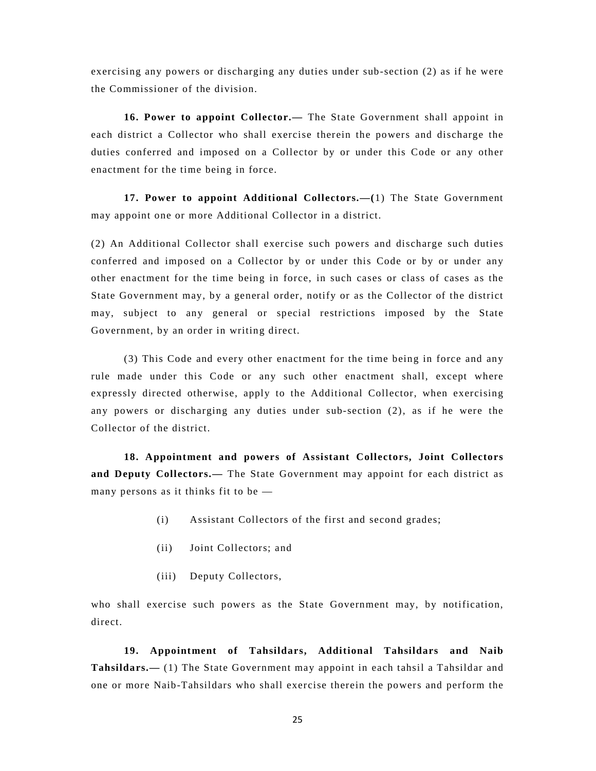exercising any powers or discharging any duties under sub-section (2) as if he were the Commissioner of the division.

**16. Power to appoint Collector.—** The State Government shall appoint in each district a Collector who shall exercise therein the powers and discharge the duties conferred and imposed on a Collector by or under this Code or any other enactment for the time being in force.

**17. Power to appoint Additional Collectors.—(**1) The State Government may appoint one or more Additional Collector in a district.

(2) An Additional Collector shall exercise such powers and discharge such duties conferred and imposed on a Collector by or under this Code or by or under any other enactment for the time being in force, in such cases or class of cases as the State Government may, by a general order, notify or as the Collector of the district may, subject to any general or special restrictions imposed by the State Government, by an order in writing direct.

(3) This Code and every other enactment for the time being in force and any rule made under this Code or any such other enactment shall, except where expressly directed otherwise, apply to the Additional Collector, when exercising any powers or discharging any duties under sub-section (2), as if he were the Collector of the district.

**18. Appointment and powers of Assistant Collectors, Joint Collectors and Deputy Collectors.—** The State Government may appoint for each district as many persons as it thinks fit to be —

(i) Assistant Collectors of the first and second grades;

(ii) Joint Collectors; and

(iii) Deputy Collectors,

who shall exercise such powers as the State Government may, by notification, direct.

**19. Appointment of Tahsildars, Additional Tahsildars and Naib Tahsildars.—** (1) The State Government may appoint in each tahsil a Tahsildar and one or more Naib-Tahsildars who shall exercise therein the powers and perform the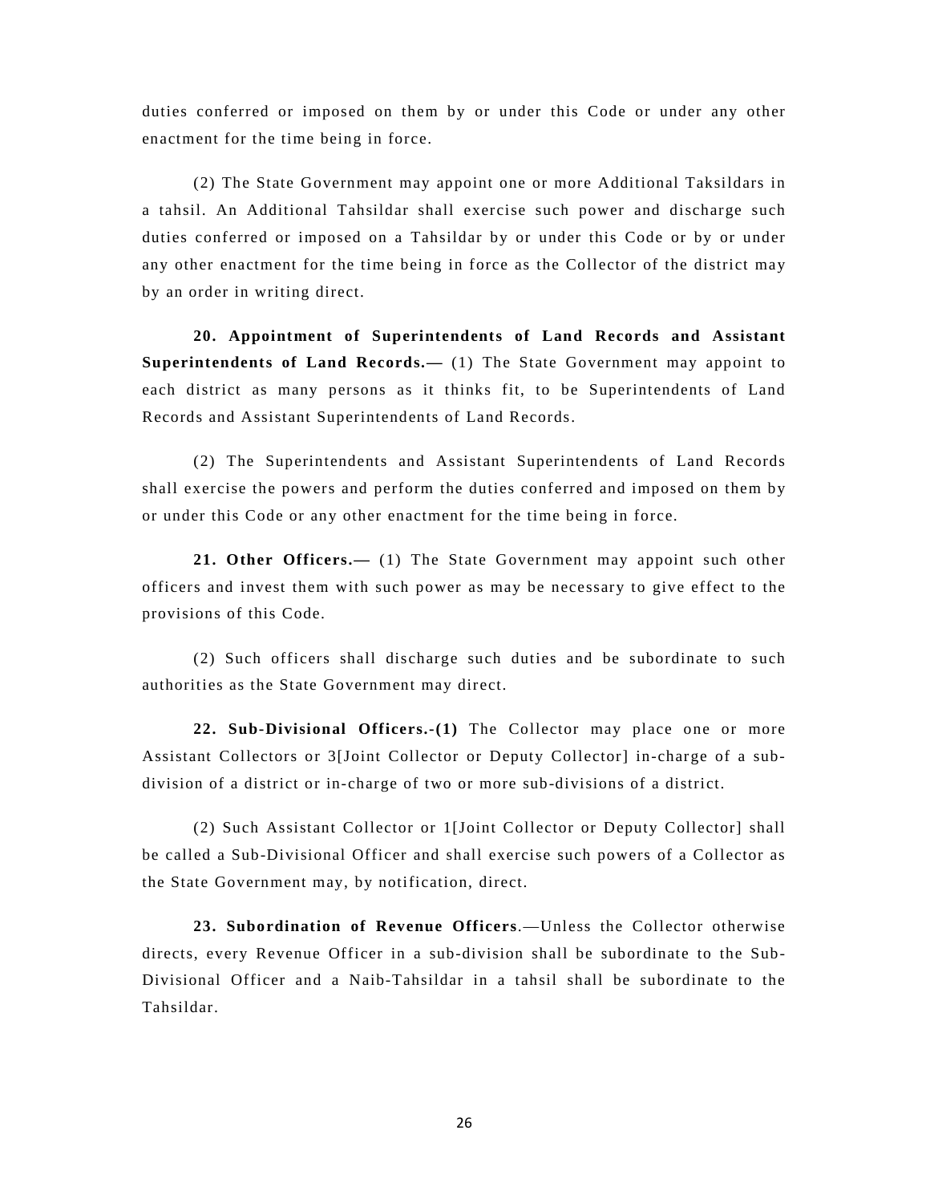duties conferred or imposed on them by or under this Code or under any other enactment for the time being in force.

(2) The State Government may appoint one or more Additional Taksildars in a tahsil. An Additional Tahsildar shall exercise such power and discharge such duties conferred or imposed on a Tahsildar by or under this Code or by or under any other enactment for the time being in force as the Collector of the district may by an order in writing direct.

**20. Appointment of Superintendents of Land Records and Assistant Superintendents of Land Records.—** (1) The State Government may appoint to each district as many persons as it thinks fit, to be Superintendents of Land Records and Assistant Superintendents of Land Records.

(2) The Superintendents and Assistant Superintendents of Land Records shall exercise the powers and perform the duties conferred and imposed on them by or under this Code or any other enactment for the time being in force.

**21. Other Officers.—** (1) The State Government may appoint such other officers and invest them with such power as may be necessary to give effect to the provisions of this Code.

(2) Such officers shall discharge such duties and be subordinate to such authorities as the State Government may direct.

**22. Sub-Divisional Officers.-(1)** The Collector may place one or more Assistant Collectors or 3[Joint Collector or Deputy Collector] in-charge of a sub-division of a district or in-charge of two or more sub-divisions of a district.

(2) Such Assistant Collector or 1[Joint Collector or Deputy Collector] shall be called a Sub-Divisional Officer and shall exercise such powers of a Collector as the State Government may, by notification, direct.

**23. Subordination of Revenue Officers**.—Unless the Collector otherwise directs, every Revenue Officer in a sub-division shall be subordinate to the Sub-Divisional Officer and a Naib-Tahsildar in a tahsil shall be subordinate to the Tahsildar.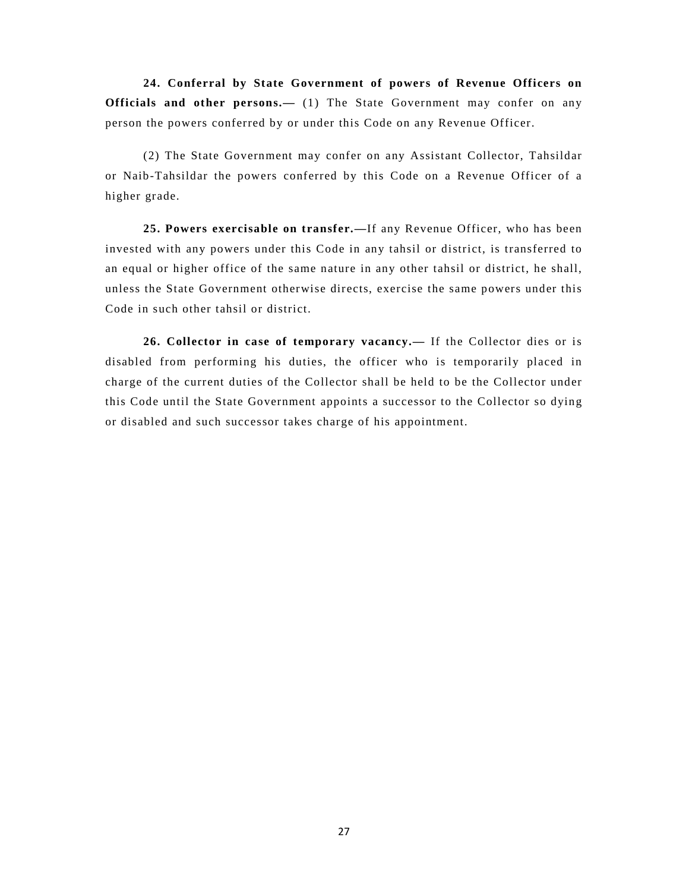**24. Conferral by State Government of powers of Revenue Officers on Officials and other persons.—** (1) The State Government may confer on any person the powers conferred by or under this Code on any Revenue Officer.

(2) The State Government may confer on any Assistant Collector, Tahsildar or Naib-Tahsildar the powers conferred by this Code on a Revenue Officer of a higher grade.

**25. Powers exercisable on transfer.—**If any Revenue Officer, who has been invested with any powers under this Code in any tahsil or district, is transferred to an equal or higher office of the same nature in any other tahsil or district, he shall, unless the State Government otherwise directs, exercise the same powers under this Code in such other tahsil or district.

**26. Collector in case of temporary vacancy.—** If the Collector dies or is disabled from performing his duties, the officer who is temporarily placed in charge of the current duties of the Collector shall be held to be the Collector under this Code until the State Government appoints a successor to the Collector so dying or disabled and such successor takes charge of his appointment.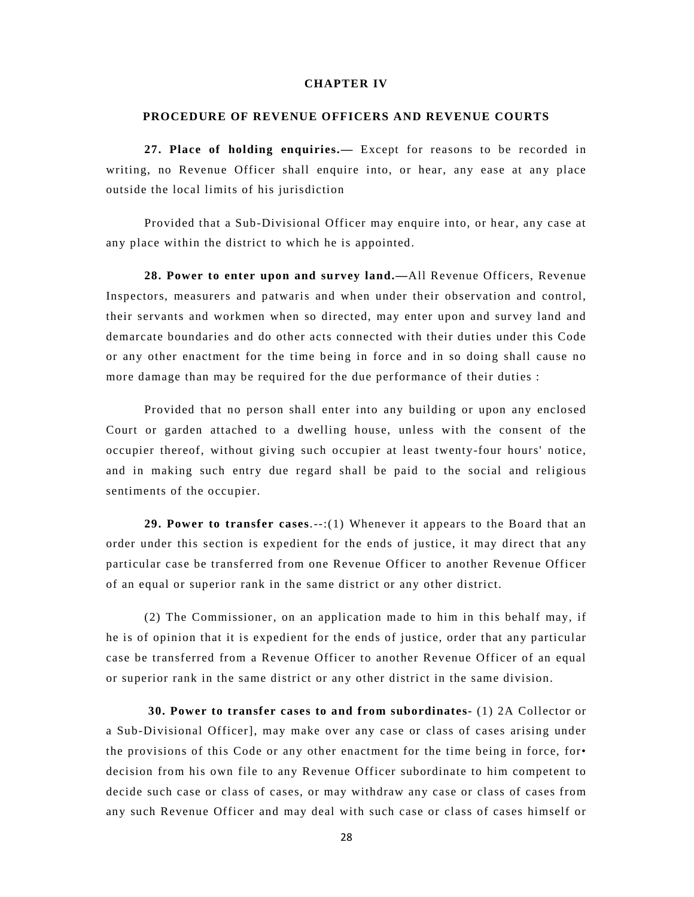## CHAPTER IV

### PROCEDURE OF REVENUE OFFICERS AND REVENUE COURTS

**27. Place of holding enquiries.—** Except for reasons to be recorded in writing, no Revenue Officer shall enquire into, or hear, any ease at any place outside the local limits of his jurisdiction

Provided that a Sub-Divisional Officer may enquire into, or hear, any case at any place within the district to which he is appointed.

**28. Power to enter upon and survey land.—**All Revenue Officers, Revenue Inspectors, measurers and patwaris and when under their observation and control, their servants and workmen when so directed, may enter upon and survey land and demarcate boundaries and do other acts connected with their duties under this Code or any other enactment for the time being in force and in so doing shall cause no more damage than may be required for the due performance of their duties :

Provided that no person shall enter into any building or upon any enclosed Court or garden attached to a dwelling house, unless with the consent of the occupier thereof, without giving such occupier at least twenty-four hours' notice, and in making such entry due regard shall be paid to the social and religious sentiments of the occupier.

**29. Power to transfer cases**.--:(1) Whenever it appears to the Board that an order under this section is expedient for the ends of justice, it may direct that any particular case be transferred from one Revenue Officer to another Revenue Officer of an equal or superior rank in the same district or any other district.

(2) The Commissioner, on an application made to him in this behalf may, if he is of opinion that it is expedient for the ends of justice, order that any particular case be transferred from a Revenue Officer to another Revenue Officer of an equal or superior rank in the same district or any other district in the same division.

**30. Power to transfer cases to and from subordinates-** (1) 2A Collector or a Sub-Divisional Officer], may make over any case or class of cases arising under the provisions of this Code or any other enactment for the time being in force, for• decision from his own file to any Revenue Officer subordinate to him competent to decide such case or class of cases, or may withdraw any case or class of cases from any such Revenue Officer and may deal with such case or class of cases himself or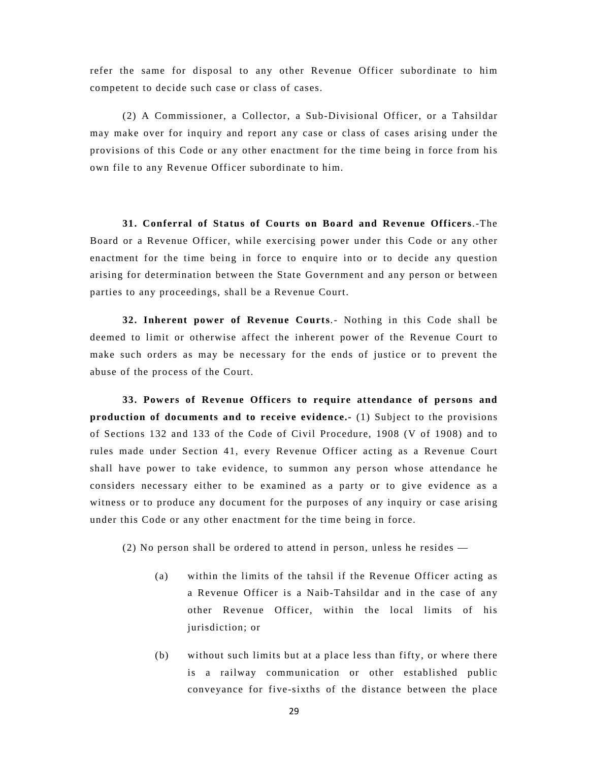refer the same for disposal to any other Revenue Officer subordinate to him competent to decide such case or class of cases.

(2) A Commissioner, a Collector, a Sub-Divisional Officer, or a Tahsildar may make over for inquiry and report any case or class of cases arising under the provisions of this Code or any other enactment for the time being in force from his own file to any Revenue Officer subordinate to him.

**31. Conferral of Status of Courts on Board and Revenue Officers**.-The Board or a Revenue Officer, while exercising power under this Code or any other enactment for the time being in force to enquire into or to decide any question arising for determination between the State Government and any person or between parties to any proceedings, shall be a Revenue Court.

**32. Inherent power of Revenue Courts**.- Nothing in this Code shall be deemed to limit or otherwise affect the inherent power of the Revenue Court to make such orders as may be necessary for the ends of justice or to prevent the abuse of the process of the Court.

**33. Powers of Revenue Officers to require attendance of persons and production of documents and to receive evidence.-** (1) Subject to the provisions of Sections 132 and 133 of the Code of Civil Procedure, 1908 (V of 1908) and to rules made under Section 41, every Revenue Officer acting as a Revenue Court shall have power to take evidence, to summon any person whose attendance he considers necessary either to be examined as a party or to give evidence as a witness or to produce any document for the purposes of any inquiry or case arising under this Code or any other enactment for the time being in force.

(2) No person shall be ordered to attend in person, unless he resides —

(a) within the limits of the tahsil if the Revenue Officer acting as a Revenue Officer is a Naib-Tahsildar and in the case of any other Revenue Officer, within the local limits of his jurisdiction; or

(b) without such limits but at a place less than fifty, or where there is a railway communication or other established public conveyance for five-sixths of the distance between the place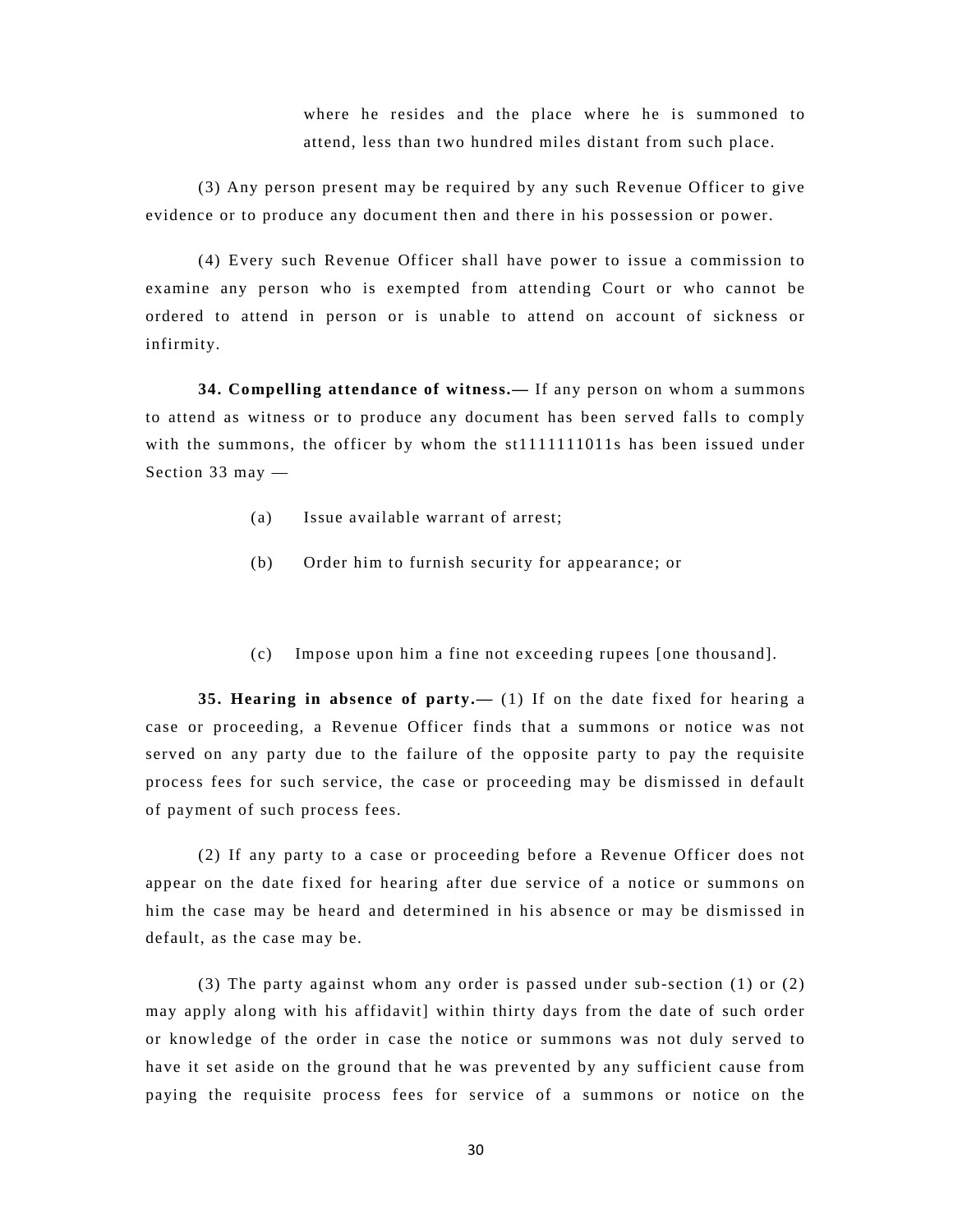where he resides and the place where he is summoned to attend, less than two hundred miles distant from such place.

(3) Any person present may be required by any such Revenue Officer to give evidence or to produce any document then and there in his possession or power.

(4) Every such Revenue Officer shall have power to issue a commission to examine any person who is exempted from attending Court or who cannot be ordered to attend in person or is unable to attend on account of sickness or infirmity.

**34. Compelling attendance of witness.—** If any person on whom a summons to attend as witness or to produce any document has been served falls to comply with the summons, the officer by whom the st1111111011s has been issued under Section 33 may —

(a) Issue available warrant of arrest;

(b) Order him to furnish security for appearance; or

(c) Impose upon him a fine not exceeding rupees [one thousand].

**35. Hearing in absence of party.—** (1) If on the date fixed for hearing a case or proceeding, a Revenue Officer finds that a summons or notice was not served on any party due to the failure of the opposite party to pay the requisite process fees for such service, the case or proceeding may be dismissed in default of payment of such process fees.

(2) If any party to a case or proceeding before a Revenue Officer does not appear on the date fixed for hearing after due service of a notice or summons on him the case may be heard and determined in his absence or may be dismissed in default, as the case may be.

(3) The party against whom any order is passed under sub-section (1) or (2) may apply along with his affidavit] within thirty days from the date of such order or knowledge of the order in case the notice or summons was not duly served to have it set aside on the ground that he was prevented by any sufficient cause from paying the requisite process fees for service of a summons or notice on the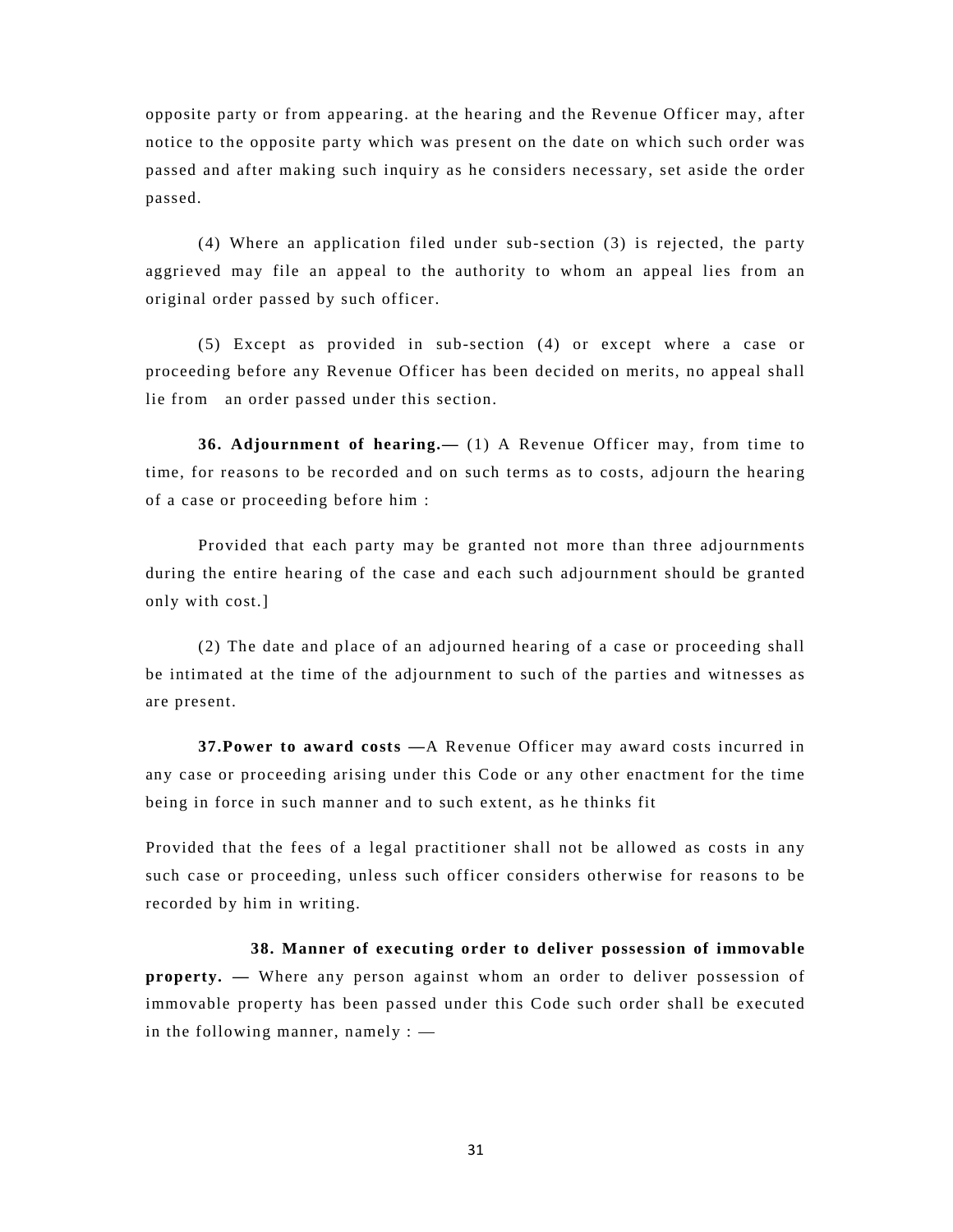opposite party or from appearing. at the hearing and the Revenue Officer may, after notice to the opposite party which was present on the date on which such order was passed and after making such inquiry as he considers necessary, set aside the order passed.

(4) Where an application filed under sub-section (3) is rejected, the party aggrieved may file an appeal to the authority to whom an appeal lies from an original order passed by such officer.

(5) Except as provided in sub-section (4) or except where a case or proceeding before any Revenue Officer has been decided on merits, no appeal shall lie from an order passed under this section.

**36. Adjournment of hearing.—** (1) A Revenue Officer may, from time to time, for reasons to be recorded and on such terms as to costs, adjourn the hearing of a case or proceeding before him :

Provided that each party may be granted not more than three adjournments during the entire hearing of the case and each such adjournment should be granted only with cost.]

(2) The date and place of an adjourned hearing of a case or proceeding shall be intimated at the time of the adjournment to such of the parties and witnesses as are present.

**37.Power to award costs —**A Revenue Officer may award costs incurred in any case or proceeding arising under this Code or any other enactment for the time being in force in such manner and to such extent, as he thinks fit

Provided that the fees of a legal practitioner shall not be allowed as costs in any such case or proceeding, unless such officer considers otherwise for reasons to be recorded by him in writing.

**38. Manner of executing order to deliver possession of immovable property. —** Where any person against whom an order to deliver possession of immovable property has been passed under this Code such order shall be executed in the following manner, namely : —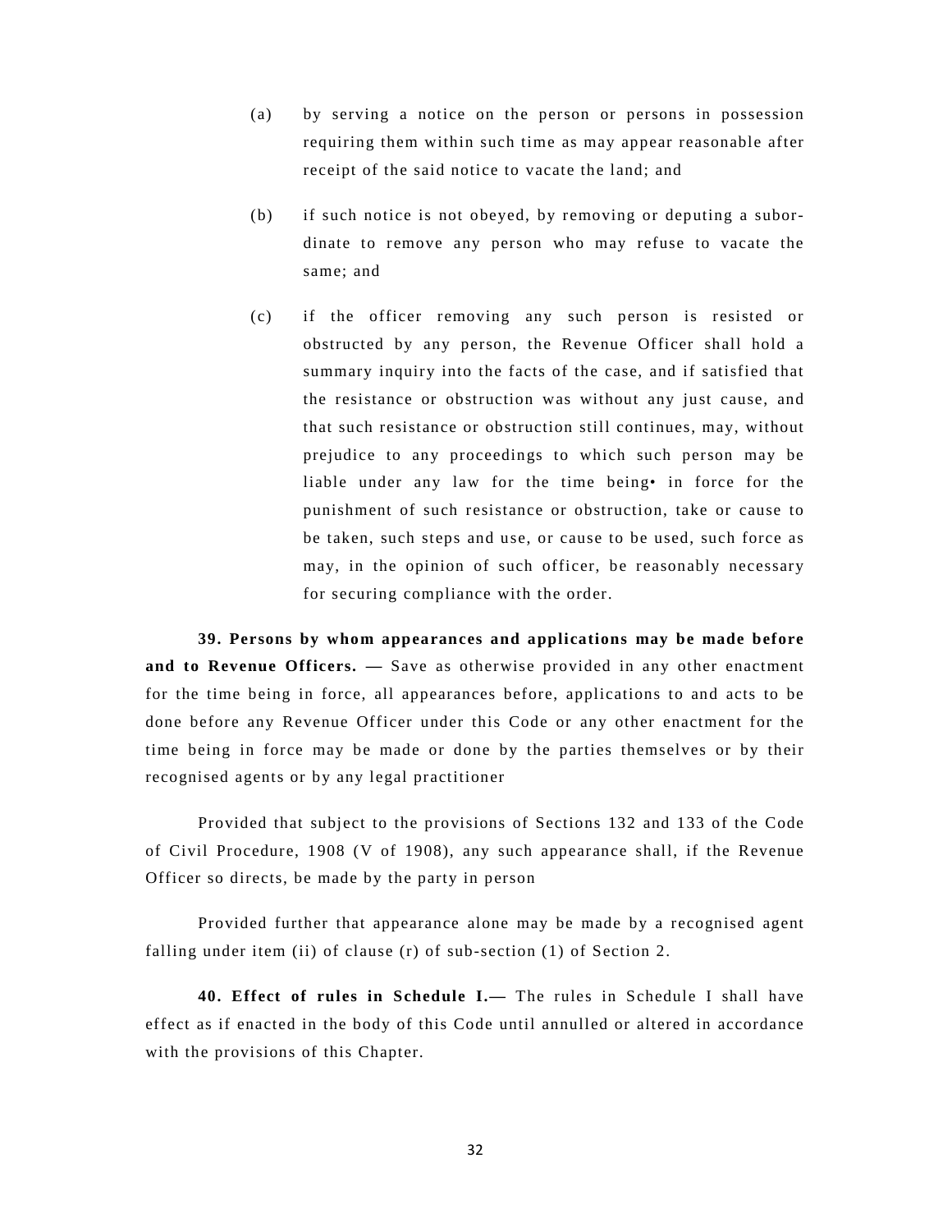(a) by serving a notice on the person or persons in possession requiring them within such time as may appear reasonable after receipt of the said notice to vacate the land; and

(b) if such notice is not obeyed, by removing or deputing a subordinate to remove any person who may refuse to vacate the same; and

(c) if the officer removing any such person is resisted or obstructed by any person, the Revenue Officer shall hold a summary inquiry into the facts of the case, and if satisfied that the resistance or obstruction was without any just cause, and that such resistance or obstruction still continues, may, without prejudice to any proceedings to which such person may be liable under any law for the time being• in force for the punishment of such resistance or obstruction, take or cause to be taken, such steps and use, or cause to be used, such force as may, in the opinion of such officer, be reasonably necessary for securing compliance with the order.

**39. Persons by whom appearances and applications may be made before and to Revenue Officers. —** Save as otherwise provided in any other enactment for the time being in force, all appearances before, applications to and acts to be done before any Revenue Officer under this Code or any other enactment for the time being in force may be made or done by the parties themselves or by their recognised agents or by any legal practitioner

Provided that subject to the provisions of Sections 132 and 133 of the Code of Civil Procedure, 1908 (V of 1908), any such appearance shall, if the Revenue Officer so directs, be made by the party in person

Provided further that appearance alone may be made by a recognised agent falling under item (ii) of clause (r) of sub-section (1) of Section 2.

**40. Effect of rules in Schedule I.—** The rules in Schedule I shall have effect as if enacted in the body of this Code until annulled or altered in accordance with the provisions of this Chapter.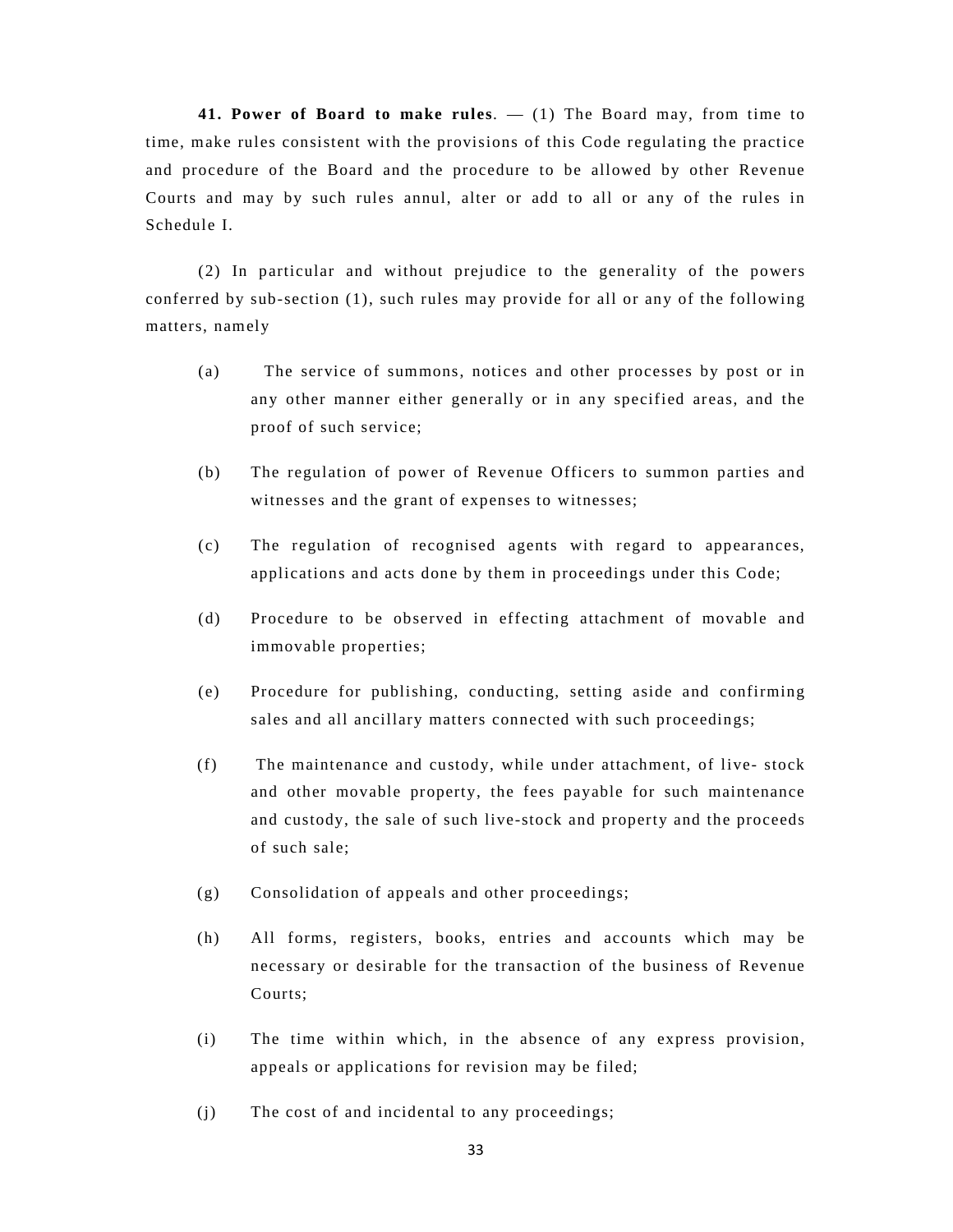**41. Power of Board to make rules**. — (1) The Board may, from time to time, make rules consistent with the provisions of this Code regulating the practice and procedure of the Board and the procedure to be allowed by other Revenue Courts and may by such rules annul, alter or add to all or any of the rules in Schedule I.

(2) In particular and without prejudice to the generality of the powers conferred by sub-section (1), such rules may provide for all or any of the following matters, namely

(a) The service of summons, notices and other processes by post or in any other manner either generally or in any specified areas, and the proof of such service;

(b) The regulation of power of Revenue Officers to summon parties and witnesses and the grant of expenses to witnesses;

(c) The regulation of recognised agents with regard to appearances, applications and acts done by them in proceedings under this Code;

(d) Procedure to be observed in effecting attachment of movable and immovable properties;

(e) Procedure for publishing, conducting, setting aside and confirming sales and all ancillary matters connected with such proceedings;

(f) The maintenance and custody, while under attachment, of live- stock and other movable property, the fees payable for such maintenance and custody, the sale of such live-stock and property and the proceeds of such sale;

(g) Consolidation of appeals and other proceedings;

(h) All forms, registers, books, entries and accounts which may be necessary or desirable for the transaction of the business of Revenue Courts;

(i) The time within which, in the absence of any express provision, appeals or applications for revision may be filed;

(j) The cost of and incidental to any proceedings;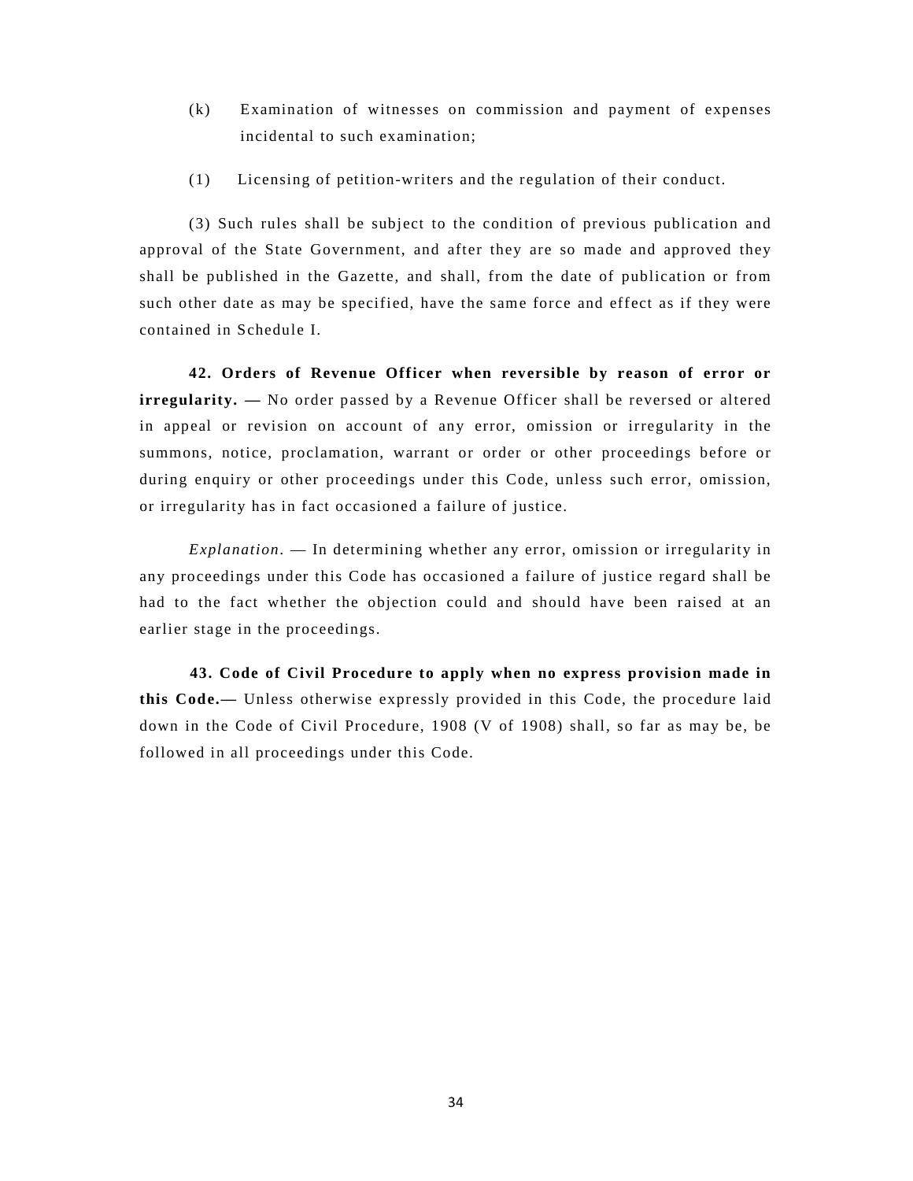(k) Examination of witnesses on commission and payment of expenses incidental to such examination;

(1) Licensing of petition-writers and the regulation of their conduct.

(3) Such rules shall be subject to the condition of previous publication and approval of the State Government, and after they are so made and approved they shall be published in the Gazette, and shall, from the date of publication or from such other date as may be specified, have the same force and effect as if they were contained in Schedule I.

**42. Orders of Revenue Officer when reversible by reason of error or irregularity. —** No order passed by a Revenue Officer shall be reversed or altered in appeal or revision on account of any error, omission or irregularity in the summons, notice, proclamation, warrant or order or other proceedings before or during enquiry or other proceedings under this Code, unless such error, omission, or irregularity has in fact occasioned a failure of justice.

*Explanation*. — In determining whether any error, omission or irregularity in any proceedings under this Code has occasioned a failure of justice regard shall be had to the fact whether the objection could and should have been raised at an earlier stage in the proceedings.

**43. Code of Civil Procedure to apply when no express provision made in this Code.—** Unless otherwise expressly provided in this Code, the procedure laid down in the Code of Civil Procedure, 1908 (V of 1908) shall, so far as may be, be followed in all proceedings under this Code.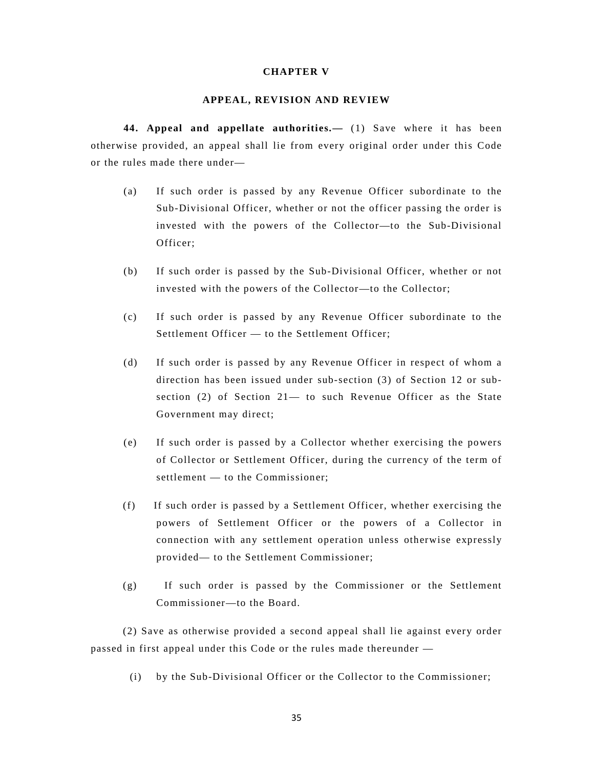## CHAPTER V

## APPEAL, REVISION AND REVIEW

**44. Appeal and appellate authorities.—** (1) Save where it has been otherwise provided, an appeal shall lie from every original order under this Code or the rules made there under—

(a) If such order is passed by any Revenue Officer subordinate to the Sub-Divisional Officer, whether or not the officer passing the order is invested with the powers of the Collector—to the Sub-Divisional Officer;

(b) If such order is passed by the Sub-Divisional Officer, whether or not invested with the powers of the Collector—to the Collector;

(c) If such order is passed by any Revenue Officer subordinate to the Settlement Officer — to the Settlement Officer;

(d) If such order is passed by any Revenue Officer in respect of whom a direction has been issued under sub-section (3) of Section 12 or sub-section (2) of Section 21— to such Revenue Officer as the State Government may direct;

(e) If such order is passed by a Collector whether exercising the powers of Collector or Settlement Officer, during the currency of the term of settlement — to the Commissioner;

(f) If such order is passed by a Settlement Officer, whether exercising the powers of Settlement Officer or the powers of a Collector in connection with any settlement operation unless otherwise expressly provided— to the Settlement Commissioner;

(g) If such order is passed by the Commissioner or the Settlement Commissioner—to the Board.

(2) Save as otherwise provided a second appeal shall lie against every order passed in first appeal under this Code or the rules made thereunder —

(i) by the Sub-Divisional Officer or the Collector to the Commissioner;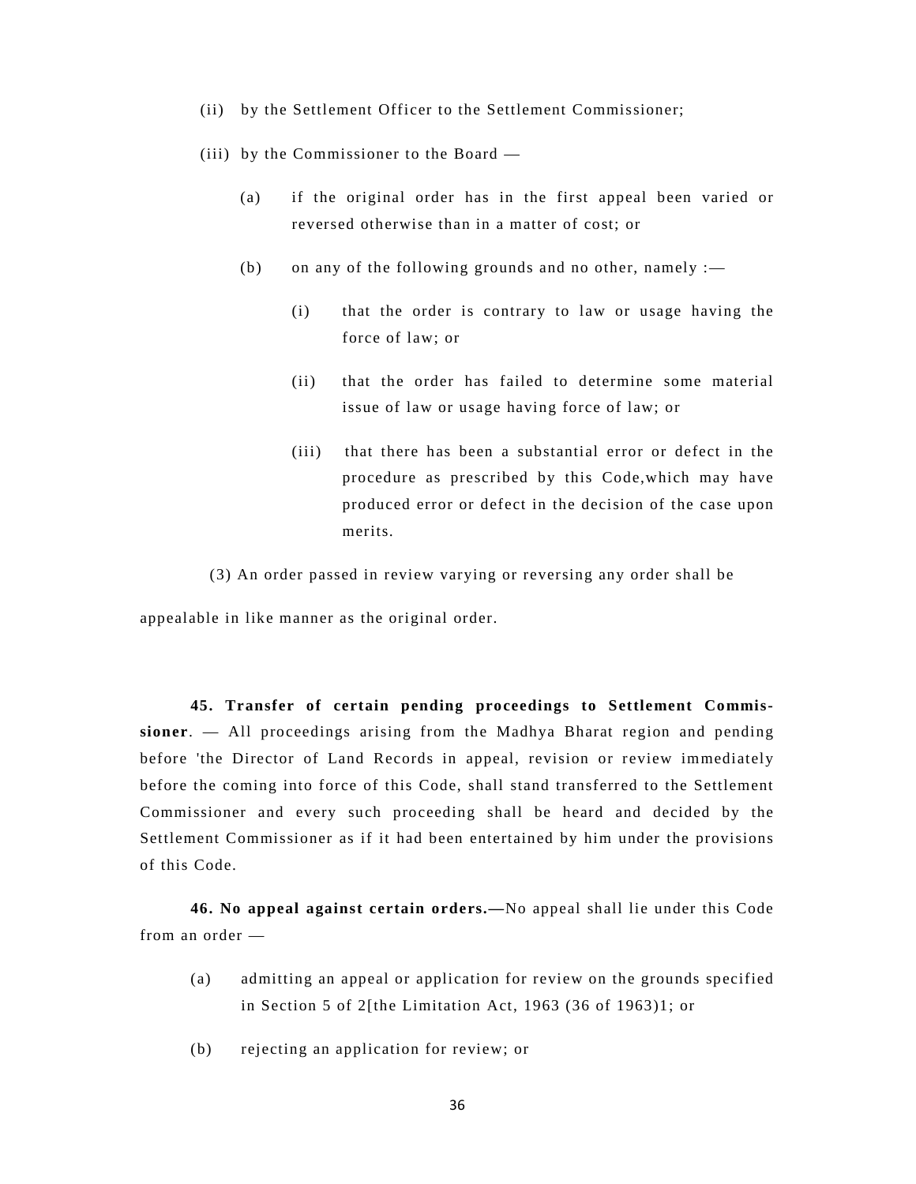(ii) by the Settlement Officer to the Settlement Commissioner;

(iii) by the Commissioner to the Board —

> (a) if the original order has in the first appeal been varied or reversed otherwise than in a matter of cost; or
>
> (b) on any of the following grounds and no other, namely :—
>
> > (i) that the order is contrary to law or usage having the force of law; or
> >
> > (ii) that the order has failed to determine some material issue of law or usage having force of law; or
> >
> > (iii) that there has been a substantial error or defect in the procedure as prescribed by this Code,which may have produced error or defect in the decision of the case upon merits.

(3) An order passed in review varying or reversing any order shall be appealable in like manner as the original order.

**45. Transfer of certain pending proceedings to Settlement Commissioner**. — All proceedings arising from the Madhya Bharat region and pending before 'the Director of Land Records in appeal, revision or review immediately before the coming into force of this Code, shall stand transferred to the Settlement Commissioner and every such proceeding shall be heard and decided by the Settlement Commissioner as if it had been entertained by him under the provisions of this Code.

**46. No appeal against certain orders.—**No appeal shall lie under this Code from an order —

(a) admitting an appeal or application for review on the grounds specified in Section 5 of 2[the Limitation Act, 1963 (36 of 1963)1; or

(b) rejecting an application for review; or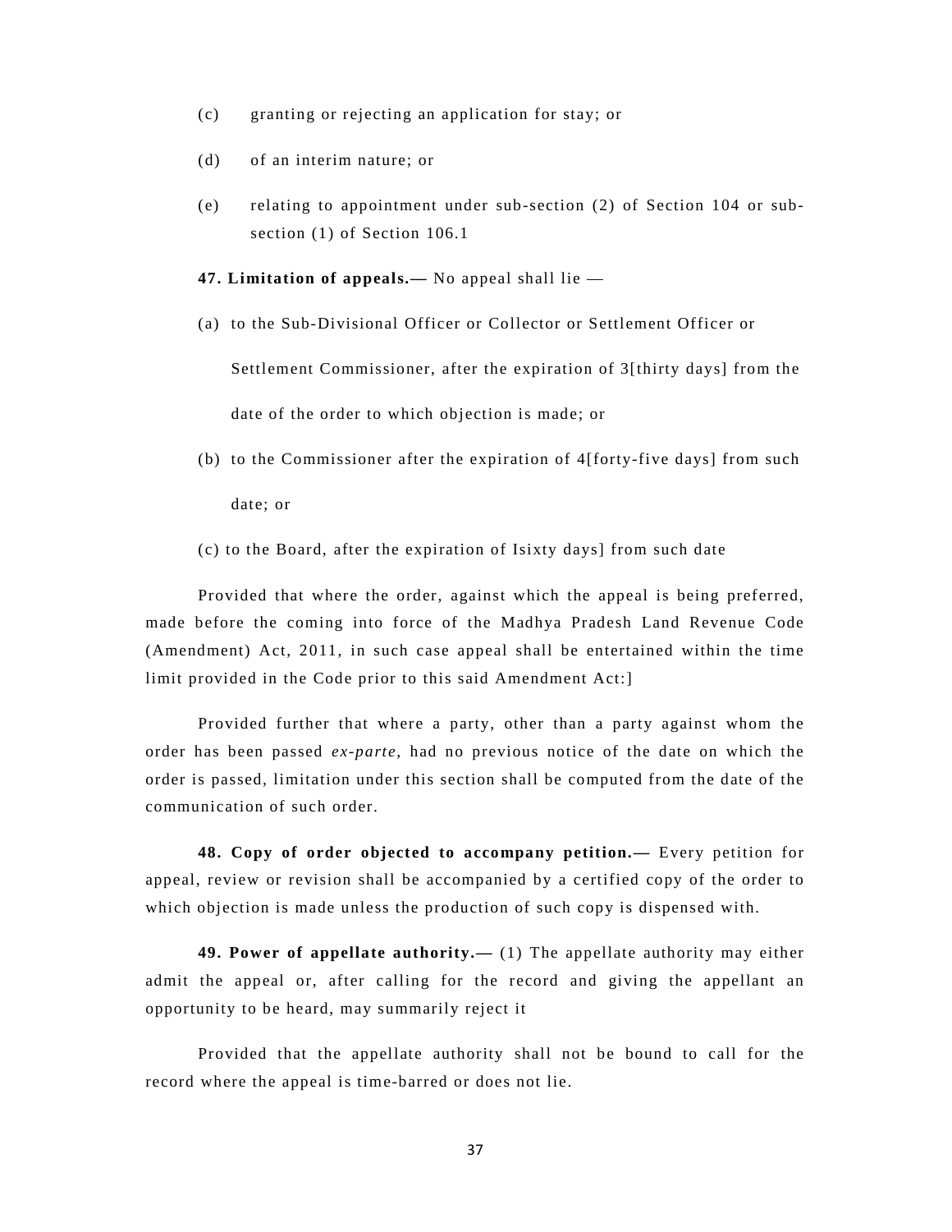(c) granting or rejecting an application for stay; or

(d) of an interim nature; or

(e) relating to appointment under sub-section (2) of Section 104 or sub-section (1) of Section 106.1

**47. Limitation of appeals.—** No appeal shall lie —

(a) to the Sub-Divisional Officer or Collector or Settlement Officer or Settlement Commissioner, after the expiration of 3[thirty days] from the date of the order to which objection is made; or

(b) to the Commissioner after the expiration of 4[forty-five days] from such date; or

(c) to the Board, after the expiration of Isixty days] from such date

Provided that where the order, against which the appeal is being preferred, made before the coming into force of the Madhya Pradesh Land Revenue Code (Amendment) Act, 2011, in such case appeal shall be entertained within the time limit provided in the Code prior to this said Amendment Act:]

Provided further that where a party, other than a party against whom the order has been passed *ex-parte*, had no previous notice of the date on which the order is passed, limitation under this section shall be computed from the date of the communication of such order.

**48. Copy of order objected to accompany petition.—** Every petition for appeal, review or revision shall be accompanied by a certified copy of the order to which objection is made unless the production of such copy is dispensed with.

**49. Power of appellate authority.—** (1) The appellate authority may either admit the appeal or, after calling for the record and giving the appellant an opportunity to be heard, may summarily reject it

Provided that the appellate authority shall not be bound to call for the record where the appeal is time-barred or does not lie.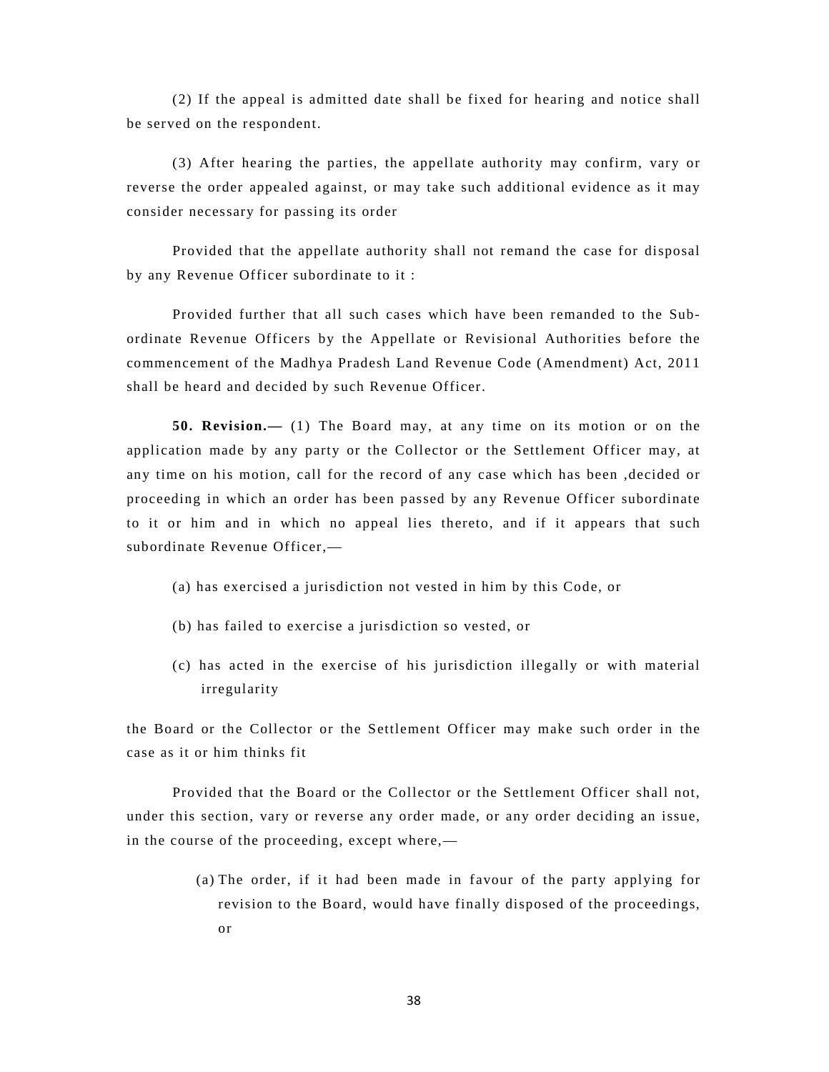(2) If the appeal is admitted date shall be fixed for hearing and notice shall be served on the respondent.

(3) After hearing the parties, the appellate authority may confirm, vary or reverse the order appealed against, or may take such additional evidence as it may consider necessary for passing its order

Provided that the appellate authority shall not remand the case for disposal by any Revenue Officer subordinate to it :

Provided further that all such cases which have been remanded to the Sub-ordinate Revenue Officers by the Appellate or Revisional Authorities before the commencement of the Madhya Pradesh Land Revenue Code (Amendment) Act, 2011 shall be heard and decided by such Revenue Officer.

**50. Revision.—** (1) The Board may, at any time on its motion or on the application made by any party or the Collector or the Settlement Officer may, at any time on his motion, call for the record of any case which has been ,decided or proceeding in which an order has been passed by any Revenue Officer subordinate to it or him and in which no appeal lies thereto, and if it appears that such subordinate Revenue Officer,—

(a) has exercised a jurisdiction not vested in him by this Code, or

(b) has failed to exercise a jurisdiction so vested, or

(c) has acted in the exercise of his jurisdiction illegally or with material irregularity

the Board or the Collector or the Settlement Officer may make such order in the case as it or him thinks fit

Provided that the Board or the Collector or the Settlement Officer shall not, under this section, vary or reverse any order made, or any order deciding an issue, in the course of the proceeding, except where,—

(a) The order, if it had been made in favour of the party applying for revision to the Board, would have finally disposed of the proceedings, or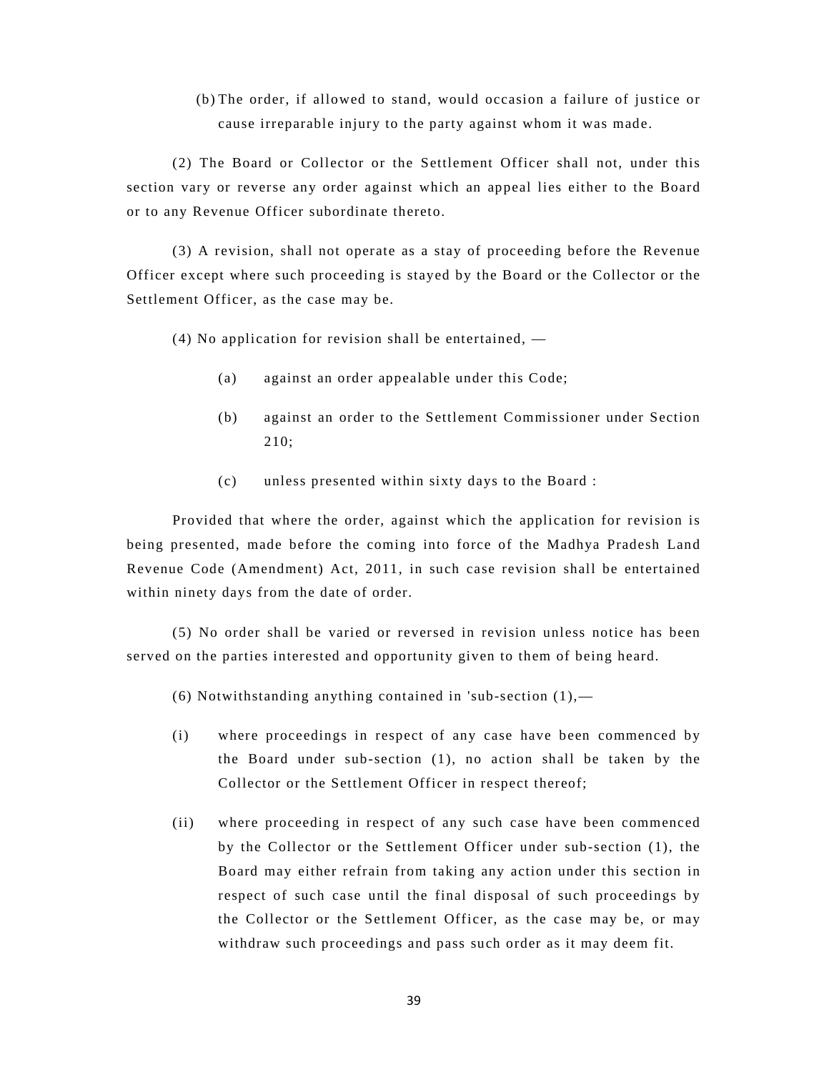(b) The order, if allowed to stand, would occasion a failure of justice or cause irreparable injury to the party against whom it was made.

(2) The Board or Collector or the Settlement Officer shall not, under this section vary or reverse any order against which an appeal lies either to the Board or to any Revenue Officer subordinate thereto.

(3) A revision, shall not operate as a stay of proceeding before the Revenue Officer except where such proceeding is stayed by the Board or the Collector or the Settlement Officer, as the case may be.

(4) No application for revision shall be entertained, —

(a) against an order appealable under this Code;

(b) against an order to the Settlement Commissioner under Section 210;

(c) unless presented within sixty days to the Board :

Provided that where the order, against which the application for revision is being presented, made before the coming into force of the Madhya Pradesh Land Revenue Code (Amendment) Act, 2011, in such case revision shall be entertained within ninety days from the date of order.

(5) No order shall be varied or reversed in revision unless notice has been served on the parties interested and opportunity given to them of being heard.

(6) Notwithstanding anything contained in 'sub-section (1),—

(i) where proceedings in respect of any case have been commenced by the Board under sub-section (1), no action shall be taken by the Collector or the Settlement Officer in respect thereof;

(ii) where proceeding in respect of any such case have been commenced by the Collector or the Settlement Officer under sub-section (1), the Board may either refrain from taking any action under this section in respect of such case until the final disposal of such proceedings by the Collector or the Settlement Officer, as the case may be, or may withdraw such proceedings and pass such order as it may deem fit.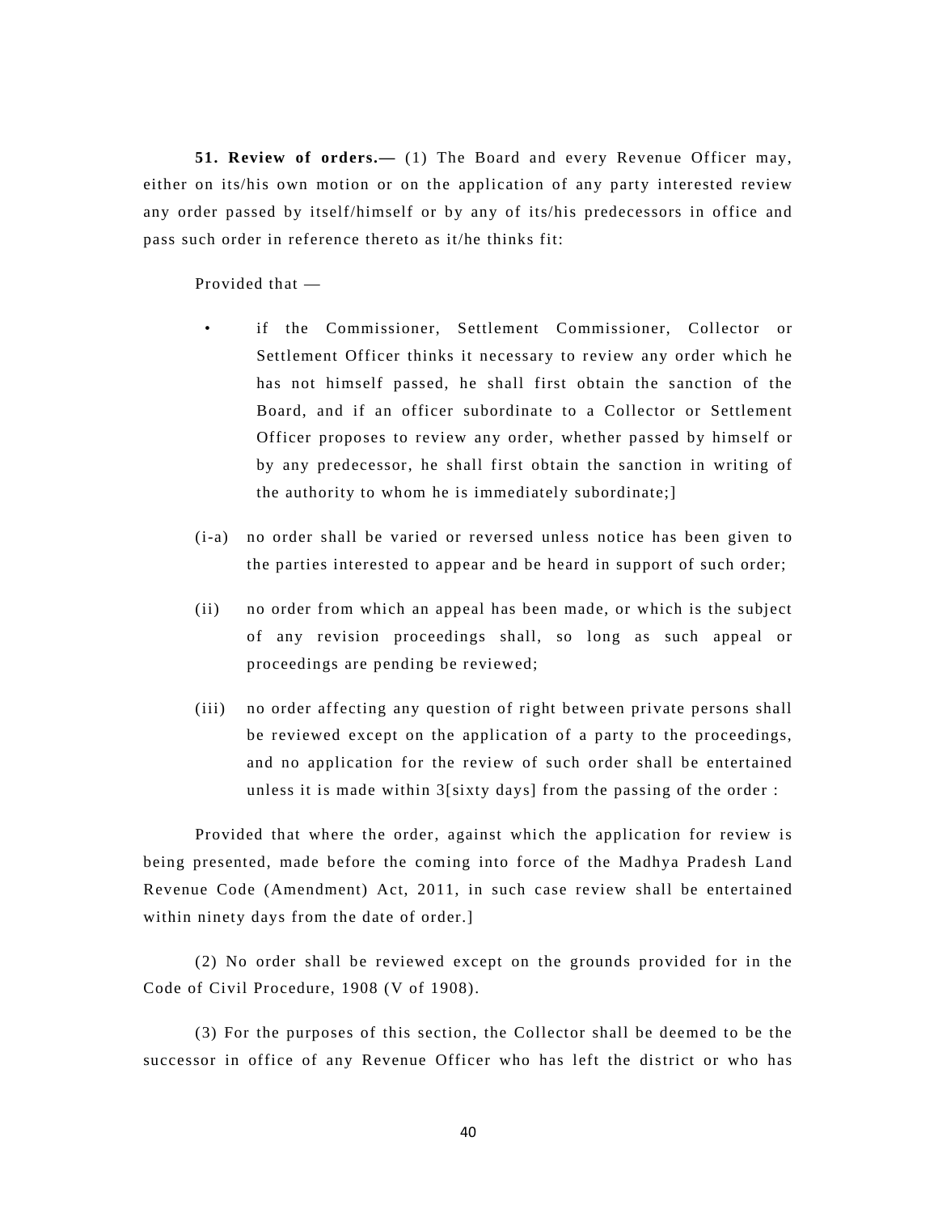**51. Review of orders.—** (1) The Board and every Revenue Officer may, either on its/his own motion or on the application of any party interested review any order passed by itself/himself or by any of its/his predecessors in office and pass such order in reference thereto as it/he thinks fit:

Provided that —

- if the Commissioner, Settlement Commissioner, Collector or Settlement Officer thinks it necessary to review any order which he has not himself passed, he shall first obtain the sanction of the Board, and if an officer subordinate to a Collector or Settlement Officer proposes to review any order, whether passed by himself or by any predecessor, he shall first obtain the sanction in writing of the authority to whom he is immediately subordinate;]

(i-a) no order shall be varied or reversed unless notice has been given to the parties interested to appear and be heard in support of such order;

(ii) no order from which an appeal has been made, or which is the subject of any revision proceedings shall, so long as such appeal or proceedings are pending be reviewed;

(iii) no order affecting any question of right between private persons shall be reviewed except on the application of a party to the proceedings, and no application for the review of such order shall be entertained unless it is made within 3[sixty days] from the passing of the order :

Provided that where the order, against which the application for review is being presented, made before the coming into force of the Madhya Pradesh Land Revenue Code (Amendment) Act, 2011, in such case review shall be entertained within ninety days from the date of order.]

(2) No order shall be reviewed except on the grounds provided for in the Code of Civil Procedure, 1908 (V of 1908).

(3) For the purposes of this section, the Collector shall be deemed to be the successor in office of any Revenue Officer who has left the district or who has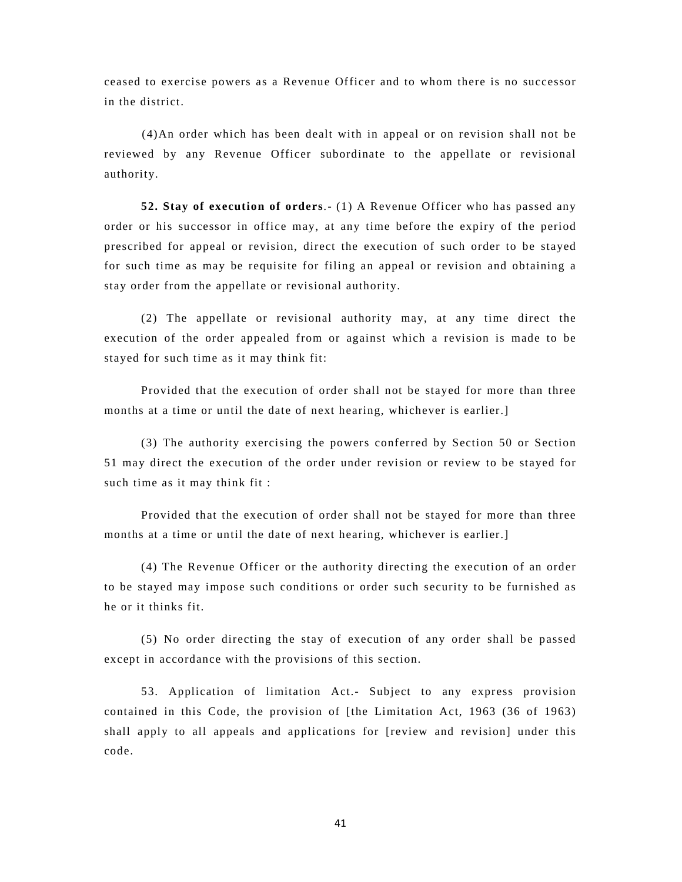ceased to exercise powers as a Revenue Officer and to whom there is no successor in the district.

(4)An order which has been dealt with in appeal or on revision shall not be reviewed by any Revenue Officer subordinate to the appellate or revisional authority.

**52. Stay of execution of orders**.- (1) A Revenue Officer who has passed any order or his successor in office may, at any time before the expiry of the period prescribed for appeal or revision, direct the execution of such order to be stayed for such time as may be requisite for filing an appeal or revision and obtaining a stay order from the appellate or revisional authority.

(2) The appellate or revisional authority may, at any time direct the execution of the order appealed from or against which a revision is made to be stayed for such time as it may think fit:

Provided that the execution of order shall not be stayed for more than three months at a time or until the date of next hearing, whichever is earlier.]

(3) The authority exercising the powers conferred by Section 50 or Section 51 may direct the execution of the order under revision or review to be stayed for such time as it may think fit :

Provided that the execution of order shall not be stayed for more than three months at a time or until the date of next hearing, whichever is earlier.]

(4) The Revenue Officer or the authority directing the execution of an order to be stayed may impose such conditions or order such security to be furnished as he or it thinks fit.

(5) No order directing the stay of execution of any order shall be passed except in accordance with the provisions of this section.

53. Application of limitation Act.- Subject to any express provision contained in this Code, the provision of [the Limitation Act, 1963 (36 of 1963) shall apply to all appeals and applications for [review and revision] under this code.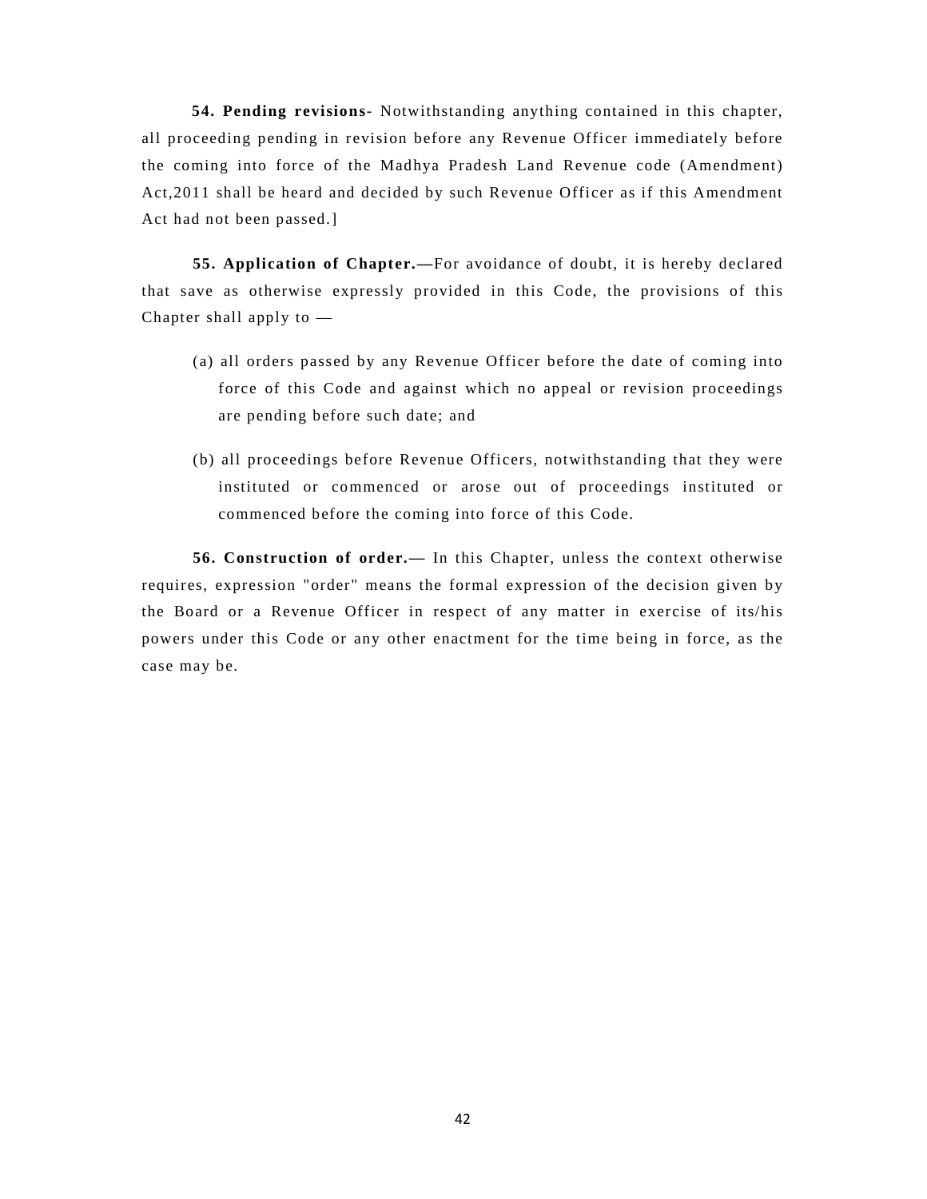**54. Pending revisions-** Notwithstanding anything contained in this chapter, all proceeding pending in revision before any Revenue Officer immediately before the coming into force of the Madhya Pradesh Land Revenue code (Amendment) Act,2011 shall be heard and decided by such Revenue Officer as if this Amendment Act had not been passed.]

**55. Application of Chapter.—**For avoidance of doubt, it is hereby declared that save as otherwise expressly provided in this Code, the provisions of this Chapter shall apply to —

(a) all orders passed by any Revenue Officer before the date of coming into force of this Code and against which no appeal or revision proceedings are pending before such date; and

(b) all proceedings before Revenue Officers, notwithstanding that they were instituted or commenced or arose out of proceedings instituted or commenced before the coming into force of this Code.

**56. Construction of order.—** In this Chapter, unless the context otherwise requires, expression "order" means the formal expression of the decision given by the Board or a Revenue Officer in respect of any matter in exercise of its/his powers under this Code or any other enactment for the time being in force, as the case may be.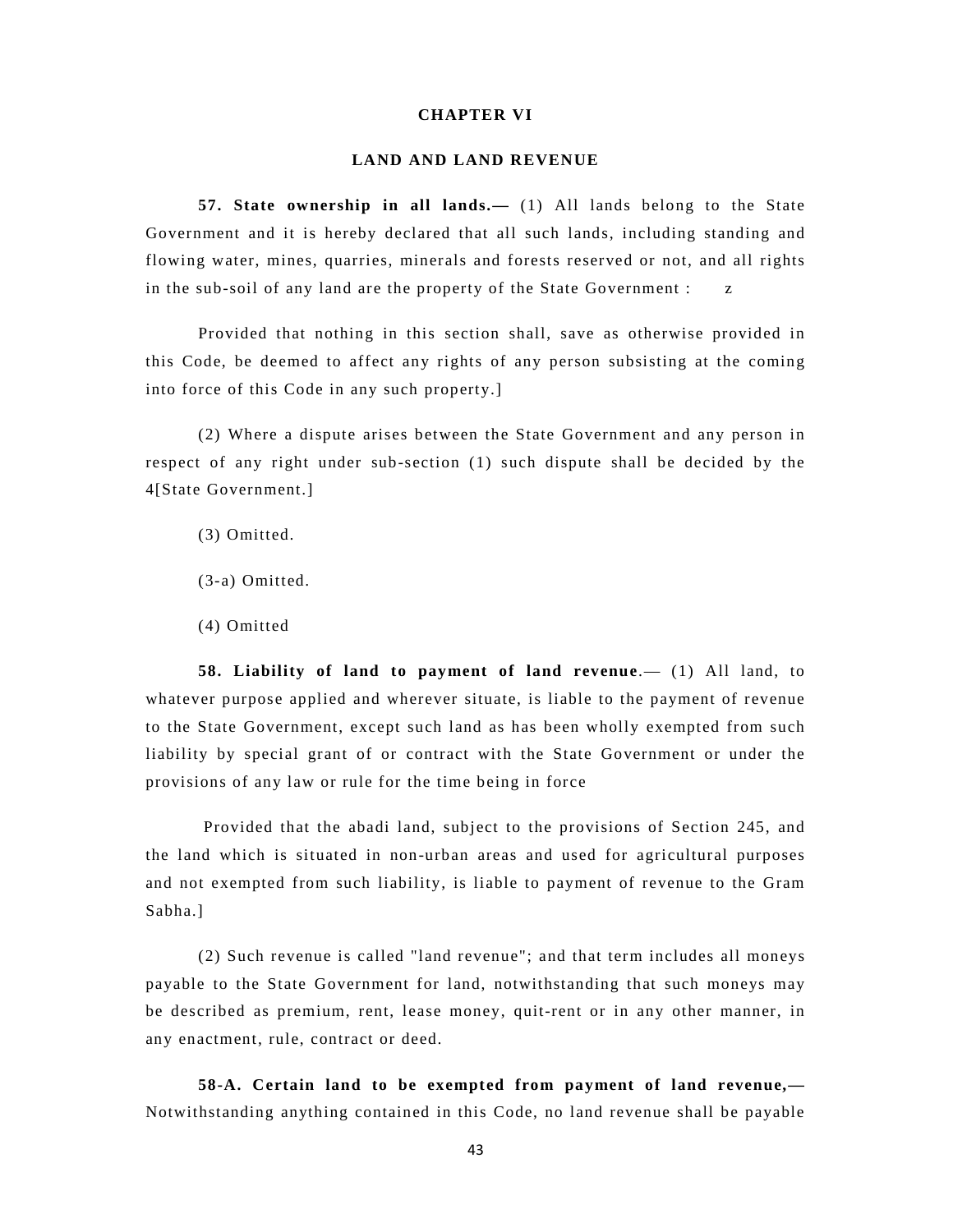## CHAPTER VI

## LAND AND LAND REVENUE

**57. State ownership in all lands.—** (1) All lands belong to the State Government and it is hereby declared that all such lands, including standing and flowing water, mines, quarries, minerals and forests reserved or not, and all rights in the sub-soil of any land are the property of the State Government : z

Provided that nothing in this section shall, save as otherwise provided in this Code, be deemed to affect any rights of any person subsisting at the coming into force of this Code in any such property.]

(2) Where a dispute arises between the State Government and any person in respect of any right under sub-section (1) such dispute shall be decided by the 4[State Government.]

(3) Omitted.

(3-a) Omitted.

(4) Omitted

**58. Liability of land to payment of land revenue**.— (1) All land, to whatever purpose applied and wherever situate, is liable to the payment of revenue to the State Government, except such land as has been wholly exempted from such liability by special grant of or contract with the State Government or under the provisions of any law or rule for the time being in force

Provided that the abadi land, subject to the provisions of Section 245, and the land which is situated in non-urban areas and used for agricultural purposes and not exempted from such liability, is liable to payment of revenue to the Gram Sabha.]

(2) Such revenue is called "land revenue"; and that term includes all moneys payable to the State Government for land, notwithstanding that such moneys may be described as premium, rent, lease money, quit-rent or in any other manner, in any enactment, rule, contract or deed.

**58-A. Certain land to be exempted from payment of land revenue,—** Notwithstanding anything contained in this Code, no land revenue shall be payable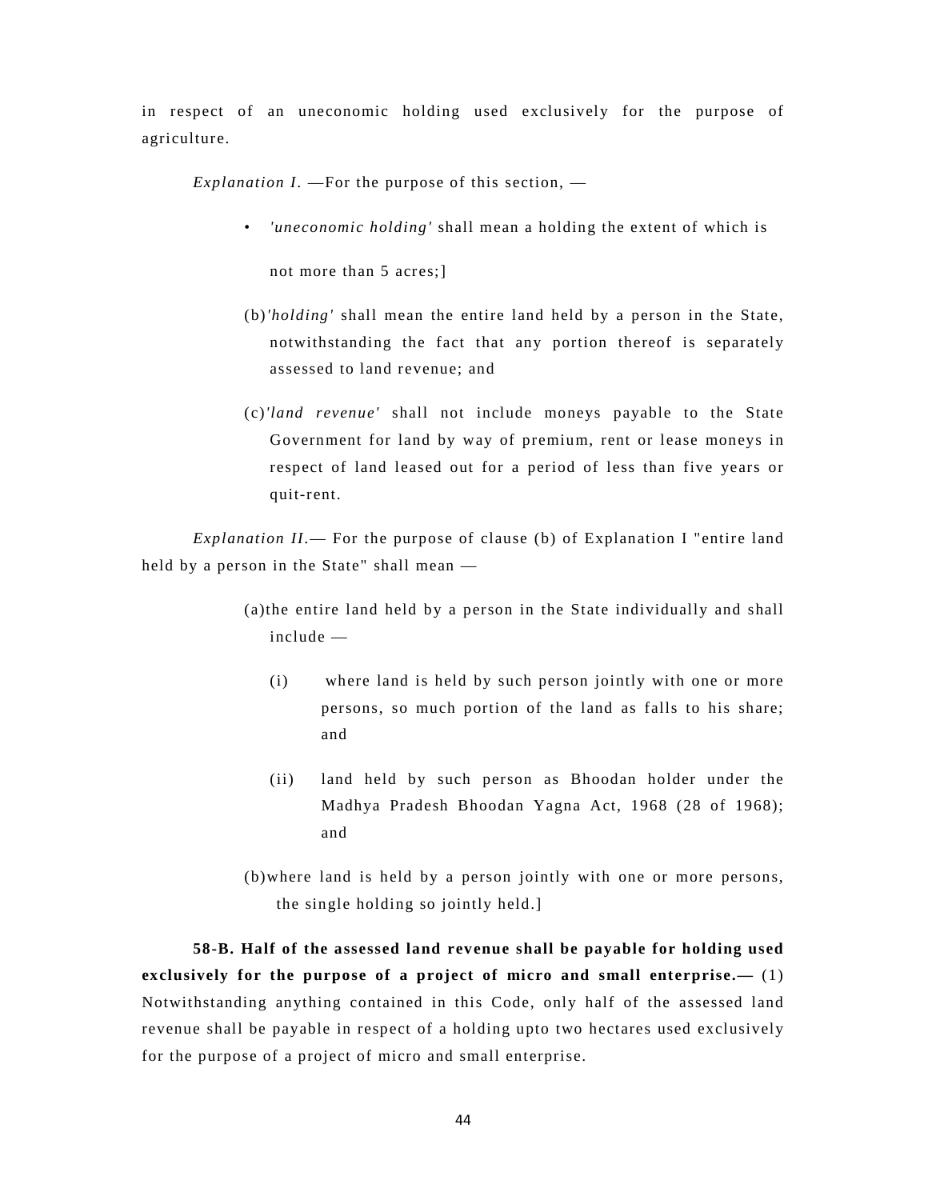in respect of an uneconomic holding used exclusively for the purpose of agriculture.

*Explanation I*. —For the purpose of this section, —

- *'uneconomic holding'* shall mean a holding the extent of which is not more than 5 acres;]

(b)*'holding'* shall mean the entire land held by a person in the State, notwithstanding the fact that any portion thereof is separately assessed to land revenue; and

(c)*'land revenue'* shall not include moneys payable to the State Government for land by way of premium, rent or lease moneys in respect of land leased out for a period of less than five years or quit-rent.

*Explanation II*.— For the purpose of clause (b) of Explanation I "entire land held by a person in the State" shall mean —

(a)the entire land held by a person in the State individually and shall include —

(i) where land is held by such person jointly with one or more persons, so much portion of the land as falls to his share; and

(ii) land held by such person as Bhoodan holder under the Madhya Pradesh Bhoodan Yagna Act, 1968 (28 of 1968); and

(b)where land is held by a person jointly with one or more persons, the single holding so jointly held.]

**58-B. Half of the assessed land revenue shall be payable for holding used exclusively for the purpose of a project of micro and small enterprise.—** (1) Notwithstanding anything contained in this Code, only half of the assessed land revenue shall be payable in respect of a holding upto two hectares used exclusively for the purpose of a project of micro and small enterprise.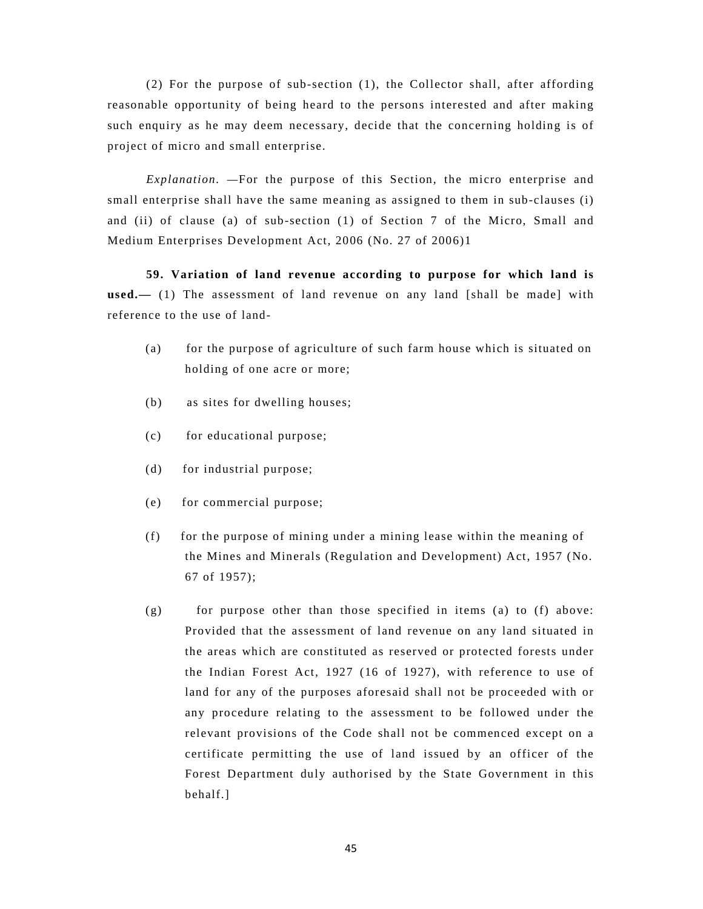(2) For the purpose of sub-section (1), the Collector shall, after affording reasonable opportunity of being heard to the persons interested and after making such enquiry as he may deem necessary, decide that the concerning holding is of project of micro and small enterprise.

*Explanation.* —For the purpose of this Section, the micro enterprise and small enterprise shall have the same meaning as assigned to them in sub-clauses (i) and (ii) of clause (a) of sub-section (1) of Section 7 of the Micro, Small and Medium Enterprises Development Act, 2006 (No. 27 of 2006)1

**59. Variation of land revenue according to purpose for which land is used.—** (1) The assessment of land revenue on any land [shall be made] with reference to the use of land-

(a) for the purpose of agriculture of such farm house which is situated on holding of one acre or more;

(b) as sites for dwelling houses;

(c) for educational purpose;

(d) for industrial purpose;

(e) for commercial purpose;

(f) for the purpose of mining under a mining lease within the meaning of the Mines and Minerals (Regulation and Development) Act, 1957 (No. 67 of 1957);

(g) for purpose other than those specified in items (a) to (f) above: Provided that the assessment of land revenue on any land situated in the areas which are constituted as reserved or protected forests under the Indian Forest Act, 1927 (16 of 1927), with reference to use of land for any of the purposes aforesaid shall not be proceeded with or any procedure relating to the assessment to be followed under the relevant provisions of the Code shall not be commenced except on a certificate permitting the use of land issued by an officer of the Forest Department duly authorised by the State Government in this behalf.]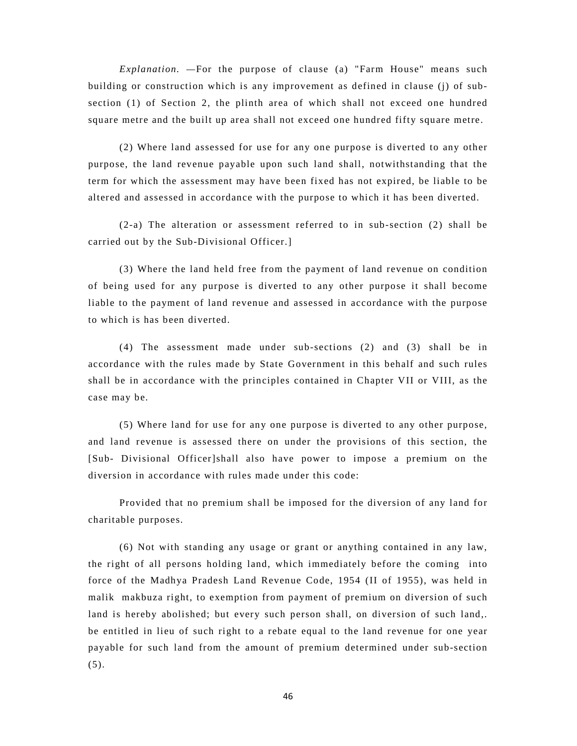*Explanation.* —For the purpose of clause (a) "Farm House" means such building or construction which is any improvement as defined in clause (j) of sub-section (1) of Section 2, the plinth area of which shall not exceed one hundred square metre and the built up area shall not exceed one hundred fifty square metre.

(2) Where land assessed for use for any one purpose is diverted to any other purpose, the land revenue payable upon such land shall, notwithstanding that the term for which the assessment may have been fixed has not expired, be liable to be altered and assessed in accordance with the purpose to which it has been diverted.

(2-a) The alteration or assessment referred to in sub-section (2) shall be carried out by the Sub-Divisional Officer.]

(3) Where the land held free from the payment of land revenue on condition of being used for any purpose is diverted to any other purpose it shall become liable to the payment of land revenue and assessed in accordance with the purpose to which is has been diverted.

(4) The assessment made under sub-sections (2) and (3) shall be in accordance with the rules made by State Government in this behalf and such rules shall be in accordance with the principles contained in Chapter VII or VIII, as the case may be.

(5) Where land for use for any one purpose is diverted to any other purpose, and land revenue is assessed there on under the provisions of this section, the [Sub- Divisional Officer]shall also have power to impose a premium on the diversion in accordance with rules made under this code:

Provided that no premium shall be imposed for the diversion of any land for charitable purposes.

(6) Not with standing any usage or grant or anything contained in any law, the right of all persons holding land, which immediately before the coming into force of the Madhya Pradesh Land Revenue Code, 1954 (II of 1955), was held in malik makbuza right, to exemption from payment of premium on diversion of such land is hereby abolished; but every such person shall, on diversion of such land,. be entitled in lieu of such right to a rebate equal to the land revenue for one year payable for such land from the amount of premium determined under sub-section (5).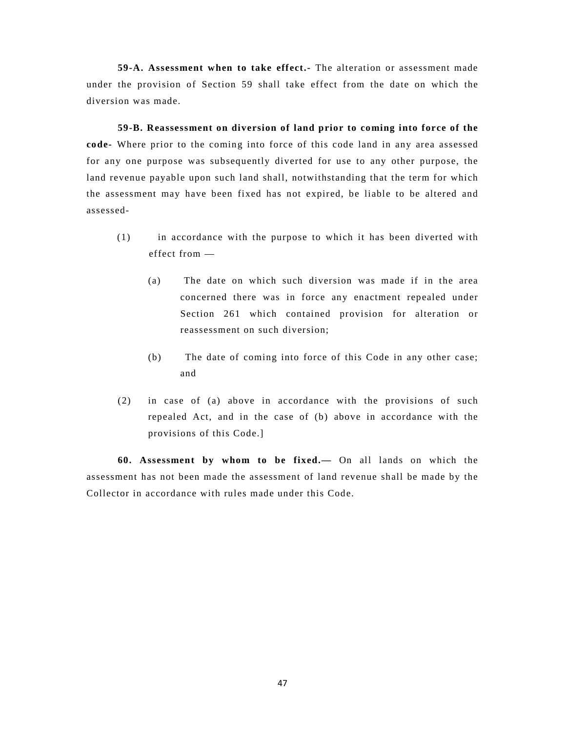**59-A. Assessment when to take effect.-** The alteration or assessment made under the provision of Section 59 shall take effect from the date on which the diversion was made.

**59-B. Reassessment on diversion of land prior to coming into force of the code-** Where prior to the coming into force of this code land in any area assessed for any one purpose was subsequently diverted for use to any other purpose, the land revenue payable upon such land shall, notwithstanding that the term for which the assessment may have been fixed has not expired, be liable to be altered and assessed-

(1) in accordance with the purpose to which it has been diverted with effect from —

(a) The date on which such diversion was made if in the area concerned there was in force any enactment repealed under Section 261 which contained provision for alteration or reassessment on such diversion;

(b) The date of coming into force of this Code in any other case; and

(2) in case of (a) above in accordance with the provisions of such repealed Act, and in the case of (b) above in accordance with the provisions of this Code.]

**60. Assessment by whom to be fixed.—** On all lands on which the assessment has not been made the assessment of land revenue shall be made by the Collector in accordance with rules made under this Code.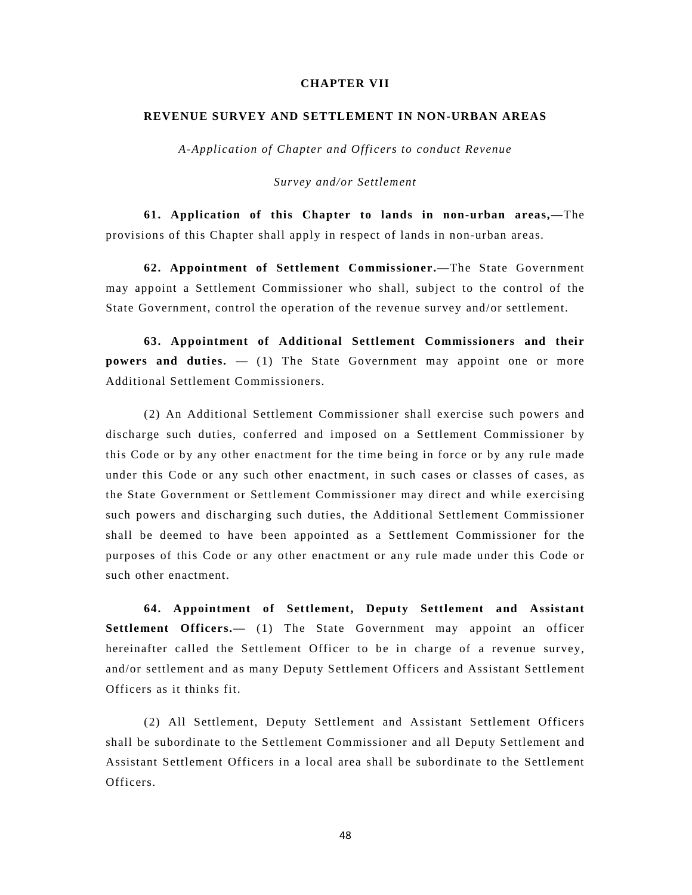## CHAPTER VII

## REVENUE SURVEY AND SETTLEMENT IN NON-URBAN AREAS

*A-Application of Chapter and Officers to conduct Revenue*

*Survey and/or Settlement*

**61. Application of this Chapter to lands in non-urban areas,—**The provisions of this Chapter shall apply in respect of lands in non-urban areas.

**62. Appointment of Settlement Commissioner.—**The State Government may appoint a Settlement Commissioner who shall, subject to the control of the State Government, control the operation of the revenue survey and/or settlement.

**63. Appointment of Additional Settlement Commissioners and their powers and duties. —** (1) The State Government may appoint one or more Additional Settlement Commissioners.

(2) An Additional Settlement Commissioner shall exercise such powers and discharge such duties, conferred and imposed on a Settlement Commissioner by this Code or by any other enactment for the time being in force or by any rule made under this Code or any such other enactment, in such cases or classes of cases, as the State Government or Settlement Commissioner may direct and while exercising such powers and discharging such duties, the Additional Settlement Commissioner shall be deemed to have been appointed as a Settlement Commissioner for the purposes of this Code or any other enactment or any rule made under this Code or such other enactment.

**64. Appointment of Settlement, Deputy Settlement and Assistant Settlement Officers.—** (1) The State Government may appoint an officer hereinafter called the Settlement Officer to be in charge of a revenue survey, and/or settlement and as many Deputy Settlement Officers and Assistant Settlement Officers as it thinks fit.

(2) All Settlement, Deputy Settlement and Assistant Settlement Officers shall be subordinate to the Settlement Commissioner and all Deputy Settlement and Assistant Settlement Officers in a local area shall be subordinate to the Settlement Officers.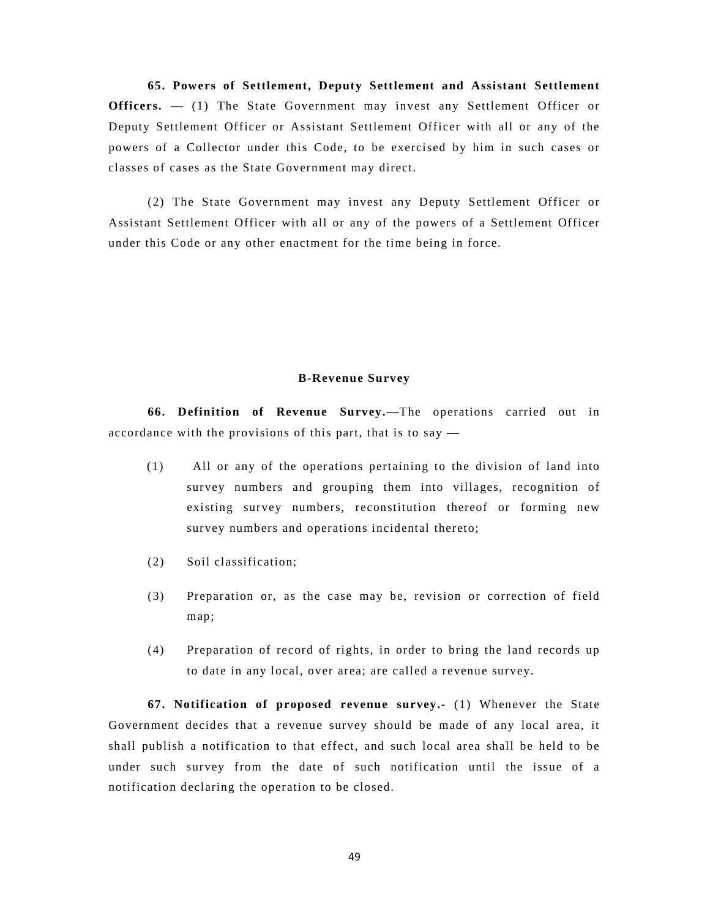**65. Powers of Settlement, Deputy Settlement and Assistant Settlement Officers. —** (1) The State Government may invest any Settlement Officer or Deputy Settlement Officer or Assistant Settlement Officer with all or any of the powers of a Collector under this Code, to be exercised by him in such cases or classes of cases as the State Government may direct.

(2) The State Government may invest any Deputy Settlement Officer or Assistant Settlement Officer with all or any of the powers of a Settlement Officer under this Code or any other enactment for the time being in force.

### B-Revenue Survey

**66. Definition of Revenue Survey.—**The operations carried out in accordance with the provisions of this part, that is to say —

(1) All or any of the operations pertaining to the division of land into survey numbers and grouping them into villages, recognition of existing survey numbers, reconstitution thereof or forming new survey numbers and operations incidental thereto;

(2) Soil classification;

(3) Preparation or, as the case may be, revision or correction of field map;

(4) Preparation of record of rights, in order to bring the land records up to date in any local, over area; are called a revenue survey.

**67. Notification of proposed revenue survey.-** (1) Whenever the State Government decides that a revenue survey should be made of any local area, it shall publish a notification to that effect, and such local area shall be held to be under such survey from the date of such notification until the issue of a notification declaring the operation to be closed.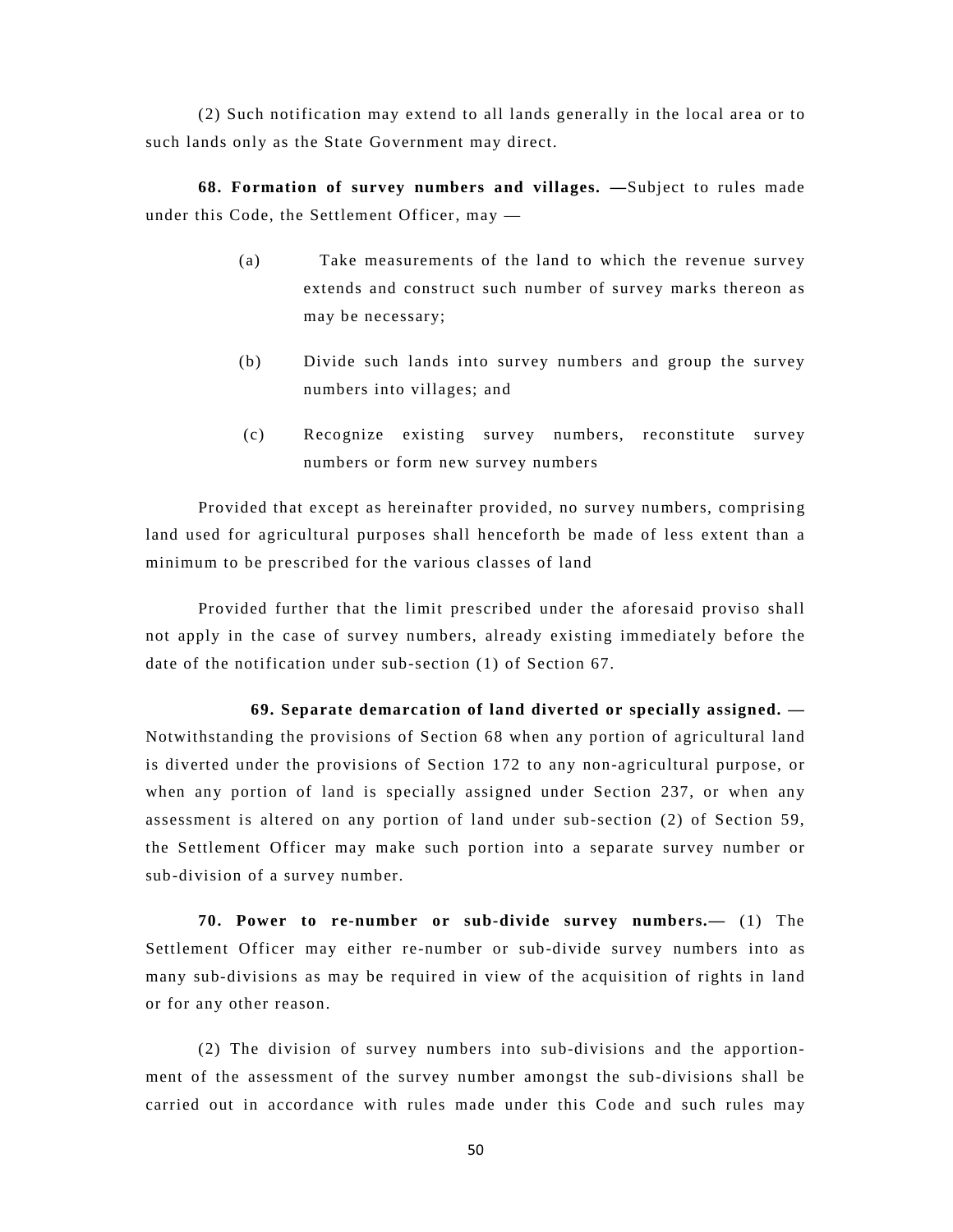(2) Such notification may extend to all lands generally in the local area or to such lands only as the State Government may direct.

**68. Formation of survey numbers and villages. —**Subject to rules made under this Code, the Settlement Officer, may —

(a) Take measurements of the land to which the revenue survey extends and construct such number of survey marks thereon as may be necessary;

(b) Divide such lands into survey numbers and group the survey numbers into villages; and

(c) Recognize existing survey numbers, reconstitute survey numbers or form new survey numbers

Provided that except as hereinafter provided, no survey numbers, comprising land used for agricultural purposes shall henceforth be made of less extent than a minimum to be prescribed for the various classes of land

Provided further that the limit prescribed under the aforesaid proviso shall not apply in the case of survey numbers, already existing immediately before the date of the notification under sub-section (1) of Section 67.

**69. Separate demarcation of land diverted or specially assigned. —** Notwithstanding the provisions of Section 68 when any portion of agricultural land is diverted under the provisions of Section 172 to any non-agricultural purpose, or when any portion of land is specially assigned under Section 237, or when any assessment is altered on any portion of land under sub-section (2) of Section 59, the Settlement Officer may make such portion into a separate survey number or sub-division of a survey number.

**70. Power to re-number or sub-divide survey numbers.—** (1) The Settlement Officer may either re-number or sub-divide survey numbers into as many sub-divisions as may be required in view of the acquisition of rights in land or for any other reason.

(2) The division of survey numbers into sub-divisions and the apportionment of the assessment of the survey number amongst the sub-divisions shall be carried out in accordance with rules made under this Code and such rules may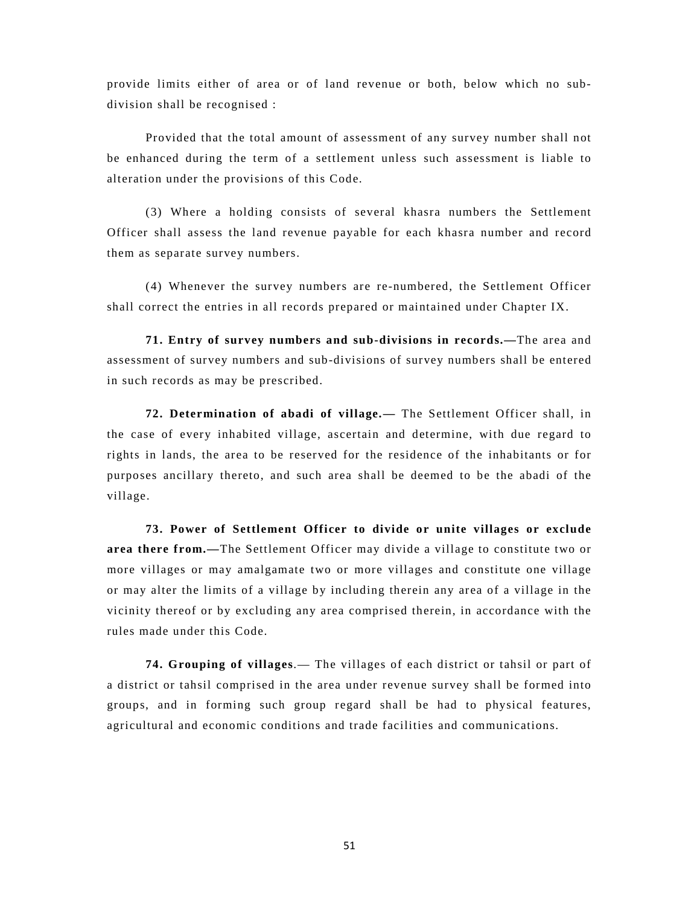provide limits either of area or of land revenue or both, below which no sub-division shall be recognised :

Provided that the total amount of assessment of any survey number shall not be enhanced during the term of a settlement unless such assessment is liable to alteration under the provisions of this Code.

(3) Where a holding consists of several khasra numbers the Settlement Officer shall assess the land revenue payable for each khasra number and record them as separate survey numbers.

(4) Whenever the survey numbers are re-numbered, the Settlement Officer shall correct the entries in all records prepared or maintained under Chapter IX.

**71. Entry of survey numbers and sub-divisions in records.—**The area and assessment of survey numbers and sub-divisions of survey numbers shall be entered in such records as may be prescribed.

**72. Determination of abadi of village.—** The Settlement Officer shall, in the case of every inhabited village, ascertain and determine, with due regard to rights in lands, the area to be reserved for the residence of the inhabitants or for purposes ancillary thereto, and such area shall be deemed to be the abadi of the village.

**73. Power of Settlement Officer to divide or unite villages or exclude area there from.—**The Settlement Officer may divide a village to constitute two or more villages or may amalgamate two or more villages and constitute one village or may alter the limits of a village by including therein any area of a village in the vicinity thereof or by excluding any area comprised therein, in accordance with the rules made under this Code.

**74. Grouping of villages**.— The villages of each district or tahsil or part of a district or tahsil comprised in the area under revenue survey shall be formed into groups, and in forming such group regard shall be had to physical features, agricultural and economic conditions and trade facilities and communications.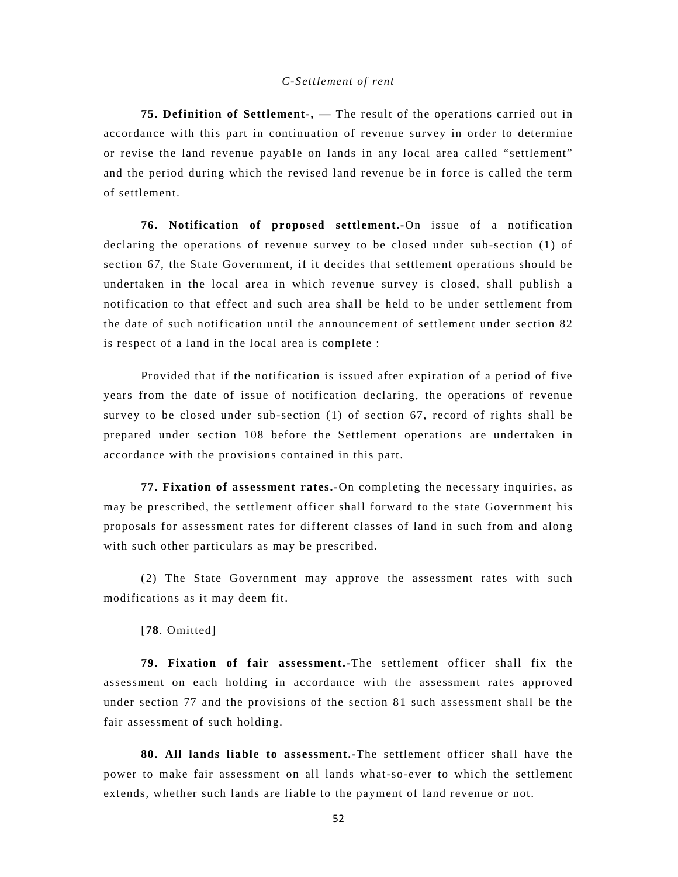*C-Settlement of rent*

**75. Definition of Settlement-, —** The result of the operations carried out in accordance with this part in continuation of revenue survey in order to determine or revise the land revenue payable on lands in any local area called "settlement" and the period during which the revised land revenue be in force is called the term of settlement.

**76. Notification of proposed settlement.-**On issue of a notification declaring the operations of revenue survey to be closed under sub-section (1) of section 67, the State Government, if it decides that settlement operations should be undertaken in the local area in which revenue survey is closed, shall publish a notification to that effect and such area shall be held to be under settlement from the date of such notification until the announcement of settlement under section 82 is respect of a land in the local area is complete :

Provided that if the notification is issued after expiration of a period of five years from the date of issue of notification declaring, the operations of revenue survey to be closed under sub-section (1) of section 67, record of rights shall be prepared under section 108 before the Settlement operations are undertaken in accordance with the provisions contained in this part.

**77. Fixation of assessment rates.-**On completing the necessary inquiries, as may be prescribed, the settlement officer shall forward to the state Government his proposals for assessment rates for different classes of land in such from and along with such other particulars as may be prescribed.

(2) The State Government may approve the assessment rates with such modifications as it may deem fit.

[**78**. Omitted]

**79. Fixation of fair assessment.-**The settlement officer shall fix the assessment on each holding in accordance with the assessment rates approved under section 77 and the provisions of the section 81 such assessment shall be the fair assessment of such holding.

**80. All lands liable to assessment.-**The settlement officer shall have the power to make fair assessment on all lands what-so-ever to which the settlement extends, whether such lands are liable to the payment of land revenue or not.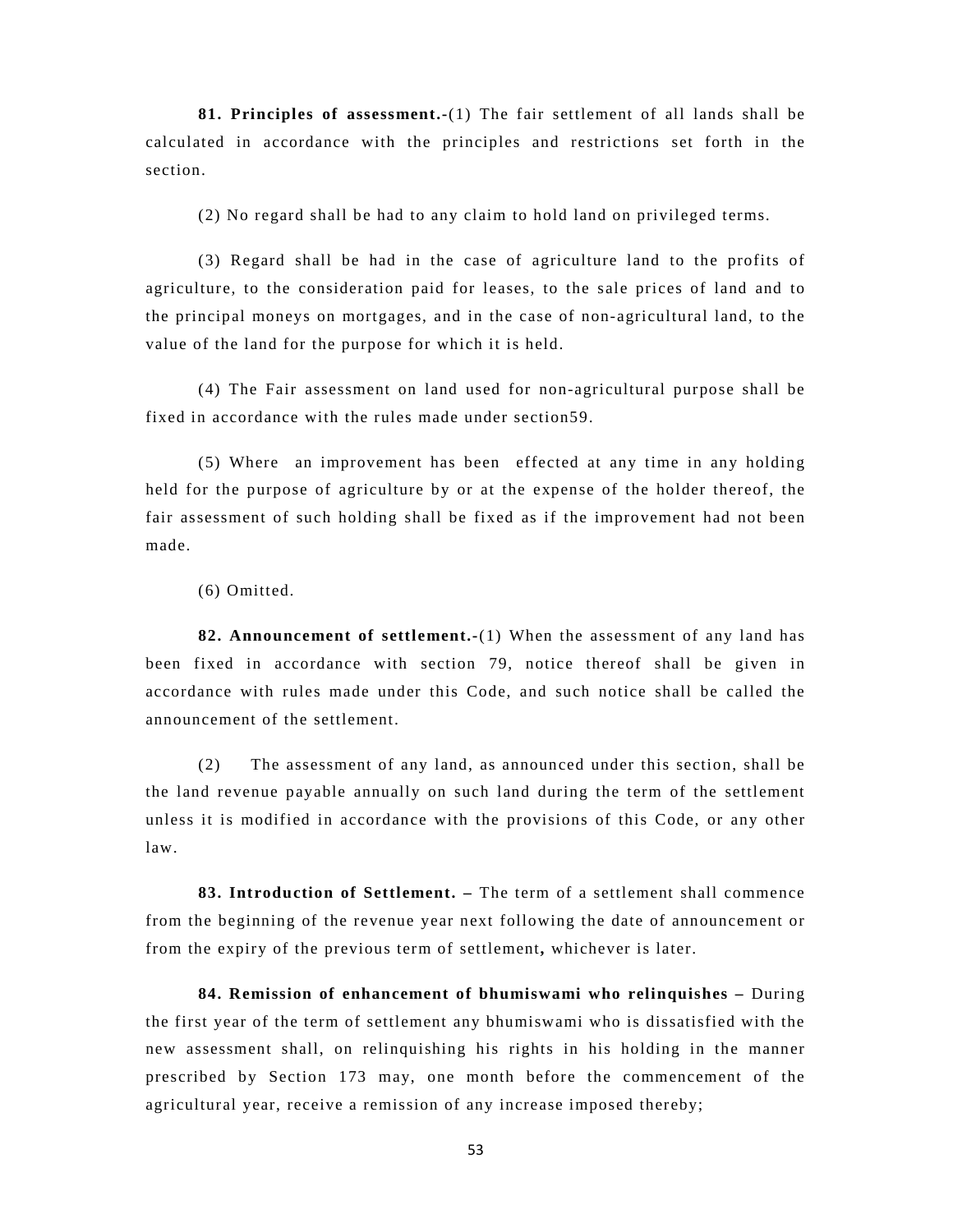**81. Principles of assessment.**-(1) The fair settlement of all lands shall be calculated in accordance with the principles and restrictions set forth in the section.

(2) No regard shall be had to any claim to hold land on privileged terms.

(3) Regard shall be had in the case of agriculture land to the profits of agriculture, to the consideration paid for leases, to the sale prices of land and to the principal moneys on mortgages, and in the case of non-agricultural land, to the value of the land for the purpose for which it is held.

(4) The Fair assessment on land used for non-agricultural purpose shall be fixed in accordance with the rules made under section59.

(5) Where an improvement has been effected at any time in any holding held for the purpose of agriculture by or at the expense of the holder thereof, the fair assessment of such holding shall be fixed as if the improvement had not been made.

(6) Omitted.

**82. Announcement of settlement.**-(1) When the assessment of any land has been fixed in accordance with section 79, notice thereof shall be given in accordance with rules made under this Code, and such notice shall be called the announcement of the settlement.

(2) The assessment of any land, as announced under this section, shall be the land revenue payable annually on such land during the term of the settlement unless it is modified in accordance with the provisions of this Code, or any other law.

**83. Introduction of Settlement. –** The term of a settlement shall commence from the beginning of the revenue year next following the date of announcement or from the expiry of the previous term of settlement**,** whichever is later.

**84. Remission of enhancement of bhumiswami who relinquishes –** During the first year of the term of settlement any bhumiswami who is dissatisfied with the new assessment shall, on relinquishing his rights in his holding in the manner prescribed by Section 173 may, one month before the commencement of the agricultural year, receive a remission of any increase imposed thereby;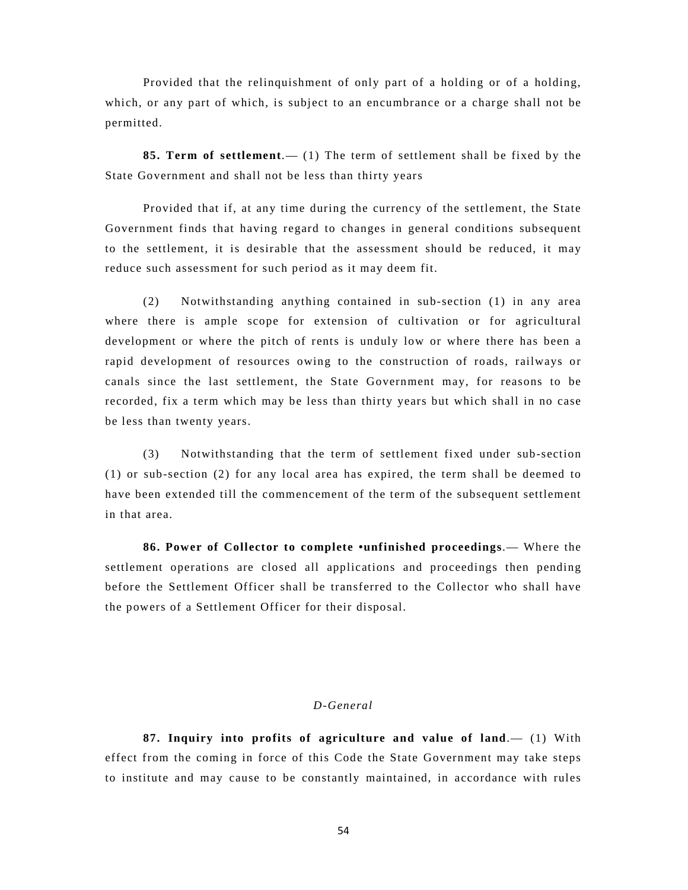Provided that the relinquishment of only part of a holding or of a holding, which, or any part of which, is subject to an encumbrance or a charge shall not be permitted.

**85. Term of settlement**.— (1) The term of settlement shall be fixed by the State Government and shall not be less than thirty years

Provided that if, at any time during the currency of the settlement, the State Government finds that having regard to changes in general conditions subsequent to the settlement, it is desirable that the assessment should be reduced, it may reduce such assessment for such period as it may deem fit.

(2) Notwithstanding anything contained in sub-section (1) in any area where there is ample scope for extension of cultivation or for agricultural development or where the pitch of rents is unduly low or where there has been a rapid development of resources owing to the construction of roads, railways or canals since the last settlement, the State Government may, for reasons to be recorded, fix a term which may be less than thirty years but which shall in no case be less than twenty years.

(3) Notwithstanding that the term of settlement fixed under sub-section (1) or sub-section (2) for any local area has expired, the term shall be deemed to have been extended till the commencement of the term of the subsequent settlement in that area.

**86. Power of Collector to complete •unfinished proceedings**.— Where the settlement operations are closed all applications and proceedings then pending before the Settlement Officer shall be transferred to the Collector who shall have the powers of a Settlement Officer for their disposal.

*D-General*

**87. Inquiry into profits of agriculture and value of land**.— (1) With effect from the coming in force of this Code the State Government may take steps to institute and may cause to be constantly maintained, in accordance with rules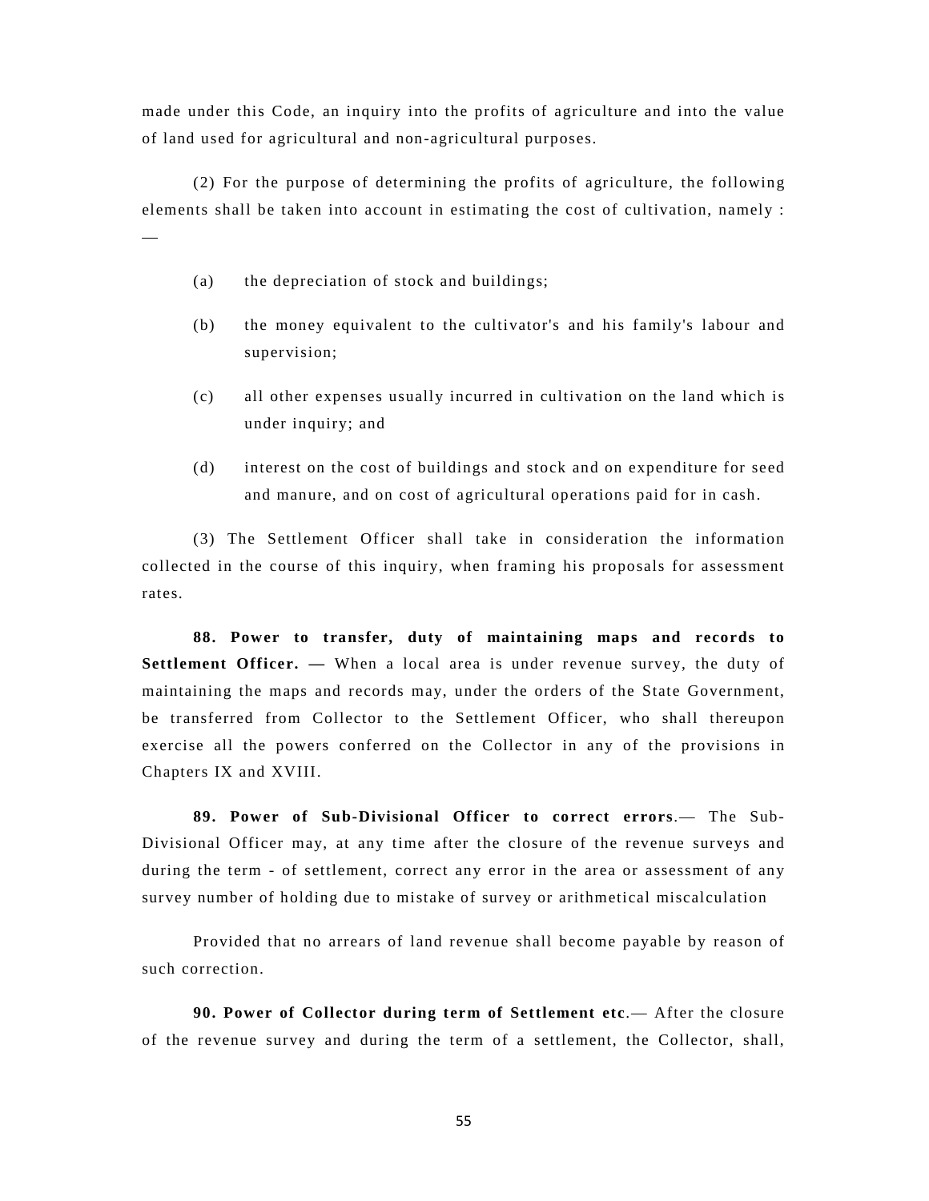made under this Code, an inquiry into the profits of agriculture and into the value of land used for agricultural and non-agricultural purposes.

(2) For the purpose of determining the profits of agriculture, the following elements shall be taken into account in estimating the cost of cultivation, namely : —

(a) the depreciation of stock and buildings;

(b) the money equivalent to the cultivator's and his family's labour and supervision;

(c) all other expenses usually incurred in cultivation on the land which is under inquiry; and

(d) interest on the cost of buildings and stock and on expenditure for seed and manure, and on cost of agricultural operations paid for in cash.

(3) The Settlement Officer shall take in consideration the information collected in the course of this inquiry, when framing his proposals for assessment rates.

**88. Power to transfer, duty of maintaining maps and records to Settlement Officer. —** When a local area is under revenue survey, the duty of maintaining the maps and records may, under the orders of the State Government, be transferred from Collector to the Settlement Officer, who shall thereupon exercise all the powers conferred on the Collector in any of the provisions in Chapters IX and XVIII.

**89. Power of Sub-Divisional Officer to correct errors**.— The Sub-Divisional Officer may, at any time after the closure of the revenue surveys and during the term - of settlement, correct any error in the area or assessment of any survey number of holding due to mistake of survey or arithmetical miscalculation

Provided that no arrears of land revenue shall become payable by reason of such correction.

**90. Power of Collector during term of Settlement etc**.— After the closure of the revenue survey and during the term of a settlement, the Collector, shall,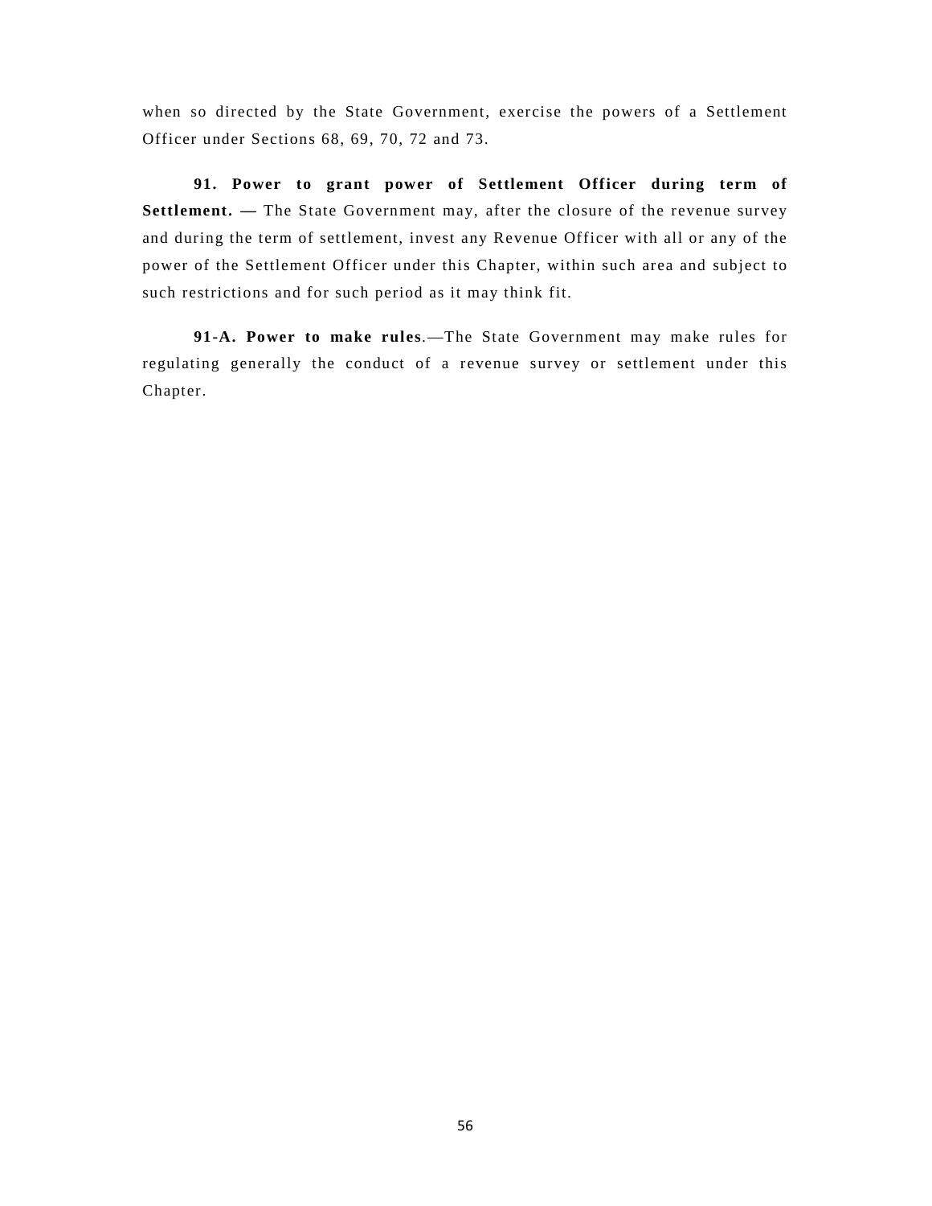when so directed by the State Government, exercise the powers of a Settlement Officer under Sections 68, 69, 70, 72 and 73.

**91. Power to grant power of Settlement Officer during term of Settlement. —** The State Government may, after the closure of the revenue survey and during the term of settlement, invest any Revenue Officer with all or any of the power of the Settlement Officer under this Chapter, within such area and subject to such restrictions and for such period as it may think fit.

**91-A. Power to make rules**.—The State Government may make rules for regulating generally the conduct of a revenue survey or settlement under this Chapter.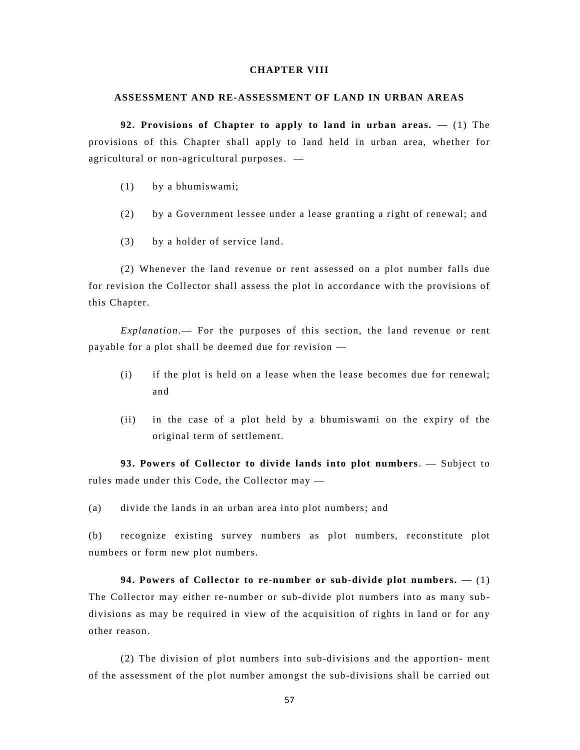## CHAPTER VIII

## ASSESSMENT AND RE-ASSESSMENT OF LAND IN URBAN AREAS

**92. Provisions of Chapter to apply to land in urban areas. —** (1) The provisions of this Chapter shall apply to land held in urban area, whether for agricultural or non-agricultural purposes. —

(1) by a bhumiswami;

(2) by a Government lessee under a lease granting a right of renewal; and

(3) by a holder of service land.

(2) Whenever the land revenue or rent assessed on a plot number falls due for revision the Collector shall assess the plot in accordance with the provisions of this Chapter.

*Explanation*.— For the purposes of this section, the land revenue or rent payable for a plot shall be deemed due for revision —

(i) if the plot is held on a lease when the lease becomes due for renewal; and

(ii) in the case of a plot held by a bhumiswami on the expiry of the original term of settlement.

**93. Powers of Collector to divide lands into plot numbers**. — Subject to rules made under this Code, the Collector may —

(a) divide the lands in an urban area into plot numbers; and

(b) recognize existing survey numbers as plot numbers, reconstitute plot numbers or form new plot numbers.

**94. Powers of Collector to re-number or sub-divide plot numbers. —** (1) The Collector may either re-number or sub-divide plot numbers into as many sub-divisions as may be required in view of the acquisition of rights in land or for any other reason.

(2) The division of plot numbers into sub-divisions and the apportion- ment of the assessment of the plot number amongst the sub-divisions shall be carried out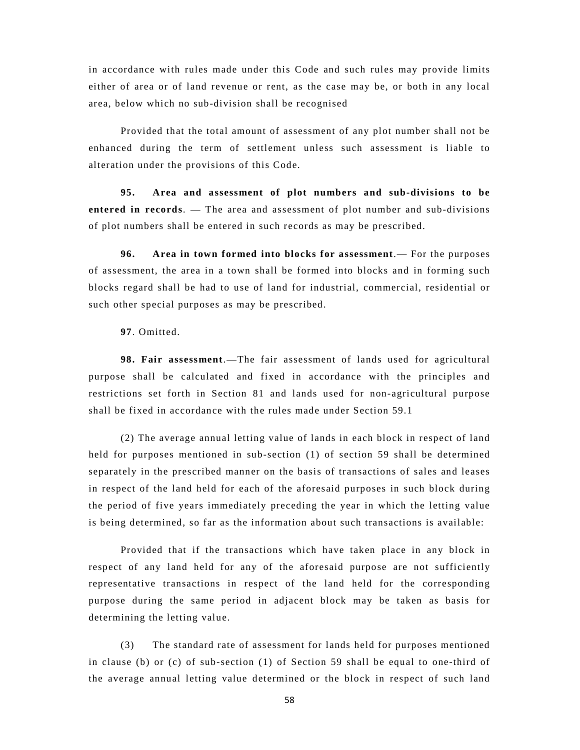in accordance with rules made under this Code and such rules may provide limits either of area or of land revenue or rent, as the case may be, or both in any local area, below which no sub-division shall be recognised

Provided that the total amount of assessment of any plot number shall not be enhanced during the term of settlement unless such assessment is liable to alteration under the provisions of this Code.

**95. Area and assessment of plot numbers and sub-divisions to be entered in records**. — The area and assessment of plot number and sub-divisions of plot numbers shall be entered in such records as may be prescribed.

**96. Area in town formed into blocks for assessment**.— For the purposes of assessment, the area in a town shall be formed into blocks and in forming such blocks regard shall be had to use of land for industrial, commercial, residential or such other special purposes as may be prescribed.

**97**. Omitted.

**98. Fair assessment**.—The fair assessment of lands used for agricultural purpose shall be calculated and fixed in accordance with the principles and restrictions set forth in Section 81 and lands used for non-agricultural purpose shall be fixed in accordance with the rules made under Section 59.1

(2) The average annual letting value of lands in each block in respect of land held for purposes mentioned in sub-section (1) of section 59 shall be determined separately in the prescribed manner on the basis of transactions of sales and leases in respect of the land held for each of the aforesaid purposes in such block during the period of five years immediately preceding the year in which the letting value is being determined, so far as the information about such transactions is available:

Provided that if the transactions which have taken place in any block in respect of any land held for any of the aforesaid purpose are not sufficiently representative transactions in respect of the land held for the corresponding purpose during the same period in adjacent block may be taken as basis for determining the letting value.

(3) The standard rate of assessment for lands held for purposes mentioned in clause (b) or (c) of sub-section (1) of Section 59 shall be equal to one-third of the average annual letting value determined or the block in respect of such land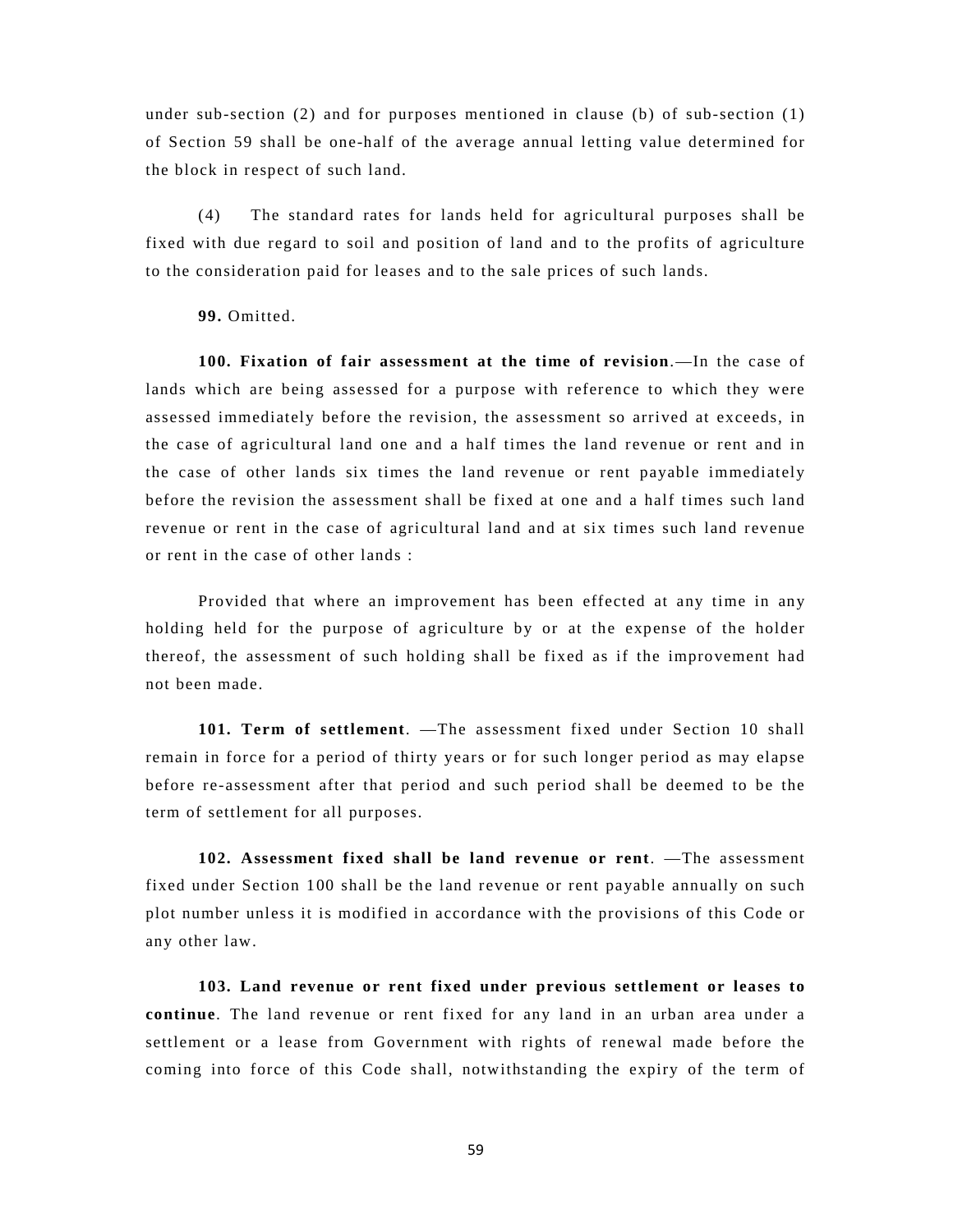under sub-section (2) and for purposes mentioned in clause (b) of sub-section (1) of Section 59 shall be one-half of the average annual letting value determined for the block in respect of such land.

(4) The standard rates for lands held for agricultural purposes shall be fixed with due regard to soil and position of land and to the profits of agriculture to the consideration paid for leases and to the sale prices of such lands.

**99.** Omitted.

**100. Fixation of fair assessment at the time of revision**.—In the case of lands which are being assessed for a purpose with reference to which they were assessed immediately before the revision, the assessment so arrived at exceeds, in the case of agricultural land one and a half times the land revenue or rent and in the case of other lands six times the land revenue or rent payable immediately before the revision the assessment shall be fixed at one and a half times such land revenue or rent in the case of agricultural land and at six times such land revenue or rent in the case of other lands :

Provided that where an improvement has been effected at any time in any holding held for the purpose of agriculture by or at the expense of the holder thereof, the assessment of such holding shall be fixed as if the improvement had not been made.

**101. Term of settlement**. —The assessment fixed under Section 10 shall remain in force for a period of thirty years or for such longer period as may elapse before re-assessment after that period and such period shall be deemed to be the term of settlement for all purposes.

**102. Assessment fixed shall be land revenue or rent**. —The assessment fixed under Section 100 shall be the land revenue or rent payable annually on such plot number unless it is modified in accordance with the provisions of this Code or any other law.

**103. Land revenue or rent fixed under previous settlement or leases to continue**. The land revenue or rent fixed for any land in an urban area under a settlement or a lease from Government with rights of renewal made before the coming into force of this Code shall, notwithstanding the expiry of the term of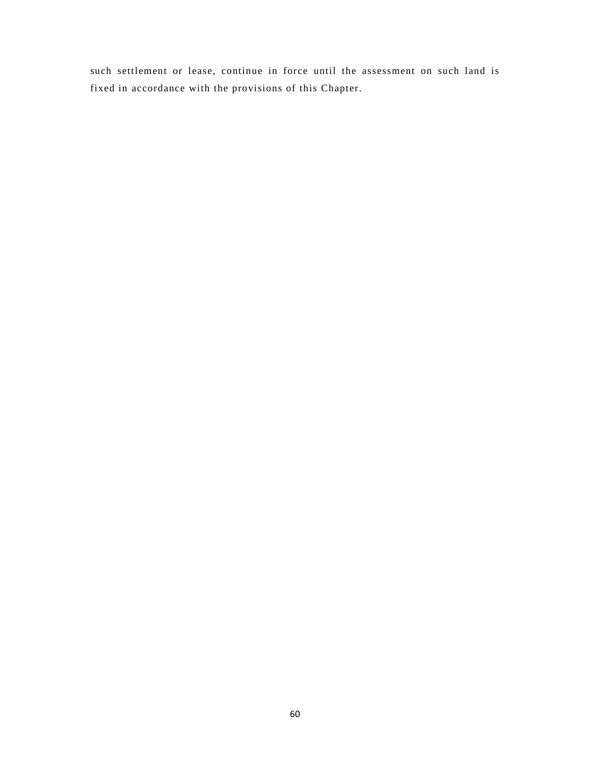such settlement or lease, continue in force until the assessment on such land is fixed in accordance with the provisions of this Chapter.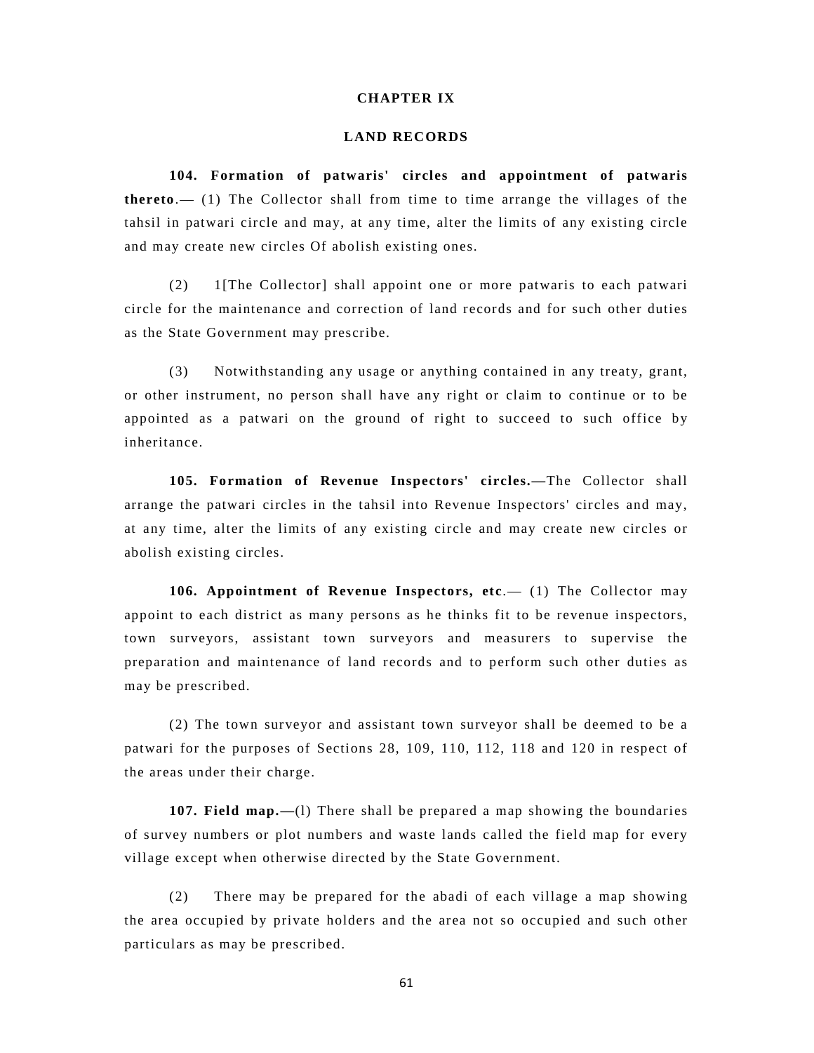## CHAPTER IX

## LAND RECORDS

**104. Formation of patwaris' circles and appointment of patwaris thereto**.— (1) The Collector shall from time to time arrange the villages of the tahsil in patwari circle and may, at any time, alter the limits of any existing circle and may create new circles Of abolish existing ones.

(2) 1[The Collector] shall appoint one or more patwaris to each patwari circle for the maintenance and correction of land records and for such other duties as the State Government may prescribe.

(3) Notwithstanding any usage or anything contained in any treaty, grant, or other instrument, no person shall have any right or claim to continue or to be appointed as a patwari on the ground of right to succeed to such office by inheritance.

**105. Formation of Revenue Inspectors' circles.—**The Collector shall arrange the patwari circles in the tahsil into Revenue Inspectors' circles and may, at any time, alter the limits of any existing circle and may create new circles or abolish existing circles.

**106. Appointment of Revenue Inspectors, etc**.— (1) The Collector may appoint to each district as many persons as he thinks fit to be revenue inspectors, town surveyors, assistant town surveyors and measurers to supervise the preparation and maintenance of land records and to perform such other duties as may be prescribed.

(2) The town surveyor and assistant town surveyor shall be deemed to be a patwari for the purposes of Sections 28, 109, 110, 112, 118 and 120 in respect of the areas under their charge.

**107. Field map.—**(l) There shall be prepared a map showing the boundaries of survey numbers or plot numbers and waste lands called the field map for every village except when otherwise directed by the State Government.

(2) There may be prepared for the abadi of each village a map showing the area occupied by private holders and the area not so occupied and such other particulars as may be prescribed.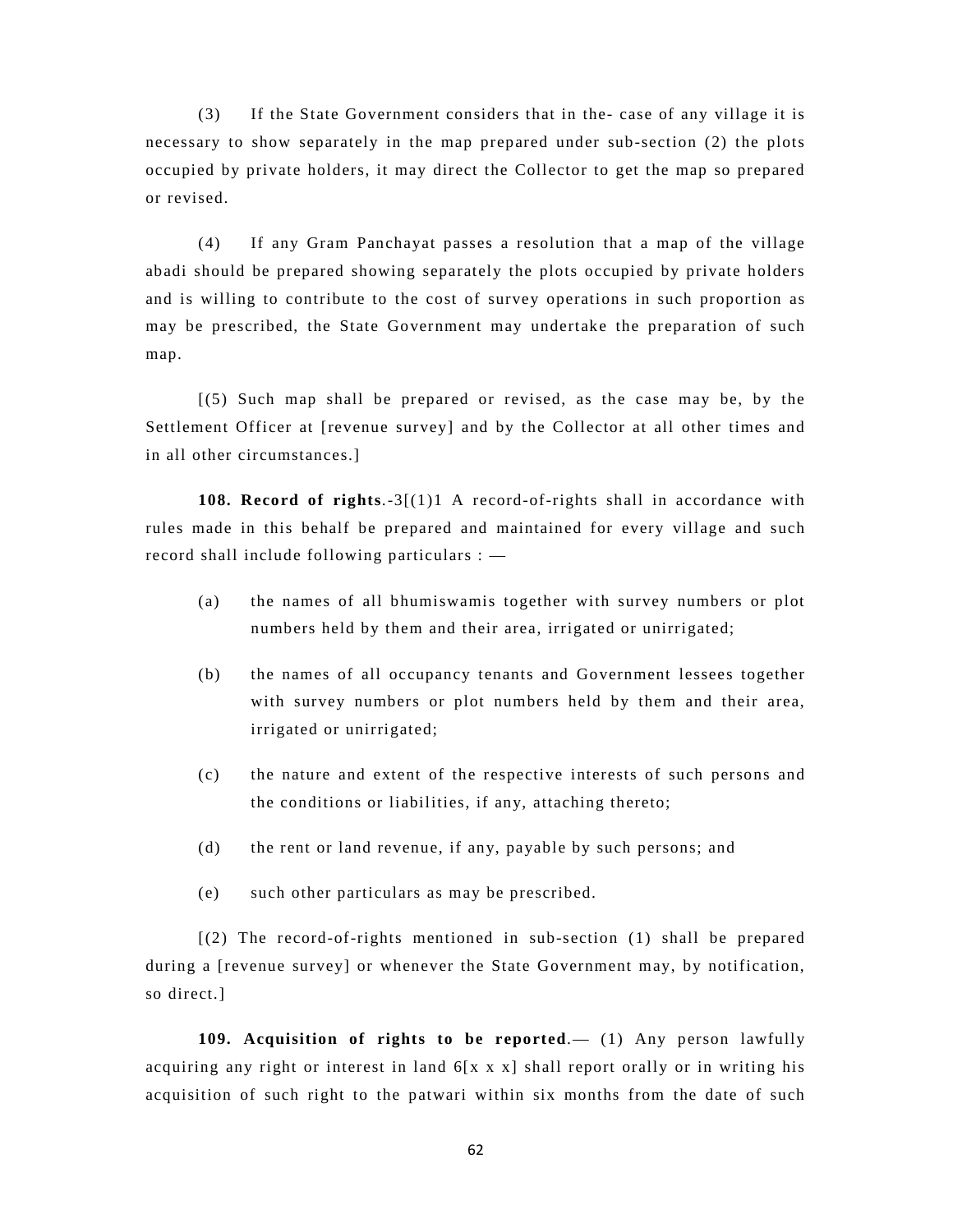(3) If the State Government considers that in the- case of any village it is necessary to show separately in the map prepared under sub-section (2) the plots occupied by private holders, it may direct the Collector to get the map so prepared or revised.

(4) If any Gram Panchayat passes a resolution that a map of the village abadi should be prepared showing separately the plots occupied by private holders and is willing to contribute to the cost of survey operations in such proportion as may be prescribed, the State Government may undertake the preparation of such map.

[(5) Such map shall be prepared or revised, as the case may be, by the Settlement Officer at [revenue survey] and by the Collector at all other times and in all other circumstances.]

**108. Record of rights**.-3[(1)1 A record-of-rights shall in accordance with rules made in this behalf be prepared and maintained for every village and such record shall include following particulars : —

(a) the names of all bhumiswamis together with survey numbers or plot numbers held by them and their area, irrigated or unirrigated;

(b) the names of all occupancy tenants and Government lessees together with survey numbers or plot numbers held by them and their area, irrigated or unirrigated;

(c) the nature and extent of the respective interests of such persons and the conditions or liabilities, if any, attaching thereto;

(d) the rent or land revenue, if any, payable by such persons; and

(e) such other particulars as may be prescribed.

[(2) The record-of-rights mentioned in sub-section (1) shall be prepared during a [revenue survey] or whenever the State Government may, by notification, so direct.]

**109. Acquisition of rights to be reported**.— (1) Any person lawfully acquiring any right or interest in land 6[x x x] shall report orally or in writing his acquisition of such right to the patwari within six months from the date of such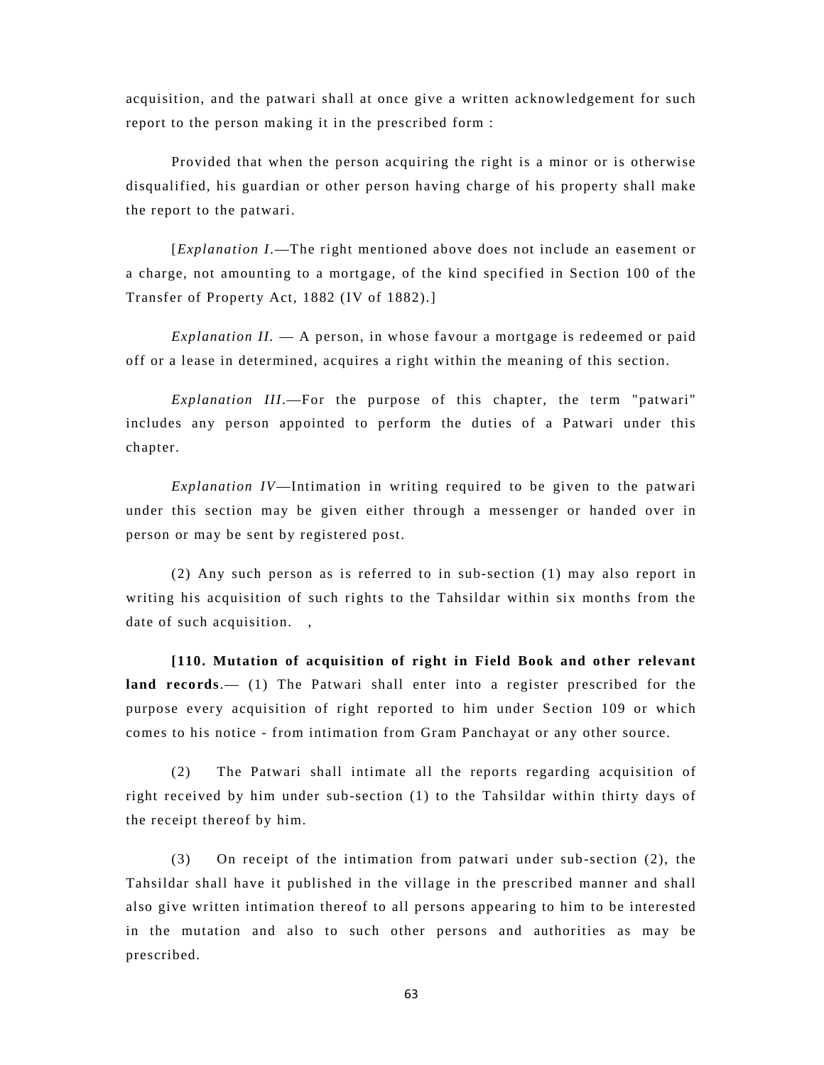acquisition, and the patwari shall at once give a written acknowledgement for such report to the person making it in the prescribed form :

Provided that when the person acquiring the right is a minor or is otherwise disqualified, his guardian or other person having charge of his property shall make the report to the patwari.

[*Explanation I*.—The right mentioned above does not include an easement or a charge, not amounting to a mortgage, of the kind specified in Section 100 of the Transfer of Property Act, 1882 (IV of 1882).]

*Explanation II.* — A person, in whose favour a mortgage is redeemed or paid off or a lease in determined, acquires a right within the meaning of this section.

*Explanation III*.—For the purpose of this chapter, the term "patwari" includes any person appointed to perform the duties of a Patwari under this chapter.

*Explanation IV*—Intimation in writing required to be given to the patwari under this section may be given either through a messenger or handed over in person or may be sent by registered post.

(2) Any such person as is referred to in sub-section (1) may also report in writing his acquisition of such rights to the Tahsildar within six months from the date of such acquisition. ,

**[110. Mutation of acquisition of right in Field Book and other relevant land records**.— (1) The Patwari shall enter into a register prescribed for the purpose every acquisition of right reported to him under Section 109 or which comes to his notice - from intimation from Gram Panchayat or any other source.

(2) The Patwari shall intimate all the reports regarding acquisition of right received by him under sub-section (1) to the Tahsildar within thirty days of the receipt thereof by him.

(3) On receipt of the intimation from patwari under sub-section (2), the Tahsildar shall have it published in the village in the prescribed manner and shall also give written intimation thereof to all persons appearing to him to be interested in the mutation and also to such other persons and authorities as may be prescribed.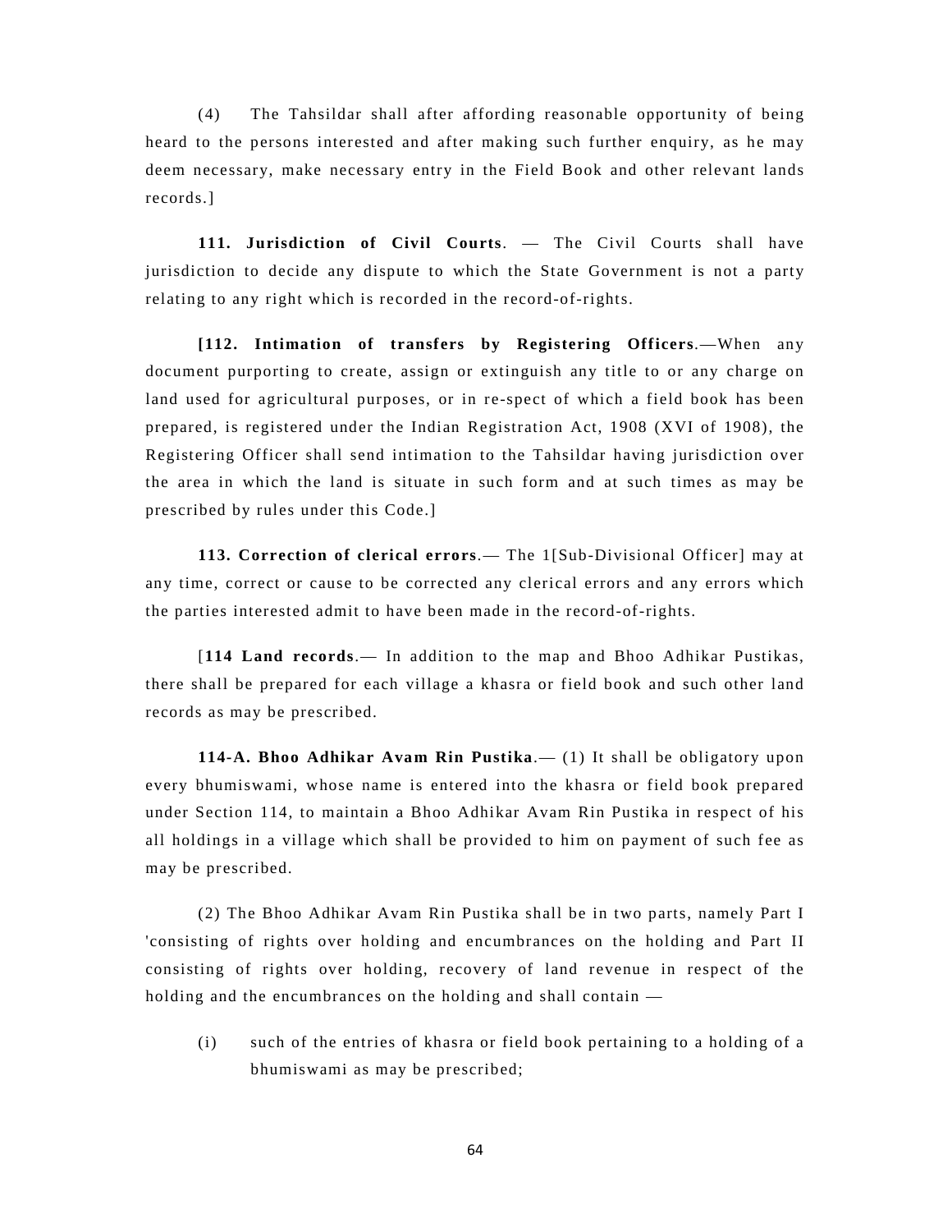(4) The Tahsildar shall after affording reasonable opportunity of being heard to the persons interested and after making such further enquiry, as he may deem necessary, make necessary entry in the Field Book and other relevant lands records.]

**111. Jurisdiction of Civil Courts**. — The Civil Courts shall have jurisdiction to decide any dispute to which the State Government is not a party relating to any right which is recorded in the record-of-rights.

**[112. Intimation of transfers by Registering Officers**.—When any document purporting to create, assign or extinguish any title to or any charge on land used for agricultural purposes, or in re-spect of which a field book has been prepared, is registered under the Indian Registration Act, 1908 (XVI of 1908), the Registering Officer shall send intimation to the Tahsildar having jurisdiction over the area in which the land is situate in such form and at such times as may be prescribed by rules under this Code.]

**113. Correction of clerical errors**.— The 1[Sub-Divisional Officer] may at any time, correct or cause to be corrected any clerical errors and any errors which the parties interested admit to have been made in the record-of-rights.

[**114 Land records**.— In addition to the map and Bhoo Adhikar Pustikas, there shall be prepared for each village a khasra or field book and such other land records as may be prescribed.

**114-A. Bhoo Adhikar Avam Rin Pustika**.— (1) It shall be obligatory upon every bhumiswami, whose name is entered into the khasra or field book prepared under Section 114, to maintain a Bhoo Adhikar Avam Rin Pustika in respect of his all holdings in a village which shall be provided to him on payment of such fee as may be prescribed.

(2) The Bhoo Adhikar Avam Rin Pustika shall be in two parts, namely Part I 'consisting of rights over holding and encumbrances on the holding and Part II consisting of rights over holding, recovery of land revenue in respect of the holding and the encumbrances on the holding and shall contain —

(i) such of the entries of khasra or field book pertaining to a holding of a bhumiswami as may be prescribed;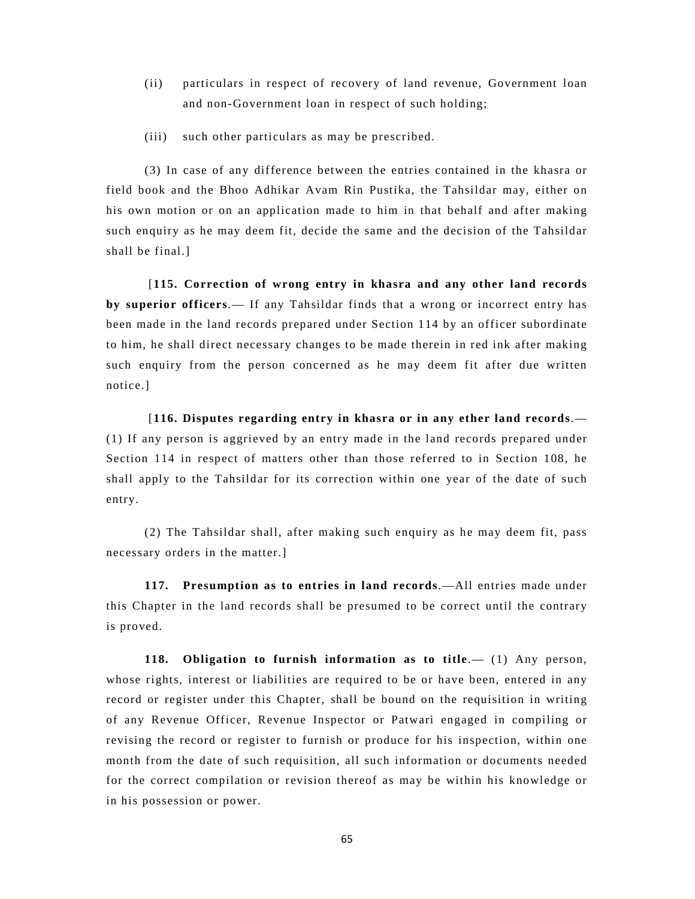(ii) particulars in respect of recovery of land revenue, Government loan and non-Government loan in respect of such holding;

(iii) such other particulars as may be prescribed.

(3) In case of any difference between the entries contained in the khasra or field book and the Bhoo Adhikar Avam Rin Pustika, the Tahsildar may, either on his own motion or on an application made to him in that behalf and after making such enquiry as he may deem fit, decide the same and the decision of the Tahsildar shall be final.]

[**115. Correction of wrong entry in khasra and any other land records by superior officers**.— If any Tahsildar finds that a wrong or incorrect entry has been made in the land records prepared under Section 114 by an officer subordinate to him, he shall direct necessary changes to be made therein in red ink after making such enquiry from the person concerned as he may deem fit after due written notice.]

[**116. Disputes regarding entry in khasra or in any ether land records**.— (1) If any person is aggrieved by an entry made in the land records prepared under Section 114 in respect of matters other than those referred to in Section 108, he shall apply to the Tahsildar for its correction within one year of the date of such entry.

(2) The Tahsildar shall, after making such enquiry as he may deem fit, pass necessary orders in the matter.]

**117. Presumption as to entries in land records**.—All entries made under this Chapter in the land records shall be presumed to be correct until the contrary is proved.

**118. Obligation to furnish information as to title**.— (1) Any person, whose rights, interest or liabilities are required to be or have been, entered in any record or register under this Chapter, shall be bound on the requisition in writing of any Revenue Officer, Revenue Inspector or Patwari engaged in compiling or revising the record or register to furnish or produce for his inspection, within one month from the date of such requisition, all such information or documents needed for the correct compilation or revision thereof as may be within his knowledge or in his possession or power.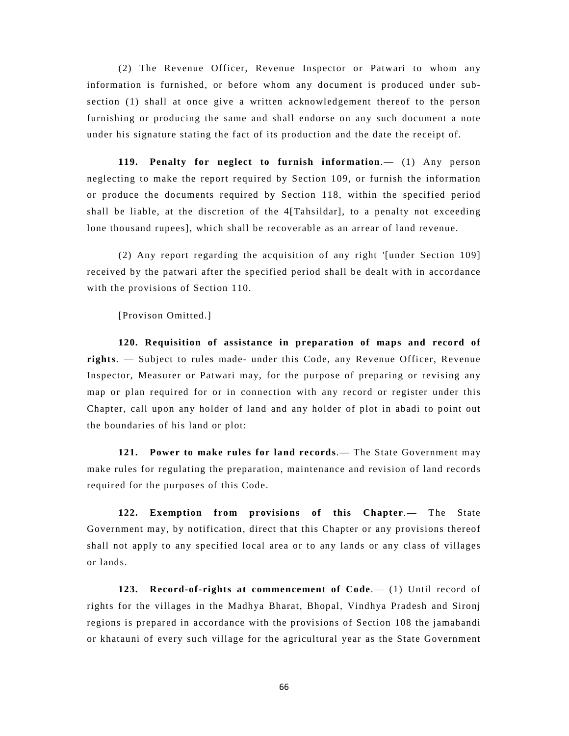(2) The Revenue Officer, Revenue Inspector or Patwari to whom any information is furnished, or before whom any document is produced under sub-section (1) shall at once give a written acknowledgement thereof to the person furnishing or producing the same and shall endorse on any such document a note under his signature stating the fact of its production and the date the receipt of.

**119. Penalty for neglect to furnish information**.— (1) Any person neglecting to make the report required by Section 109, or furnish the information or produce the documents required by Section 118, within the specified period shall be liable, at the discretion of the 4[Tahsildar], to a penalty not exceeding lone thousand rupees], which shall be recoverable as an arrear of land revenue.

(2) Any report regarding the acquisition of any right '[under Section 109] received by the patwari after the specified period shall be dealt with in accordance with the provisions of Section 110.

[Provison Omitted.]

**120. Requisition of assistance in preparation of maps and record of rights**. — Subject to rules made- under this Code, any Revenue Officer, Revenue Inspector, Measurer or Patwari may, for the purpose of preparing or revising any map or plan required for or in connection with any record or register under this Chapter, call upon any holder of land and any holder of plot in abadi to point out the boundaries of his land or plot:

**121. Power to make rules for land records**.— The State Government may make rules for regulating the preparation, maintenance and revision of land records required for the purposes of this Code.

**122. Exemption from provisions of this Chapter**.— The State Government may, by notification, direct that this Chapter or any provisions thereof shall not apply to any specified local area or to any lands or any class of villages or lands.

**123. Record-of-rights at commencement of Code**.— (1) Until record of rights for the villages in the Madhya Bharat, Bhopal, Vindhya Pradesh and Sironj regions is prepared in accordance with the provisions of Section 108 the jamabandi or khatauni of every such village for the agricultural year as the State Government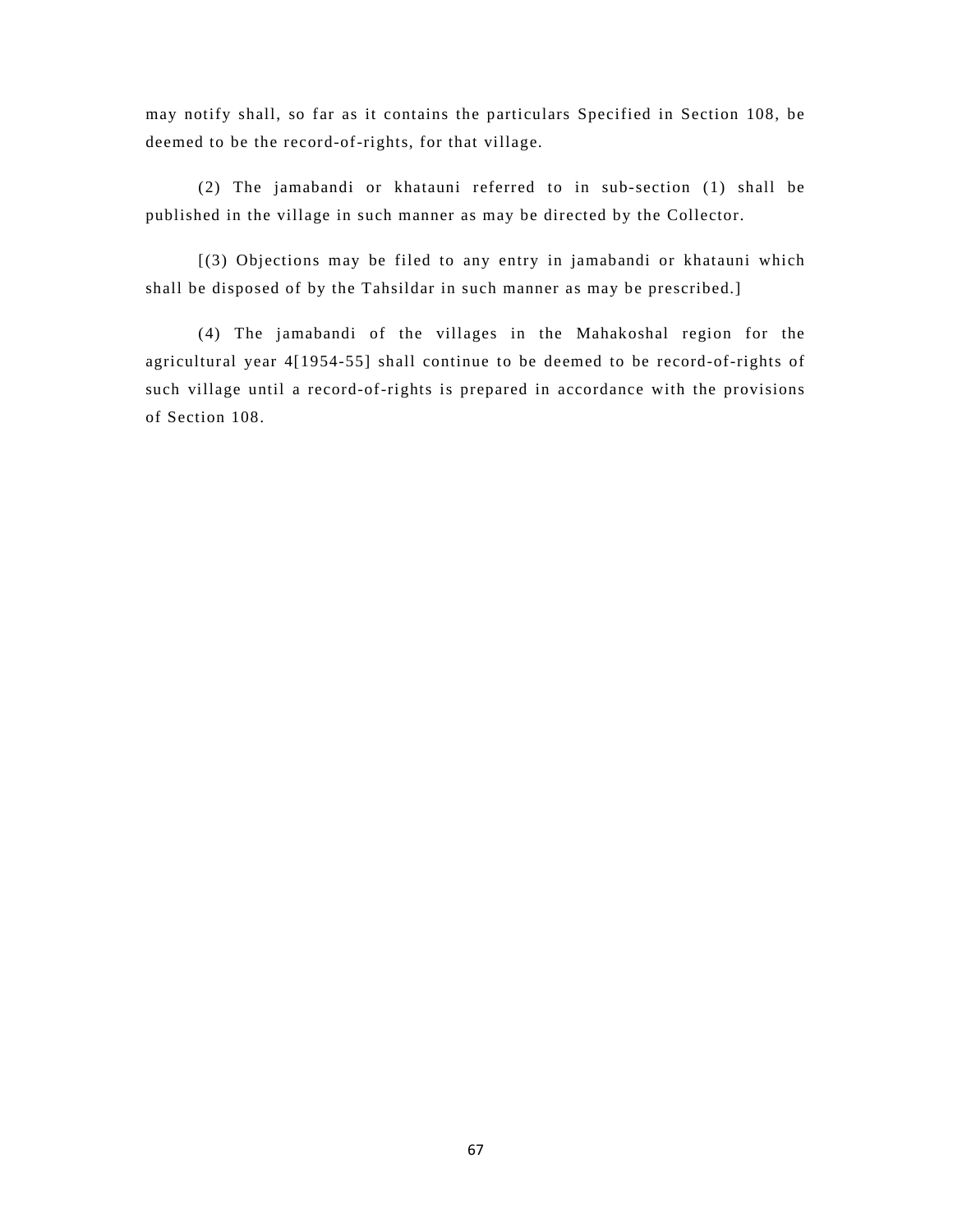may notify shall, so far as it contains the particulars Specified in Section 108, be deemed to be the record-of-rights, for that village.

(2) The jamabandi or khatauni referred to in sub-section (1) shall be published in the village in such manner as may be directed by the Collector.

[(3) Objections may be filed to any entry in jamabandi or khatauni which shall be disposed of by the Tahsildar in such manner as may be prescribed.]

(4) The jamabandi of the villages in the Mahakoshal region for the agricultural year 4[1954-55] shall continue to be deemed to be record-of-rights of such village until a record-of-rights is prepared in accordance with the provisions of Section 108.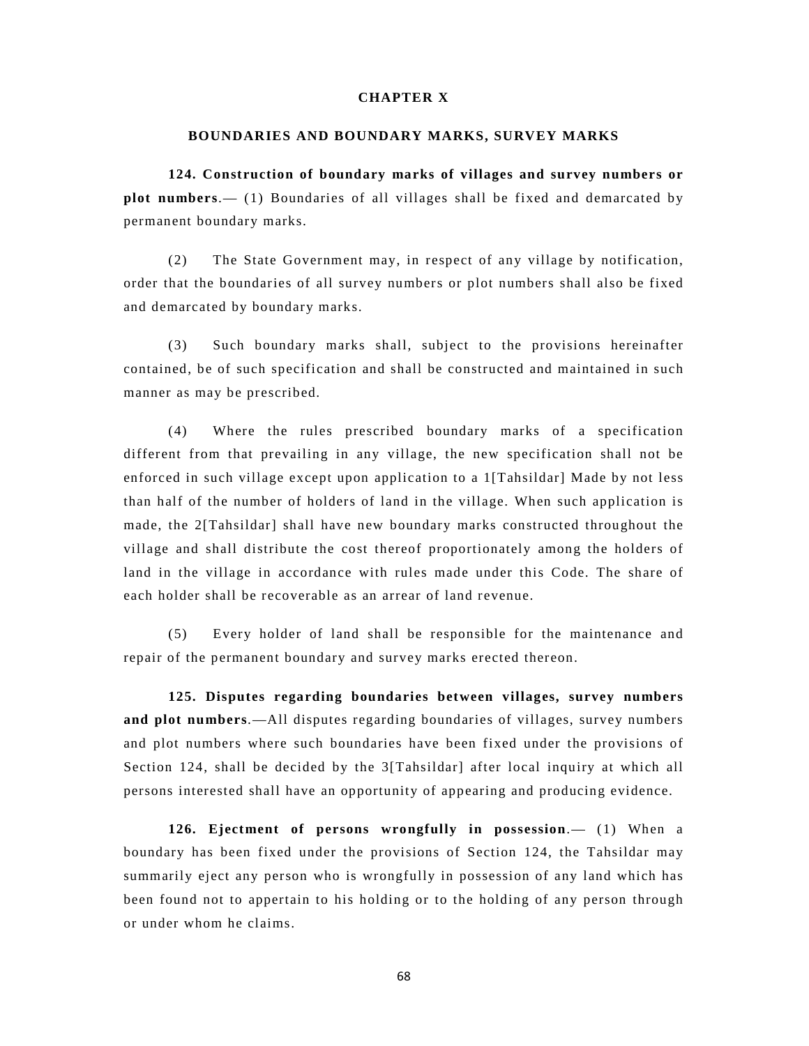## CHAPTER X

### BOUNDARIES AND BOUNDARY MARKS, SURVEY MARKS

**124. Construction of boundary marks of villages and survey numbers or plot numbers**.— (1) Boundaries of all villages shall be fixed and demarcated by permanent boundary marks.

(2) The State Government may, in respect of any village by notification, order that the boundaries of all survey numbers or plot numbers shall also be fixed and demarcated by boundary marks.

(3) Such boundary marks shall, subject to the provisions hereinafter contained, be of such specification and shall be constructed and maintained in such manner as may be prescribed.

(4) Where the rules prescribed boundary marks of a specification different from that prevailing in any village, the new specification shall not be enforced in such village except upon application to a 1[Tahsildar] Made by not less than half of the number of holders of land in the village. When such application is made, the 2[Tahsildar] shall have new boundary marks constructed throughout the village and shall distribute the cost thereof proportionately among the holders of land in the village in accordance with rules made under this Code. The share of each holder shall be recoverable as an arrear of land revenue.

(5) Every holder of land shall be responsible for the maintenance and repair of the permanent boundary and survey marks erected thereon.

**125. Disputes regarding boundaries between villages, survey numbers and plot numbers**.—All disputes regarding boundaries of villages, survey numbers and plot numbers where such boundaries have been fixed under the provisions of Section 124, shall be decided by the 3[Tahsildar] after local inquiry at which all persons interested shall have an opportunity of appearing and producing evidence.

**126. Ejectment of persons wrongfully in possession**.— (1) When a boundary has been fixed under the provisions of Section 124, the Tahsildar may summarily eject any person who is wrongfully in possession of any land which has been found not to appertain to his holding or to the holding of any person through or under whom he claims.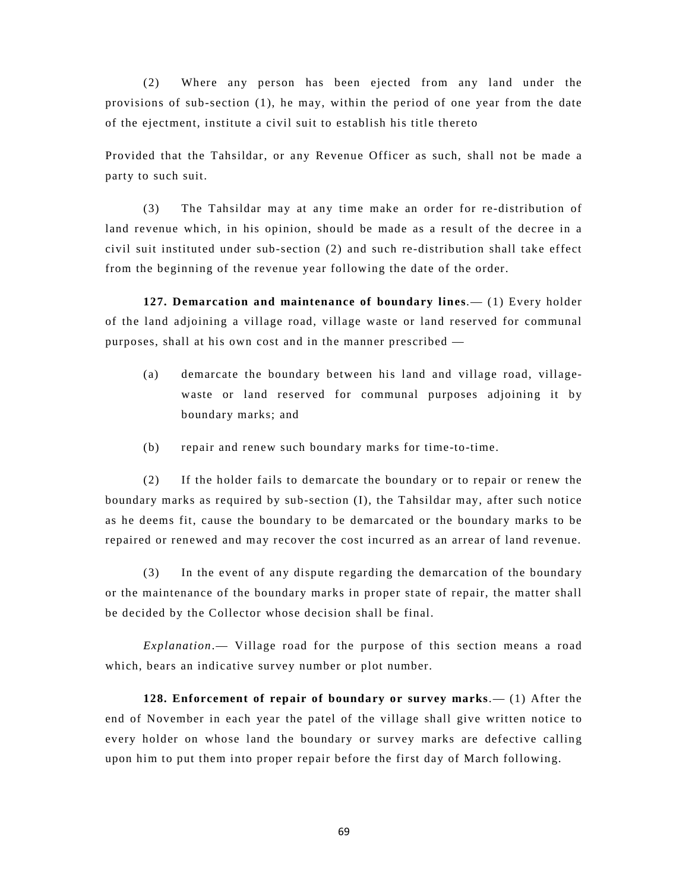(2) Where any person has been ejected from any land under the provisions of sub-section (1), he may, within the period of one year from the date of the ejectment, institute a civil suit to establish his title thereto

Provided that the Tahsildar, or any Revenue Officer as such, shall not be made a party to such suit.

(3) The Tahsildar may at any time make an order for re-distribution of land revenue which, in his opinion, should be made as a result of the decree in a civil suit instituted under sub-section (2) and such re-distribution shall take effect from the beginning of the revenue year following the date of the order.

**127. Demarcation and maintenance of boundary lines**.— (1) Every holder of the land adjoining a village road, village waste or land reserved for communal purposes, shall at his own cost and in the manner prescribed —

(a) demarcate the boundary between his land and village road, village-waste or land reserved for communal purposes adjoining it by boundary marks; and

(b) repair and renew such boundary marks for time-to-time.

(2) If the holder fails to demarcate the boundary or to repair or renew the boundary marks as required by sub-section (I), the Tahsildar may, after such notice as he deems fit, cause the boundary to be demarcated or the boundary marks to be repaired or renewed and may recover the cost incurred as an arrear of land revenue.

(3) In the event of any dispute regarding the demarcation of the boundary or the maintenance of the boundary marks in proper state of repair, the matter shall be decided by the Collector whose decision shall be final.

*Explanation*.— Village road for the purpose of this section means a road which, bears an indicative survey number or plot number.

**128. Enforcement of repair of boundary or survey marks**.— (1) After the end of November in each year the patel of the village shall give written notice to every holder on whose land the boundary or survey marks are defective calling upon him to put them into proper repair before the first day of March following.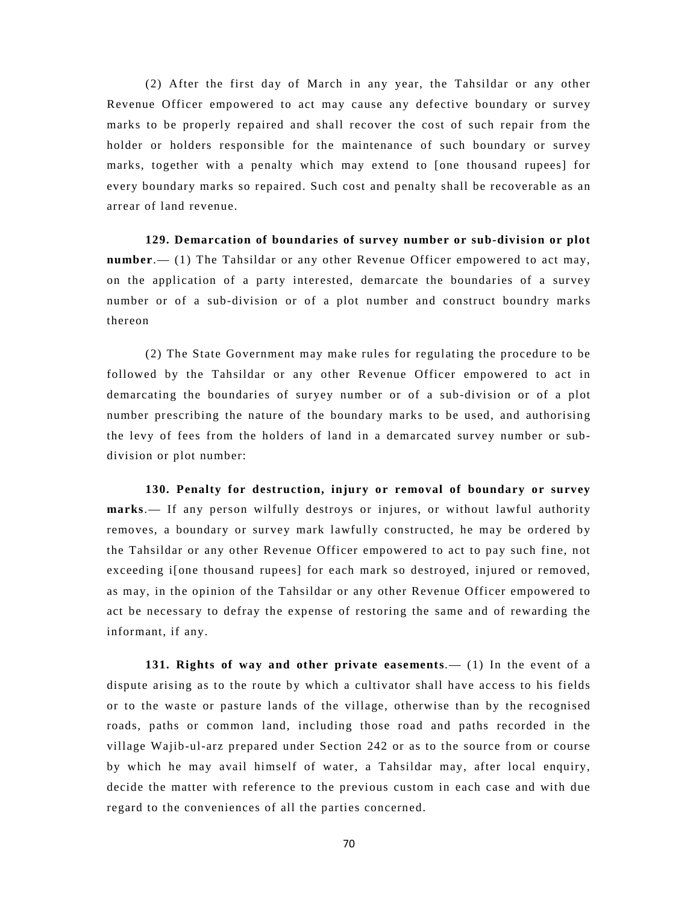(2) After the first day of March in any year, the Tahsildar or any other Revenue Officer empowered to act may cause any defective boundary or survey marks to be properly repaired and shall recover the cost of such repair from the holder or holders responsible for the maintenance of such boundary or survey marks, together with a penalty which may extend to [one thousand rupees] for every boundary marks so repaired. Such cost and penalty shall be recoverable as an arrear of land revenue.

**129. Demarcation of boundaries of survey number or sub-division or plot number**.— (1) The Tahsildar or any other Revenue Officer empowered to act may, on the application of a party interested, demarcate the boundaries of a survey number or of a sub-division or of a plot number and construct boundry marks thereon

(2) The State Government may make rules for regulating the procedure to be followed by the Tahsildar or any other Revenue Officer empowered to act in demarcating the boundaries of suryey number or of a sub-division or of a plot number prescribing the nature of the boundary marks to be used, and authorising the levy of fees from the holders of land in a demarcated survey number or sub-division or plot number:

**130. Penalty for destruction, injury or removal of boundary or survey marks**.— If any person wilfully destroys or injures, or without lawful authority removes, a boundary or survey mark lawfully constructed, he may be ordered by the Tahsildar or any other Revenue Officer empowered to act to pay such fine, not exceeding i[one thousand rupees] for each mark so destroyed, injured or removed, as may, in the opinion of the Tahsildar or any other Revenue Officer empowered to act be necessary to defray the expense of restoring the same and of rewarding the informant, if any.

**131. Rights of way and other private easements**.— (1) In the event of a dispute arising as to the route by which a cultivator shall have access to his fields or to the waste or pasture lands of the village, otherwise than by the recognised roads, paths or common land, including those road and paths recorded in the village Wajib-ul-arz prepared under Section 242 or as to the source from or course by which he may avail himself of water, a Tahsildar may, after local enquiry, decide the matter with reference to the previous custom in each case and with due regard to the conveniences of all the parties concerned.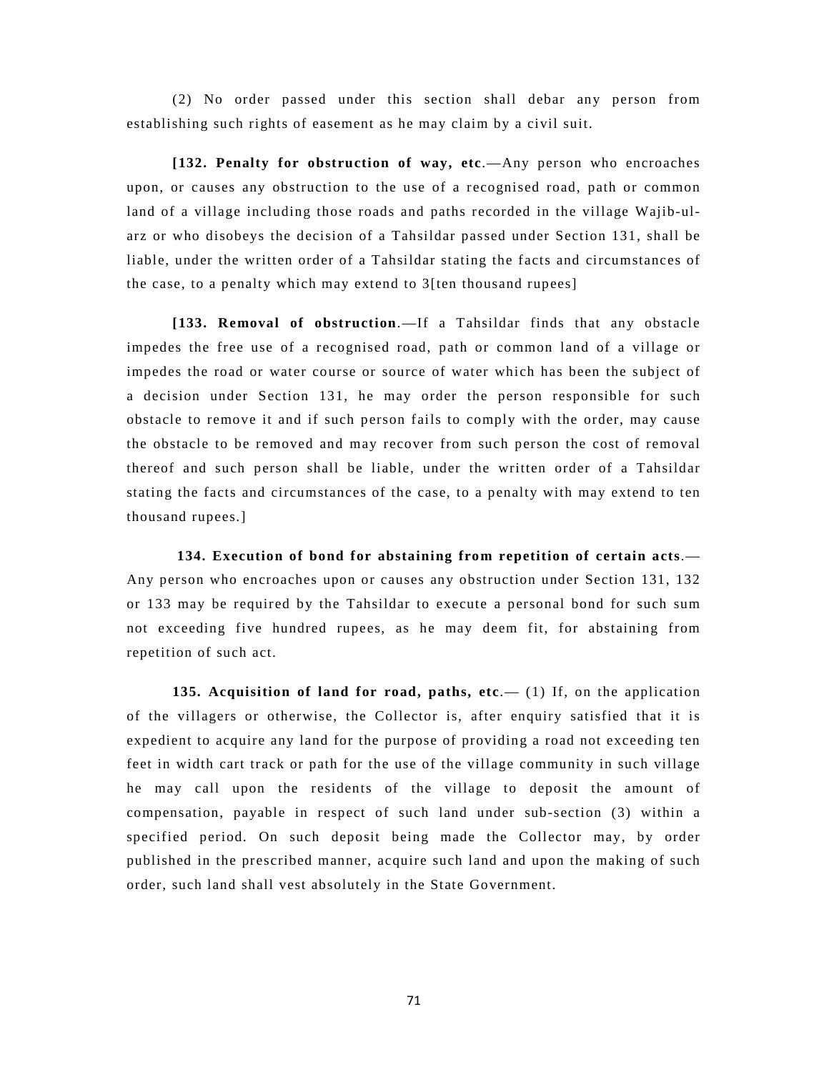(2) No order passed under this section shall debar any person from establishing such rights of easement as he may claim by a civil suit.

**[132. Penalty for obstruction of way, etc**.—Any person who encroaches upon, or causes any obstruction to the use of a recognised road, path or common land of a village including those roads and paths recorded in the village Wajib-ul-arz or who disobeys the decision of a Tahsildar passed under Section 131, shall be liable, under the written order of a Tahsildar stating the facts and circumstances of the case, to a penalty which may extend to 3[ten thousand rupees]

**[133. Removal of obstruction**.—If a Tahsildar finds that any obstacle impedes the free use of a recognised road, path or common land of a village or impedes the road or water course or source of water which has been the subject of a decision under Section 131, he may order the person responsible for such obstacle to remove it and if such person fails to comply with the order, may cause the obstacle to be removed and may recover from such person the cost of removal thereof and such person shall be liable, under the written order of a Tahsildar stating the facts and circumstances of the case, to a penalty with may extend to ten thousand rupees.]

**134. Execution of bond for abstaining from repetition of certain acts**.—Any person who encroaches upon or causes any obstruction under Section 131, 132 or 133 may be required by the Tahsildar to execute a personal bond for such sum not exceeding five hundred rupees, as he may deem fit, for abstaining from repetition of such act.

**135. Acquisition of land for road, paths, etc**.— (1) If, on the application of the villagers or otherwise, the Collector is, after enquiry satisfied that it is expedient to acquire any land for the purpose of providing a road not exceeding ten feet in width cart track or path for the use of the village community in such village he may call upon the residents of the village to deposit the amount of compensation, payable in respect of such land under sub-section (3) within a specified period. On such deposit being made the Collector may, by order published in the prescribed manner, acquire such land and upon the making of such order, such land shall vest absolutely in the State Government.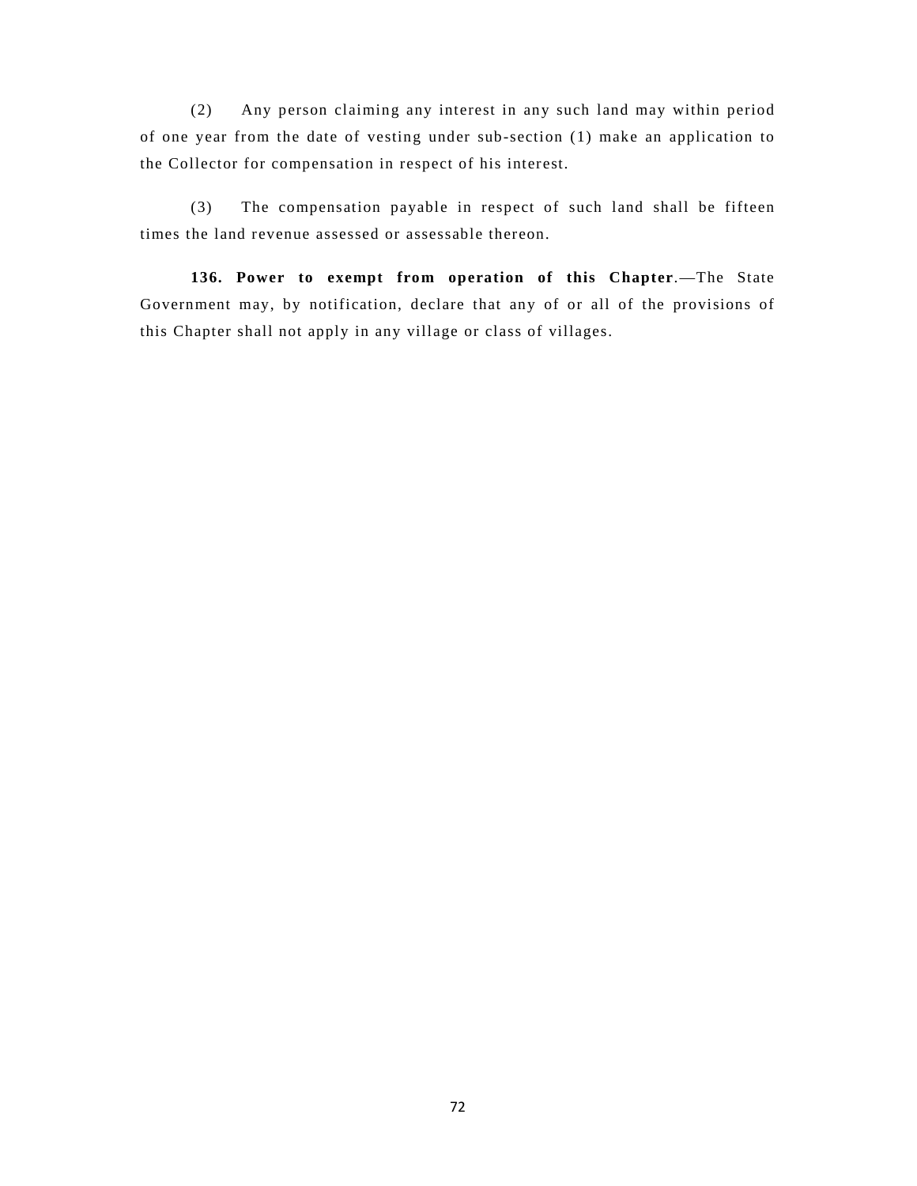(2) Any person claiming any interest in any such land may within period of one year from the date of vesting under sub-section (1) make an application to the Collector for compensation in respect of his interest.

(3) The compensation payable in respect of such land shall be fifteen times the land revenue assessed or assessable thereon.

**136. Power to exempt from operation of this Chapter**.—The State Government may, by notification, declare that any of or all of the provisions of this Chapter shall not apply in any village or class of villages.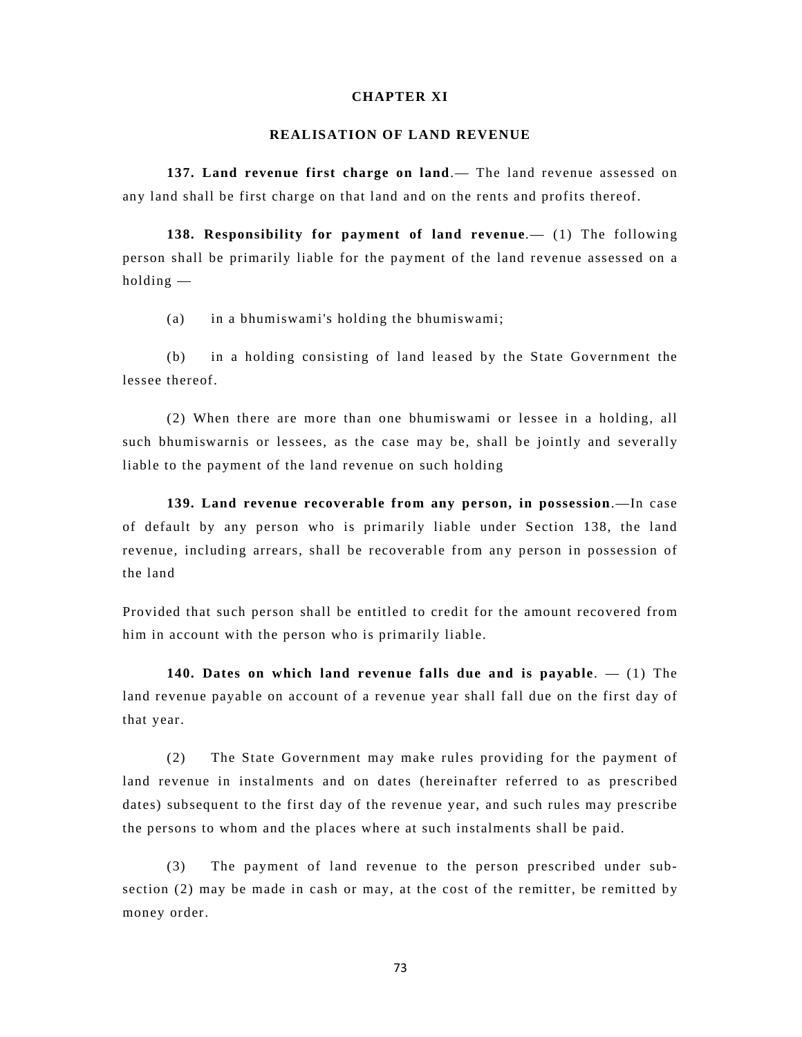# CHAPTER XI

## REALISATION OF LAND REVENUE

**137. Land revenue first charge on land**.— The land revenue assessed on any land shall be first charge on that land and on the rents and profits thereof.

**138. Responsibility for payment of land revenue**.— (1) The following person shall be primarily liable for the payment of the land revenue assessed on a holding —

(a) in a bhumiswami's holding the bhumiswami;

(b) in a holding consisting of land leased by the State Government the lessee thereof.

(2) When there are more than one bhumiswami or lessee in a holding, all such bhumiswarnis or lessees, as the case may be, shall be jointly and severally liable to the payment of the land revenue on such holding

**139. Land revenue recoverable from any person, in possession**.—In case of default by any person who is primarily liable under Section 138, the land revenue, including arrears, shall be recoverable from any person in possession of the land

Provided that such person shall be entitled to credit for the amount recovered from him in account with the person who is primarily liable.

**140. Dates on which land revenue falls due and is payable**. — (1) The land revenue payable on account of a revenue year shall fall due on the first day of that year.

(2) The State Government may make rules providing for the payment of land revenue in instalments and on dates (hereinafter referred to as prescribed dates) subsequent to the first day of the revenue year, and such rules may prescribe the persons to whom and the places where at such instalments shall be paid.

(3) The payment of land revenue to the person prescribed under sub-section (2) may be made in cash or may, at the cost of the remitter, be remitted by money order.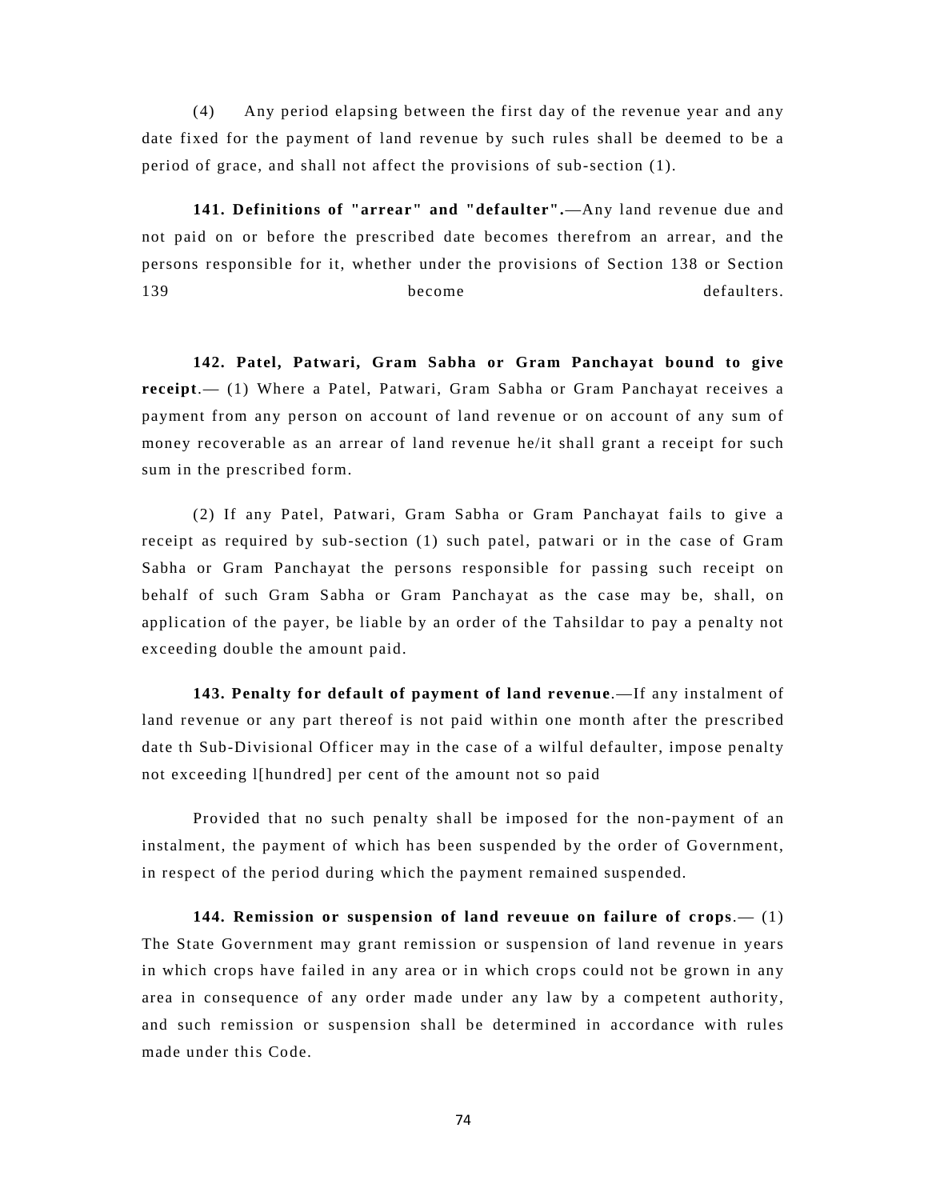(4) Any period elapsing between the first day of the revenue year and any date fixed for the payment of land revenue by such rules shall be deemed to be a period of grace, and shall not affect the provisions of sub-section (1).

**141. Definitions of "arrear" and "defaulter".**—Any land revenue due and not paid on or before the prescribed date becomes therefrom an arrear, and the persons responsible for it, whether under the provisions of Section 138 or Section 139 become defaulters.

**142. Patel, Patwari, Gram Sabha or Gram Panchayat bound to give receipt**.— (1) Where a Patel, Patwari, Gram Sabha or Gram Panchayat receives a payment from any person on account of land revenue or on account of any sum of money recoverable as an arrear of land revenue he/it shall grant a receipt for such sum in the prescribed form.

(2) If any Patel, Patwari, Gram Sabha or Gram Panchayat fails to give a receipt as required by sub-section (1) such patel, patwari or in the case of Gram Sabha or Gram Panchayat the persons responsible for passing such receipt on behalf of such Gram Sabha or Gram Panchayat as the case may be, shall, on application of the payer, be liable by an order of the Tahsildar to pay a penalty not exceeding double the amount paid.

**143. Penalty for default of payment of land revenue**.—If any instalment of land revenue or any part thereof is not paid within one month after the prescribed date th Sub-Divisional Officer may in the case of a wilful defaulter, impose penalty not exceeding l[hundred] per cent of the amount not so paid

Provided that no such penalty shall be imposed for the non-payment of an instalment, the payment of which has been suspended by the order of Government, in respect of the period during which the payment remained suspended.

**144. Remission or suspension of land reveuue on failure of crops**.— (1) The State Government may grant remission or suspension of land revenue in years in which crops have failed in any area or in which crops could not be grown in any area in consequence of any order made under any law by a competent authority, and such remission or suspension shall be determined in accordance with rules made under this Code.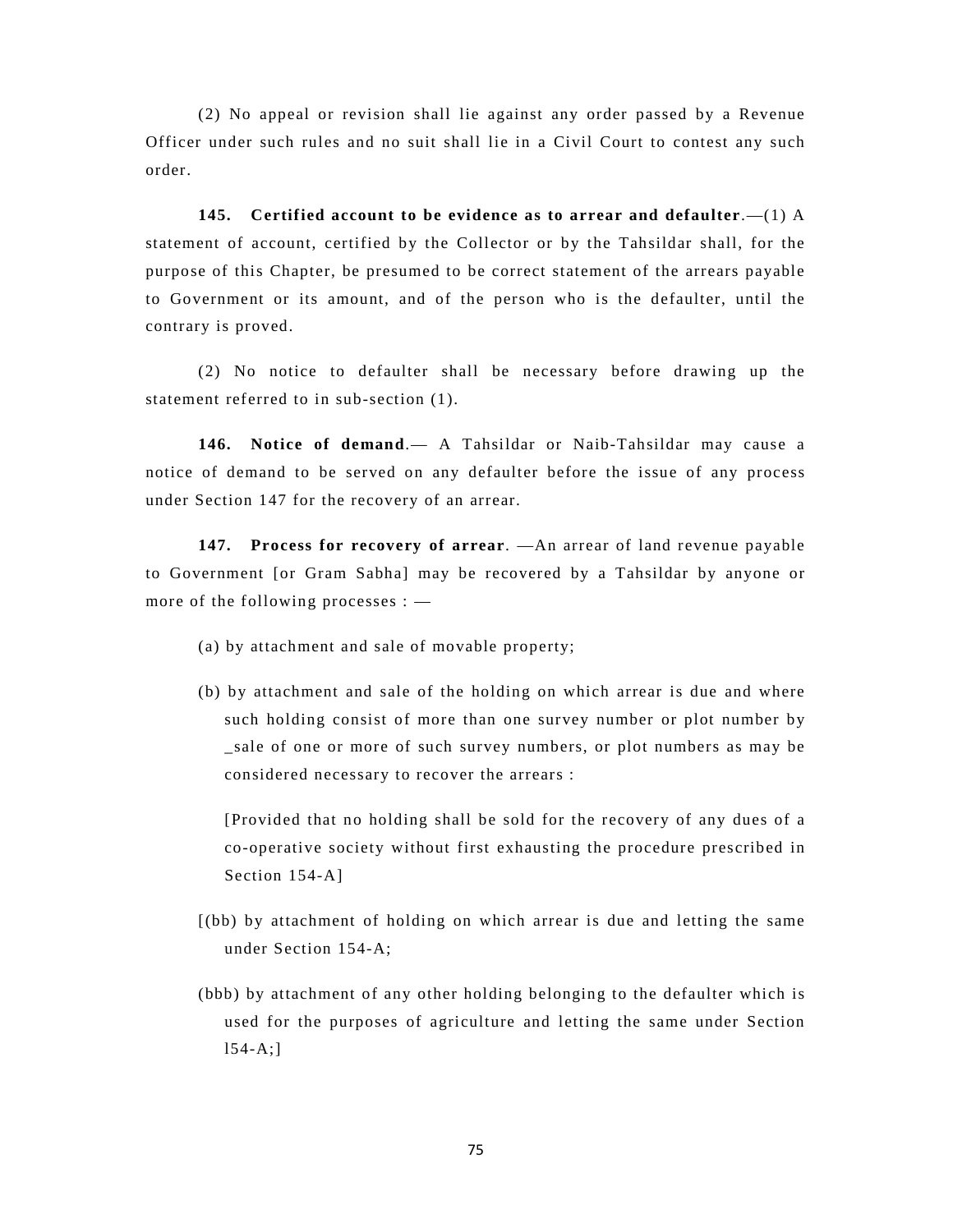(2) No appeal or revision shall lie against any order passed by a Revenue Officer under such rules and no suit shall lie in a Civil Court to contest any such order.

**145. Certified account to be evidence as to arrear and defaulter**.—(1) A statement of account, certified by the Collector or by the Tahsildar shall, for the purpose of this Chapter, be presumed to be correct statement of the arrears payable to Government or its amount, and of the person who is the defaulter, until the contrary is proved.

(2) No notice to defaulter shall be necessary before drawing up the statement referred to in sub-section (1).

**146. Notice of demand**.— A Tahsildar or Naib-Tahsildar may cause a notice of demand to be served on any defaulter before the issue of any process under Section 147 for the recovery of an arrear.

**147. Process for recovery of arrear**. —An arrear of land revenue payable to Government [or Gram Sabha] may be recovered by a Tahsildar by anyone or more of the following processes : —

(a) by attachment and sale of movable property;

(b) by attachment and sale of the holding on which arrear is due and where such holding consist of more than one survey number or plot number by _sale of one or more of such survey numbers, or plot numbers as may be considered necessary to recover the arrears :

[Provided that no holding shall be sold for the recovery of any dues of a co-operative society without first exhausting the procedure prescribed in Section 154-A]

[(bb) by attachment of holding on which arrear is due and letting the same under Section 154-A;

(bbb) by attachment of any other holding belonging to the defaulter which is used for the purposes of agriculture and letting the same under Section l54-A;]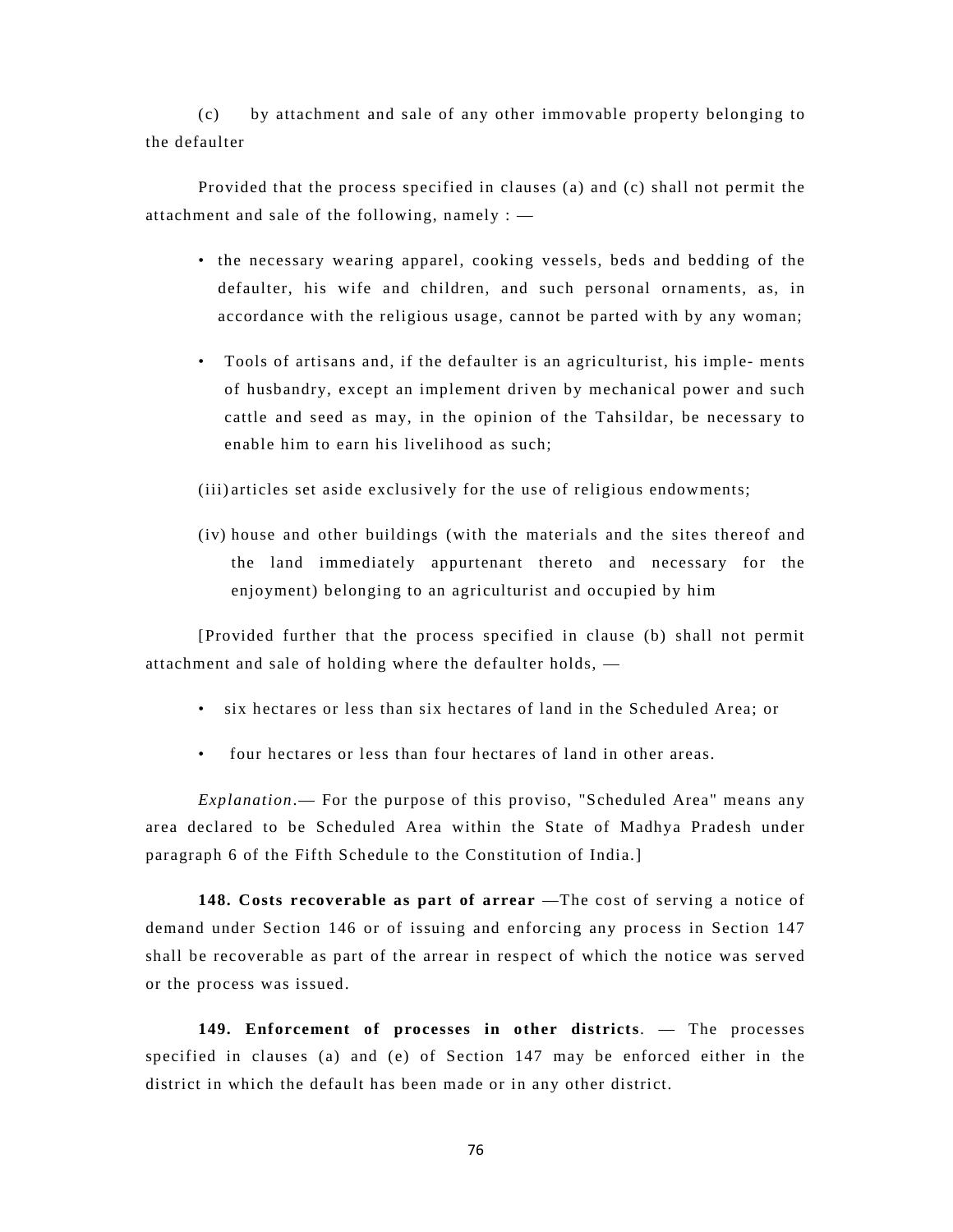(c) by attachment and sale of any other immovable property belonging to the defaulter

Provided that the process specified in clauses (a) and (c) shall not permit the attachment and sale of the following, namely : —

- the necessary wearing apparel, cooking vessels, beds and bedding of the defaulter, his wife and children, and such personal ornaments, as, in accordance with the religious usage, cannot be parted with by any woman;
- Tools of artisans and, if the defaulter is an agriculturist, his imple- ments of husbandry, except an implement driven by mechanical power and such cattle and seed as may, in the opinion of the Tahsildar, be necessary to enable him to earn his livelihood as such;

(iii) articles set aside exclusively for the use of religious endowments;

(iv) house and other buildings (with the materials and the sites thereof and the land immediately appurtenant thereto and necessary for the enjoyment) belonging to an agriculturist and occupied by him

[Provided further that the process specified in clause (b) shall not permit attachment and sale of holding where the defaulter holds, —

- six hectares or less than six hectares of land in the Scheduled Area; or
- four hectares or less than four hectares of land in other areas.

*Explanation*.— For the purpose of this proviso, "Scheduled Area" means any area declared to be Scheduled Area within the State of Madhya Pradesh under paragraph 6 of the Fifth Schedule to the Constitution of India.]

**148. Costs recoverable as part of arrear** —The cost of serving a notice of demand under Section 146 or of issuing and enforcing any process in Section 147 shall be recoverable as part of the arrear in respect of which the notice was served or the process was issued.

**149. Enforcement of processes in other districts**. — The processes specified in clauses (a) and (e) of Section 147 may be enforced either in the district in which the default has been made or in any other district.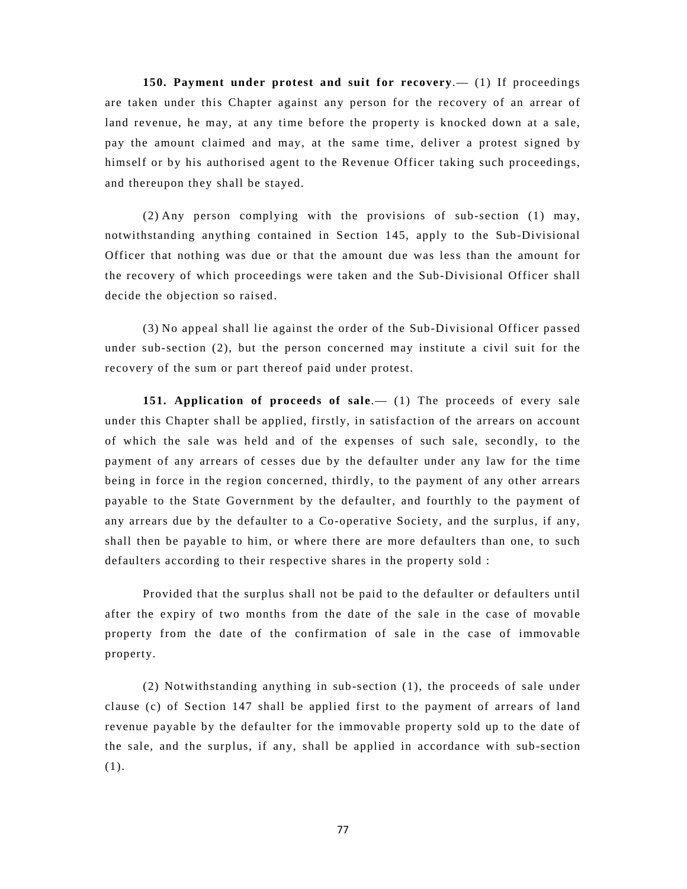**150. Payment under protest and suit for recovery**.— (1) If proceedings are taken under this Chapter against any person for the recovery of an arrear of land revenue, he may, at any time before the property is knocked down at a sale, pay the amount claimed and may, at the same time, deliver a protest signed by himself or by his authorised agent to the Revenue Officer taking such proceedings, and thereupon they shall be stayed.

(2) Any person complying with the provisions of sub-section (1) may, notwithstanding anything contained in Section 145, apply to the Sub-Divisional Officer that nothing was due or that the amount due was less than the amount for the recovery of which proceedings were taken and the Sub-Divisional Officer shall decide the objection so raised.

(3) No appeal shall lie against the order of the Sub-Divisional Officer passed under sub-section (2), but the person concerned may institute a civil suit for the recovery of the sum or part thereof paid under protest.

**151. Application of proceeds of sale**.— (1) The proceeds of every sale under this Chapter shall be applied, firstly, in satisfaction of the arrears on account of which the sale was held and of the expenses of such sale, secondly, to the payment of any arrears of cesses due by the defaulter under any law for the time being in force in the region concerned, thirdly, to the payment of any other arrears payable to the State Government by the defaulter, and fourthly to the payment of any arrears due by the defaulter to a Co-operative Society, and the surplus, if any, shall then be payable to him, or where there are more defaulters than one, to such defaulters according to their respective shares in the property sold :

Provided that the surplus shall not be paid to the defaulter or defaulters until after the expiry of two months from the date of the sale in the case of movable property from the date of the confirmation of sale in the case of immovable property.

(2) Notwithstanding anything in sub-section (1), the proceeds of sale under clause (c) of Section 147 shall be applied first to the payment of arrears of land revenue payable by the defaulter for the immovable property sold up to the date of the sale, and the surplus, if any, shall be applied in accordance with sub-section (1).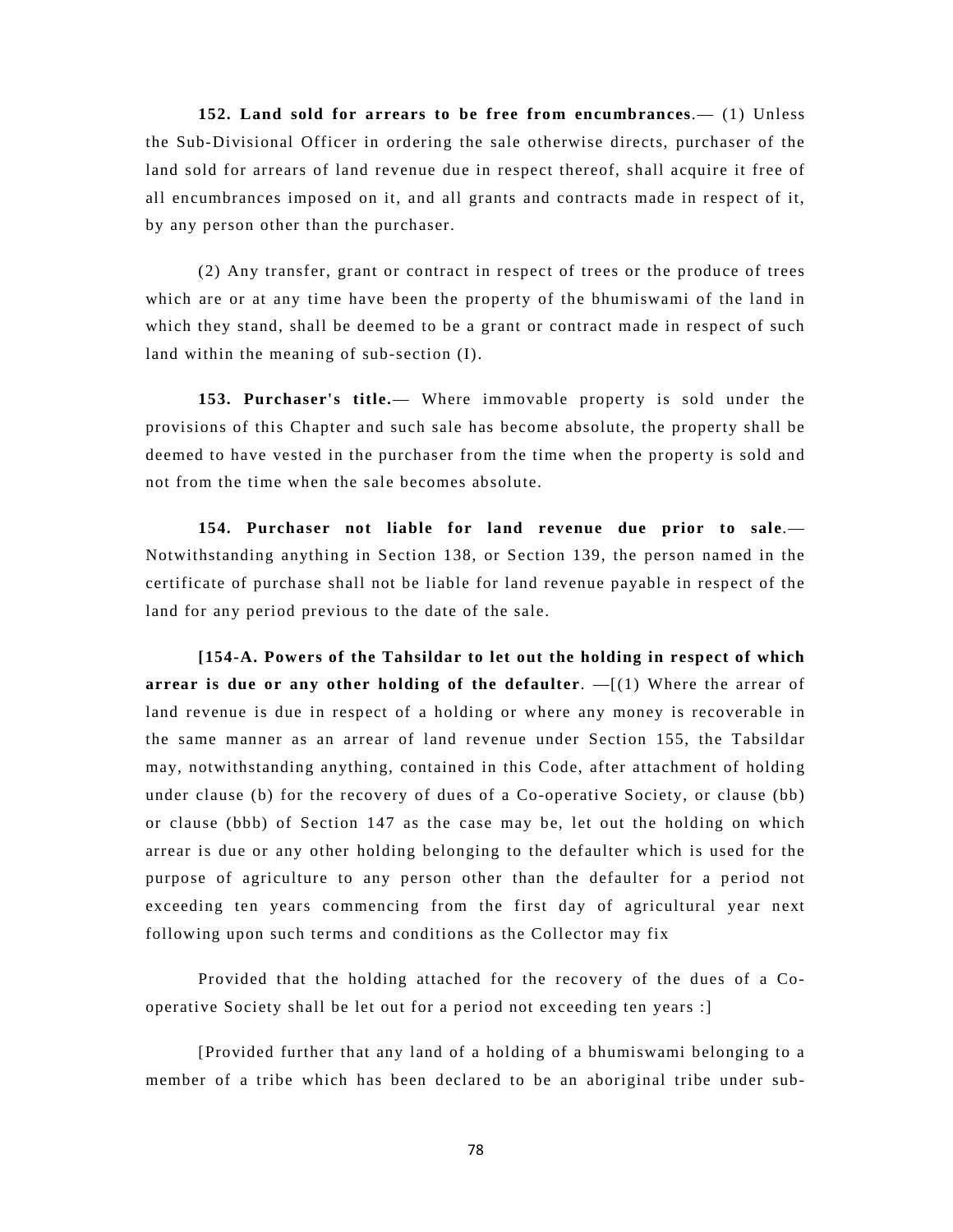**152. Land sold for arrears to be free from encumbrances**.— (1) Unless the Sub-Divisional Officer in ordering the sale otherwise directs, purchaser of the land sold for arrears of land revenue due in respect thereof, shall acquire it free of all encumbrances imposed on it, and all grants and contracts made in respect of it, by any person other than the purchaser.

(2) Any transfer, grant or contract in respect of trees or the produce of trees which are or at any time have been the property of the bhumiswami of the land in which they stand, shall be deemed to be a grant or contract made in respect of such land within the meaning of sub-section (I).

**153. Purchaser's title.**— Where immovable property is sold under the provisions of this Chapter and such sale has become absolute, the property shall be deemed to have vested in the purchaser from the time when the property is sold and not from the time when the sale becomes absolute.

**154. Purchaser not liable for land revenue due prior to sale**.— Notwithstanding anything in Section 138, or Section 139, the person named in the certificate of purchase shall not be liable for land revenue payable in respect of the land for any period previous to the date of the sale.

**[154-A. Powers of the Tahsildar to let out the holding in respect of which arrear is due or any other holding of the defaulter**. —[(1) Where the arrear of land revenue is due in respect of a holding or where any money is recoverable in the same manner as an arrear of land revenue under Section 155, the Tabsildar may, notwithstanding anything, contained in this Code, after attachment of holding under clause (b) for the recovery of dues of a Co-operative Society, or clause (bb) or clause (bbb) of Section 147 as the case may be, let out the holding on which arrear is due or any other holding belonging to the defaulter which is used for the purpose of agriculture to any person other than the defaulter for a period not exceeding ten years commencing from the first day of agricultural year next following upon such terms and conditions as the Collector may fix

Provided that the holding attached for the recovery of the dues of a Co-operative Society shall be let out for a period not exceeding ten years :]

[Provided further that any land of a holding of a bhumiswami belonging to a member of a tribe which has been declared to be an aboriginal tribe under sub-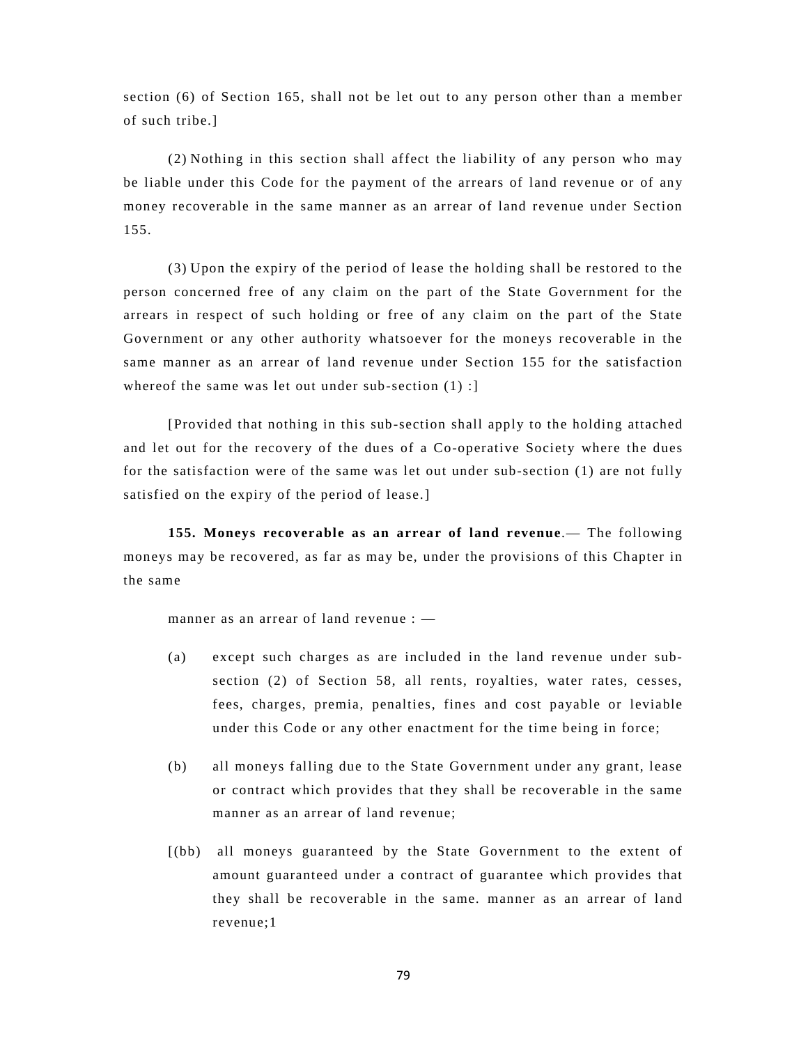section (6) of Section 165, shall not be let out to any person other than a member of such tribe.]

(2) Nothing in this section shall affect the liability of any person who may be liable under this Code for the payment of the arrears of land revenue or of any money recoverable in the same manner as an arrear of land revenue under Section 155.

(3) Upon the expiry of the period of lease the holding shall be restored to the person concerned free of any claim on the part of the State Government for the arrears in respect of such holding or free of any claim on the part of the State Government or any other authority whatsoever for the moneys recoverable in the same manner as an arrear of land revenue under Section 155 for the satisfaction whereof the same was let out under sub-section (1) :]

[Provided that nothing in this sub-section shall apply to the holding attached and let out for the recovery of the dues of a Co-operative Society where the dues for the satisfaction were of the same was let out under sub-section (1) are not fully satisfied on the expiry of the period of lease.]

**155. Moneys recoverable as an arrear of land revenue**.— The following moneys may be recovered, as far as may be, under the provisions of this Chapter in the same

manner as an arrear of land revenue : —

(a) except such charges as are included in the land revenue under sub-section (2) of Section 58, all rents, royalties, water rates, cesses, fees, charges, premia, penalties, fines and cost payable or leviable under this Code or any other enactment for the time being in force;

(b) all moneys falling due to the State Government under any grant, lease or contract which provides that they shall be recoverable in the same manner as an arrear of land revenue;

[(bb) all moneys guaranteed by the State Government to the extent of amount guaranteed under a contract of guarantee which provides that they shall be recoverable in the same. manner as an arrear of land revenue;1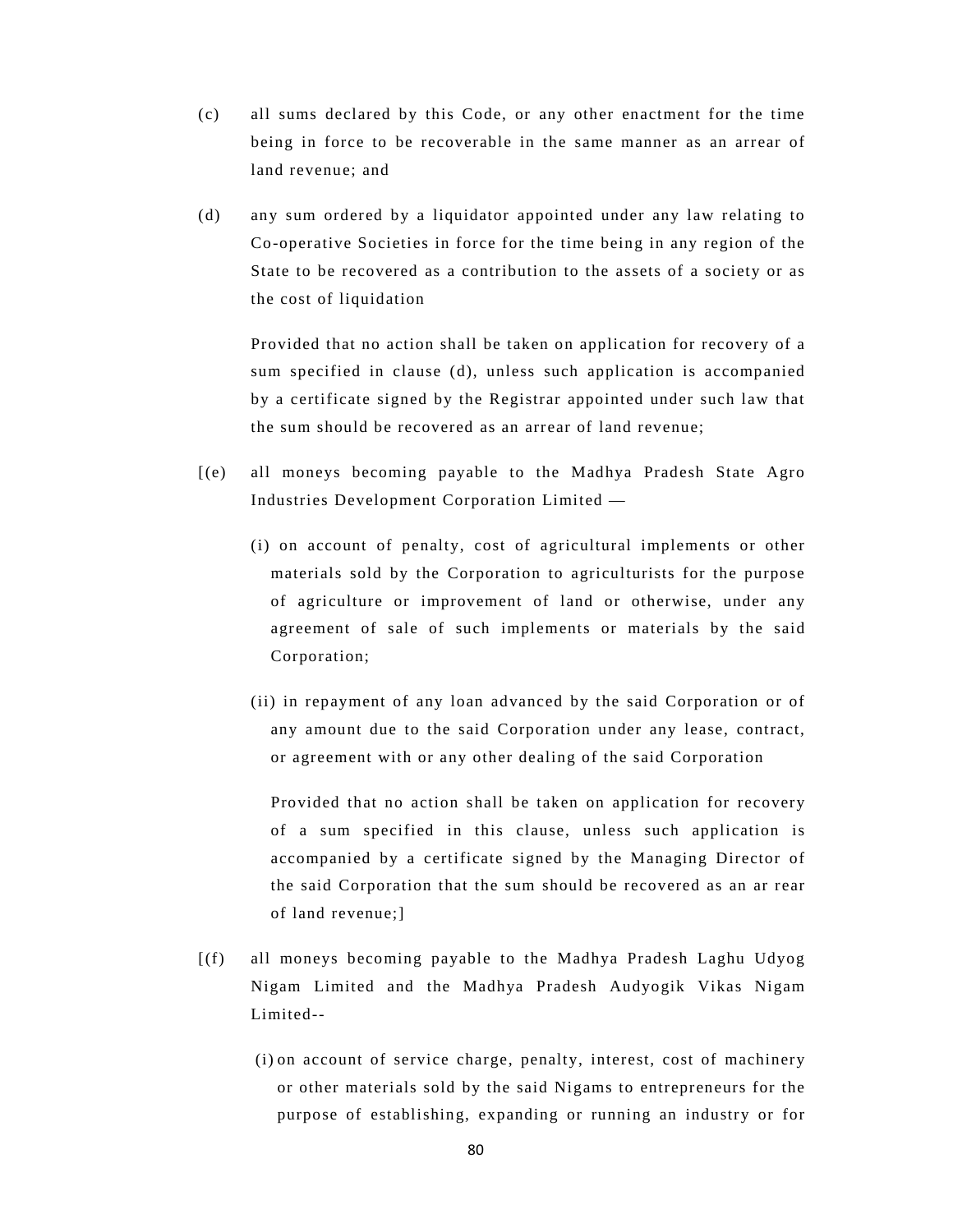(c) all sums declared by this Code, or any other enactment for the time being in force to be recoverable in the same manner as an arrear of land revenue; and

(d) any sum ordered by a liquidator appointed under any law relating to Co-operative Societies in force for the time being in any region of the State to be recovered as a contribution to the assets of a society or as the cost of liquidation

Provided that no action shall be taken on application for recovery of a sum specified in clause (d), unless such application is accompanied by a certificate signed by the Registrar appointed under such law that the sum should be recovered as an arrear of land revenue;

[(e) all moneys becoming payable to the Madhya Pradesh State Agro Industries Development Corporation Limited —

(i) on account of penalty, cost of agricultural implements or other materials sold by the Corporation to agriculturists for the purpose of agriculture or improvement of land or otherwise, under any agreement of sale of such implements or materials by the said Corporation;

(ii) in repayment of any loan advanced by the said Corporation or of any amount due to the said Corporation under any lease, contract, or agreement with or any other dealing of the said Corporation

Provided that no action shall be taken on application for recovery of a sum specified in this clause, unless such application is accompanied by a certificate signed by the Managing Director of the said Corporation that the sum should be recovered as an ar rear of land revenue;]

[(f) all moneys becoming payable to the Madhya Pradesh Laghu Udyog Nigam Limited and the Madhya Pradesh Audyogik Vikas Nigam Limited--

(i) on account of service charge, penalty, interest, cost of machinery or other materials sold by the said Nigams to entrepreneurs for the purpose of establishing, expanding or running an industry or for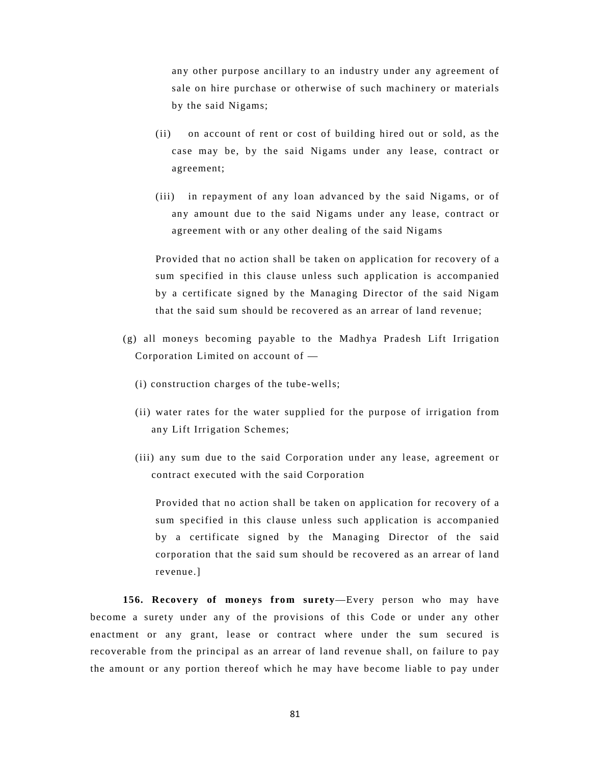any other purpose ancillary to an industry under any agreement of sale on hire purchase or otherwise of such machinery or materials by the said Nigams;

(ii) on account of rent or cost of building hired out or sold, as the case may be, by the said Nigams under any lease, contract or agreement;

(iii) in repayment of any loan advanced by the said Nigams, or of any amount due to the said Nigams under any lease, contract or agreement with or any other dealing of the said Nigams

Provided that no action shall be taken on application for recovery of a sum specified in this clause unless such application is accompanied by a certificate signed by the Managing Director of the said Nigam that the said sum should be recovered as an arrear of land revenue;

(g) all moneys becoming payable to the Madhya Pradesh Lift Irrigation Corporation Limited on account of —

(i) construction charges of the tube-wells;

(ii) water rates for the water supplied for the purpose of irrigation from any Lift Irrigation Schemes;

(iii) any sum due to the said Corporation under any lease, agreement or contract executed with the said Corporation

Provided that no action shall be taken on application for recovery of a sum specified in this clause unless such application is accompanied by a certificate signed by the Managing Director of the said corporation that the said sum should be recovered as an arrear of land revenue.]

**156. Recovery of moneys from surety**—Every person who may have become a surety under any of the provisions of this Code or under any other enactment or any grant, lease or contract where under the sum secured is recoverable from the principal as an arrear of land revenue shall, on failure to pay the amount or any portion thereof which he may have become liable to pay under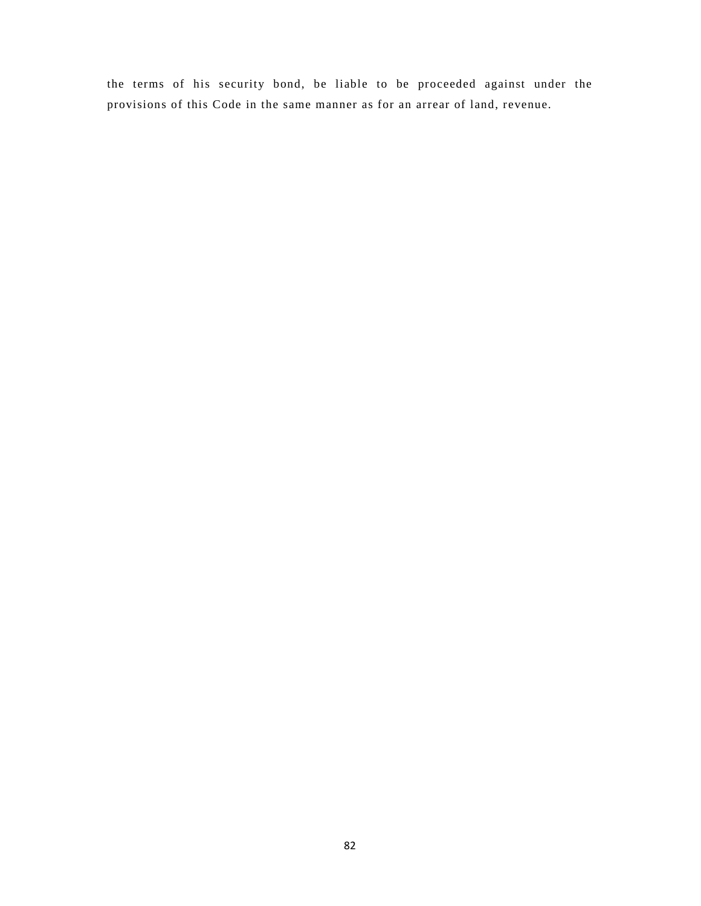the terms of his security bond, be liable to be proceeded against under the provisions of this Code in the same manner as for an arrear of land, revenue.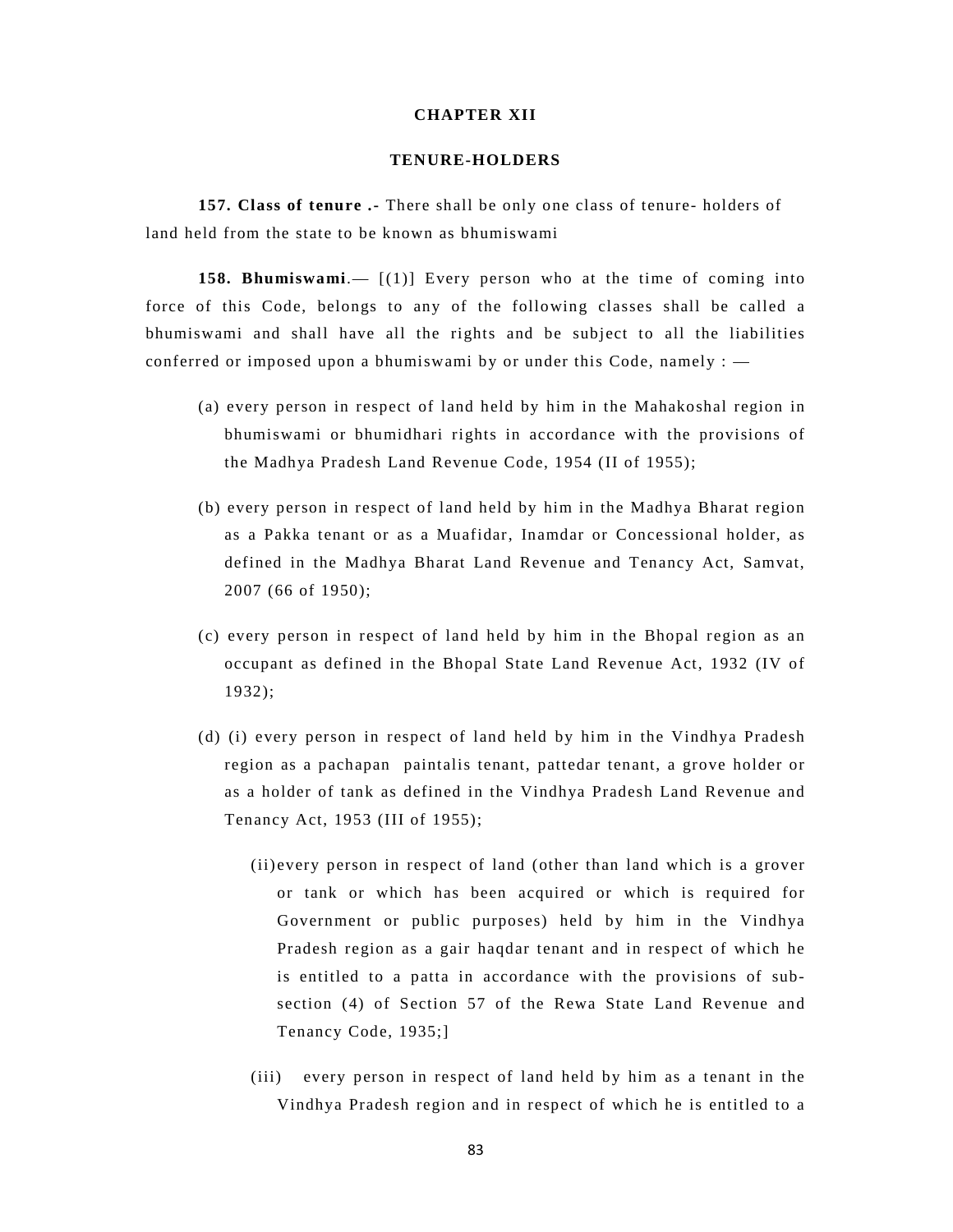## CHAPTER XII

## TENURE-HOLDERS

**157. Class of tenure .-** There shall be only one class of tenure- holders of land held from the state to be known as bhumiswami

**158. Bhumiswami**.— [(1)] Every person who at the time of coming into force of this Code, belongs to any of the following classes shall be called a bhumiswami and shall have all the rights and be subject to all the liabilities conferred or imposed upon a bhumiswami by or under this Code, namely : —

(a) every person in respect of land held by him in the Mahakoshal region in bhumiswami or bhumidhari rights in accordance with the provisions of the Madhya Pradesh Land Revenue Code, 1954 (II of 1955);

(b) every person in respect of land held by him in the Madhya Bharat region as a Pakka tenant or as a Muafidar, Inamdar or Concessional holder, as defined in the Madhya Bharat Land Revenue and Tenancy Act, Samvat, 2007 (66 of 1950);

(c) every person in respect of land held by him in the Bhopal region as an occupant as defined in the Bhopal State Land Revenue Act, 1932 (IV of 1932);

(d) (i) every person in respect of land held by him in the Vindhya Pradesh region as a pachapan paintalis tenant, pattedar tenant, a grove holder or as a holder of tank as defined in the Vindhya Pradesh Land Revenue and Tenancy Act, 1953 (III of 1955);

(ii) every person in respect of land (other than land which is a grover or tank or which has been acquired or which is required for Government or public purposes) held by him in the Vindhya Pradesh region as a gair haqdar tenant and in respect of which he is entitled to a patta in accordance with the provisions of sub-section (4) of Section 57 of the Rewa State Land Revenue and Tenancy Code, 1935;]

(iii) every person in respect of land held by him as a tenant in the Vindhya Pradesh region and in respect of which he is entitled to a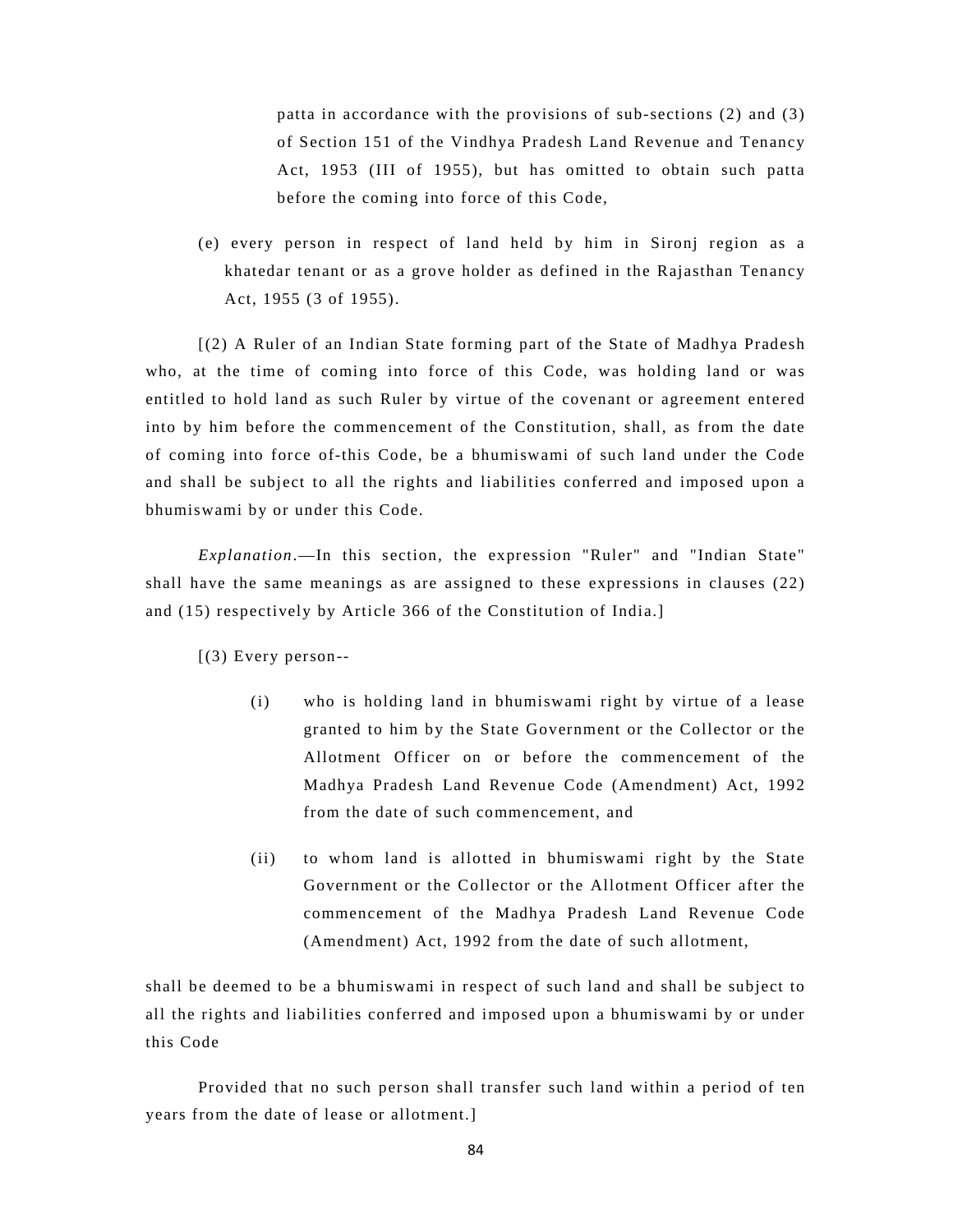patta in accordance with the provisions of sub-sections (2) and (3) of Section 151 of the Vindhya Pradesh Land Revenue and Tenancy Act, 1953 (III of 1955), but has omitted to obtain such patta before the coming into force of this Code,

(e) every person in respect of land held by him in Sironj region as a khatedar tenant or as a grove holder as defined in the Rajasthan Tenancy Act, 1955 (3 of 1955).

[(2) A Ruler of an Indian State forming part of the State of Madhya Pradesh who, at the time of coming into force of this Code, was holding land or was entitled to hold land as such Ruler by virtue of the covenant or agreement entered into by him before the commencement of the Constitution, shall, as from the date of coming into force of-this Code, be a bhumiswami of such land under the Code and shall be subject to all the rights and liabilities conferred and imposed upon a bhumiswami by or under this Code.

*Explanation*.—In this section, the expression "Ruler" and "Indian State" shall have the same meanings as are assigned to these expressions in clauses (22) and (15) respectively by Article 366 of the Constitution of India.]

[(3) Every person--

(i) who is holding land in bhumiswami right by virtue of a lease granted to him by the State Government or the Collector or the Allotment Officer on or before the commencement of the Madhya Pradesh Land Revenue Code (Amendment) Act, 1992 from the date of such commencement, and

(ii) to whom land is allotted in bhumiswami right by the State Government or the Collector or the Allotment Officer after the commencement of the Madhya Pradesh Land Revenue Code (Amendment) Act, 1992 from the date of such allotment,

shall be deemed to be a bhumiswami in respect of such land and shall be subject to all the rights and liabilities conferred and imposed upon a bhumiswami by or under this Code

Provided that no such person shall transfer such land within a period of ten years from the date of lease or allotment.]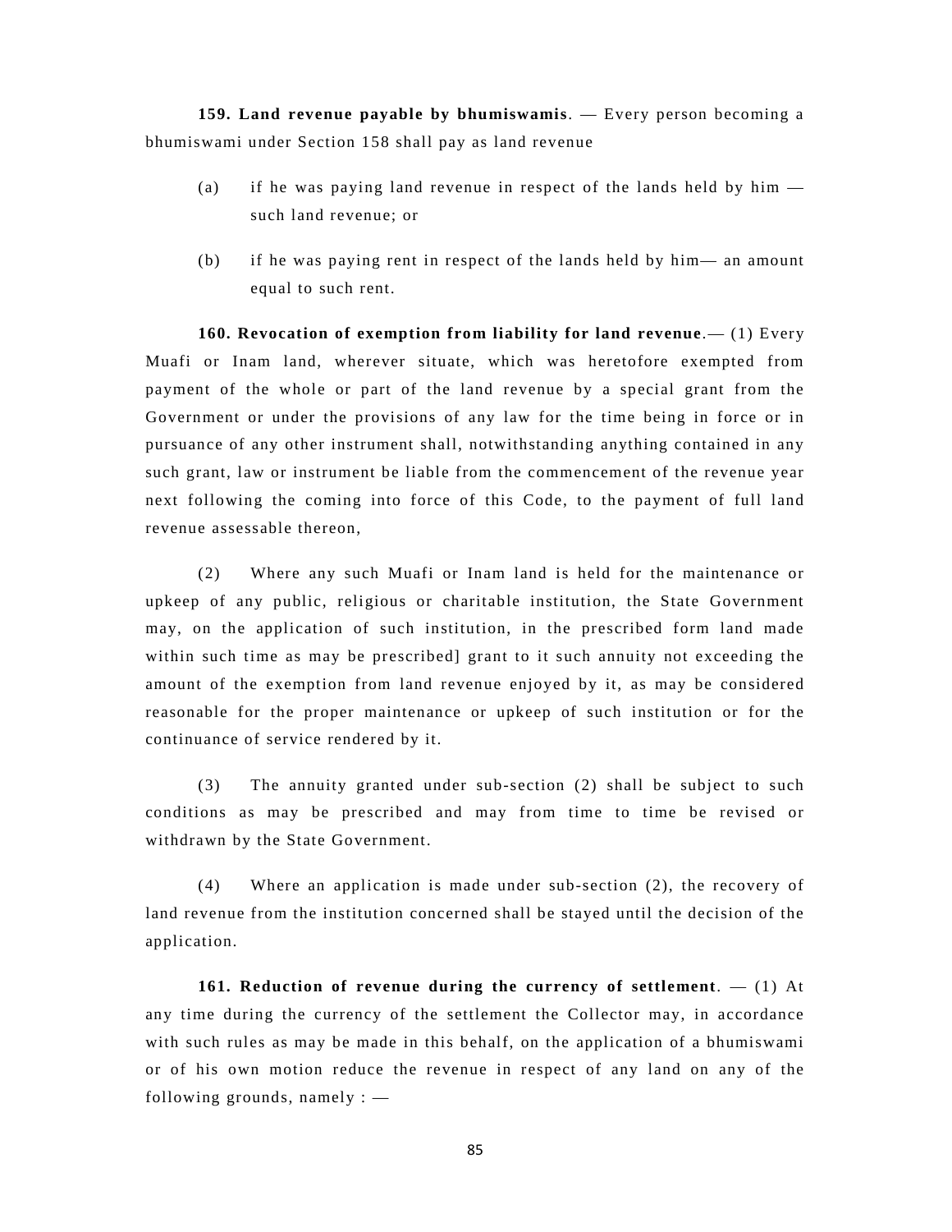**159. Land revenue payable by bhumiswamis**. — Every person becoming a bhumiswami under Section 158 shall pay as land revenue

(a) if he was paying land revenue in respect of the lands held by him — such land revenue; or

(b) if he was paying rent in respect of the lands held by him— an amount equal to such rent.

**160. Revocation of exemption from liability for land revenue**.— (1) Every Muafi or Inam land, wherever situate, which was heretofore exempted from payment of the whole or part of the land revenue by a special grant from the Government or under the provisions of any law for the time being in force or in pursuance of any other instrument shall, notwithstanding anything contained in any such grant, law or instrument be liable from the commencement of the revenue year next following the coming into force of this Code, to the payment of full land revenue assessable thereon,

(2) Where any such Muafi or Inam land is held for the maintenance or upkeep of any public, religious or charitable institution, the State Government may, on the application of such institution, in the prescribed form land made within such time as may be prescribed] grant to it such annuity not exceeding the amount of the exemption from land revenue enjoyed by it, as may be considered reasonable for the proper maintenance or upkeep of such institution or for the continuance of service rendered by it.

(3) The annuity granted under sub-section (2) shall be subject to such conditions as may be prescribed and may from time to time be revised or withdrawn by the State Government.

(4) Where an application is made under sub-section (2), the recovery of land revenue from the institution concerned shall be stayed until the decision of the application.

**161. Reduction of revenue during the currency of settlement**. — (1) At any time during the currency of the settlement the Collector may, in accordance with such rules as may be made in this behalf, on the application of a bhumiswami or of his own motion reduce the revenue in respect of any land on any of the following grounds, namely : —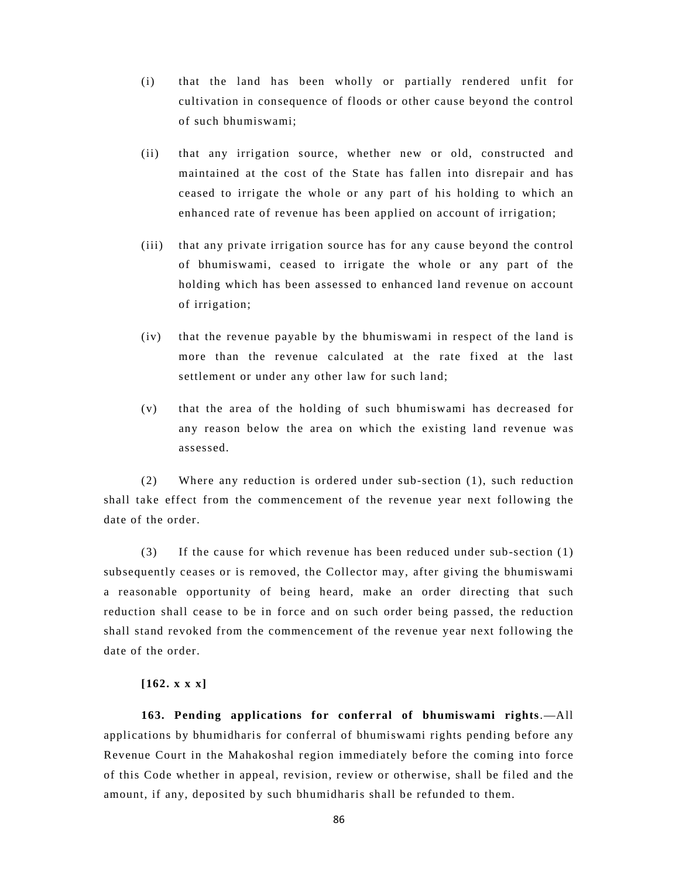(i) that the land has been wholly or partially rendered unfit for cultivation in consequence of floods or other cause beyond the control of such bhumiswami;

(ii) that any irrigation source, whether new or old, constructed and maintained at the cost of the State has fallen into disrepair and has ceased to irrigate the whole or any part of his holding to which an enhanced rate of revenue has been applied on account of irrigation;

(iii) that any private irrigation source has for any cause beyond the control of bhumiswami, ceased to irrigate the whole or any part of the holding which has been assessed to enhanced land revenue on account of irrigation;

(iv) that the revenue payable by the bhumiswami in respect of the land is more than the revenue calculated at the rate fixed at the last settlement or under any other law for such land;

(v) that the area of the holding of such bhumiswami has decreased for any reason below the area on which the existing land revenue was assessed.

(2) Where any reduction is ordered under sub-section (1), such reduction shall take effect from the commencement of the revenue year next following the date of the order.

(3) If the cause for which revenue has been reduced under sub-section (1) subsequently ceases or is removed, the Collector may, after giving the bhumiswami a reasonable opportunity of being heard, make an order directing that such reduction shall cease to be in force and on such order being passed, the reduction shall stand revoked from the commencement of the revenue year next following the date of the order.

**[162. x x x]**

**163. Pending applications for conferral of bhumiswami rights**.—All applications by bhumidharis for conferral of bhumiswami rights pending before any Revenue Court in the Mahakoshal region immediately before the coming into force of this Code whether in appeal, revision, review or otherwise, shall be filed and the amount, if any, deposited by such bhumidharis shall be refunded to them.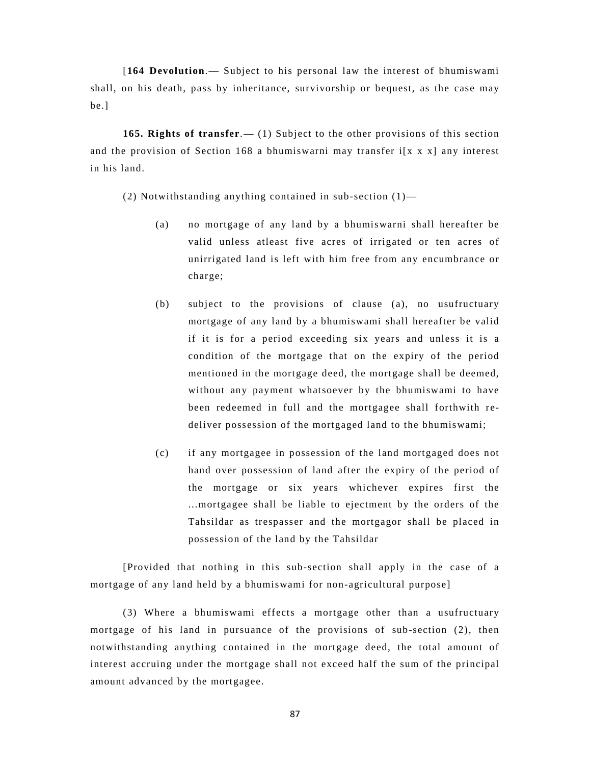[**164 Devolution**.— Subject to his personal law the interest of bhumiswami shall, on his death, pass by inheritance, survivorship or bequest, as the case may be.]

**165. Rights of transfer**.— (1) Subject to the other provisions of this section and the provision of Section 168 a bhumiswarni may transfer i[x x x] any interest in his land.

(2) Notwithstanding anything contained in sub-section (1)—

(a) no mortgage of any land by a bhumiswarni shall hereafter be valid unless atleast five acres of irrigated or ten acres of unirrigated land is left with him free from any encumbrance or charge;

(b) subject to the provisions of clause (a), no usufructuary mortgage of any land by a bhumiswami shall hereafter be valid if it is for a period exceeding six years and unless it is a condition of the mortgage that on the expiry of the period mentioned in the mortgage deed, the mortgage shall be deemed, without any payment whatsoever by the bhumiswami to have been redeemed in full and the mortgagee shall forthwith re-deliver possession of the mortgaged land to the bhumiswami;

(c) if any mortgagee in possession of the land mortgaged does not hand over possession of land after the expiry of the period of the mortgage or six years whichever expires first the ...mortgagee shall be liable to ejectment by the orders of the Tahsildar as trespasser and the mortgagor shall be placed in possession of the land by the Tahsildar

[Provided that nothing in this sub-section shall apply in the case of a mortgage of any land held by a bhumiswami for non-agricultural purpose]

(3) Where a bhumiswami effects a mortgage other than a usufructuary mortgage of his land in pursuance of the provisions of sub-section (2), then notwithstanding anything contained in the mortgage deed, the total amount of interest accruing under the mortgage shall not exceed half the sum of the principal amount advanced by the mortgagee.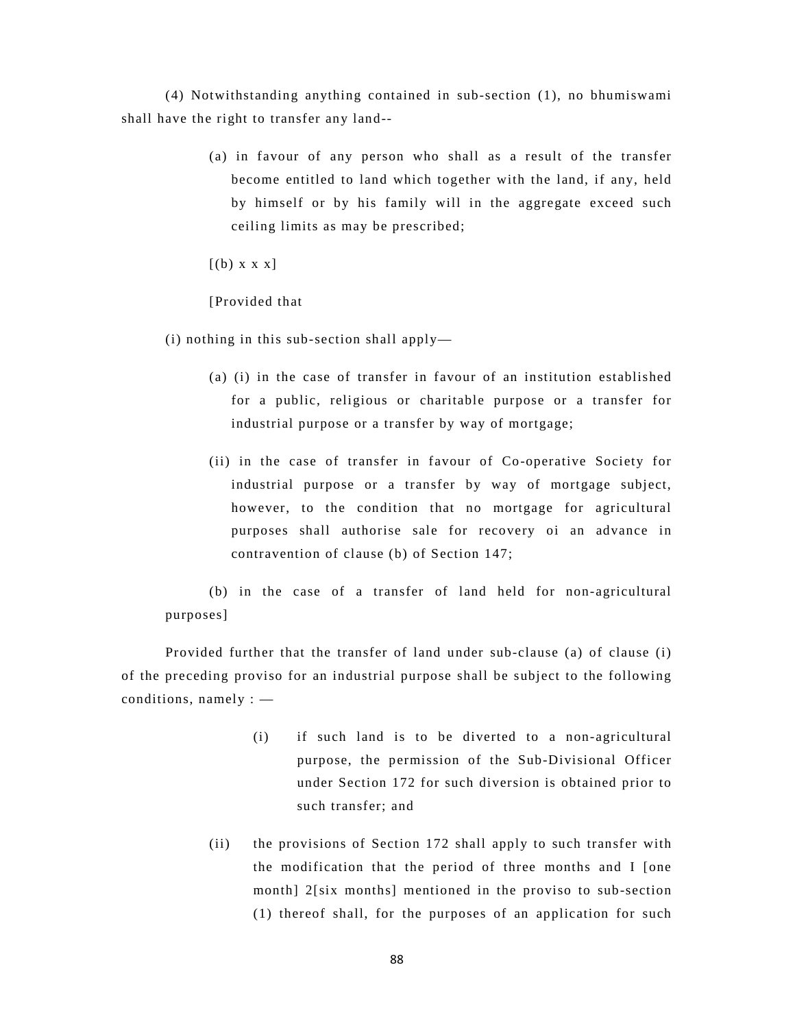(4) Notwithstanding anything contained in sub-section (1), no bhumiswami shall have the right to transfer any land--

> (a) in favour of any person who shall as a result of the transfer become entitled to land which together with the land, if any, held by himself or by his family will in the aggregate exceed such ceiling limits as may be prescribed;
>
> [(b) x x x]
>
> [Provided that

(i) nothing in this sub-section shall apply—

> (a) (i) in the case of transfer in favour of an institution established for a public, religious or charitable purpose or a transfer for industrial purpose or a transfer by way of mortgage;
>
> (ii) in the case of transfer in favour of Co-operative Society for industrial purpose or a transfer by way of mortgage subject, however, to the condition that no mortgage for agricultural purposes shall authorise sale for recovery oi an advance in contravention of clause (b) of Section 147;

(b) in the case of a transfer of land held for non-agricultural purposes]

Provided further that the transfer of land under sub-clause (a) of clause (i) of the preceding proviso for an industrial purpose shall be subject to the following conditions, namely : —

> (i) if such land is to be diverted to a non-agricultural purpose, the permission of the Sub-Divisional Officer under Section 172 for such diversion is obtained prior to such transfer; and
>
> (ii) the provisions of Section 172 shall apply to such transfer with the modification that the period of three months and I [one month] 2[six months] mentioned in the proviso to sub-section (1) thereof shall, for the purposes of an application for such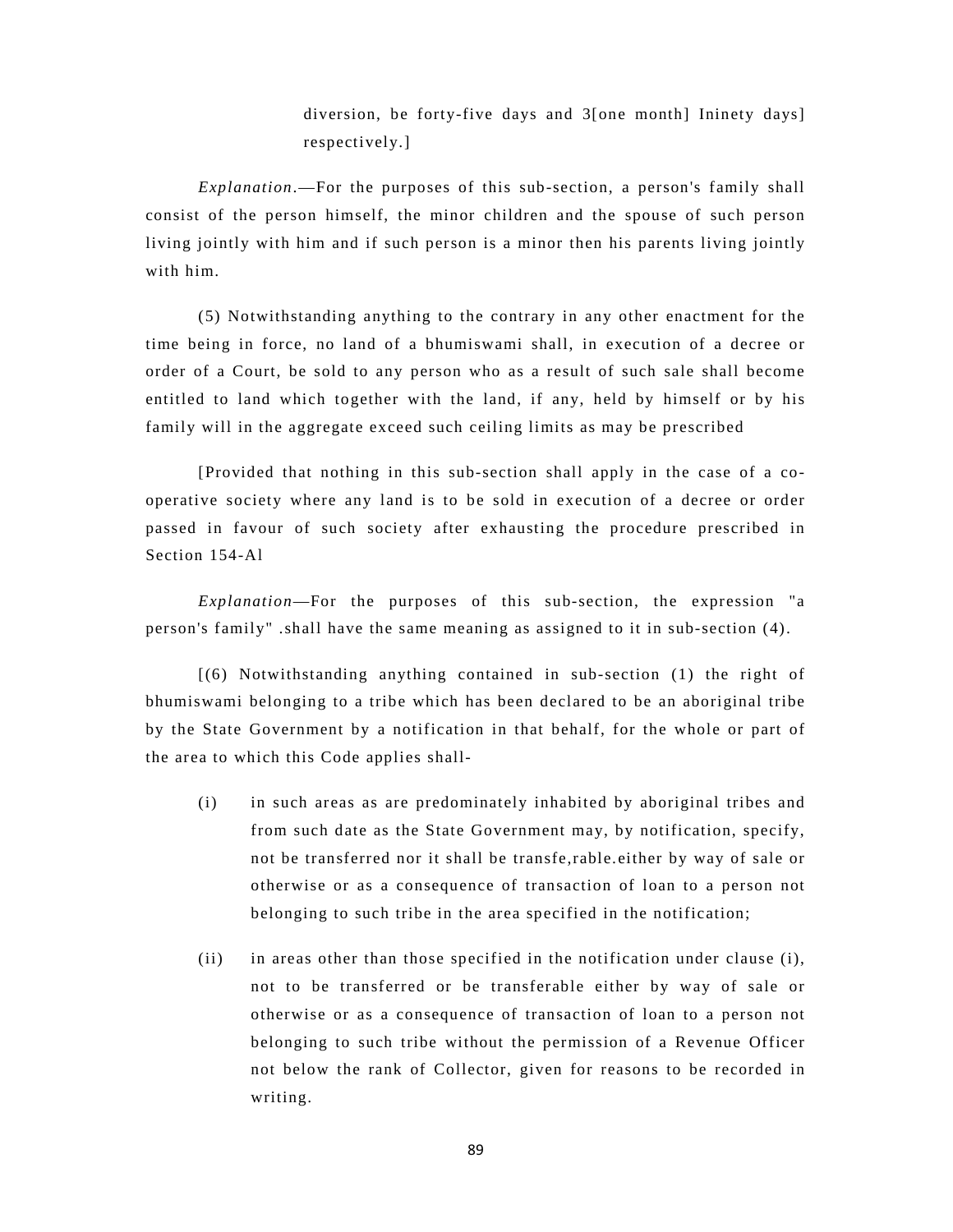diversion, be forty-five days and 3[one month] Ininety days] respectively.]

*Explanation*.—For the purposes of this sub-section, a person's family shall consist of the person himself, the minor children and the spouse of such person living jointly with him and if such person is a minor then his parents living jointly with him.

(5) Notwithstanding anything to the contrary in any other enactment for the time being in force, no land of a bhumiswami shall, in execution of a decree or order of a Court, be sold to any person who as a result of such sale shall become entitled to land which together with the land, if any, held by himself or by his family will in the aggregate exceed such ceiling limits as may be prescribed

[Provided that nothing in this sub-section shall apply in the case of a co-operative society where any land is to be sold in execution of a decree or order passed in favour of such society after exhausting the procedure prescribed in Section 154-Al

*Explanation*—For the purposes of this sub-section, the expression "a person's family" .shall have the same meaning as assigned to it in sub-section (4).

[(6) Notwithstanding anything contained in sub-section (1) the right of bhumiswami belonging to a tribe which has been declared to be an aboriginal tribe by the State Government by a notification in that behalf, for the whole or part of the area to which this Code applies shall-

(i) in such areas as are predominately inhabited by aboriginal tribes and from such date as the State Government may, by notification, specify, not be transferred nor it shall be transfe,rable.either by way of sale or otherwise or as a consequence of transaction of loan to a person not belonging to such tribe in the area specified in the notification;

(ii) in areas other than those specified in the notification under clause (i), not to be transferred or be transferable either by way of sale or otherwise or as a consequence of transaction of loan to a person not belonging to such tribe without the permission of a Revenue Officer not below the rank of Collector, given for reasons to be recorded in writing.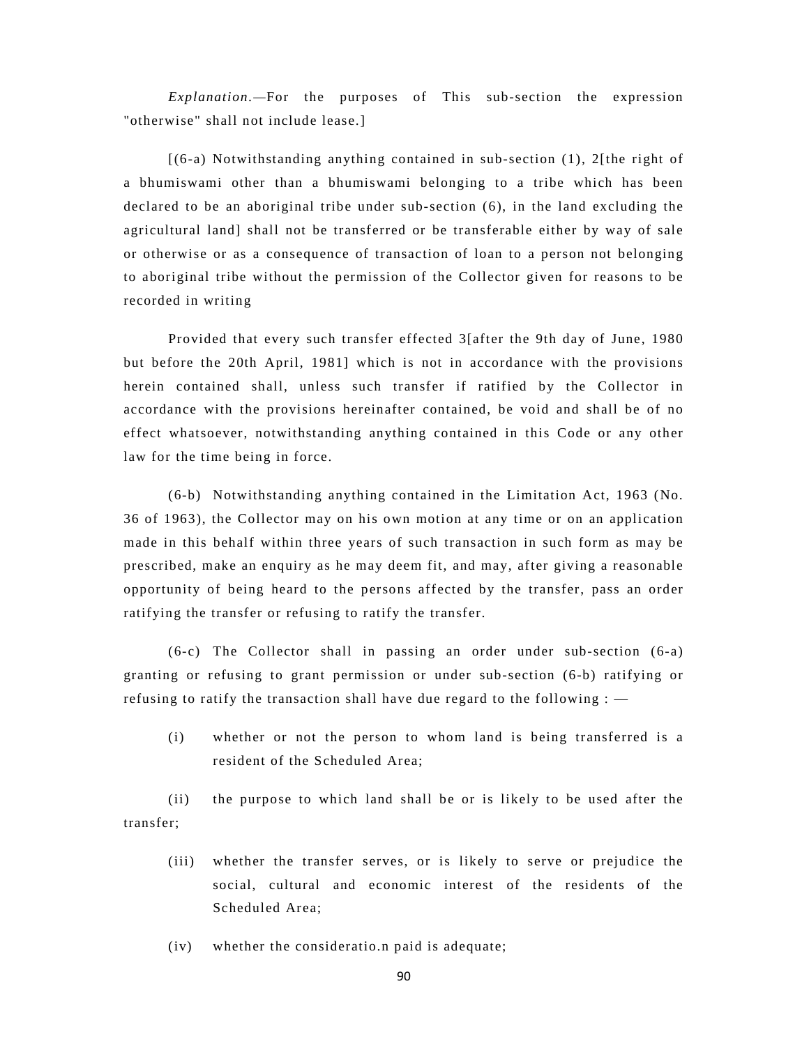*Explanation.—*For the purposes of This sub-section the expression "otherwise" shall not include lease.]

[(6-a) Notwithstanding anything contained in sub-section (1), 2[the right of a bhumiswami other than a bhumiswami belonging to a tribe which has been declared to be an aboriginal tribe under sub-section (6), in the land excluding the agricultural land] shall not be transferred or be transferable either by way of sale or otherwise or as a consequence of transaction of loan to a person not belonging to aboriginal tribe without the permission of the Collector given for reasons to be recorded in writing

Provided that every such transfer effected 3[after the 9th day of June, 1980 but before the 20th April, 1981] which is not in accordance with the provisions herein contained shall, unless such transfer if ratified by the Collector in accordance with the provisions hereinafter contained, be void and shall be of no effect whatsoever, notwithstanding anything contained in this Code or any other law for the time being in force.

(6-b) Notwithstanding anything contained in the Limitation Act, 1963 (No. 36 of 1963), the Collector may on his own motion at any time or on an application made in this behalf within three years of such transaction in such form as may be prescribed, make an enquiry as he may deem fit, and may, after giving a reasonable opportunity of being heard to the persons affected by the transfer, pass an order ratifying the transfer or refusing to ratify the transfer.

(6-c) The Collector shall in passing an order under sub-section (6-a) granting or refusing to grant permission or under sub-section (6-b) ratifying or refusing to ratify the transaction shall have due regard to the following : —

(i) whether or not the person to whom land is being transferred is a resident of the Scheduled Area;

(ii) the purpose to which land shall be or is likely to be used after the transfer;

(iii) whether the transfer serves, or is likely to serve or prejudice the social, cultural and economic interest of the residents of the Scheduled Area;

(iv) whether the consideratio.n paid is adequate;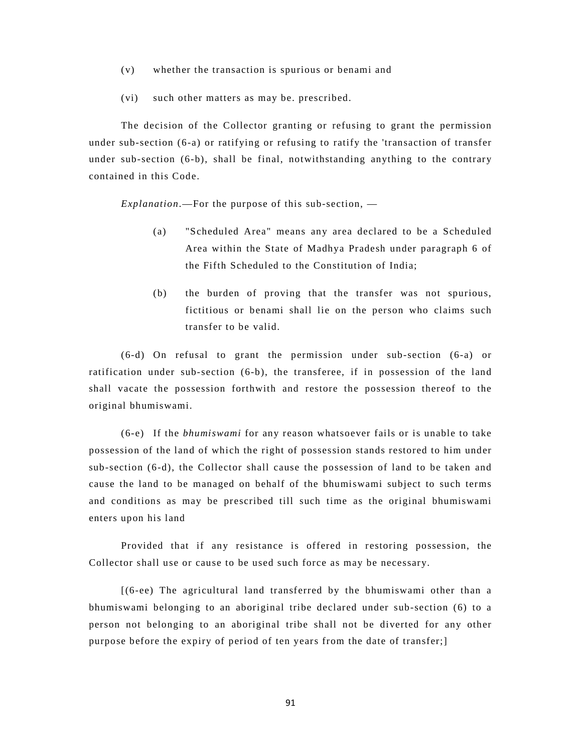(v) whether the transaction is spurious or benami and

(vi) such other matters as may be. prescribed.

The decision of the Collector granting or refusing to grant the permission under sub-section (6-a) or ratifying or refusing to ratify the 'transaction of transfer under sub-section (6-b), shall be final, notwithstanding anything to the contrary contained in this Code.

*Explanation*.—For the purpose of this sub-section, —

(a) "Scheduled Area" means any area declared to be a Scheduled Area within the State of Madhya Pradesh under paragraph 6 of the Fifth Scheduled to the Constitution of India;

(b) the burden of proving that the transfer was not spurious, fictitious or benami shall lie on the person who claims such transfer to be valid.

(6-d) On refusal to grant the permission under sub-section (6-a) or ratification under sub-section (6-b), the transferee, if in possession of the land shall vacate the possession forthwith and restore the possession thereof to the original bhumiswami.

(6-e) If the *bhumiswami* for any reason whatsoever fails or is unable to take possession of the land of which the right of possession stands restored to him under sub-section (6-d), the Collector shall cause the possession of land to be taken and cause the land to be managed on behalf of the bhumiswami subject to such terms and conditions as may be prescribed till such time as the original bhumiswami enters upon his land

Provided that if any resistance is offered in restoring possession, the Collector shall use or cause to be used such force as may be necessary.

[(6-ee) The agricultural land transferred by the bhumiswami other than a bhumiswami belonging to an aboriginal tribe declared under sub-section (6) to a person not belonging to an aboriginal tribe shall not be diverted for any other purpose before the expiry of period of ten years from the date of transfer;]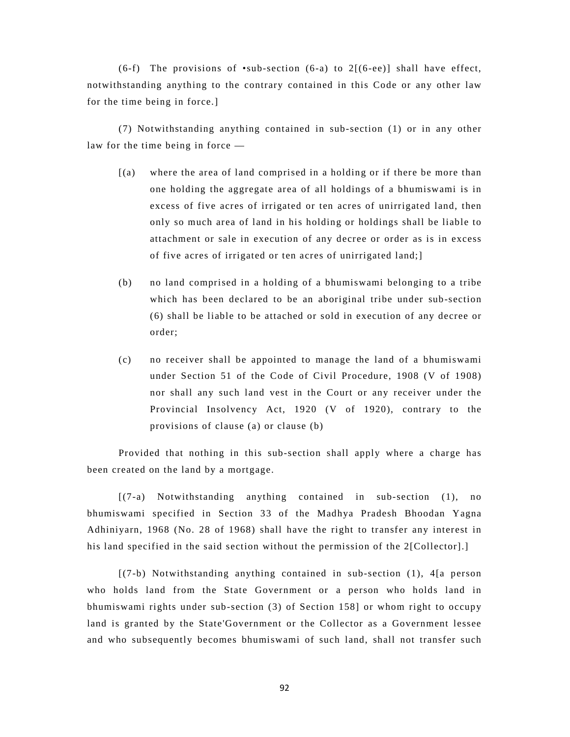(6-f) The provisions of •sub-section (6-a) to 2[(6-ee)] shall have effect, notwithstanding anything to the contrary contained in this Code or any other law for the time being in force.]

(7) Notwithstanding anything contained in sub-section (1) or in any other law for the time being in force —

[(a) where the area of land comprised in a holding or if there be more than one holding the aggregate area of all holdings of a bhumiswami is in excess of five acres of irrigated or ten acres of unirrigated land, then only so much area of land in his holding or holdings shall be liable to attachment or sale in execution of any decree or order as is in excess of five acres of irrigated or ten acres of unirrigated land;]

(b) no land comprised in a holding of a bhumiswami belonging to a tribe which has been declared to be an aboriginal tribe under sub-section (6) shall be liable to be attached or sold in execution of any decree or order;

(c) no receiver shall be appointed to manage the land of a bhumiswami under Section 51 of the Code of Civil Procedure, 1908 (V of 1908) nor shall any such land vest in the Court or any receiver under the Provincial Insolvency Act, 1920 (V of 1920), contrary to the provisions of clause (a) or clause (b)

Provided that nothing in this sub-section shall apply where a charge has been created on the land by a mortgage.

[(7-a) Notwithstanding anything contained in sub-section (1), no bhumiswami specified in Section 33 of the Madhya Pradesh Bhoodan Yagna Adhiniyarn, 1968 (No. 28 of 1968) shall have the right to transfer any interest in his land specified in the said section without the permission of the 2[Collector].]

[(7-b) Notwithstanding anything contained in sub-section (1), 4[a person who holds land from the State Government or a person who holds land in bhumiswami rights under sub-section (3) of Section 158] or whom right to occupy land is granted by the State'Government or the Collector as a Government lessee and who subsequently becomes bhumiswami of such land, shall not transfer such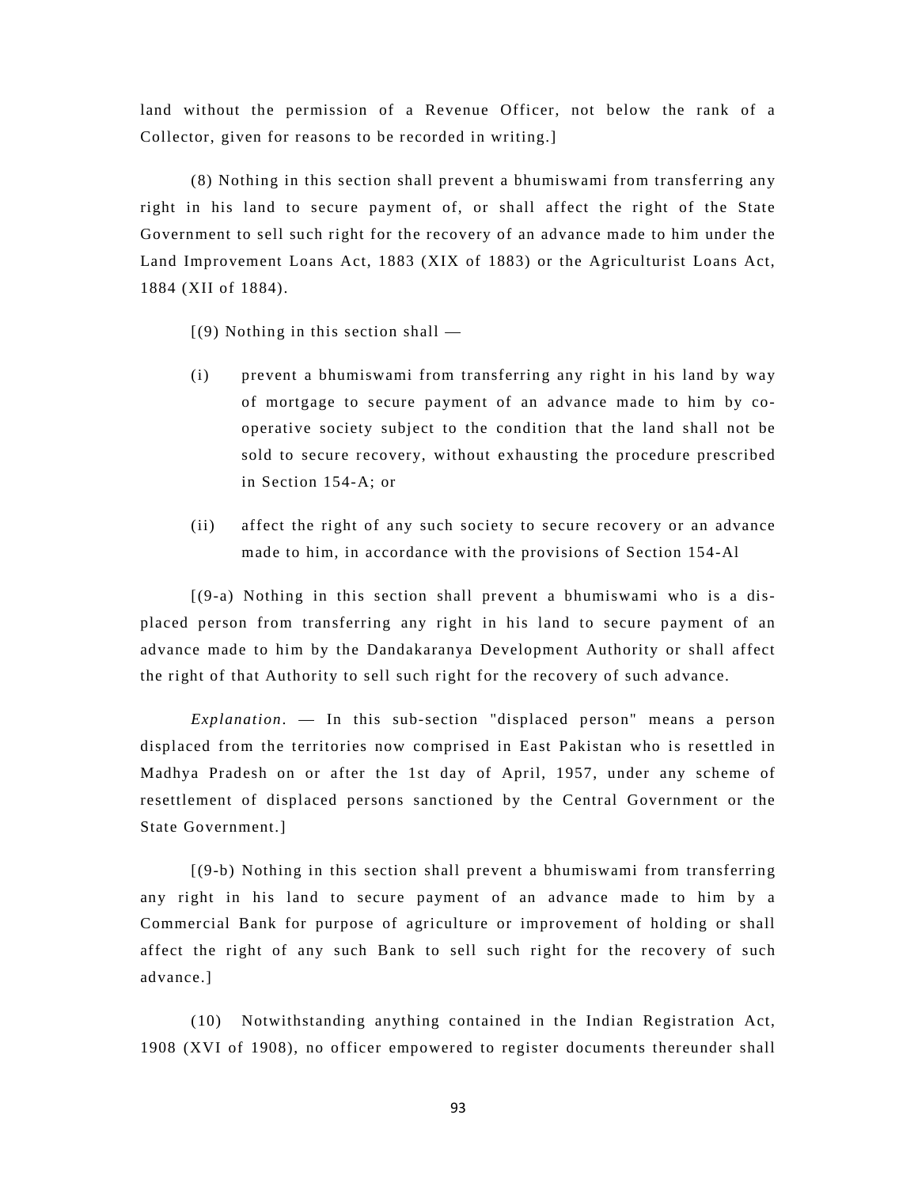land without the permission of a Revenue Officer, not below the rank of a Collector, given for reasons to be recorded in writing.]

(8) Nothing in this section shall prevent a bhumiswami from transferring any right in his land to secure payment of, or shall affect the right of the State Government to sell such right for the recovery of an advance made to him under the Land Improvement Loans Act, 1883 (XIX of 1883) or the Agriculturist Loans Act, 1884 (XII of 1884).

[(9) Nothing in this section shall —

(i) prevent a bhumiswami from transferring any right in his land by way of mortgage to secure payment of an advance made to him by co-operative society subject to the condition that the land shall not be sold to secure recovery, without exhausting the procedure prescribed in Section 154-A; or

(ii) affect the right of any such society to secure recovery or an advance made to him, in accordance with the provisions of Section 154-Al

[(9-a) Nothing in this section shall prevent a bhumiswami who is a dis-placed person from transferring any right in his land to secure payment of an advance made to him by the Dandakaranya Development Authority or shall affect the right of that Authority to sell such right for the recovery of such advance.

*Explanation*. — In this sub-section "displaced person" means a person displaced from the territories now comprised in East Pakistan who is resettled in Madhya Pradesh on or after the 1st day of April, 1957, under any scheme of resettlement of displaced persons sanctioned by the Central Government or the State Government.]

[(9-b) Nothing in this section shall prevent a bhumiswami from transferring any right in his land to secure payment of an advance made to him by a Commercial Bank for purpose of agriculture or improvement of holding or shall affect the right of any such Bank to sell such right for the recovery of such advance.]

(10) Notwithstanding anything contained in the Indian Registration Act, 1908 (XVI of 1908), no officer empowered to register documents thereunder shall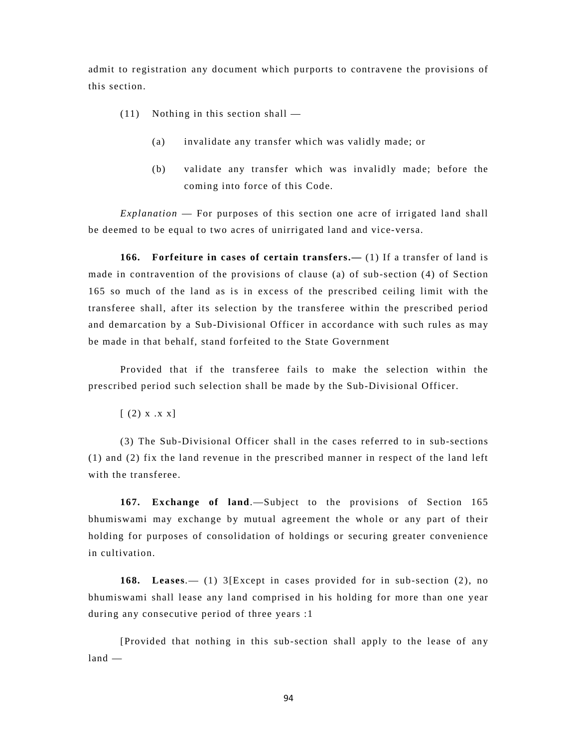admit to registration any document which purports to contravene the provisions of this section.

(11) Nothing in this section shall —

(a) invalidate any transfer which was validly made; or

(b) validate any transfer which was invalidly made; before the coming into force of this Code.

*Explanation* — For purposes of this section one acre of irrigated land shall be deemed to be equal to two acres of unirrigated land and vice-versa.

**166. Forfeiture in cases of certain transfers.—** (1) If a transfer of land is made in contravention of the provisions of clause (a) of sub-section (4) of Section 165 so much of the land as is in excess of the prescribed ceiling limit with the transferee shall, after its selection by the transferee within the prescribed period and demarcation by a Sub-Divisional Officer in accordance with such rules as may be made in that behalf, stand forfeited to the State Government

Provided that if the transferee fails to make the selection within the prescribed period such selection shall be made by the Sub-Divisional Officer.

[ (2) x .x x]

(3) The Sub-Divisional Officer shall in the cases referred to in sub-sections (1) and (2) fix the land revenue in the prescribed manner in respect of the land left with the transferee.

**167. Exchange of land**.—Subject to the provisions of Section 165 bhumiswami may exchange by mutual agreement the whole or any part of their holding for purposes of consolidation of holdings or securing greater convenience in cultivation.

**168. Leases**.— (1) 3[Except in cases provided for in sub-section (2), no bhumiswami shall lease any land comprised in his holding for more than one year during any consecutive period of three years :1

[Provided that nothing in this sub-section shall apply to the lease of any land —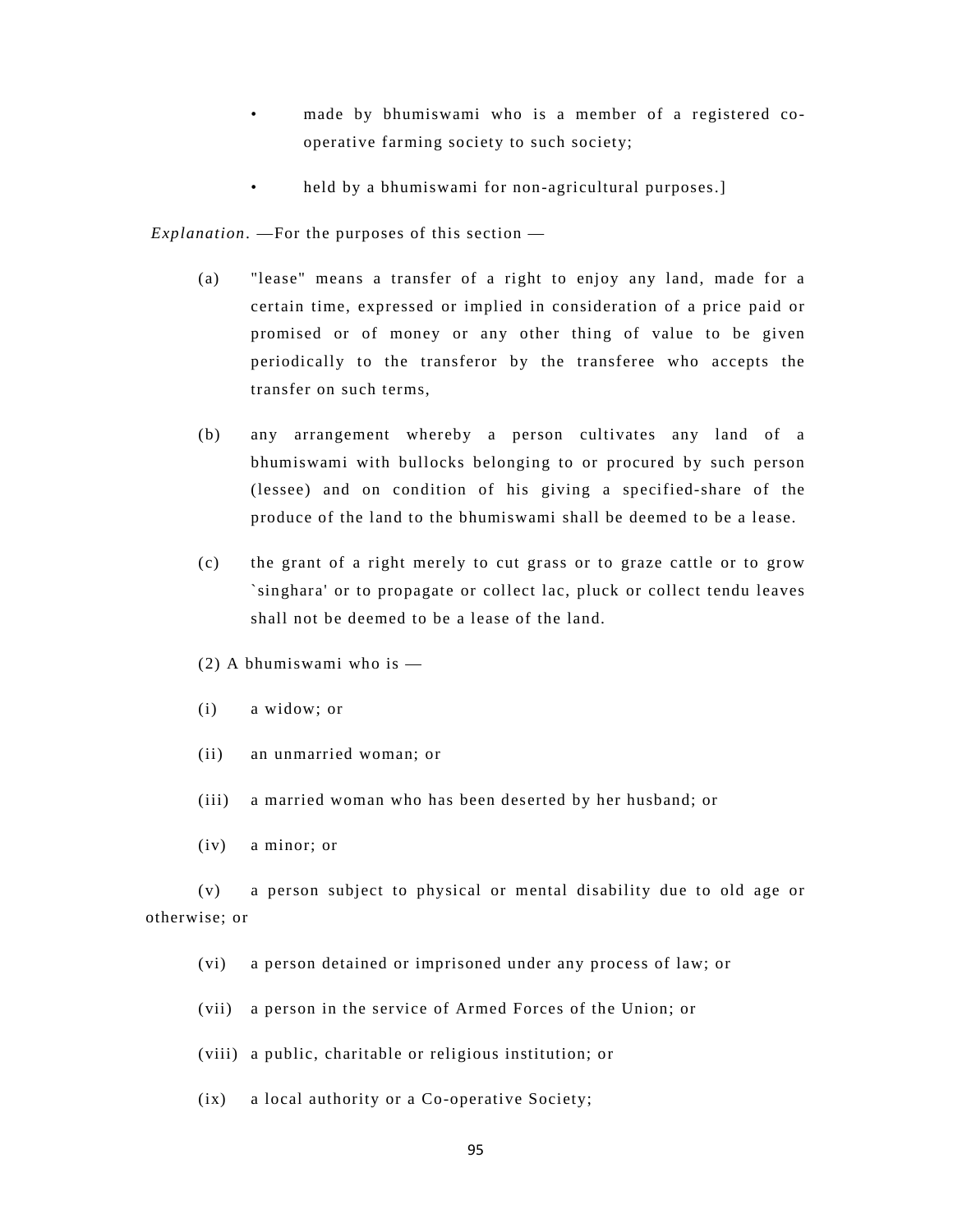- made by bhumiswami who is a member of a registered co-operative farming society to such society;
- held by a bhumiswami for non-agricultural purposes.]

*Explanation*. —For the purposes of this section —

(a) "lease" means a transfer of a right to enjoy any land, made for a certain time, expressed or implied in consideration of a price paid or promised or of money or any other thing of value to be given periodically to the transferor by the transferee who accepts the transfer on such terms,

(b) any arrangement whereby a person cultivates any land of a bhumiswami with bullocks belonging to or procured by such person (lessee) and on condition of his giving a specified-share of the produce of the land to the bhumiswami shall be deemed to be a lease.

(c) the grant of a right merely to cut grass or to graze cattle or to grow `singhara' or to propagate or collect lac, pluck or collect tendu leaves shall not be deemed to be a lease of the land.

(2) A bhumiswami who is —

(i) a widow; or

(ii) an unmarried woman; or

(iii) a married woman who has been deserted by her husband; or

(iv) a minor; or

(v) a person subject to physical or mental disability due to old age or otherwise; or

(vi) a person detained or imprisoned under any process of law; or

(vii) a person in the service of Armed Forces of the Union; or

(viii) a public, charitable or religious institution; or

(ix) a local authority or a Co-operative Society;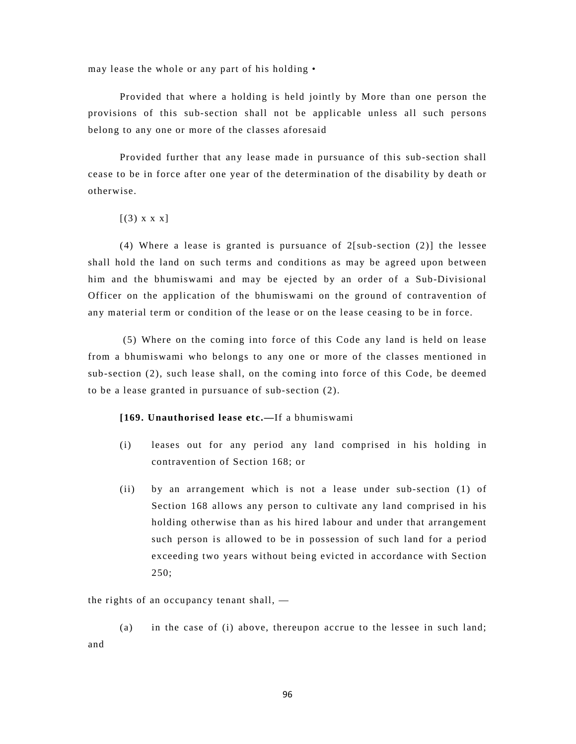may lease the whole or any part of his holding •

Provided that where a holding is held jointly by More than one person the provisions of this sub-section shall not be applicable unless all such persons belong to any one or more of the classes aforesaid

Provided further that any lease made in pursuance of this sub-section shall cease to be in force after one year of the determination of the disability by death or otherwise.

[(3) x x x]

(4) Where a lease is granted is pursuance of 2[sub-section (2)] the lessee shall hold the land on such terms and conditions as may be agreed upon between him and the bhumiswami and may be ejected by an order of a Sub-Divisional Officer on the application of the bhumiswami on the ground of contravention of any material term or condition of the lease or on the lease ceasing to be in force.

(5) Where on the coming into force of this Code any land is held on lease from a bhumiswami who belongs to any one or more of the classes mentioned in sub-section (2), such lease shall, on the coming into force of this Code, be deemed to be a lease granted in pursuance of sub-section (2).

**[169. Unauthorised lease etc.—**If a bhumiswami

(i) leases out for any period any land comprised in his holding in contravention of Section 168; or

(ii) by an arrangement which is not a lease under sub-section (1) of Section 168 allows any person to cultivate any land comprised in his holding otherwise than as his hired labour and under that arrangement such person is allowed to be in possession of such land for a period exceeding two years without being evicted in accordance with Section 250;

the rights of an occupancy tenant shall, —

(a) in the case of (i) above, thereupon accrue to the lessee in such land; and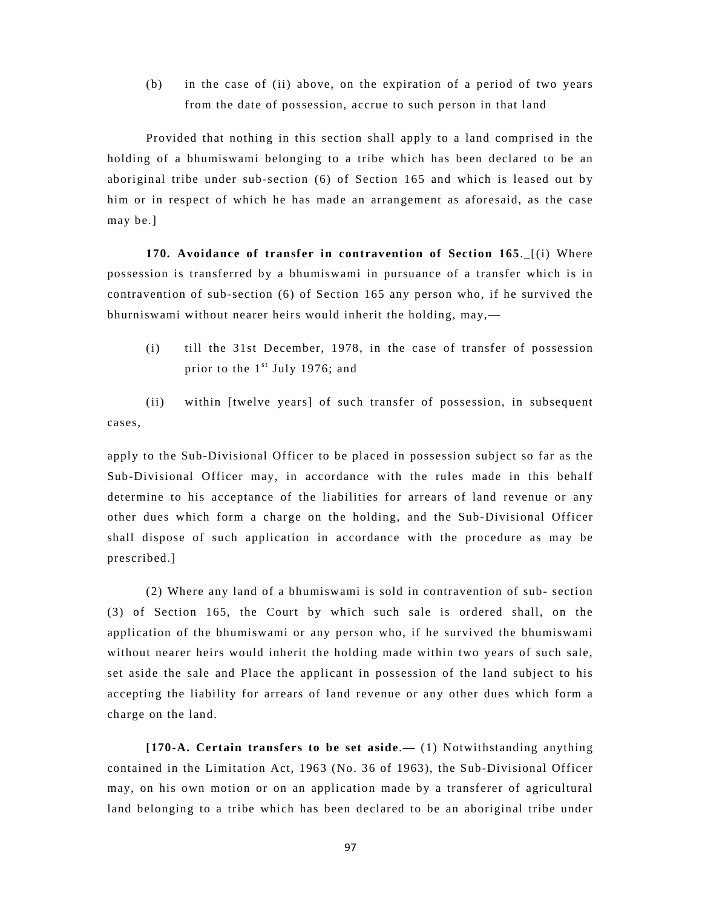(b) in the case of (ii) above, on the expiration of a period of two years from the date of possession, accrue to such person in that land

Provided that nothing in this section shall apply to a land comprised in the holding of a bhumiswami belonging to a tribe which has been declared to be an aboriginal tribe under sub-section (6) of Section 165 and which is leased out by him or in respect of which he has made an arrangement as aforesaid, as the case may be.]

**170. Avoidance of transfer in contravention of Section 165**._[(i) Where possession is transferred by a bhumiswami in pursuance of a transfer which is in contravention of sub-section (6) of Section 165 any person who, if he survived the bhurniswami without nearer heirs would inherit the holding, may,—

(i) till the 31st December, 1978, in the case of transfer of possession prior to the 1st July 1976; and

(ii) within [twelve years] of such transfer of possession, in subsequent cases,

apply to the Sub-Divisional Officer to be placed in possession subject so far as the Sub-Divisional Officer may, in accordance with the rules made in this behalf determine to his acceptance of the liabilities for arrears of land revenue or any other dues which form a charge on the holding, and the Sub-Divisional Officer shall dispose of such application in accordance with the procedure as may be prescribed.]

(2) Where any land of a bhumiswami is sold in contravention of sub- section (3) of Section 165, the Court by which such sale is ordered shall, on the application of the bhumiswami or any person who, if he survived the bhumiswami without nearer heirs would inherit the holding made within two years of such sale, set aside the sale and Place the applicant in possession of the land subject to his accepting the liability for arrears of land revenue or any other dues which form a charge on the land.

**[170-A. Certain transfers to be set aside**.— (1) Notwithstanding anything contained in the Limitation Act, 1963 (No. 36 of 1963), the Sub-Divisional Officer may, on his own motion or on an application made by a transferer of agricultural land belonging to a tribe which has been declared to be an aboriginal tribe under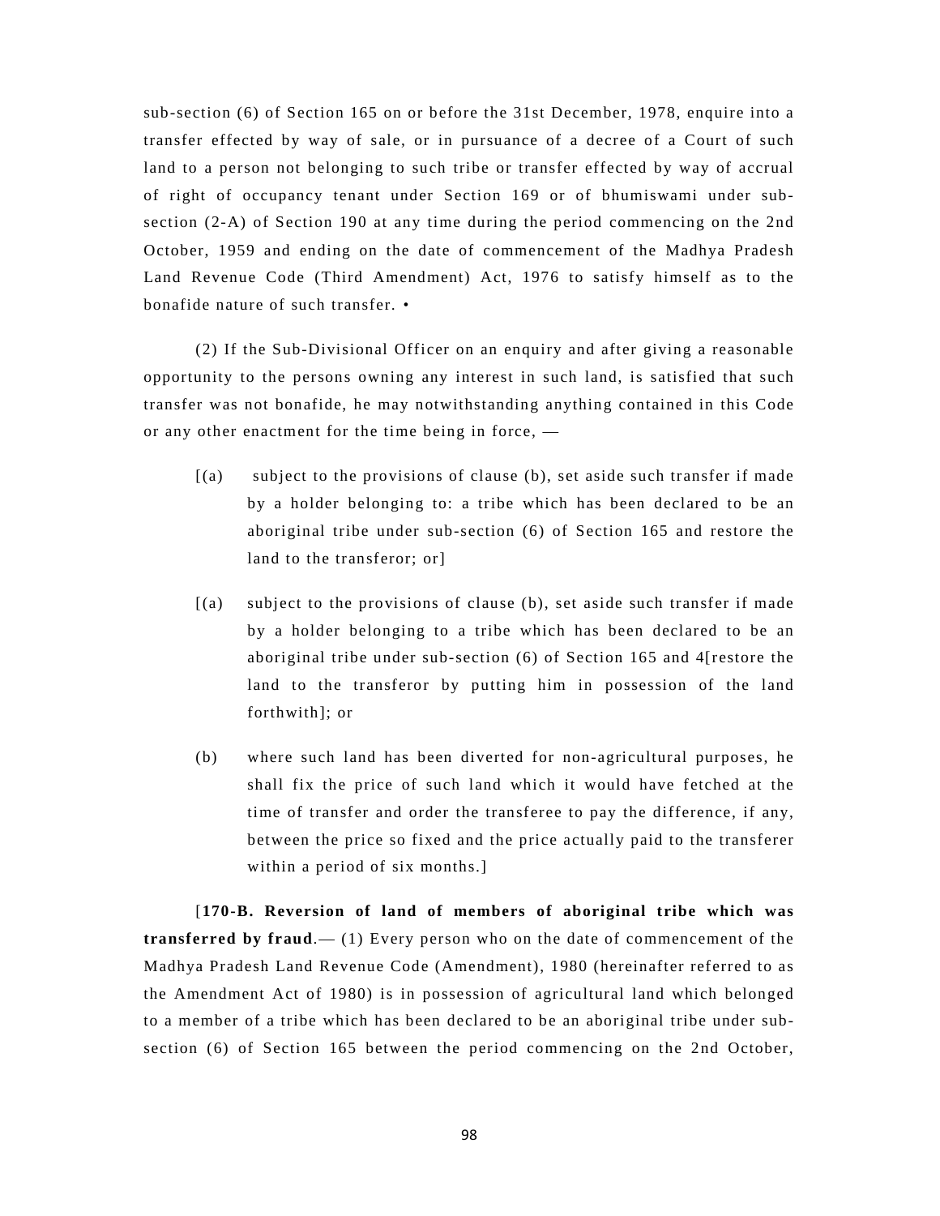sub-section (6) of Section 165 on or before the 31st December, 1978, enquire into a transfer effected by way of sale, or in pursuance of a decree of a Court of such land to a person not belonging to such tribe or transfer effected by way of accrual of right of occupancy tenant under Section 169 or of bhumiswami under sub-section (2-A) of Section 190 at any time during the period commencing on the 2nd October, 1959 and ending on the date of commencement of the Madhya Pradesh Land Revenue Code (Third Amendment) Act, 1976 to satisfy himself as to the bonafide nature of such transfer. •

(2) If the Sub-Divisional Officer on an enquiry and after giving a reasonable opportunity to the persons owning any interest in such land, is satisfied that such transfer was not bonafide, he may notwithstanding anything contained in this Code or any other enactment for the time being in force, —

[(a) subject to the provisions of clause (b), set aside such transfer if made by a holder belonging to: a tribe which has been declared to be an aboriginal tribe under sub-section (6) of Section 165 and restore the land to the transferor; or]

[(a) subject to the provisions of clause (b), set aside such transfer if made by a holder belonging to a tribe which has been declared to be an aboriginal tribe under sub-section (6) of Section 165 and 4[restore the land to the transferor by putting him in possession of the land forthwith]; or

(b) where such land has been diverted for non-agricultural purposes, he shall fix the price of such land which it would have fetched at the time of transfer and order the transferee to pay the difference, if any, between the price so fixed and the price actually paid to the transferer within a period of six months.]

[**170-B. Reversion of land of members of aboriginal tribe which was transferred by fraud**.— (1) Every person who on the date of commencement of the Madhya Pradesh Land Revenue Code (Amendment), 1980 (hereinafter referred to as the Amendment Act of 1980) is in possession of agricultural land which belonged to a member of a tribe which has been declared to be an aboriginal tribe under sub-section (6) of Section 165 between the period commencing on the 2nd October,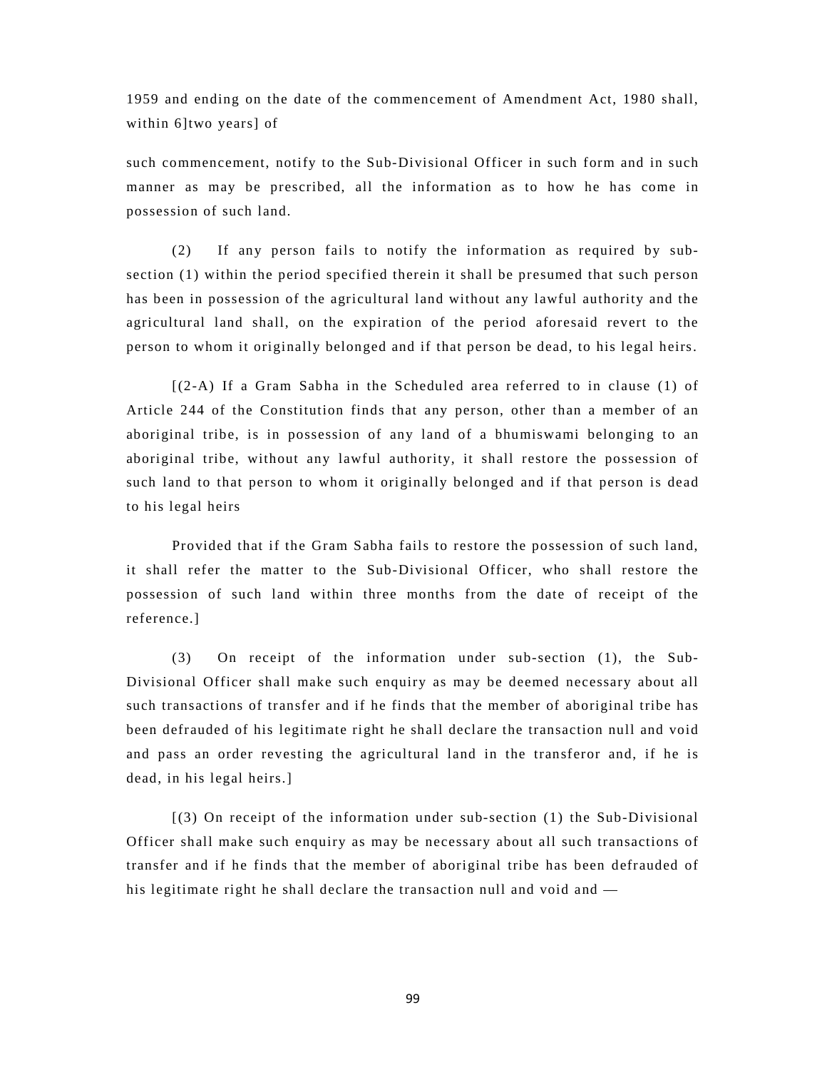1959 and ending on the date of the commencement of Amendment Act, 1980 shall, within 6]two years] of

such commencement, notify to the Sub-Divisional Officer in such form and in such manner as may be prescribed, all the information as to how he has come in possession of such land.

(2) If any person fails to notify the information as required by sub-section (1) within the period specified therein it shall be presumed that such person has been in possession of the agricultural land without any lawful authority and the agricultural land shall, on the expiration of the period aforesaid revert to the person to whom it originally belonged and if that person be dead, to his legal heirs.

[(2-A) If a Gram Sabha in the Scheduled area referred to in clause (1) of Article 244 of the Constitution finds that any person, other than a member of an aboriginal tribe, is in possession of any land of a bhumiswami belonging to an aboriginal tribe, without any lawful authority, it shall restore the possession of such land to that person to whom it originally belonged and if that person is dead to his legal heirs

Provided that if the Gram Sabha fails to restore the possession of such land, it shall refer the matter to the Sub-Divisional Officer, who shall restore the possession of such land within three months from the date of receipt of the reference.]

(3) On receipt of the information under sub-section (1), the Sub-Divisional Officer shall make such enquiry as may be deemed necessary about all such transactions of transfer and if he finds that the member of aboriginal tribe has been defrauded of his legitimate right he shall declare the transaction null and void and pass an order revesting the agricultural land in the transferor and, if he is dead, in his legal heirs.]

[(3) On receipt of the information under sub-section (1) the Sub-Divisional Officer shall make such enquiry as may be necessary about all such transactions of transfer and if he finds that the member of aboriginal tribe has been defrauded of his legitimate right he shall declare the transaction null and void and —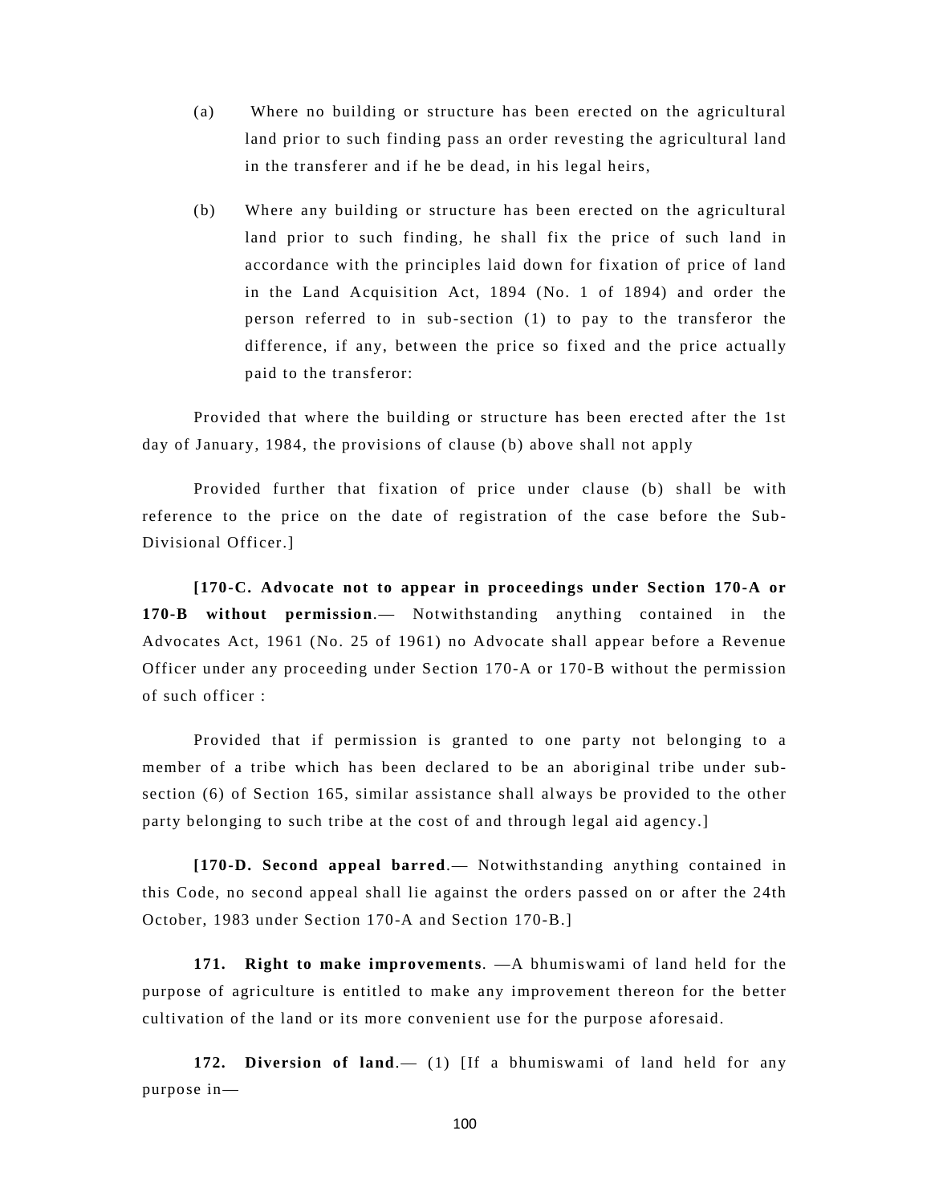(a) Where no building or structure has been erected on the agricultural land prior to such finding pass an order revesting the agricultural land in the transferer and if he be dead, in his legal heirs,

(b) Where any building or structure has been erected on the agricultural land prior to such finding, he shall fix the price of such land in accordance with the principles laid down for fixation of price of land in the Land Acquisition Act, 1894 (No. 1 of 1894) and order the person referred to in sub-section (1) to pay to the transferor the difference, if any, between the price so fixed and the price actually paid to the transferor:

Provided that where the building or structure has been erected after the 1st day of January, 1984, the provisions of clause (b) above shall not apply

Provided further that fixation of price under clause (b) shall be with reference to the price on the date of registration of the case before the Sub-Divisional Officer.]

**[170-C. Advocate not to appear in proceedings under Section 170-A or 170-B without permission**.— Notwithstanding anything contained in the Advocates Act, 1961 (No. 25 of 1961) no Advocate shall appear before a Revenue Officer under any proceeding under Section 170-A or 170-B without the permission of such officer :

Provided that if permission is granted to one party not belonging to a member of a tribe which has been declared to be an aboriginal tribe under sub-section (6) of Section 165, similar assistance shall always be provided to the other party belonging to such tribe at the cost of and through legal aid agency.]

**[170-D. Second appeal barred**.— Notwithstanding anything contained in this Code, no second appeal shall lie against the orders passed on or after the 24th October, 1983 under Section 170-A and Section 170-B.]

**171. Right to make improvements**. —A bhumiswami of land held for the purpose of agriculture is entitled to make any improvement thereon for the better cultivation of the land or its more convenient use for the purpose aforesaid.

**172. Diversion of land**.— (1) [If a bhumiswami of land held for any purpose in—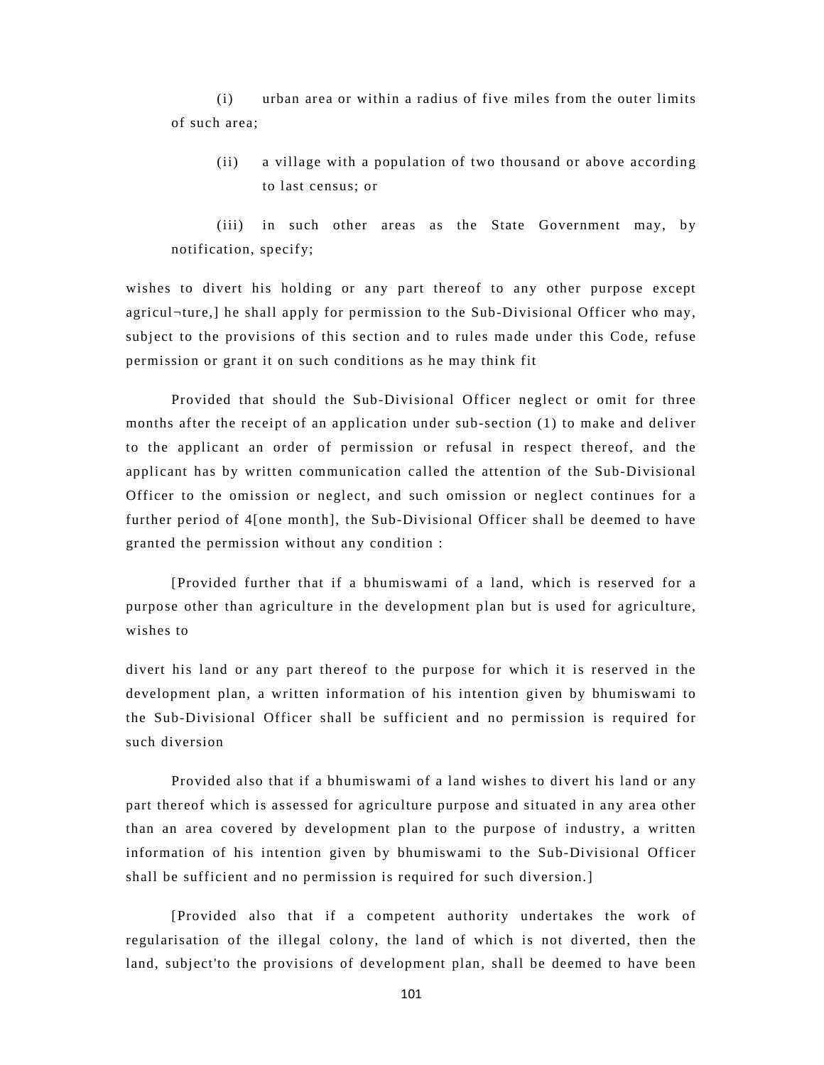(i) urban area or within a radius of five miles from the outer limits of such area;

(ii) a village with a population of two thousand or above according to last census; or

(iii) in such other areas as the State Government may, by notification, specify;

wishes to divert his holding or any part thereof to any other purpose except agricul¬ture,] he shall apply for permission to the Sub-Divisional Officer who may, subject to the provisions of this section and to rules made under this Code, refuse permission or grant it on such conditions as he may think fit

Provided that should the Sub-Divisional Officer neglect or omit for three months after the receipt of an application under sub-section (1) to make and deliver to the applicant an order of permission or refusal in respect thereof, and the applicant has by written communication called the attention of the Sub-Divisional Officer to the omission or neglect, and such omission or neglect continues for a further period of 4[one month], the Sub-Divisional Officer shall be deemed to have granted the permission without any condition :

[Provided further that if a bhumiswami of a land, which is reserved for a purpose other than agriculture in the development plan but is used for agriculture, wishes to divert his land or any part thereof to the purpose for which it is reserved in the development plan, a written information of his intention given by bhumiswami to the Sub-Divisional Officer shall be sufficient and no permission is required for such diversion

Provided also that if a bhumiswami of a land wishes to divert his land or any part thereof which is assessed for agriculture purpose and situated in any area other than an area covered by development plan to the purpose of industry, a written information of his intention given by bhumiswami to the Sub-Divisional Officer shall be sufficient and no permission is required for such diversion.]

[Provided also that if a competent authority undertakes the work of regularisation of the illegal colony, the land of which is not diverted, then the land, subject'to the provisions of development plan, shall be deemed to have been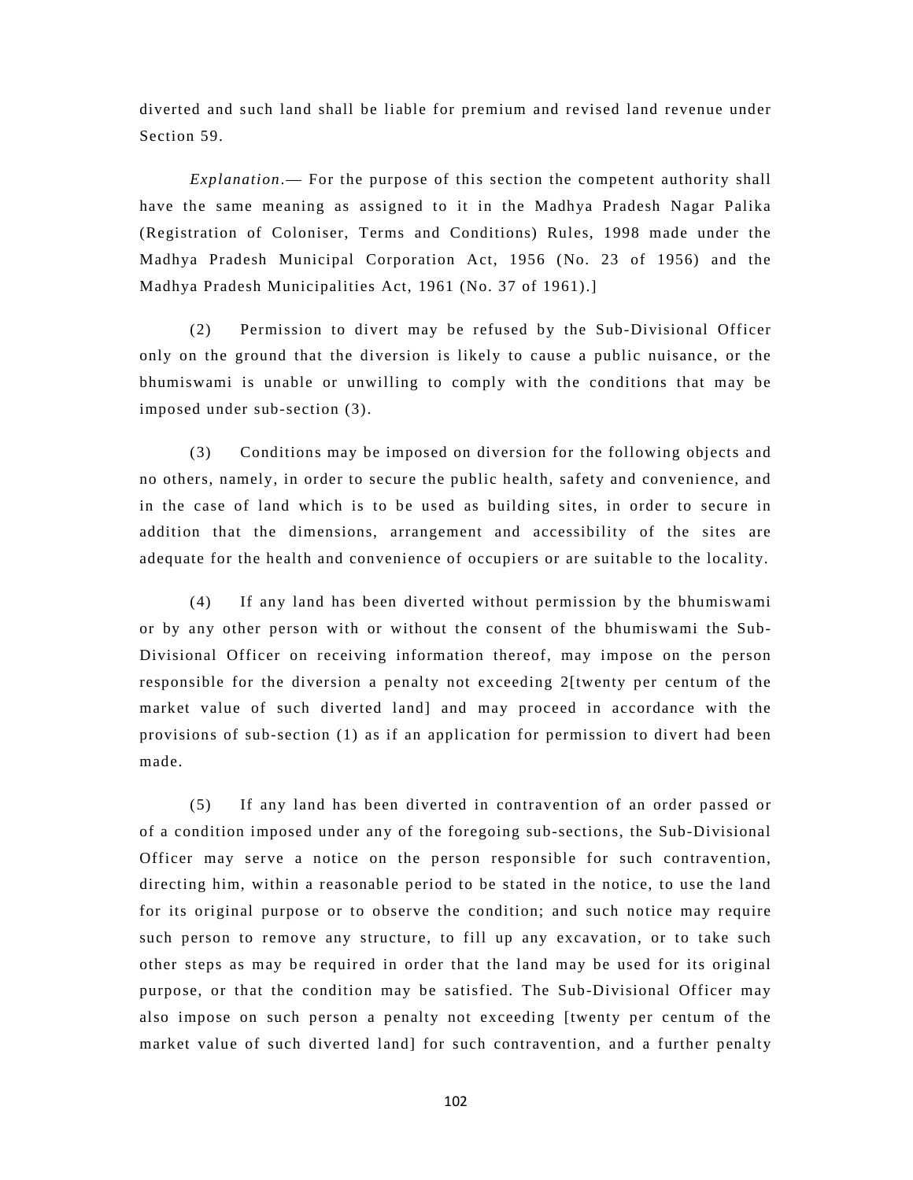diverted and such land shall be liable for premium and revised land revenue under Section 59.

*Explanation*.— For the purpose of this section the competent authority shall have the same meaning as assigned to it in the Madhya Pradesh Nagar Palika (Registration of Coloniser, Terms and Conditions) Rules, 1998 made under the Madhya Pradesh Municipal Corporation Act, 1956 (No. 23 of 1956) and the Madhya Pradesh Municipalities Act, 1961 (No. 37 of 1961).]

(2) Permission to divert may be refused by the Sub-Divisional Officer only on the ground that the diversion is likely to cause a public nuisance, or the bhumiswami is unable or unwilling to comply with the conditions that may be imposed under sub-section (3).

(3) Conditions may be imposed on diversion for the following objects and no others, namely, in order to secure the public health, safety and convenience, and in the case of land which is to be used as building sites, in order to secure in addition that the dimensions, arrangement and accessibility of the sites are adequate for the health and convenience of occupiers or are suitable to the locality.

(4) If any land has been diverted without permission by the bhumiswami or by any other person with or without the consent of the bhumiswami the Sub-Divisional Officer on receiving information thereof, may impose on the person responsible for the diversion a penalty not exceeding 2[twenty per centum of the market value of such diverted land] and may proceed in accordance with the provisions of sub-section (1) as if an application for permission to divert had been made.

(5) If any land has been diverted in contravention of an order passed or of a condition imposed under any of the foregoing sub-sections, the Sub-Divisional Officer may serve a notice on the person responsible for such contravention, directing him, within a reasonable period to be stated in the notice, to use the land for its original purpose or to observe the condition; and such notice may require such person to remove any structure, to fill up any excavation, or to take such other steps as may be required in order that the land may be used for its original purpose, or that the condition may be satisfied. The Sub-Divisional Officer may also impose on such person a penalty not exceeding [twenty per centum of the market value of such diverted land] for such contravention, and a further penalty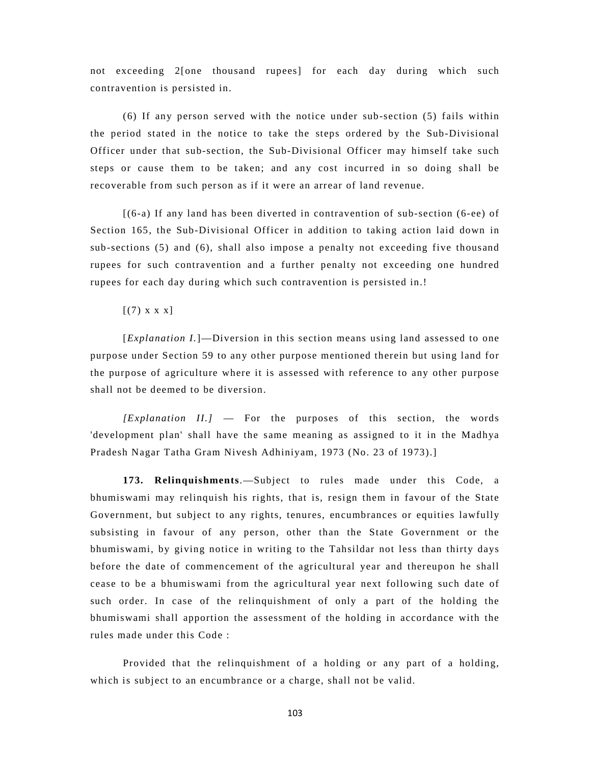not exceeding 2[one thousand rupees] for each day during which such contravention is persisted in.

(6) If any person served with the notice under sub-section (5) fails within the period stated in the notice to take the steps ordered by the Sub-Divisional Officer under that sub-section, the Sub-Divisional Officer may himself take such steps or cause them to be taken; and any cost incurred in so doing shall be recoverable from such person as if it were an arrear of land revenue.

[(6-a) If any land has been diverted in contravention of sub-section (6-ee) of Section 165, the Sub-Divisional Officer in addition to taking action laid down in sub-sections (5) and (6), shall also impose a penalty not exceeding five thousand rupees for such contravention and a further penalty not exceeding one hundred rupees for each day during which such contravention is persisted in.!

[(7) x x x]

[*Explanation I.*]—Diversion in this section means using land assessed to one purpose under Section 59 to any other purpose mentioned therein but using land for the purpose of agriculture where it is assessed with reference to any other purpose shall not be deemed to be diversion.

*[Explanation II.]* — For the purposes of this section, the words 'development plan' shall have the same meaning as assigned to it in the Madhya Pradesh Nagar Tatha Gram Nivesh Adhiniyam, 1973 (No. 23 of 1973).]

**173. Relinquishments**.—Subject to rules made under this Code, a bhumiswami may relinquish his rights, that is, resign them in favour of the State Government, but subject to any rights, tenures, encumbrances or equities lawfully subsisting in favour of any person, other than the State Government or the bhumiswami, by giving notice in writing to the Tahsildar not less than thirty days before the date of commencement of the agricultural year and thereupon he shall cease to be a bhumiswami from the agricultural year next following such date of such order. In case of the relinquishment of only a part of the holding the bhumiswami shall apportion the assessment of the holding in accordance with the rules made under this Code :

Provided that the relinquishment of a holding or any part of a holding, which is subject to an encumbrance or a charge, shall not be valid.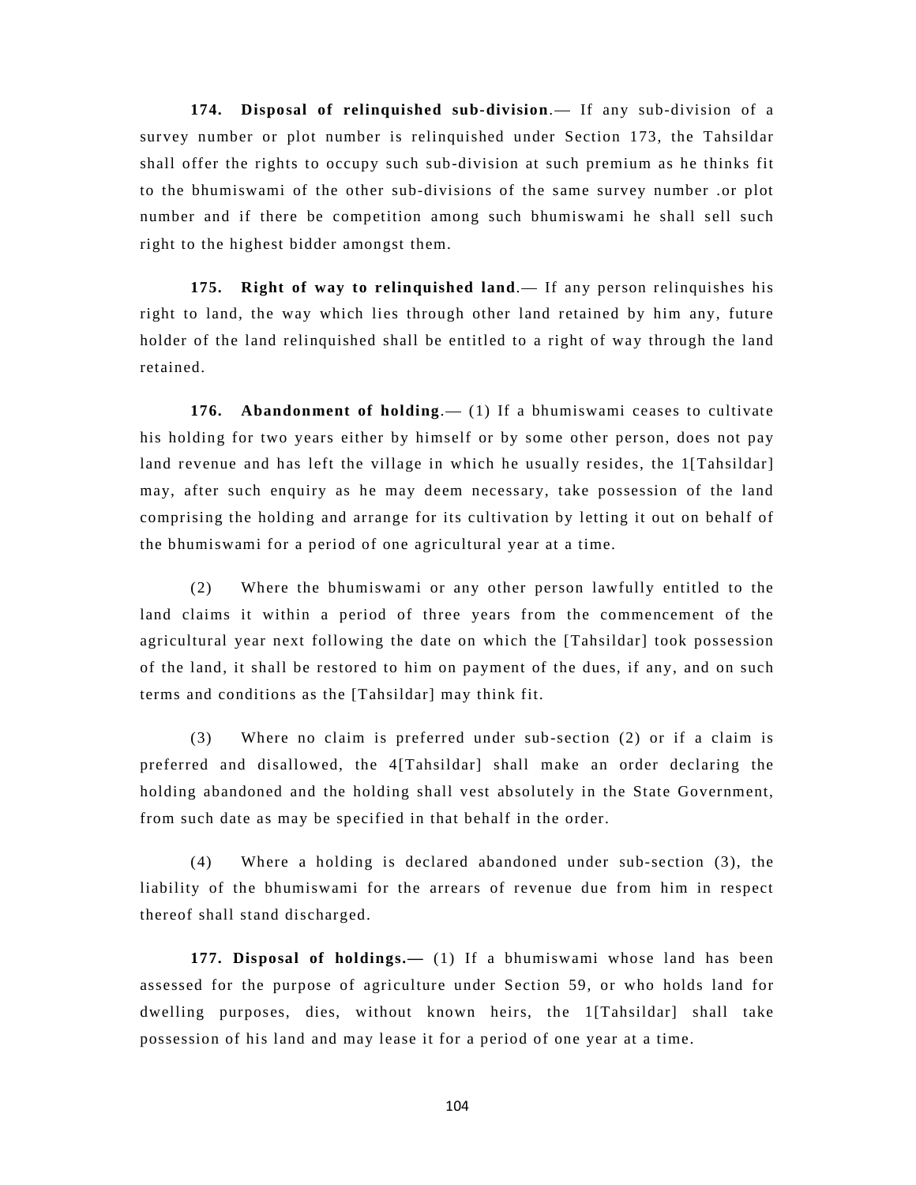**174. Disposal of relinquished sub-division**.— If any sub-division of a survey number or plot number is relinquished under Section 173, the Tahsildar shall offer the rights to occupy such sub-division at such premium as he thinks fit to the bhumiswami of the other sub-divisions of the same survey number .or plot number and if there be competition among such bhumiswami he shall sell such right to the highest bidder amongst them.

**175. Right of way to relinquished land**.— If any person relinquishes his right to land, the way which lies through other land retained by him any, future holder of the land relinquished shall be entitled to a right of way through the land retained.

**176. Abandonment of holding**.— (1) If a bhumiswami ceases to cultivate his holding for two years either by himself or by some other person, does not pay land revenue and has left the village in which he usually resides, the 1[Tahsildar] may, after such enquiry as he may deem necessary, take possession of the land comprising the holding and arrange for its cultivation by letting it out on behalf of the bhumiswami for a period of one agricultural year at a time.

(2) Where the bhumiswami or any other person lawfully entitled to the land claims it within a period of three years from the commencement of the agricultural year next following the date on which the [Tahsildar] took possession of the land, it shall be restored to him on payment of the dues, if any, and on such terms and conditions as the [Tahsildar] may think fit.

(3) Where no claim is preferred under sub-section (2) or if a claim is preferred and disallowed, the 4[Tahsildar] shall make an order declaring the holding abandoned and the holding shall vest absolutely in the State Government, from such date as may be specified in that behalf in the order.

(4) Where a holding is declared abandoned under sub-section (3), the liability of the bhumiswami for the arrears of revenue due from him in respect thereof shall stand discharged.

**177. Disposal of holdings.—** (1) If a bhumiswami whose land has been assessed for the purpose of agriculture under Section 59, or who holds land for dwelling purposes, dies, without known heirs, the 1[Tahsildar] shall take possession of his land and may lease it for a period of one year at a time.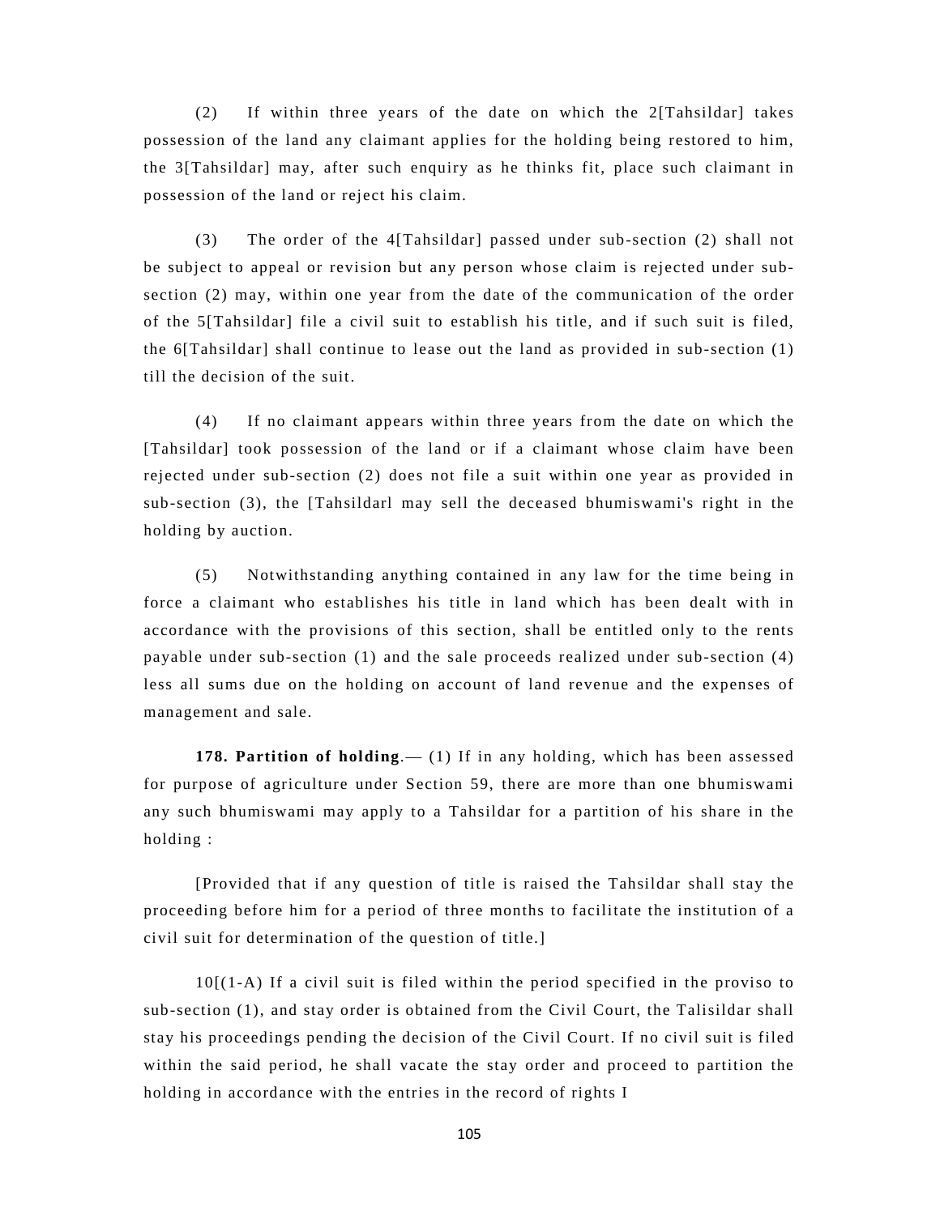(2) If within three years of the date on which the 2[Tahsildar] takes possession of the land any claimant applies for the holding being restored to him, the 3[Tahsildar] may, after such enquiry as he thinks fit, place such claimant in possession of the land or reject his claim.

(3) The order of the 4[Tahsildar] passed under sub-section (2) shall not be subject to appeal or revision but any person whose claim is rejected under sub-section (2) may, within one year from the date of the communication of the order of the 5[Tahsildar] file a civil suit to establish his title, and if such suit is filed, the 6[Tahsildar] shall continue to lease out the land as provided in sub-section (1) till the decision of the suit.

(4) If no claimant appears within three years from the date on which the [Tahsildar] took possession of the land or if a claimant whose claim have been rejected under sub-section (2) does not file a suit within one year as provided in sub-section (3), the [Tahsildarl may sell the deceased bhumiswami's right in the holding by auction.

(5) Notwithstanding anything contained in any law for the time being in force a claimant who establishes his title in land which has been dealt with in accordance with the provisions of this section, shall be entitled only to the rents payable under sub-section (1) and the sale proceeds realized under sub-section (4) less all sums due on the holding on account of land revenue and the expenses of management and sale.

**178. Partition of holding**.— (1) If in any holding, which has been assessed for purpose of agriculture under Section 59, there are more than one bhumiswami any such bhumiswami may apply to a Tahsildar for a partition of his share in the holding :

[Provided that if any question of title is raised the Tahsildar shall stay the proceeding before him for a period of three months to facilitate the institution of a civil suit for determination of the question of title.]

10[(1-A) If a civil suit is filed within the period specified in the proviso to sub-section (1), and stay order is obtained from the Civil Court, the Talisildar shall stay his proceedings pending the decision of the Civil Court. If no civil suit is filed within the said period, he shall vacate the stay order and proceed to partition the holding in accordance with the entries in the record of rights I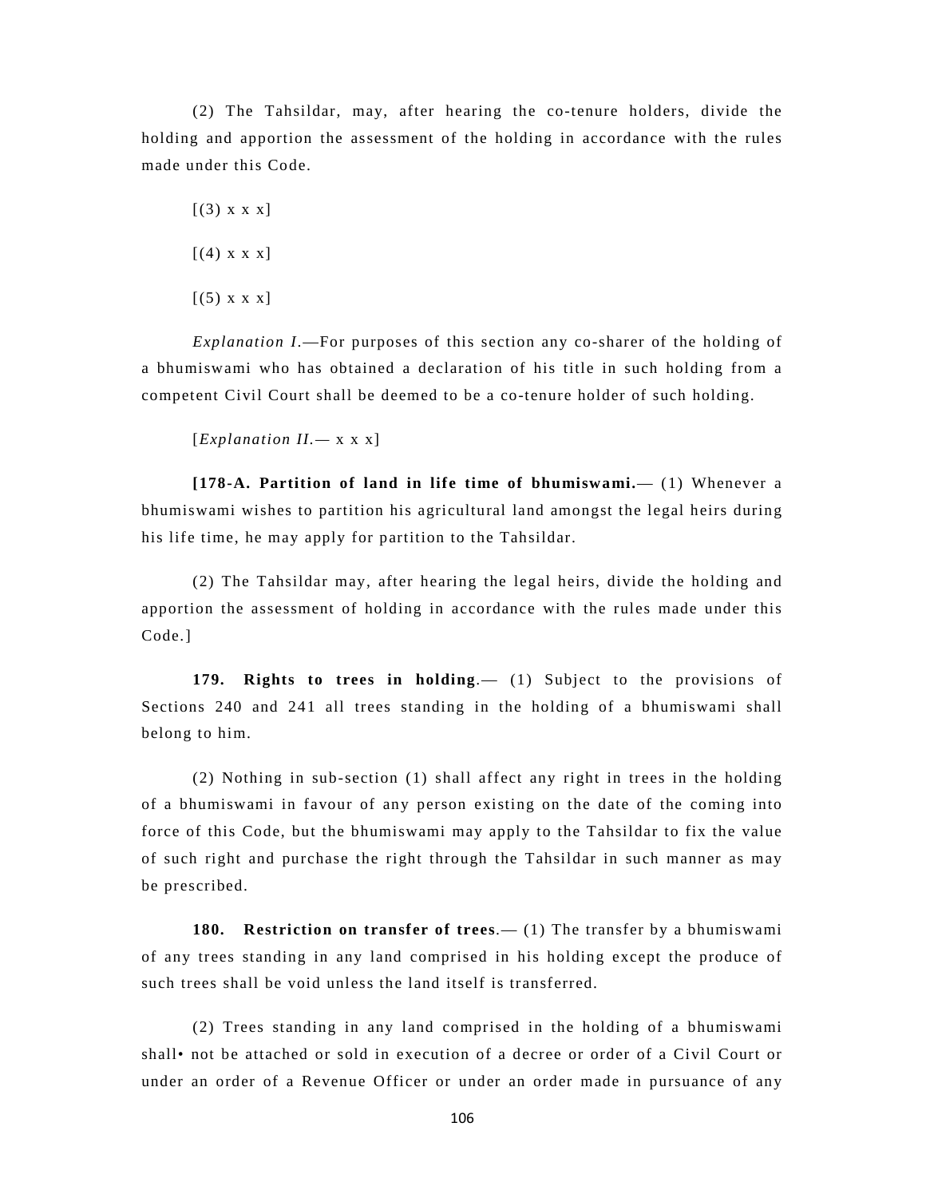(2) The Tahsildar, may, after hearing the co-tenure holders, divide the holding and apportion the assessment of the holding in accordance with the rules made under this Code.

[(3) x x x]

[(4) x x x]

[(5) x x x]

*Explanation I.*—For purposes of this section any co-sharer of the holding of a bhumiswami who has obtained a declaration of his title in such holding from a competent Civil Court shall be deemed to be a co-tenure holder of such holding.

[*Explanation II.*— x x x]

**[178-A. Partition of land in life time of bhumiswami.**— (1) Whenever a bhumiswami wishes to partition his agricultural land amongst the legal heirs during his life time, he may apply for partition to the Tahsildar.

(2) The Tahsildar may, after hearing the legal heirs, divide the holding and apportion the assessment of holding in accordance with the rules made under this Code.]

**179. Rights to trees in holding**.— (1) Subject to the provisions of Sections 240 and 241 all trees standing in the holding of a bhumiswami shall belong to him.

(2) Nothing in sub-section (1) shall affect any right in trees in the holding of a bhumiswami in favour of any person existing on the date of the coming into force of this Code, but the bhumiswami may apply to the Tahsildar to fix the value of such right and purchase the right through the Tahsildar in such manner as may be prescribed.

**180. Restriction on transfer of trees**.— (1) The transfer by a bhumiswami of any trees standing in any land comprised in his holding except the produce of such trees shall be void unless the land itself is transferred.

(2) Trees standing in any land comprised in the holding of a bhumiswami shall• not be attached or sold in execution of a decree or order of a Civil Court or under an order of a Revenue Officer or under an order made in pursuance of any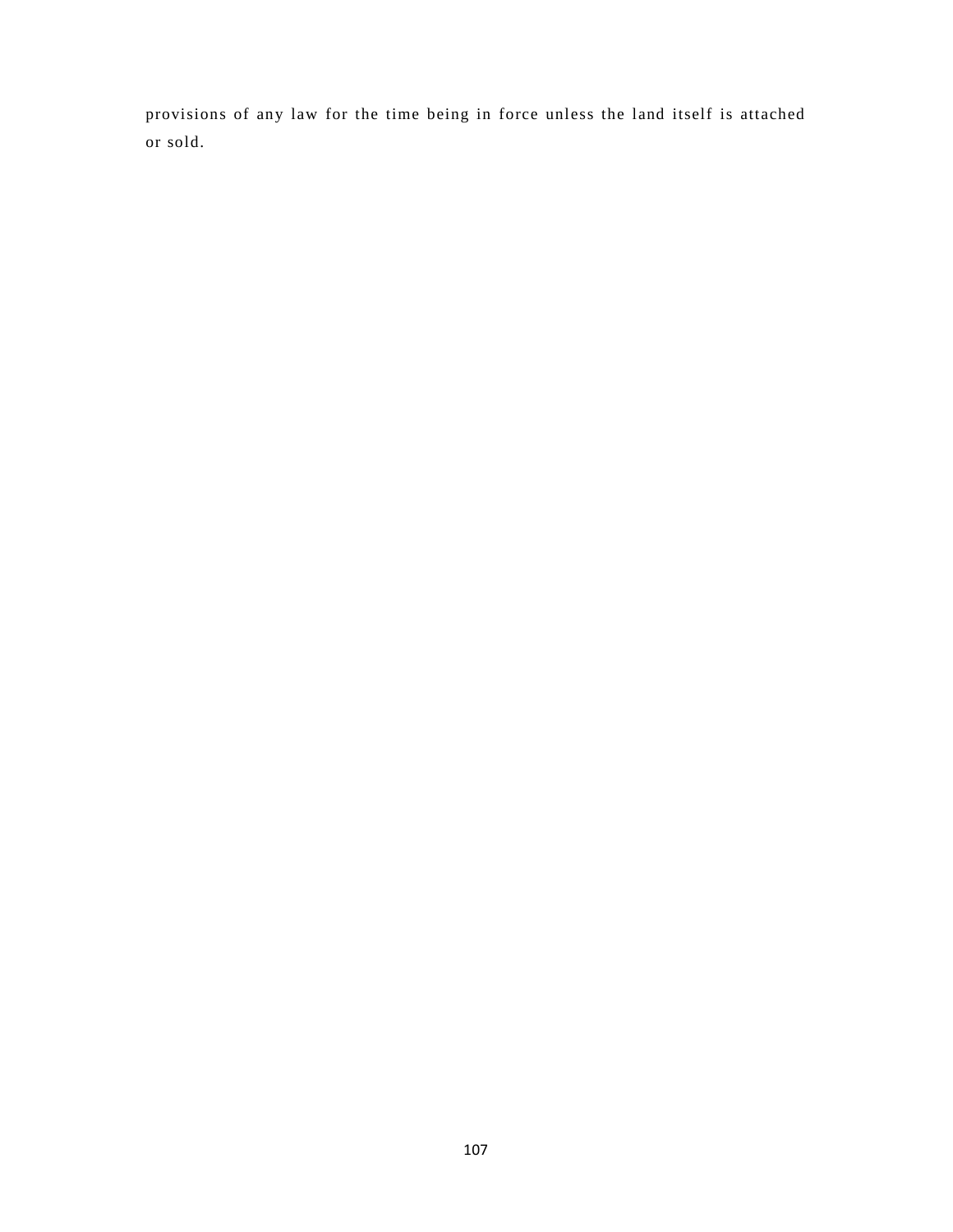provisions of any law for the time being in force unless the land itself is attached or sold.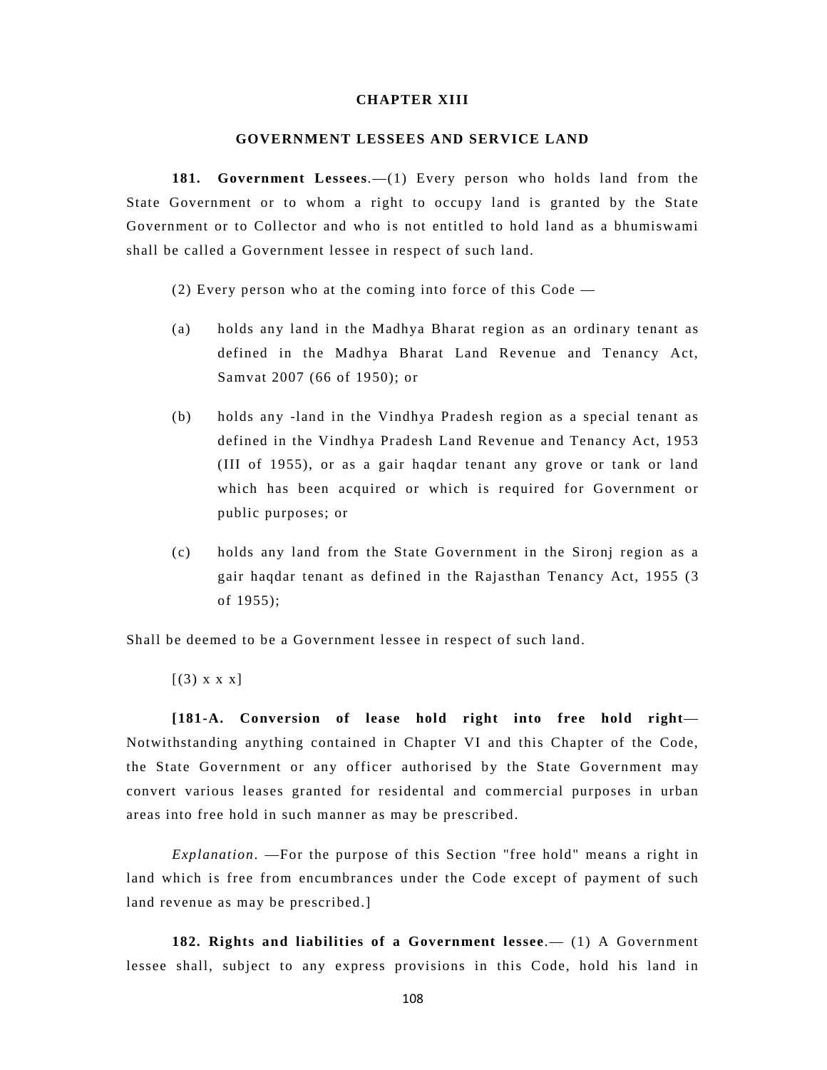## CHAPTER XIII

## GOVERNMENT LESSEES AND SERVICE LAND

**181. Government Lessees**.—(1) Every person who holds land from the State Government or to whom a right to occupy land is granted by the State Government or to Collector and who is not entitled to hold land as a bhumiswami shall be called a Government lessee in respect of such land.

(2) Every person who at the coming into force of this Code —

(a) holds any land in the Madhya Bharat region as an ordinary tenant as defined in the Madhya Bharat Land Revenue and Tenancy Act, Samvat 2007 (66 of 1950); or

(b) holds any -land in the Vindhya Pradesh region as a special tenant as defined in the Vindhya Pradesh Land Revenue and Tenancy Act, 1953 (III of 1955), or as a gair haqdar tenant any grove or tank or land which has been acquired or which is required for Government or public purposes; or

(c) holds any land from the State Government in the Sironj region as a gair haqdar tenant as defined in the Rajasthan Tenancy Act, 1955 (3 of 1955);

Shall be deemed to be a Government lessee in respect of such land.

[(3) x x x]

**[181-A. Conversion of lease hold right into free hold right**— Notwithstanding anything contained in Chapter VI and this Chapter of the Code, the State Government or any officer authorised by the State Government may convert various leases granted for residental and commercial purposes in urban areas into free hold in such manner as may be prescribed.

*Explanation*. —For the purpose of this Section "free hold" means a right in land which is free from encumbrances under the Code except of payment of such land revenue as may be prescribed.]

**182. Rights and liabilities of a Government lessee**.— (1) A Government lessee shall, subject to any express provisions in this Code, hold his land in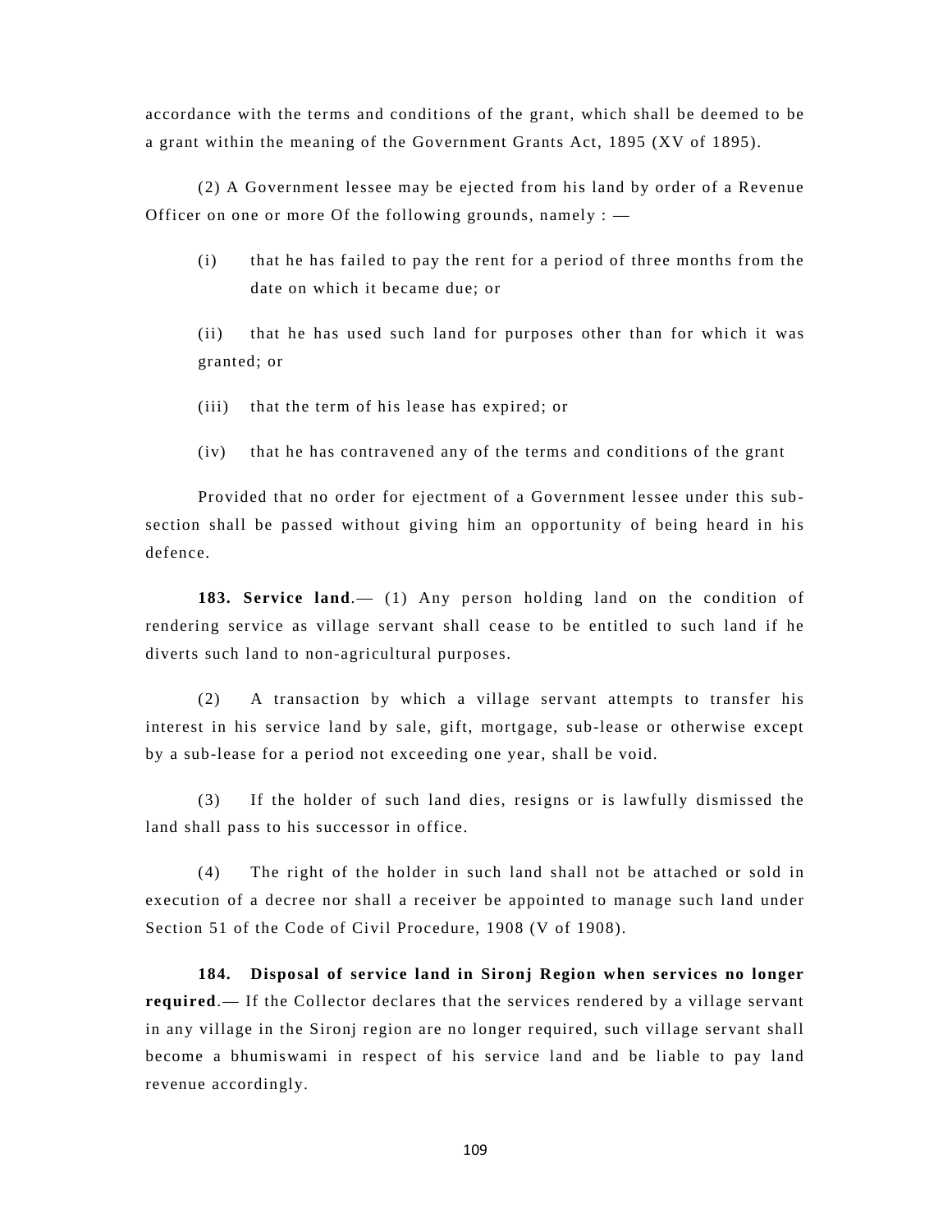accordance with the terms and conditions of the grant, which shall be deemed to be a grant within the meaning of the Government Grants Act, 1895 (XV of 1895).

(2) A Government lessee may be ejected from his land by order of a Revenue Officer on one or more Of the following grounds, namely : —

(i) that he has failed to pay the rent for a period of three months from the date on which it became due; or

(ii) that he has used such land for purposes other than for which it was granted; or

(iii) that the term of his lease has expired; or

(iv) that he has contravened any of the terms and conditions of the grant

Provided that no order for ejectment of a Government lessee under this sub-section shall be passed without giving him an opportunity of being heard in his defence.

**183. Service land**.— (1) Any person holding land on the condition of rendering service as village servant shall cease to be entitled to such land if he diverts such land to non-agricultural purposes.

(2) A transaction by which a village servant attempts to transfer his interest in his service land by sale, gift, mortgage, sub-lease or otherwise except by a sub-lease for a period not exceeding one year, shall be void.

(3) If the holder of such land dies, resigns or is lawfully dismissed the land shall pass to his successor in office.

(4) The right of the holder in such land shall not be attached or sold in execution of a decree nor shall a receiver be appointed to manage such land under Section 51 of the Code of Civil Procedure, 1908 (V of 1908).

**184. Disposal of service land in Sironj Region when services no longer required**.— If the Collector declares that the services rendered by a village servant in any village in the Sironj region are no longer required, such village servant shall become a bhumiswami in respect of his service land and be liable to pay land revenue accordingly.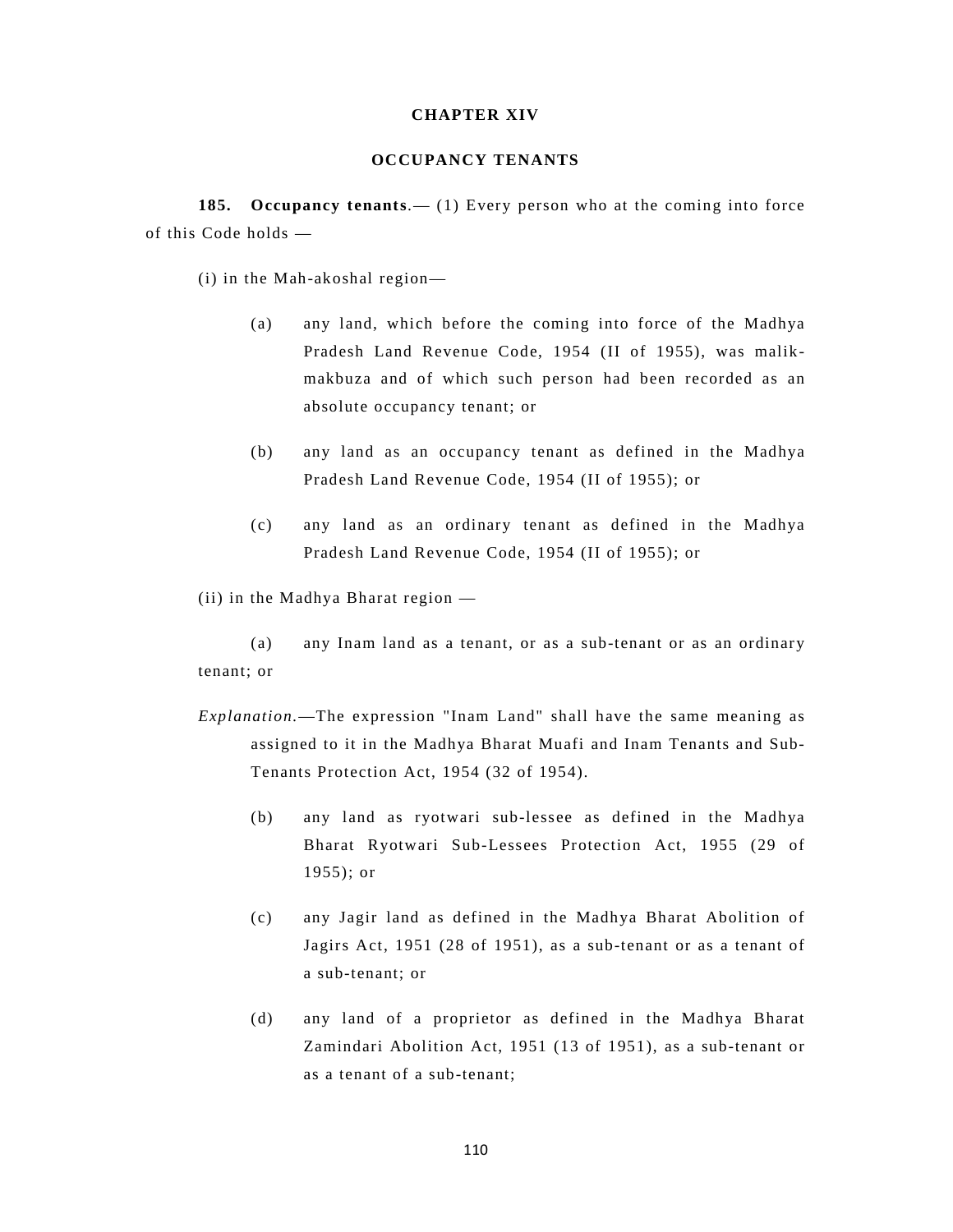## CHAPTER XIV

## OCCUPANCY TENANTS

**185. Occupancy tenants**.— (1) Every person who at the coming into force of this Code holds —

(i) in the Mah-akoshal region—

(a) any land, which before the coming into force of the Madhya Pradesh Land Revenue Code, 1954 (II of 1955), was malik-makbuza and of which such person had been recorded as an absolute occupancy tenant; or

(b) any land as an occupancy tenant as defined in the Madhya Pradesh Land Revenue Code, 1954 (II of 1955); or

(c) any land as an ordinary tenant as defined in the Madhya Pradesh Land Revenue Code, 1954 (II of 1955); or

(ii) in the Madhya Bharat region —

(a) any Inam land as a tenant, or as a sub-tenant or as an ordinary tenant; or

*Explanation*.—The expression "Inam Land" shall have the same meaning as assigned to it in the Madhya Bharat Muafi and Inam Tenants and Sub-Tenants Protection Act, 1954 (32 of 1954).

(b) any land as ryotwari sub-lessee as defined in the Madhya Bharat Ryotwari Sub-Lessees Protection Act, 1955 (29 of 1955); or

(c) any Jagir land as defined in the Madhya Bharat Abolition of Jagirs Act, 1951 (28 of 1951), as a sub-tenant or as a tenant of a sub-tenant; or

(d) any land of a proprietor as defined in the Madhya Bharat Zamindari Abolition Act, 1951 (13 of 1951), as a sub-tenant or as a tenant of a sub-tenant;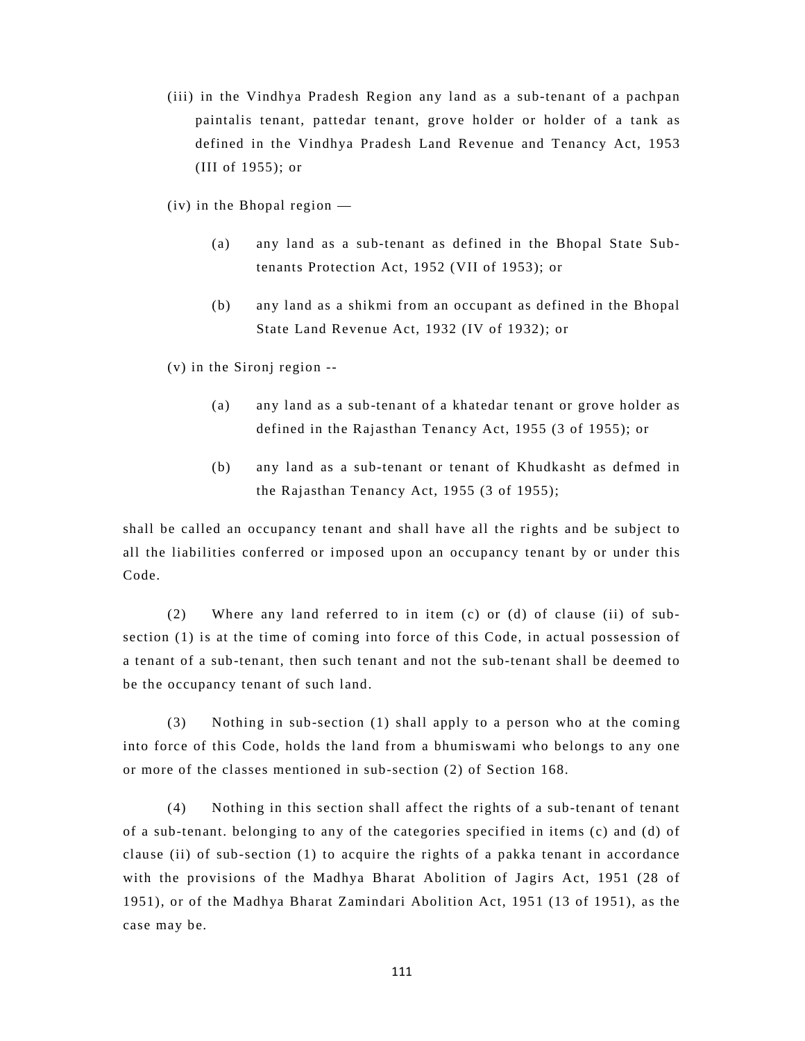(iii) in the Vindhya Pradesh Region any land as a sub-tenant of a pachpan paintalis tenant, pattedar tenant, grove holder or holder of a tank as defined in the Vindhya Pradesh Land Revenue and Tenancy Act, 1953 (III of 1955); or

(iv) in the Bhopal region —

(a) any land as a sub-tenant as defined in the Bhopal State Sub-tenants Protection Act, 1952 (VII of 1953); or

(b) any land as a shikmi from an occupant as defined in the Bhopal State Land Revenue Act, 1932 (IV of 1932); or

(v) in the Sironj region --

(a) any land as a sub-tenant of a khatedar tenant or grove holder as defined in the Rajasthan Tenancy Act, 1955 (3 of 1955); or

(b) any land as a sub-tenant or tenant of Khudkasht as defmed in the Rajasthan Tenancy Act, 1955 (3 of 1955);

shall be called an occupancy tenant and shall have all the rights and be subject to all the liabilities conferred or imposed upon an occupancy tenant by or under this Code.

(2) Where any land referred to in item (c) or (d) of clause (ii) of sub-section (1) is at the time of coming into force of this Code, in actual possession of a tenant of a sub-tenant, then such tenant and not the sub-tenant shall be deemed to be the occupancy tenant of such land.

(3) Nothing in sub-section (1) shall apply to a person who at the coming into force of this Code, holds the land from a bhumiswami who belongs to any one or more of the classes mentioned in sub-section (2) of Section 168.

(4) Nothing in this section shall affect the rights of a sub-tenant of tenant of a sub-tenant. belonging to any of the categories specified in items (c) and (d) of clause (ii) of sub-section (1) to acquire the rights of a pakka tenant in accordance with the provisions of the Madhya Bharat Abolition of Jagirs Act, 1951 (28 of 1951), or of the Madhya Bharat Zamindari Abolition Act, 1951 (13 of 1951), as the case may be.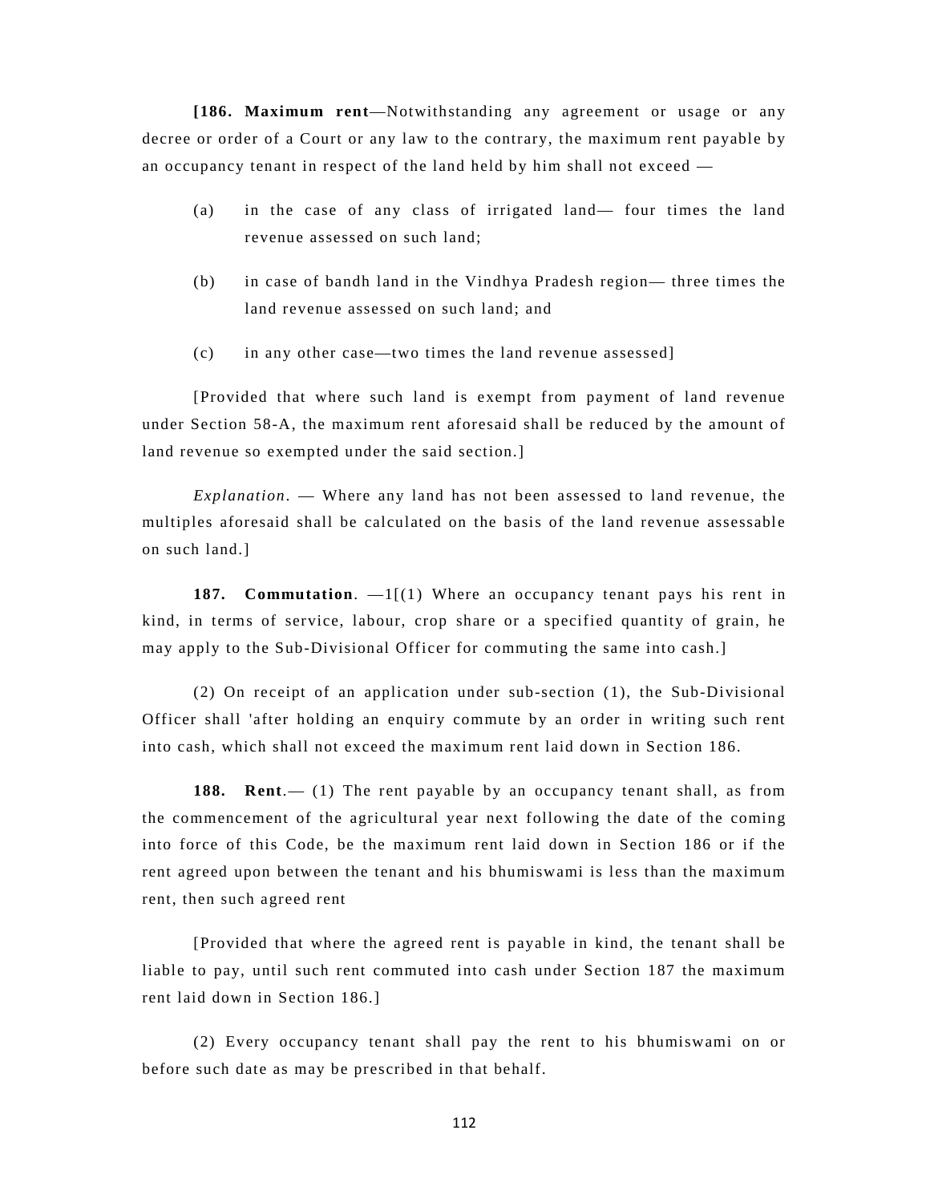**[186. Maximum rent**—Notwithstanding any agreement or usage or any decree or order of a Court or any law to the contrary, the maximum rent payable by an occupancy tenant in respect of the land held by him shall not exceed —

(a) in the case of any class of irrigated land— four times the land revenue assessed on such land;

(b) in case of bandh land in the Vindhya Pradesh region— three times the land revenue assessed on such land; and

(c) in any other case—two times the land revenue assessed]

[Provided that where such land is exempt from payment of land revenue under Section 58-A, the maximum rent aforesaid shall be reduced by the amount of land revenue so exempted under the said section.]

*Explanation*. — Where any land has not been assessed to land revenue, the multiples aforesaid shall be calculated on the basis of the land revenue assessable on such land.]

**187. Commutation**. —1[(1) Where an occupancy tenant pays his rent in kind, in terms of service, labour, crop share or a specified quantity of grain, he may apply to the Sub-Divisional Officer for commuting the same into cash.]

(2) On receipt of an application under sub-section (1), the Sub-Divisional Officer shall 'after holding an enquiry commute by an order in writing such rent into cash, which shall not exceed the maximum rent laid down in Section 186.

**188. Rent**.— (1) The rent payable by an occupancy tenant shall, as from the commencement of the agricultural year next following the date of the coming into force of this Code, be the maximum rent laid down in Section 186 or if the rent agreed upon between the tenant and his bhumiswami is less than the maximum rent, then such agreed rent

[Provided that where the agreed rent is payable in kind, the tenant shall be liable to pay, until such rent commuted into cash under Section 187 the maximum rent laid down in Section 186.]

(2) Every occupancy tenant shall pay the rent to his bhumiswami on or before such date as may be prescribed in that behalf.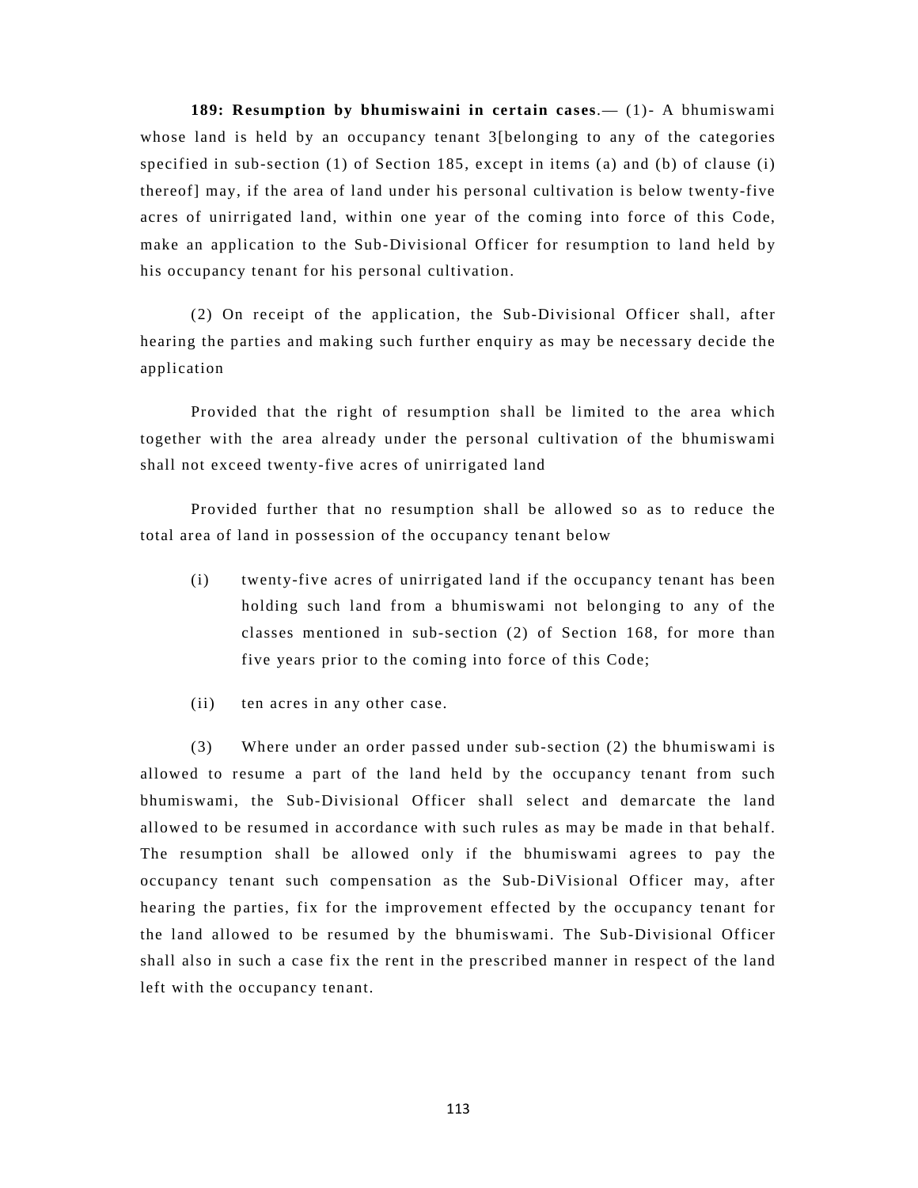**189: Resumption by bhumiswaini in certain cases**.— (1)- A bhumiswami whose land is held by an occupancy tenant 3[belonging to any of the categories specified in sub-section (1) of Section 185, except in items (a) and (b) of clause (i) thereof] may, if the area of land under his personal cultivation is below twenty-five acres of unirrigated land, within one year of the coming into force of this Code, make an application to the Sub-Divisional Officer for resumption to land held by his occupancy tenant for his personal cultivation.

(2) On receipt of the application, the Sub-Divisional Officer shall, after hearing the parties and making such further enquiry as may be necessary decide the application

Provided that the right of resumption shall be limited to the area which together with the area already under the personal cultivation of the bhumiswami shall not exceed twenty-five acres of unirrigated land

Provided further that no resumption shall be allowed so as to reduce the total area of land in possession of the occupancy tenant below

(i) twenty-five acres of unirrigated land if the occupancy tenant has been holding such land from a bhumiswami not belonging to any of the classes mentioned in sub-section (2) of Section 168, for more than five years prior to the coming into force of this Code;

(ii) ten acres in any other case.

(3) Where under an order passed under sub-section (2) the bhumiswami is allowed to resume a part of the land held by the occupancy tenant from such bhumiswami, the Sub-Divisional Officer shall select and demarcate the land allowed to be resumed in accordance with such rules as may be made in that behalf. The resumption shall be allowed only if the bhumiswami agrees to pay the occupancy tenant such compensation as the Sub-DiVisional Officer may, after hearing the parties, fix for the improvement effected by the occupancy tenant for the land allowed to be resumed by the bhumiswami. The Sub-Divisional Officer shall also in such a case fix the rent in the prescribed manner in respect of the land left with the occupancy tenant.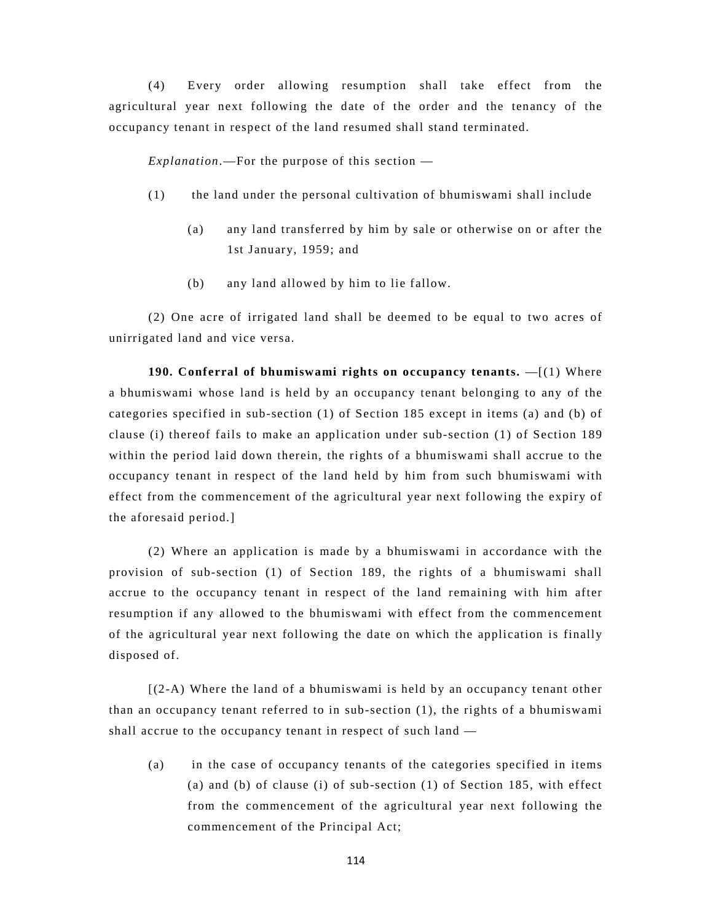(4) Every order allowing resumption shall take effect from the agricultural year next following the date of the order and the tenancy of the occupancy tenant in respect of the land resumed shall stand terminated.

*Explanation*.—For the purpose of this section —

(1) the land under the personal cultivation of bhumiswami shall include

(a) any land transferred by him by sale or otherwise on or after the 1st January, 1959; and

(b) any land allowed by him to lie fallow.

(2) One acre of irrigated land shall be deemed to be equal to two acres of unirrigated land and vice versa.

**190. Conferral of bhumiswami rights on occupancy tenants.** —[(1) Where a bhumiswami whose land is held by an occupancy tenant belonging to any of the categories specified in sub-section (1) of Section 185 except in items (a) and (b) of clause (i) thereof fails to make an application under sub-section (1) of Section 189 within the period laid down therein, the rights of a bhumiswami shall accrue to the occupancy tenant in respect of the land held by him from such bhumiswami with effect from the commencement of the agricultural year next following the expiry of the aforesaid period.]

(2) Where an application is made by a bhumiswami in accordance with the provision of sub-section (1) of Section 189, the rights of a bhumiswami shall accrue to the occupancy tenant in respect of the land remaining with him after resumption if any allowed to the bhumiswami with effect from the commencement of the agricultural year next following the date on which the application is finally disposed of.

[(2-A) Where the land of a bhumiswami is held by an occupancy tenant other than an occupancy tenant referred to in sub-section (1), the rights of a bhumiswami shall accrue to the occupancy tenant in respect of such land —

(a) in the case of occupancy tenants of the categories specified in items (a) and (b) of clause (i) of sub-section (1) of Section 185, with effect from the commencement of the agricultural year next following the commencement of the Principal Act;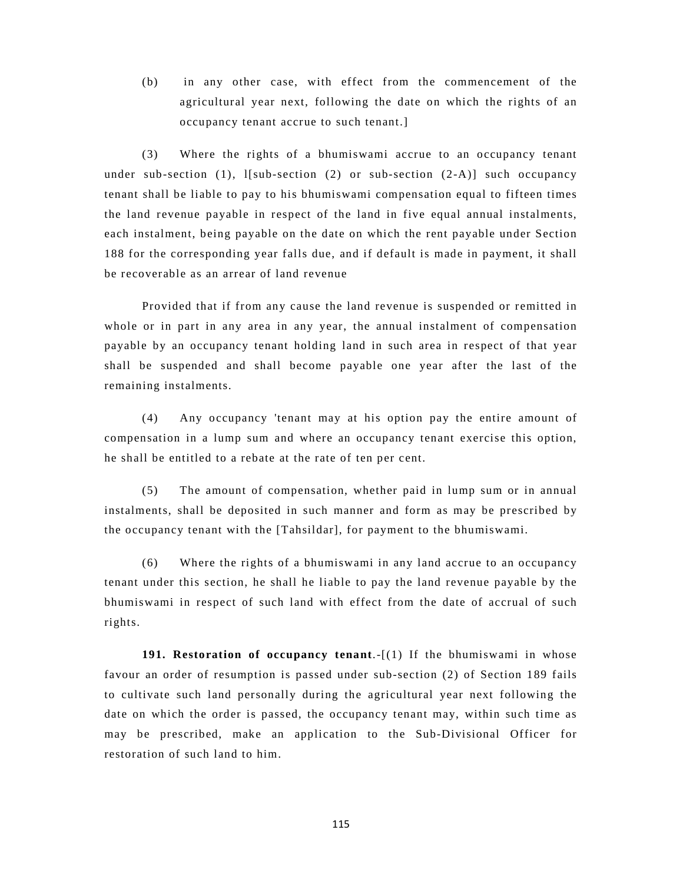(b) in any other case, with effect from the commencement of the agricultural year next, following the date on which the rights of an occupancy tenant accrue to such tenant.]

(3) Where the rights of a bhumiswami accrue to an occupancy tenant under sub-section (1), l[sub-section (2) or sub-section (2-A)] such occupancy tenant shall be liable to pay to his bhumiswami compensation equal to fifteen times the land revenue payable in respect of the land in five equal annual instalments, each instalment, being payable on the date on which the rent payable under Section 188 for the corresponding year falls due, and if default is made in payment, it shall be recoverable as an arrear of land revenue

Provided that if from any cause the land revenue is suspended or remitted in whole or in part in any area in any year, the annual instalment of compensation payable by an occupancy tenant holding land in such area in respect of that year shall be suspended and shall become payable one year after the last of the remaining instalments.

(4) Any occupancy 'tenant may at his option pay the entire amount of compensation in a lump sum and where an occupancy tenant exercise this option, he shall be entitled to a rebate at the rate of ten per cent.

(5) The amount of compensation, whether paid in lump sum or in annual instalments, shall be deposited in such manner and form as may be prescribed by the occupancy tenant with the [Tahsildar], for payment to the bhumiswami.

(6) Where the rights of a bhumiswami in any land accrue to an occupancy tenant under this section, he shall he liable to pay the land revenue payable by the bhumiswami in respect of such land with effect from the date of accrual of such rights.

**191. Restoration of occupancy tenant**.-[(1) If the bhumiswami in whose favour an order of resumption is passed under sub-section (2) of Section 189 fails to cultivate such land personally during the agricultural year next following the date on which the order is passed, the occupancy tenant may, within such time as may be prescribed, make an application to the Sub-Divisional Officer for restoration of such land to him.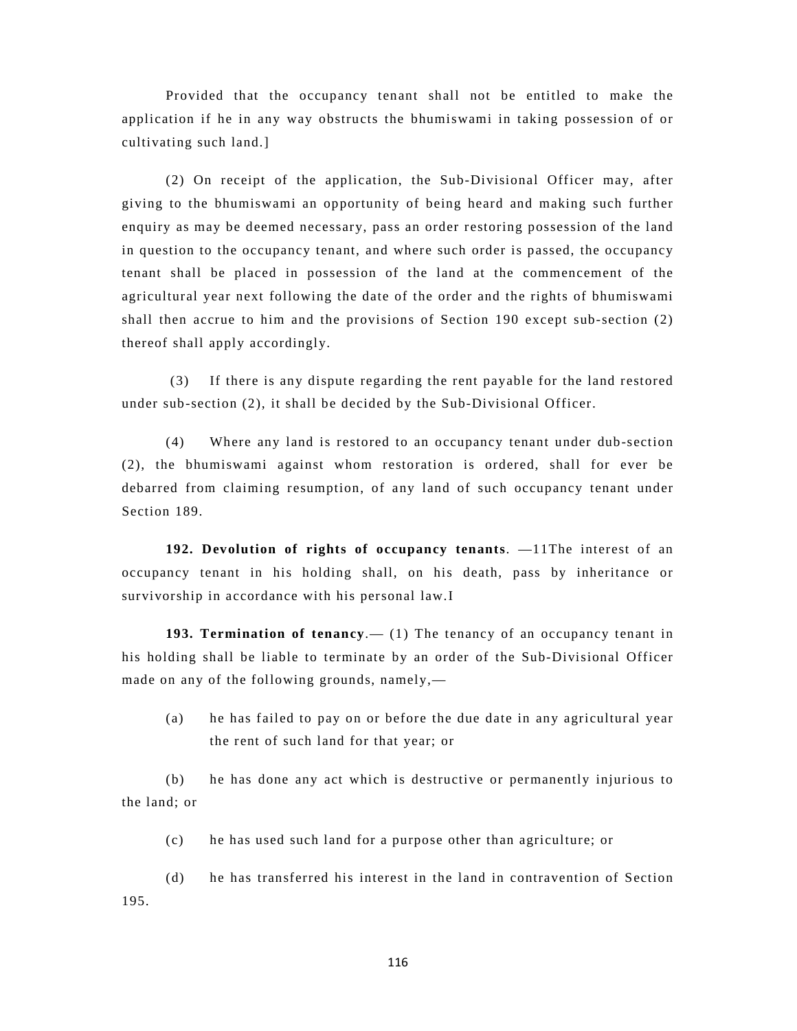Provided that the occupancy tenant shall not be entitled to make the application if he in any way obstructs the bhumiswami in taking possession of or cultivating such land.]

(2) On receipt of the application, the Sub-Divisional Officer may, after giving to the bhumiswami an opportunity of being heard and making such further enquiry as may be deemed necessary, pass an order restoring possession of the land in question to the occupancy tenant, and where such order is passed, the occupancy tenant shall be placed in possession of the land at the commencement of the agricultural year next following the date of the order and the rights of bhumiswami shall then accrue to him and the provisions of Section 190 except sub-section (2) thereof shall apply accordingly.

(3) If there is any dispute regarding the rent payable for the land restored under sub-section (2), it shall be decided by the Sub-Divisional Officer.

(4) Where any land is restored to an occupancy tenant under dub-section (2), the bhumiswami against whom restoration is ordered, shall for ever be debarred from claiming resumption, of any land of such occupancy tenant under Section 189.

**192. Devolution of rights of occupancy tenants**. —11The interest of an occupancy tenant in his holding shall, on his death, pass by inheritance or survivorship in accordance with his personal law.I

**193. Termination of tenancy**.— (1) The tenancy of an occupancy tenant in his holding shall be liable to terminate by an order of the Sub-Divisional Officer made on any of the following grounds, namely,—

(a) he has failed to pay on or before the due date in any agricultural year the rent of such land for that year; or

(b) he has done any act which is destructive or permanently injurious to the land; or

(c) he has used such land for a purpose other than agriculture; or

(d) he has transferred his interest in the land in contravention of Section 195.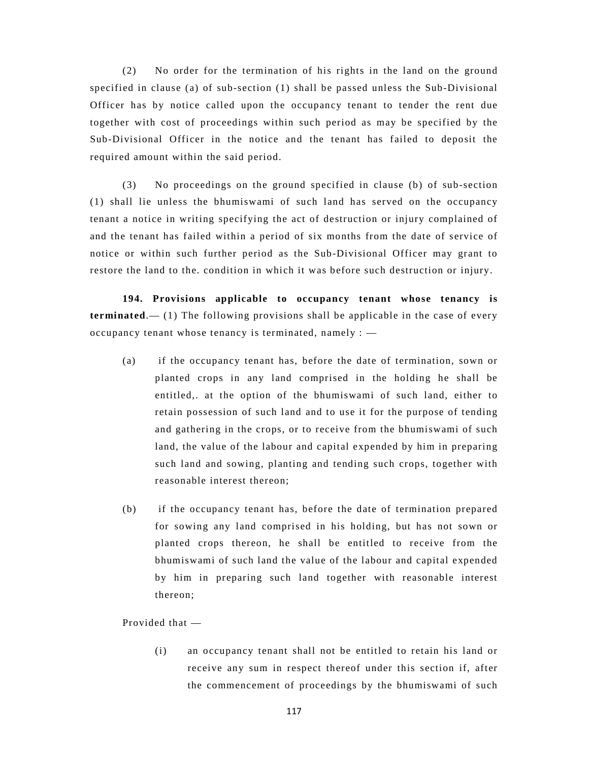(2) No order for the termination of his rights in the land on the ground specified in clause (a) of sub-section (1) shall be passed unless the Sub-Divisional Officer has by notice called upon the occupancy tenant to tender the rent due together with cost of proceedings within such period as may be specified by the Sub-Divisional Officer in the notice and the tenant has failed to deposit the required amount within the said period.

(3) No proceedings on the ground specified in clause (b) of sub-section (1) shall lie unless the bhumiswami of such land has served on the occupancy tenant a notice in writing specifying the act of destruction or injury complained of and the tenant has failed within a period of six months from the date of service of notice or within such further period as the Sub-Divisional Officer may grant to restore the land to the. condition in which it was before such destruction or injury.

**194. Provisions applicable to occupancy tenant whose tenancy is terminated**.— (1) The following provisions shall be applicable in the case of every occupancy tenant whose tenancy is terminated, namely : —

(a) if the occupancy tenant has, before the date of termination, sown or planted crops in any land comprised in the holding he shall be entitled,. at the option of the bhumiswami of such land, either to retain possession of such land and to use it for the purpose of tending and gathering in the crops, or to receive from the bhumiswami of such land, the value of the labour and capital expended by him in preparing such land and sowing, planting and tending such crops, together with reasonable interest thereon;

(b) if the occupancy tenant has, before the date of termination prepared for sowing any land comprised in his holding, but has not sown or planted crops thereon, he shall be entitled to receive from the bhumiswami of such land the value of the labour and capital expended by him in preparing such land together with reasonable interest thereon;

Provided that —

(i) an occupancy tenant shall not be entitled to retain his land or receive any sum in respect thereof under this section if, after the commencement of proceedings by the bhumiswami of such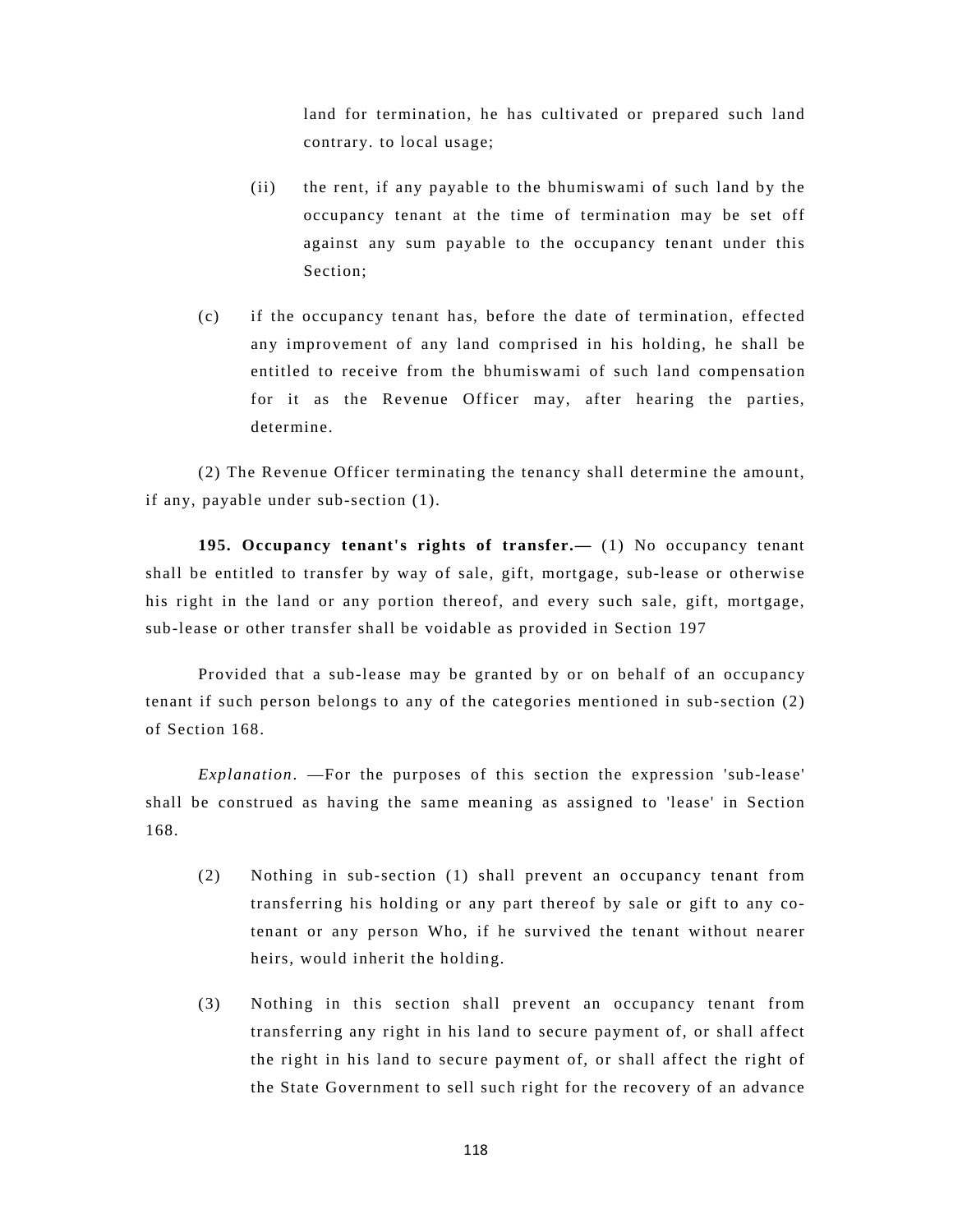land for termination, he has cultivated or prepared such land contrary. to local usage;

(ii) the rent, if any payable to the bhumiswami of such land by the occupancy tenant at the time of termination may be set off against any sum payable to the occupancy tenant under this Section;

(c) if the occupancy tenant has, before the date of termination, effected any improvement of any land comprised in his holding, he shall be entitled to receive from the bhumiswami of such land compensation for it as the Revenue Officer may, after hearing the parties, determine.

(2) The Revenue Officer terminating the tenancy shall determine the amount, if any, payable under sub-section (1).

**195. Occupancy tenant's rights of transfer.—** (1) No occupancy tenant shall be entitled to transfer by way of sale, gift, mortgage, sub-lease or otherwise his right in the land or any portion thereof, and every such sale, gift, mortgage, sub-lease or other transfer shall be voidable as provided in Section 197

Provided that a sub-lease may be granted by or on behalf of an occupancy tenant if such person belongs to any of the categories mentioned in sub-section (2) of Section 168.

*Explanation*. —For the purposes of this section the expression 'sub-lease' shall be construed as having the same meaning as assigned to 'lease' in Section 168.

(2) Nothing in sub-section (1) shall prevent an occupancy tenant from transferring his holding or any part thereof by sale or gift to any co-tenant or any person Who, if he survived the tenant without nearer heirs, would inherit the holding.

(3) Nothing in this section shall prevent an occupancy tenant from transferring any right in his land to secure payment of, or shall affect the right in his land to secure payment of, or shall affect the right of the State Government to sell such right for the recovery of an advance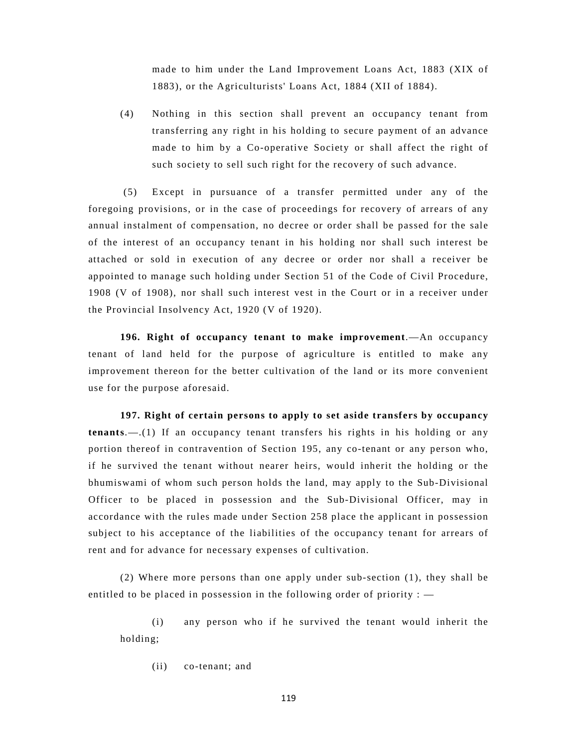made to him under the Land Improvement Loans Act, 1883 (XIX of 1883), or the Agriculturists' Loans Act, 1884 (XII of 1884).

(4) Nothing in this section shall prevent an occupancy tenant from transferring any right in his holding to secure payment of an advance made to him by a Co-operative Society or shall affect the right of such society to sell such right for the recovery of such advance.

(5) Except in pursuance of a transfer permitted under any of the foregoing provisions, or in the case of proceedings for recovery of arrears of any annual instalment of compensation, no decree or order shall be passed for the sale of the interest of an occupancy tenant in his holding nor shall such interest be attached or sold in execution of any decree or order nor shall a receiver be appointed to manage such holding under Section 51 of the Code of Civil Procedure, 1908 (V of 1908), nor shall such interest vest in the Court or in a receiver under the Provincial Insolvency Act, 1920 (V of 1920).

**196. Right of occupancy tenant to make improvement**.—An occupancy tenant of land held for the purpose of agriculture is entitled to make any improvement thereon for the better cultivation of the land or its more convenient use for the purpose aforesaid.

**197. Right of certain persons to apply to set aside transfers by occupancy tenants**.—.(1) If an occupancy tenant transfers his rights in his holding or any portion thereof in contravention of Section 195, any co-tenant or any person who, if he survived the tenant without nearer heirs, would inherit the holding or the bhumiswami of whom such person holds the land, may apply to the Sub-Divisional Officer to be placed in possession and the Sub-Divisional Officer, may in accordance with the rules made under Section 258 place the applicant in possession subject to his acceptance of the liabilities of the occupancy tenant for arrears of rent and for advance for necessary expenses of cultivation.

(2) Where more persons than one apply under sub-section (1), they shall be entitled to be placed in possession in the following order of priority : —

(i) any person who if he survived the tenant would inherit the holding;

(ii) co-tenant; and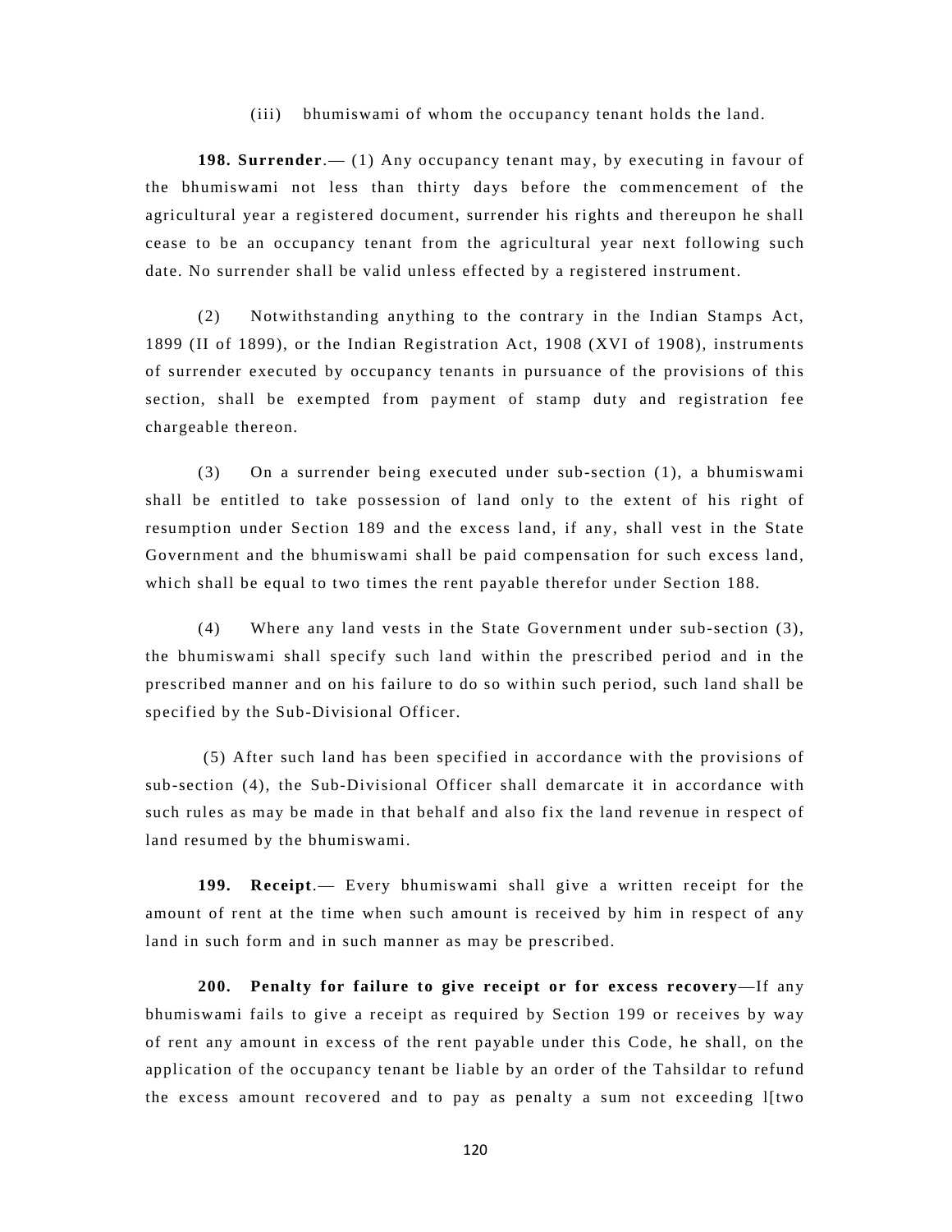(iii) bhumiswami of whom the occupancy tenant holds the land.

**198. Surrender**.— (1) Any occupancy tenant may, by executing in favour of the bhumiswami not less than thirty days before the commencement of the agricultural year a registered document, surrender his rights and thereupon he shall cease to be an occupancy tenant from the agricultural year next following such date. No surrender shall be valid unless effected by a registered instrument.

(2) Notwithstanding anything to the contrary in the Indian Stamps Act, 1899 (II of 1899), or the Indian Registration Act, 1908 (XVI of 1908), instruments of surrender executed by occupancy tenants in pursuance of the provisions of this section, shall be exempted from payment of stamp duty and registration fee chargeable thereon.

(3) On a surrender being executed under sub-section (1), a bhumiswami shall be entitled to take possession of land only to the extent of his right of resumption under Section 189 and the excess land, if any, shall vest in the State Government and the bhumiswami shall be paid compensation for such excess land, which shall be equal to two times the rent payable therefor under Section 188.

(4) Where any land vests in the State Government under sub-section (3), the bhumiswami shall specify such land within the prescribed period and in the prescribed manner and on his failure to do so within such period, such land shall be specified by the Sub-Divisional Officer.

(5) After such land has been specified in accordance with the provisions of sub-section (4), the Sub-Divisional Officer shall demarcate it in accordance with such rules as may be made in that behalf and also fix the land revenue in respect of land resumed by the bhumiswami.

**199. Receipt**.— Every bhumiswami shall give a written receipt for the amount of rent at the time when such amount is received by him in respect of any land in such form and in such manner as may be prescribed.

**200. Penalty for failure to give receipt or for excess recovery**—If any bhumiswami fails to give a receipt as required by Section 199 or receives by way of rent any amount in excess of the rent payable under this Code, he shall, on the application of the occupancy tenant be liable by an order of the Tahsildar to refund the excess amount recovered and to pay as penalty a sum not exceeding l[two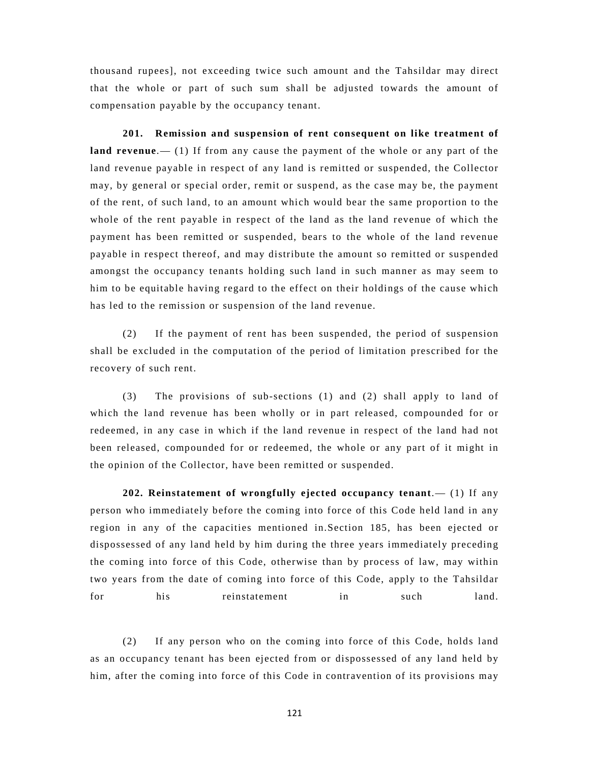thousand rupees], not exceeding twice such amount and the Tahsildar may direct that the whole or part of such sum shall be adjusted towards the amount of compensation payable by the occupancy tenant.

**201. Remission and suspension of rent consequent on like treatment of land revenue**.— (1) If from any cause the payment of the whole or any part of the land revenue payable in respect of any land is remitted or suspended, the Collector may, by general or special order, remit or suspend, as the case may be, the payment of the rent, of such land, to an amount which would bear the same proportion to the whole of the rent payable in respect of the land as the land revenue of which the payment has been remitted or suspended, bears to the whole of the land revenue payable in respect thereof, and may distribute the amount so remitted or suspended amongst the occupancy tenants holding such land in such manner as may seem to him to be equitable having regard to the effect on their holdings of the cause which has led to the remission or suspension of the land revenue.

(2) If the payment of rent has been suspended, the period of suspension shall be excluded in the computation of the period of limitation prescribed for the recovery of such rent.

(3) The provisions of sub-sections (1) and (2) shall apply to land of which the land revenue has been wholly or in part released, compounded for or redeemed, in any case in which if the land revenue in respect of the land had not been released, compounded for or redeemed, the whole or any part of it might in the opinion of the Collector, have been remitted or suspended.

**202. Reinstatement of wrongfully ejected occupancy tenant**.— (1) If any person who immediately before the coming into force of this Code held land in any region in any of the capacities mentioned in.Section 185, has been ejected or dispossessed of any land held by him during the three years immediately preceding the coming into force of this Code, otherwise than by process of law, may within two years from the date of coming into force of this Code, apply to the Tahsildar for his reinstatement in such land.

(2) If any person who on the coming into force of this Code, holds land as an occupancy tenant has been ejected from or dispossessed of any land held by him, after the coming into force of this Code in contravention of its provisions may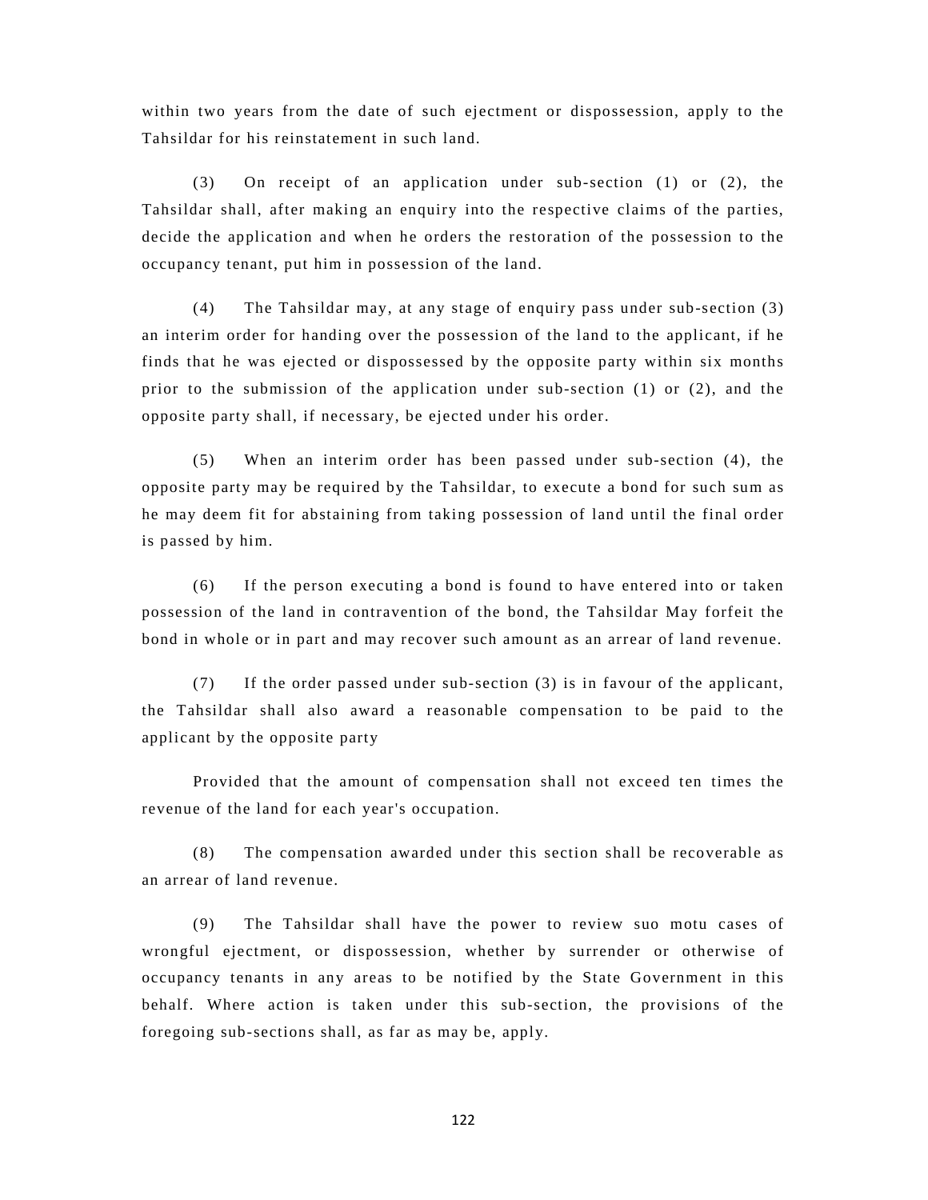within two years from the date of such ejectment or dispossession, apply to the Tahsildar for his reinstatement in such land.

(3) On receipt of an application under sub-section (1) or (2), the Tahsildar shall, after making an enquiry into the respective claims of the parties, decide the application and when he orders the restoration of the possession to the occupancy tenant, put him in possession of the land.

(4) The Tahsildar may, at any stage of enquiry pass under sub-section (3) an interim order for handing over the possession of the land to the applicant, if he finds that he was ejected or dispossessed by the opposite party within six months prior to the submission of the application under sub-section (1) or (2), and the opposite party shall, if necessary, be ejected under his order.

(5) When an interim order has been passed under sub-section (4), the opposite party may be required by the Tahsildar, to execute a bond for such sum as he may deem fit for abstaining from taking possession of land until the final order is passed by him.

(6) If the person executing a bond is found to have entered into or taken possession of the land in contravention of the bond, the Tahsildar May forfeit the bond in whole or in part and may recover such amount as an arrear of land revenue.

(7) If the order passed under sub-section (3) is in favour of the applicant, the Tahsildar shall also award a reasonable compensation to be paid to the applicant by the opposite party

Provided that the amount of compensation shall not exceed ten times the revenue of the land for each year's occupation.

(8) The compensation awarded under this section shall be recoverable as an arrear of land revenue.

(9) The Tahsildar shall have the power to review suo motu cases of wrongful ejectment, or dispossession, whether by surrender or otherwise of occupancy tenants in any areas to be notified by the State Government in this behalf. Where action is taken under this sub-section, the provisions of the foregoing sub-sections shall, as far as may be, apply.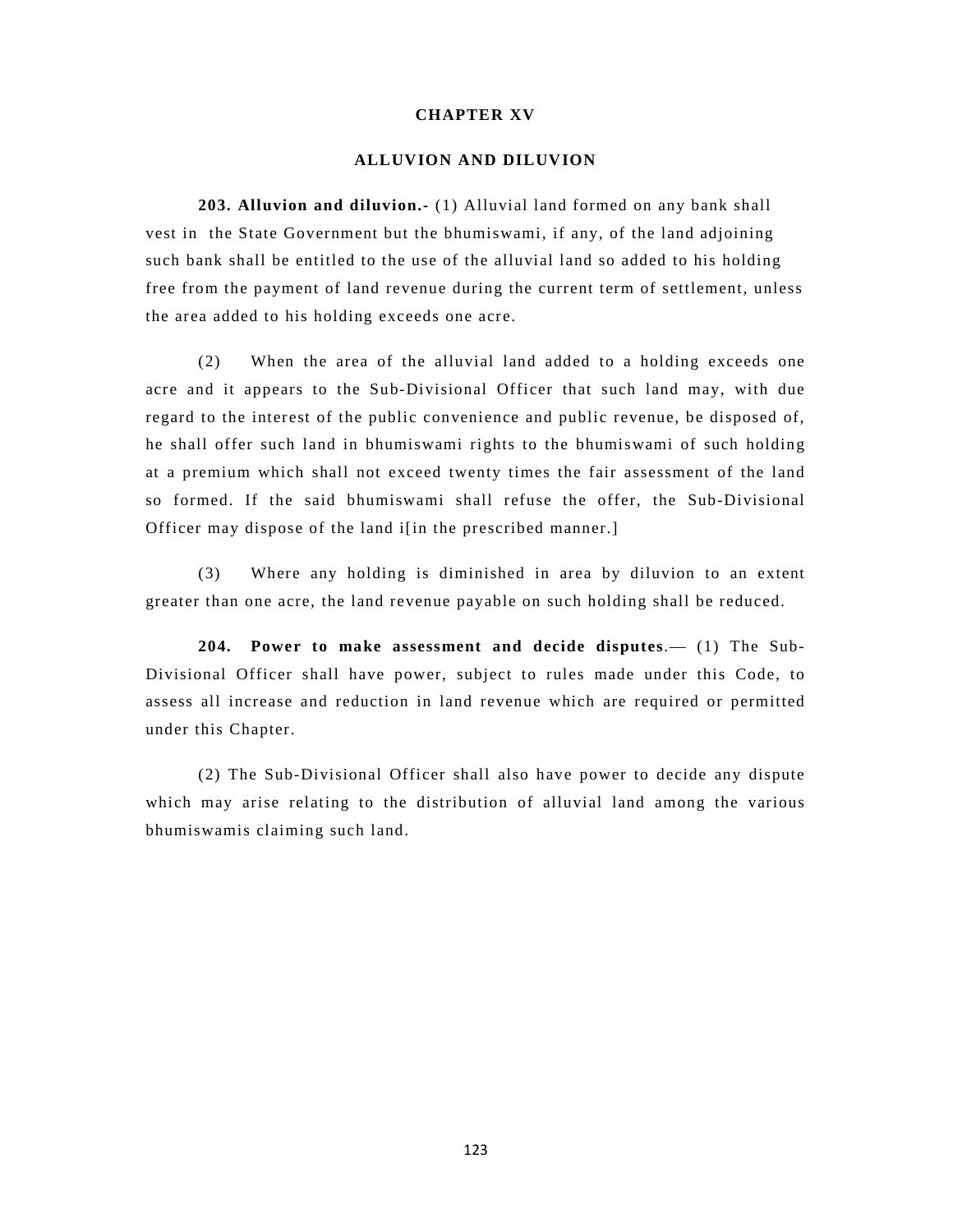## CHAPTER XV

## ALLUVION AND DILUVION

**203. Alluvion and diluvion.-** (1) Alluvial land formed on any bank shall vest in the State Government but the bhumiswami, if any, of the land adjoining such bank shall be entitled to the use of the alluvial land so added to his holding free from the payment of land revenue during the current term of settlement, unless the area added to his holding exceeds one acre.

(2) When the area of the alluvial land added to a holding exceeds one acre and it appears to the Sub-Divisional Officer that such land may, with due regard to the interest of the public convenience and public revenue, be disposed of, he shall offer such land in bhumiswami rights to the bhumiswami of such holding at a premium which shall not exceed twenty times the fair assessment of the land so formed. If the said bhumiswami shall refuse the offer, the Sub-Divisional Officer may dispose of the land i[in the prescribed manner.]

(3) Where any holding is diminished in area by diluvion to an extent greater than one acre, the land revenue payable on such holding shall be reduced.

**204. Power to make assessment and decide disputes**.— (1) The Sub-Divisional Officer shall have power, subject to rules made under this Code, to assess all increase and reduction in land revenue which are required or permitted under this Chapter.

(2) The Sub-Divisional Officer shall also have power to decide any dispute which may arise relating to the distribution of alluvial land among the various bhumiswamis claiming such land.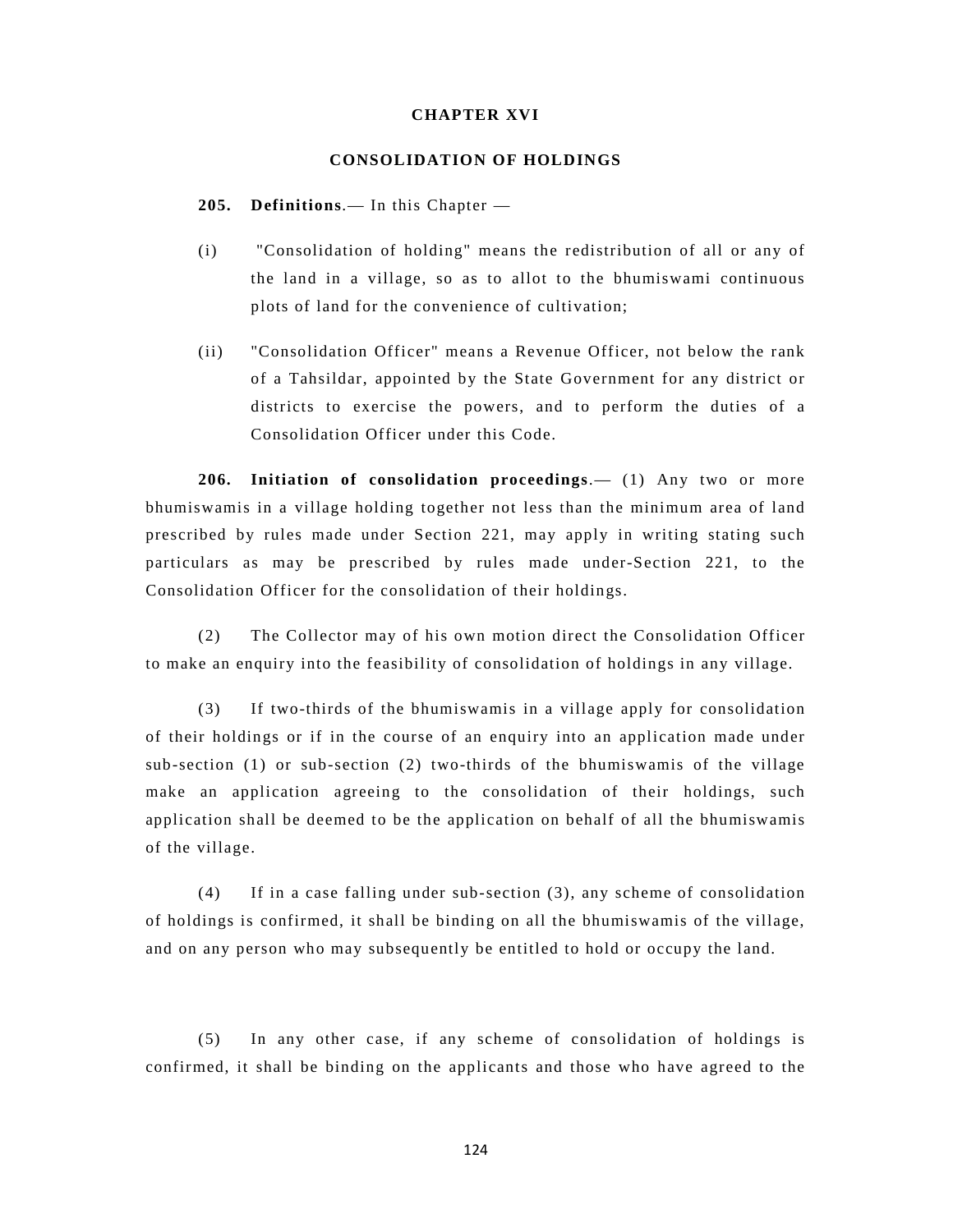## CHAPTER XVI

## CONSOLIDATION OF HOLDINGS

**205. Definitions**.— In this Chapter —

(i) "Consolidation of holding" means the redistribution of all or any of the land in a village, so as to allot to the bhumiswami continuous plots of land for the convenience of cultivation;

(ii) "Consolidation Officer" means a Revenue Officer, not below the rank of a Tahsildar, appointed by the State Government for any district or districts to exercise the powers, and to perform the duties of a Consolidation Officer under this Code.

**206. Initiation of consolidation proceedings**.— (1) Any two or more bhumiswamis in a village holding together not less than the minimum area of land prescribed by rules made under Section 221, may apply in writing stating such particulars as may be prescribed by rules made under-Section 221, to the Consolidation Officer for the consolidation of their holdings.

(2) The Collector may of his own motion direct the Consolidation Officer to make an enquiry into the feasibility of consolidation of holdings in any village.

(3) If two-thirds of the bhumiswamis in a village apply for consolidation of their holdings or if in the course of an enquiry into an application made under sub-section (1) or sub-section (2) two-thirds of the bhumiswamis of the village make an application agreeing to the consolidation of their holdings, such application shall be deemed to be the application on behalf of all the bhumiswamis of the village.

(4) If in a case falling under sub-section (3), any scheme of consolidation of holdings is confirmed, it shall be binding on all the bhumiswamis of the village, and on any person who may subsequently be entitled to hold or occupy the land.

(5) In any other case, if any scheme of consolidation of holdings is confirmed, it shall be binding on the applicants and those who have agreed to the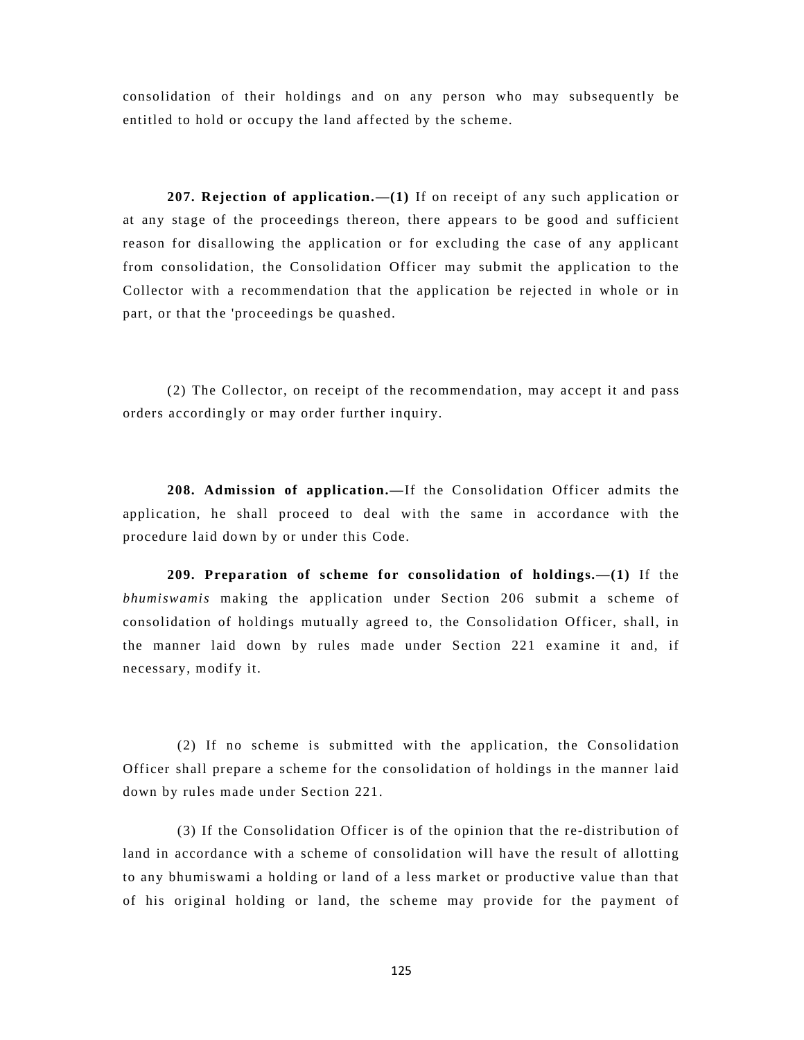consolidation of their holdings and on any person who may subsequently be entitled to hold or occupy the land affected by the scheme.

**207. Rejection of application.—(1)** If on receipt of any such application or at any stage of the proceedings thereon, there appears to be good and sufficient reason for disallowing the application or for excluding the case of any applicant from consolidation, the Consolidation Officer may submit the application to the Collector with a recommendation that the application be rejected in whole or in part, or that the 'proceedings be quashed.

(2) The Collector, on receipt of the recommendation, may accept it and pass orders accordingly or may order further inquiry.

**208. Admission of application.—**If the Consolidation Officer admits the application, he shall proceed to deal with the same in accordance with the procedure laid down by or under this Code.

**209. Preparation of scheme for consolidation of holdings.—(1)** If the *bhumiswamis* making the application under Section 206 submit a scheme of consolidation of holdings mutually agreed to, the Consolidation Officer, shall, in the manner laid down by rules made under Section 221 examine it and, if necessary, modify it.

(2) If no scheme is submitted with the application, the Consolidation Officer shall prepare a scheme for the consolidation of holdings in the manner laid down by rules made under Section 221.

(3) If the Consolidation Officer is of the opinion that the re-distribution of land in accordance with a scheme of consolidation will have the result of allotting to any bhumiswami a holding or land of a less market or productive value than that of his original holding or land, the scheme may provide for the payment of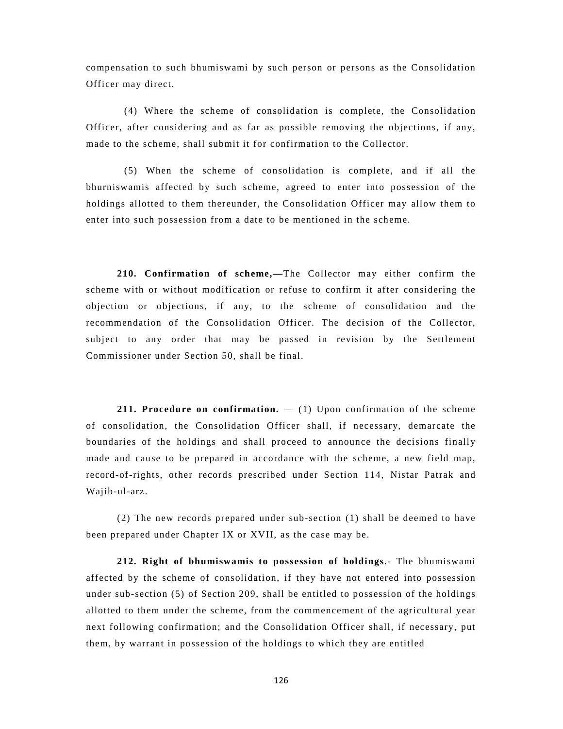compensation to such bhumiswami by such person or persons as the Consolidation Officer may direct.

(4) Where the scheme of consolidation is complete, the Consolidation Officer, after considering and as far as possible removing the objections, if any, made to the scheme, shall submit it for confirmation to the Collector.

(5) When the scheme of consolidation is complete, and if all the bhurniswamis affected by such scheme, agreed to enter into possession of the holdings allotted to them thereunder, the Consolidation Officer may allow them to enter into such possession from a date to be mentioned in the scheme.

**210. Confirmation of scheme,—**The Collector may either confirm the scheme with or without modification or refuse to confirm it after considering the objection or objections, if any, to the scheme of consolidation and the recommendation of the Consolidation Officer. The decision of the Collector, subject to any order that may be passed in revision by the Settlement Commissioner under Section 50, shall be final.

**211. Procedure on confirmation.** — (1) Upon confirmation of the scheme of consolidation, the Consolidation Officer shall, if necessary, demarcate the boundaries of the holdings and shall proceed to announce the decisions finally made and cause to be prepared in accordance with the scheme, a new field map, record-of-rights, other records prescribed under Section 114, Nistar Patrak and Wajib-ul-arz.

(2) The new records prepared under sub-section (1) shall be deemed to have been prepared under Chapter IX or XVII, as the case may be.

**212. Right of bhumiswamis to possession of holdings**.- The bhumiswami affected by the scheme of consolidation, if they have not entered into possession under sub-section (5) of Section 209, shall be entitled to possession of the holdings allotted to them under the scheme, from the commencement of the agricultural year next following confirmation; and the Consolidation Officer shall, if necessary, put them, by warrant in possession of the holdings to which they are entitled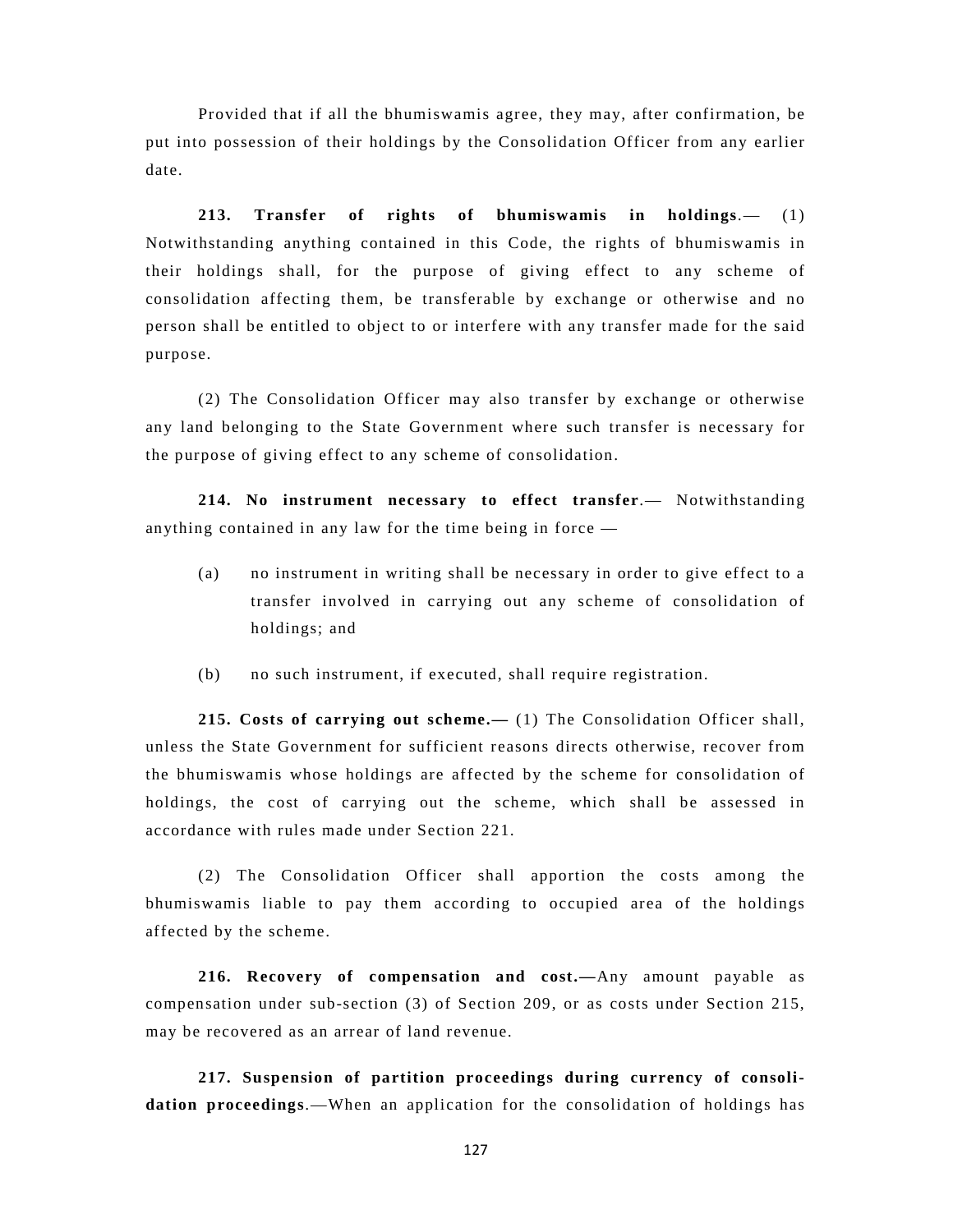Provided that if all the bhumiswamis agree, they may, after confirmation, be put into possession of their holdings by the Consolidation Officer from any earlier date.

**213. Transfer of rights of bhumiswamis in holdings**.— (1) Notwithstanding anything contained in this Code, the rights of bhumiswamis in their holdings shall, for the purpose of giving effect to any scheme of consolidation affecting them, be transferable by exchange or otherwise and no person shall be entitled to object to or interfere with any transfer made for the said purpose.

(2) The Consolidation Officer may also transfer by exchange or otherwise any land belonging to the State Government where such transfer is necessary for the purpose of giving effect to any scheme of consolidation.

**214. No instrument necessary to effect transfer**.— Notwithstanding anything contained in any law for the time being in force —

(a) no instrument in writing shall be necessary in order to give effect to a transfer involved in carrying out any scheme of consolidation of holdings; and

(b) no such instrument, if executed, shall require registration.

**215. Costs of carrying out scheme.—** (1) The Consolidation Officer shall, unless the State Government for sufficient reasons directs otherwise, recover from the bhumiswamis whose holdings are affected by the scheme for consolidation of holdings, the cost of carrying out the scheme, which shall be assessed in accordance with rules made under Section 221.

(2) The Consolidation Officer shall apportion the costs among the bhumiswamis liable to pay them according to occupied area of the holdings affected by the scheme.

**216. Recovery of compensation and cost.—**Any amount payable as compensation under sub-section (3) of Section 209, or as costs under Section 215, may be recovered as an arrear of land revenue.

**217. Suspension of partition proceedings during currency of consolidation proceedings**.—When an application for the consolidation of holdings has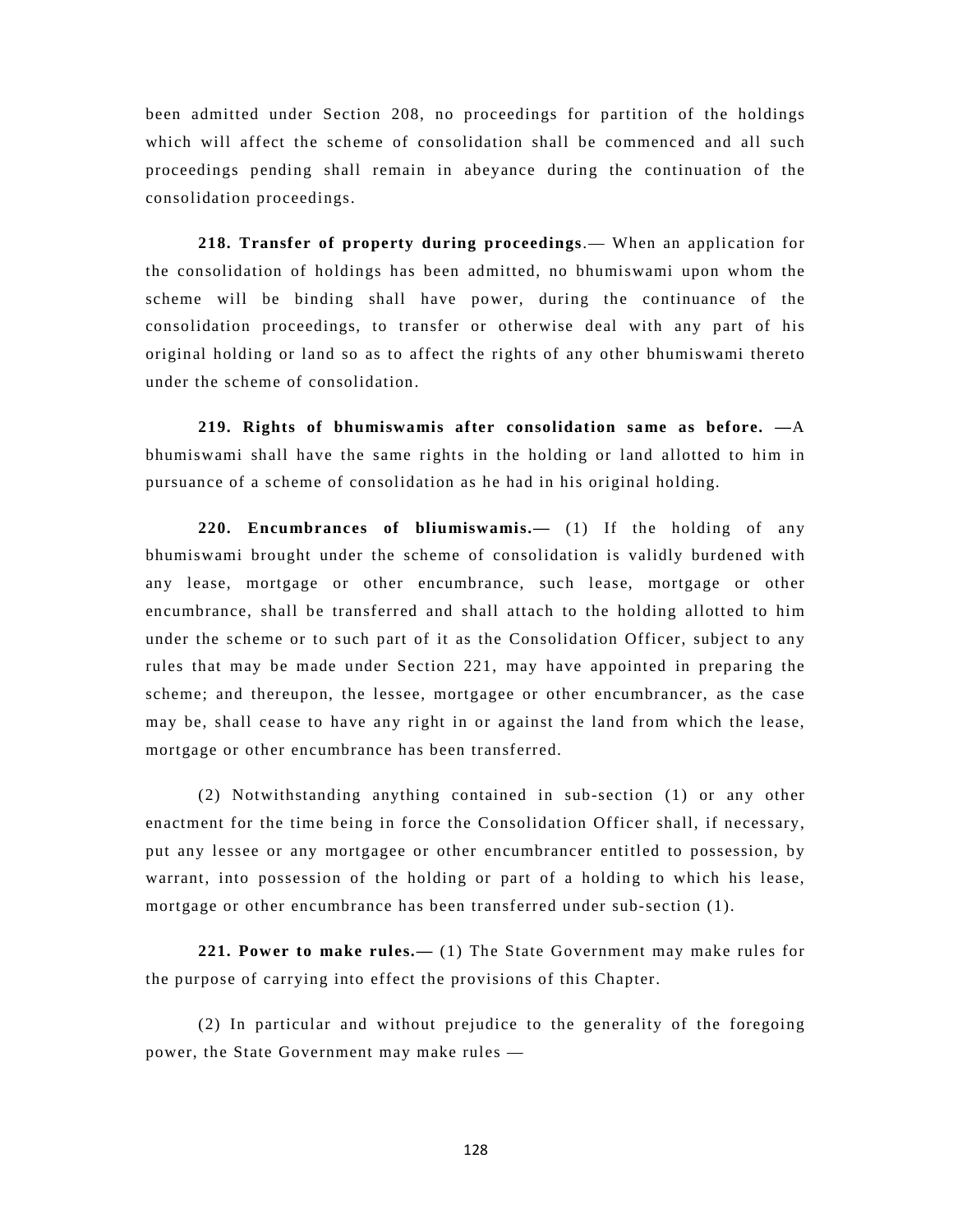been admitted under Section 208, no proceedings for partition of the holdings which will affect the scheme of consolidation shall be commenced and all such proceedings pending shall remain in abeyance during the continuation of the consolidation proceedings.

**218. Transfer of property during proceedings**.— When an application for the consolidation of holdings has been admitted, no bhumiswami upon whom the scheme will be binding shall have power, during the continuance of the consolidation proceedings, to transfer or otherwise deal with any part of his original holding or land so as to affect the rights of any other bhumiswami thereto under the scheme of consolidation.

**219. Rights of bhumiswamis after consolidation same as before. —**A bhumiswami shall have the same rights in the holding or land allotted to him in pursuance of a scheme of consolidation as he had in his original holding.

**220. Encumbrances of bliumiswamis.—** (1) If the holding of any bhumiswami brought under the scheme of consolidation is validly burdened with any lease, mortgage or other encumbrance, such lease, mortgage or other encumbrance, shall be transferred and shall attach to the holding allotted to him under the scheme or to such part of it as the Consolidation Officer, subject to any rules that may be made under Section 221, may have appointed in preparing the scheme; and thereupon, the lessee, mortgagee or other encumbrancer, as the case may be, shall cease to have any right in or against the land from which the lease, mortgage or other encumbrance has been transferred.

(2) Notwithstanding anything contained in sub-section (1) or any other enactment for the time being in force the Consolidation Officer shall, if necessary, put any lessee or any mortgagee or other encumbrancer entitled to possession, by warrant, into possession of the holding or part of a holding to which his lease, mortgage or other encumbrance has been transferred under sub-section (1).

**221. Power to make rules.—** (1) The State Government may make rules for the purpose of carrying into effect the provisions of this Chapter.

(2) In particular and without prejudice to the generality of the foregoing power, the State Government may make rules —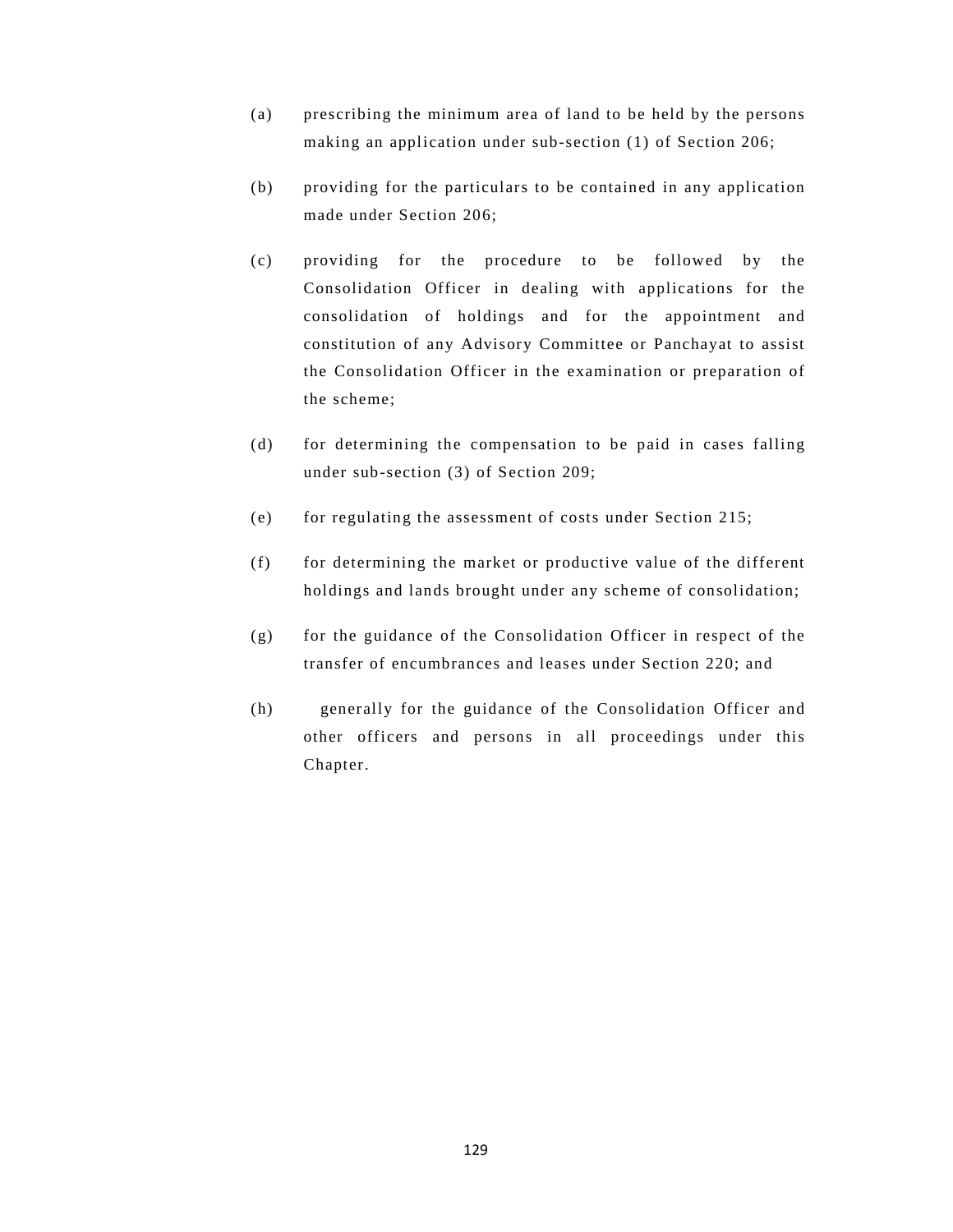(a) prescribing the minimum area of land to be held by the persons making an application under sub-section (1) of Section 206;

(b) providing for the particulars to be contained in any application made under Section 206;

(c) providing for the procedure to be followed by the Consolidation Officer in dealing with applications for the consolidation of holdings and for the appointment and constitution of any Advisory Committee or Panchayat to assist the Consolidation Officer in the examination or preparation of the scheme;

(d) for determining the compensation to be paid in cases falling under sub-section (3) of Section 209;

(e) for regulating the assessment of costs under Section 215;

(f) for determining the market or productive value of the different holdings and lands brought under any scheme of consolidation;

(g) for the guidance of the Consolidation Officer in respect of the transfer of encumbrances and leases under Section 220; and

(h) generally for the guidance of the Consolidation Officer and other officers and persons in all proceedings under this Chapter.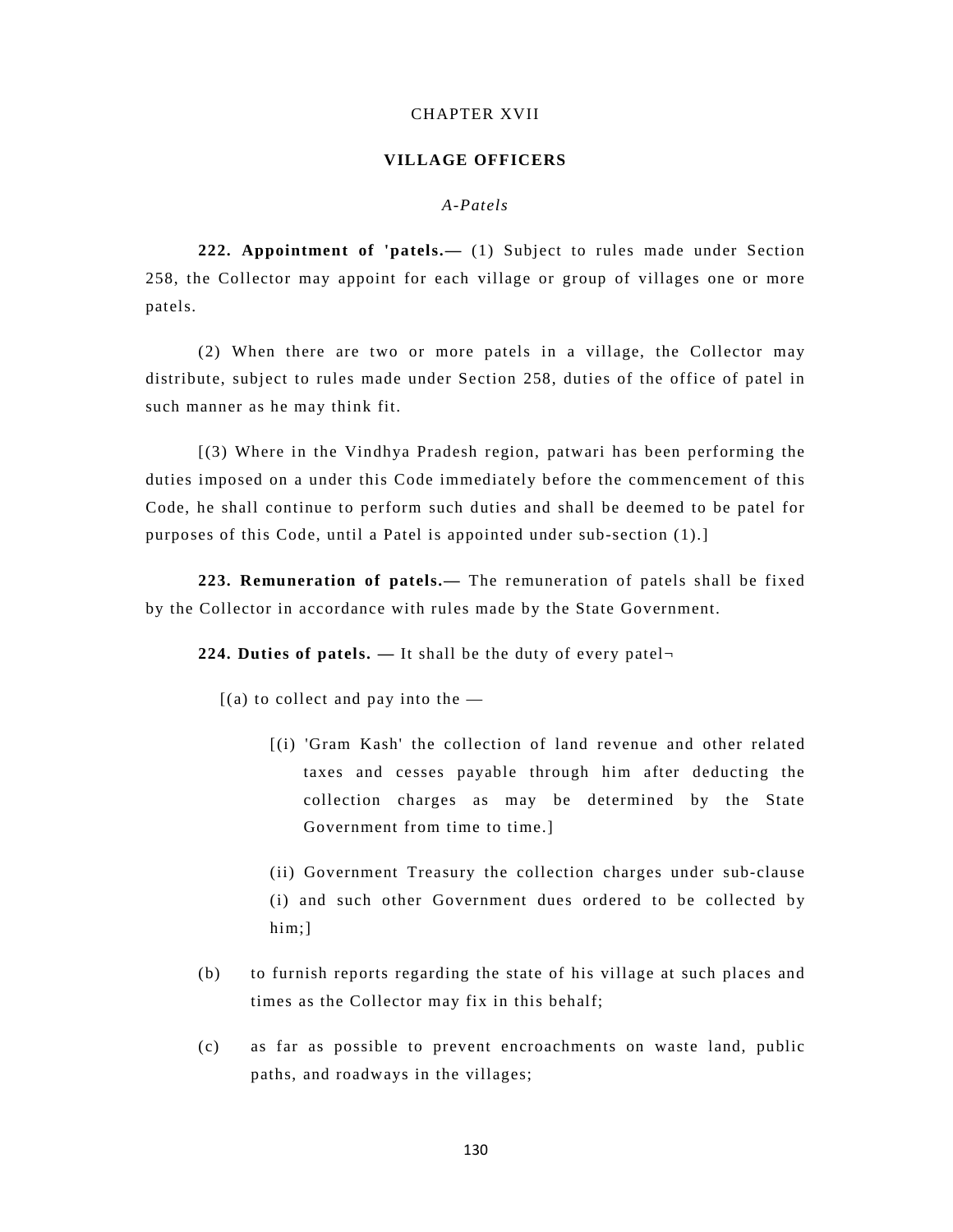# CHAPTER XVII

## VILLAGE OFFICERS

### *A-Patels*

**222. Appointment of 'patels.—** (1) Subject to rules made under Section 258, the Collector may appoint for each village or group of villages one or more patels.

(2) When there are two or more patels in a village, the Collector may distribute, subject to rules made under Section 258, duties of the office of patel in such manner as he may think fit.

[(3) Where in the Vindhya Pradesh region, patwari has been performing the duties imposed on a under this Code immediately before the commencement of this Code, he shall continue to perform such duties and shall be deemed to be patel for purposes of this Code, until a Patel is appointed under sub-section (1).]

**223. Remuneration of patels.—** The remuneration of patels shall be fixed by the Collector in accordance with rules made by the State Government.

**224. Duties of patels. —** It shall be the duty of every patel¬

[(a) to collect and pay into the —

[(i) 'Gram Kash' the collection of land revenue and other related taxes and cesses payable through him after deducting the collection charges as may be determined by the State Government from time to time.]

(ii) Government Treasury the collection charges under sub-clause (i) and such other Government dues ordered to be collected by him;]

(b) to furnish reports regarding the state of his village at such places and times as the Collector may fix in this behalf;

(c) as far as possible to prevent encroachments on waste land, public paths, and roadways in the villages;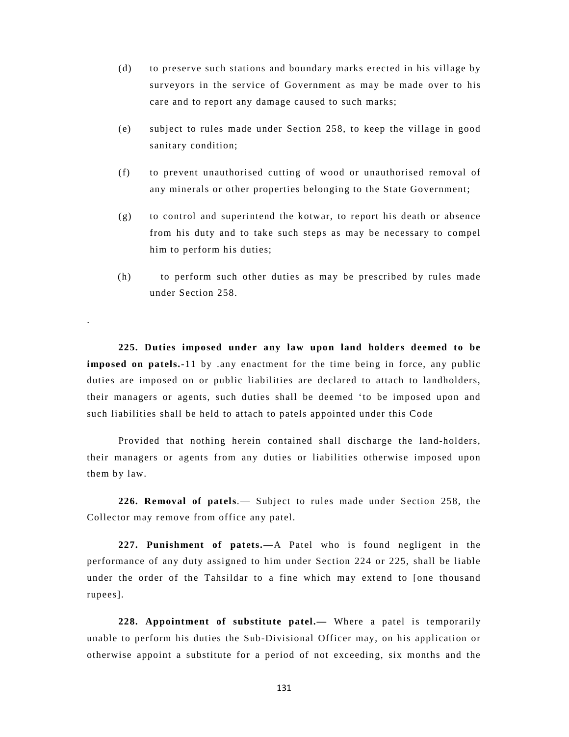(d) to preserve such stations and boundary marks erected in his village by surveyors in the service of Government as may be made over to his care and to report any damage caused to such marks;

(e) subject to rules made under Section 258, to keep the village in good sanitary condition;

(f) to prevent unauthorised cutting of wood or unauthorised removal of any minerals or other properties belonging to the State Government;

(g) to control and superintend the kotwar, to report his death or absence from his duty and to take such steps as may be necessary to compel him to perform his duties;

(h) to perform such other duties as may be prescribed by rules made under Section 258.

.

**225. Duties imposed under any law upon land holders deemed to be imposed on patels.-**11 by .any enactment for the time being in force, any public duties are imposed on or public liabilities are declared to attach to landholders, their managers or agents, such duties shall be deemed 'to be imposed upon and such liabilities shall be held to attach to patels appointed under this Code

Provided that nothing herein contained shall discharge the land-holders, their managers or agents from any duties or liabilities otherwise imposed upon them by law.

**226. Removal of patels**.— Subject to rules made under Section 258, the Collector may remove from office any patel.

**227. Punishment of patets.—**A Patel who is found negligent in the performance of any duty assigned to him under Section 224 or 225, shall be liable under the order of the Tahsildar to a fine which may extend to [one thousand rupees].

**228. Appointment of substitute patel.—** Where a patel is temporarily unable to perform his duties the Sub-Divisional Officer may, on his application or otherwise appoint a substitute for a period of not exceeding, six months and the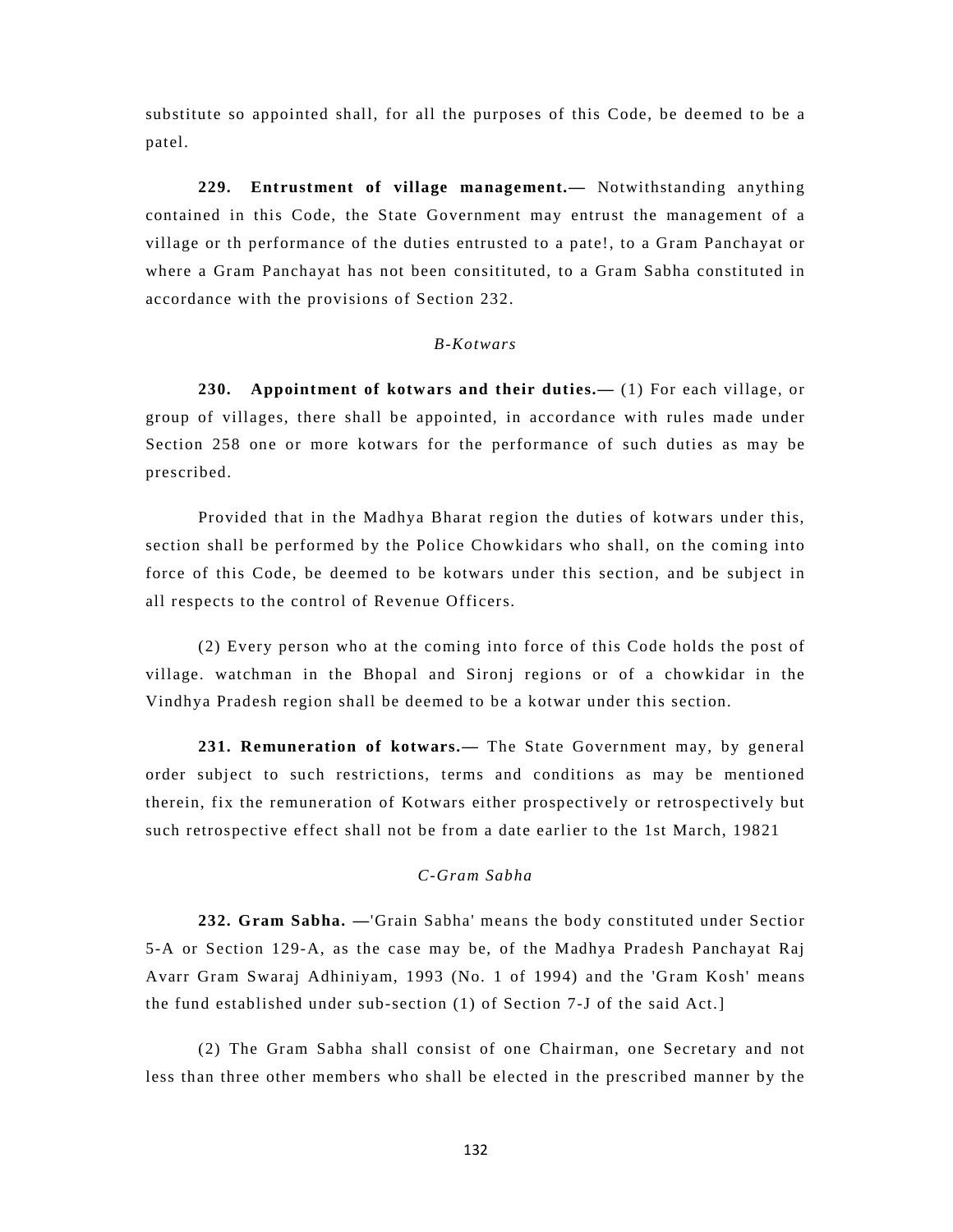substitute so appointed shall, for all the purposes of this Code, be deemed to be a patel.

**229. Entrustment of village management.—** Notwithstanding anything contained in this Code, the State Government may entrust the management of a village or th performance of the duties entrusted to a pate!, to a Gram Panchayat or where a Gram Panchayat has not been consitituted, to a Gram Sabha constituted in accordance with the provisions of Section 232.

*B-Kotwars*

**230. Appointment of kotwars and their duties.—** (1) For each village, or group of villages, there shall be appointed, in accordance with rules made under Section 258 one or more kotwars for the performance of such duties as may be prescribed.

Provided that in the Madhya Bharat region the duties of kotwars under this, section shall be performed by the Police Chowkidars who shall, on the coming into force of this Code, be deemed to be kotwars under this section, and be subject in all respects to the control of Revenue Officers.

(2) Every person who at the coming into force of this Code holds the post of village. watchman in the Bhopal and Sironj regions or of a chowkidar in the Vindhya Pradesh region shall be deemed to be a kotwar under this section.

**231. Remuneration of kotwars.—** The State Government may, by general order subject to such restrictions, terms and conditions as may be mentioned therein, fix the remuneration of Kotwars either prospectively or retrospectively but such retrospective effect shall not be from a date earlier to the 1st March, 19821

*C-Gram Sabha*

**232. Gram Sabha. —**'Grain Sabha' means the body constituted under Sectior 5-A or Section 129-A, as the case may be, of the Madhya Pradesh Panchayat Raj Avarr Gram Swaraj Adhiniyam, 1993 (No. 1 of 1994) and the 'Gram Kosh' means the fund established under sub-section (1) of Section 7-J of the said Act.]

(2) The Gram Sabha shall consist of one Chairman, one Secretary and not less than three other members who shall be elected in the prescribed manner by the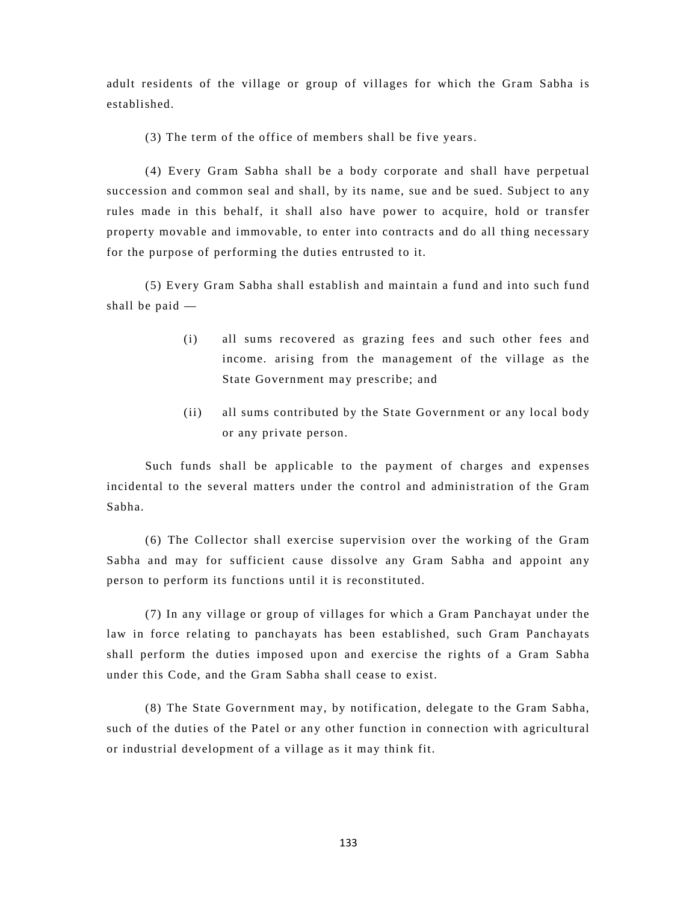adult residents of the village or group of villages for which the Gram Sabha is established.

(3) The term of the office of members shall be five years.

(4) Every Gram Sabha shall be a body corporate and shall have perpetual succession and common seal and shall, by its name, sue and be sued. Subject to any rules made in this behalf, it shall also have power to acquire, hold or transfer property movable and immovable, to enter into contracts and do all thing necessary for the purpose of performing the duties entrusted to it.

(5) Every Gram Sabha shall establish and maintain a fund and into such fund shall be paid —

(i) all sums recovered as grazing fees and such other fees and income. arising from the management of the village as the State Government may prescribe; and

(ii) all sums contributed by the State Government or any local body or any private person.

Such funds shall be applicable to the payment of charges and expenses incidental to the several matters under the control and administration of the Gram Sabha.

(6) The Collector shall exercise supervision over the working of the Gram Sabha and may for sufficient cause dissolve any Gram Sabha and appoint any person to perform its functions until it is reconstituted.

(7) In any village or group of villages for which a Gram Panchayat under the law in force relating to panchayats has been established, such Gram Panchayats shall perform the duties imposed upon and exercise the rights of a Gram Sabha under this Code, and the Gram Sabha shall cease to exist.

(8) The State Government may, by notification, delegate to the Gram Sabha, such of the duties of the Patel or any other function in connection with agricultural or industrial development of a village as it may think fit.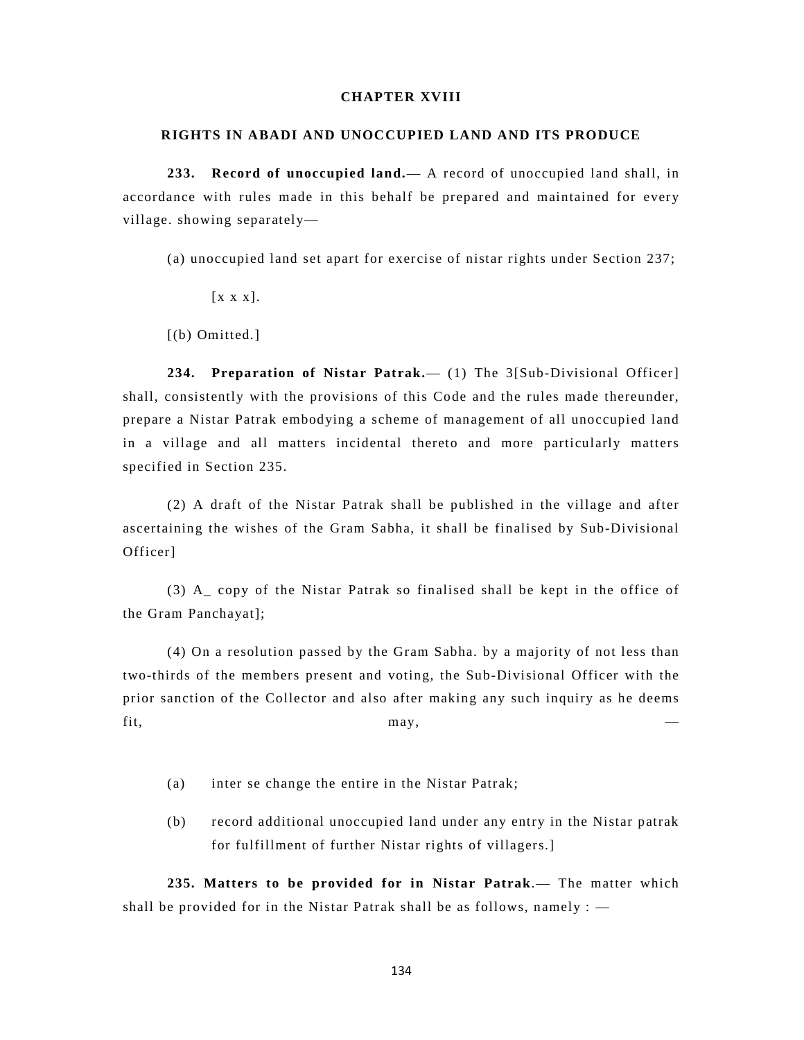## CHAPTER XVIII

## RIGHTS IN ABADI AND UNOCCUPIED LAND AND ITS PRODUCE

**233. Record of unoccupied land.**— A record of unoccupied land shall, in accordance with rules made in this behalf be prepared and maintained for every village. showing separately—

(a) unoccupied land set apart for exercise of nistar rights under Section 237;

[x x x].

[(b) Omitted.]

**234. Preparation of Nistar Patrak.**— (1) The 3[Sub-Divisional Officer] shall, consistently with the provisions of this Code and the rules made thereunder, prepare a Nistar Patrak embodying a scheme of management of all unoccupied land in a village and all matters incidental thereto and more particularly matters specified in Section 235.

(2) A draft of the Nistar Patrak shall be published in the village and after ascertaining the wishes of the Gram Sabha, it shall be finalised by Sub-Divisional Officer]

(3) A_ copy of the Nistar Patrak so finalised shall be kept in the office of the Gram Panchayat];

(4) On a resolution passed by the Gram Sabha. by a majority of not less than two-thirds of the members present and voting, the Sub-Divisional Officer with the prior sanction of the Collector and also after making any such inquiry as he deems fit, may, —

(a) inter se change the entire in the Nistar Patrak;

(b) record additional unoccupied land under any entry in the Nistar patrak for fulfillment of further Nistar rights of villagers.]

**235. Matters to be provided for in Nistar Patrak**.— The matter which shall be provided for in the Nistar Patrak shall be as follows, namely : —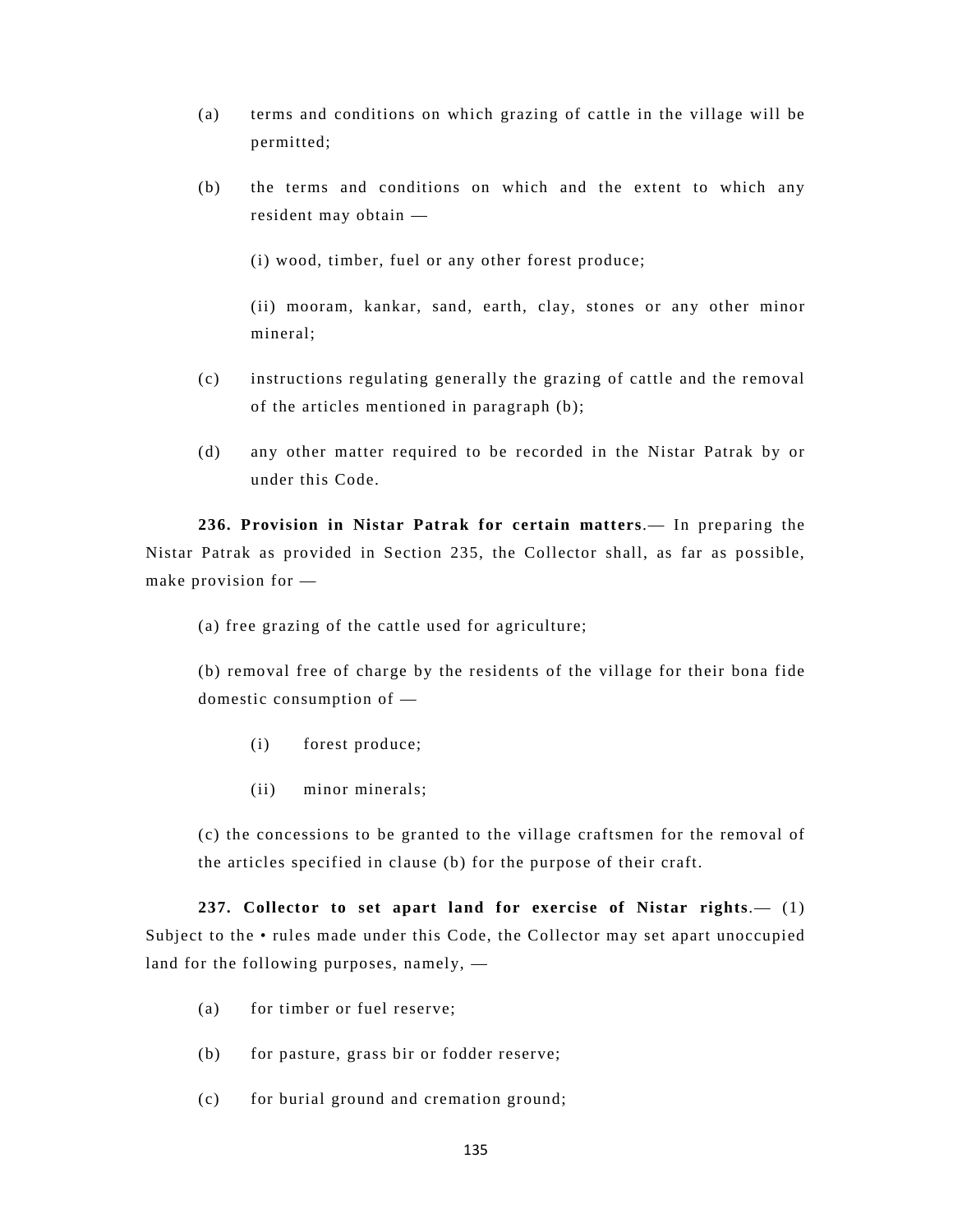(a) terms and conditions on which grazing of cattle in the village will be permitted;

(b) the terms and conditions on which and the extent to which any resident may obtain —

(i) wood, timber, fuel or any other forest produce;

(ii) mooram, kankar, sand, earth, clay, stones or any other minor mineral;

(c) instructions regulating generally the grazing of cattle and the removal of the articles mentioned in paragraph (b);

(d) any other matter required to be recorded in the Nistar Patrak by or under this Code.

**236. Provision in Nistar Patrak for certain matters**.— In preparing the Nistar Patrak as provided in Section 235, the Collector shall, as far as possible, make provision for —

(a) free grazing of the cattle used for agriculture;

(b) removal free of charge by the residents of the village for their bona fide domestic consumption of —

(i) forest produce;

(ii) minor minerals;

(c) the concessions to be granted to the village craftsmen for the removal of the articles specified in clause (b) for the purpose of their craft.

**237. Collector to set apart land for exercise of Nistar rights**.— (1) Subject to the • rules made under this Code, the Collector may set apart unoccupied land for the following purposes, namely, —

(a) for timber or fuel reserve;

(b) for pasture, grass bir or fodder reserve;

(c) for burial ground and cremation ground;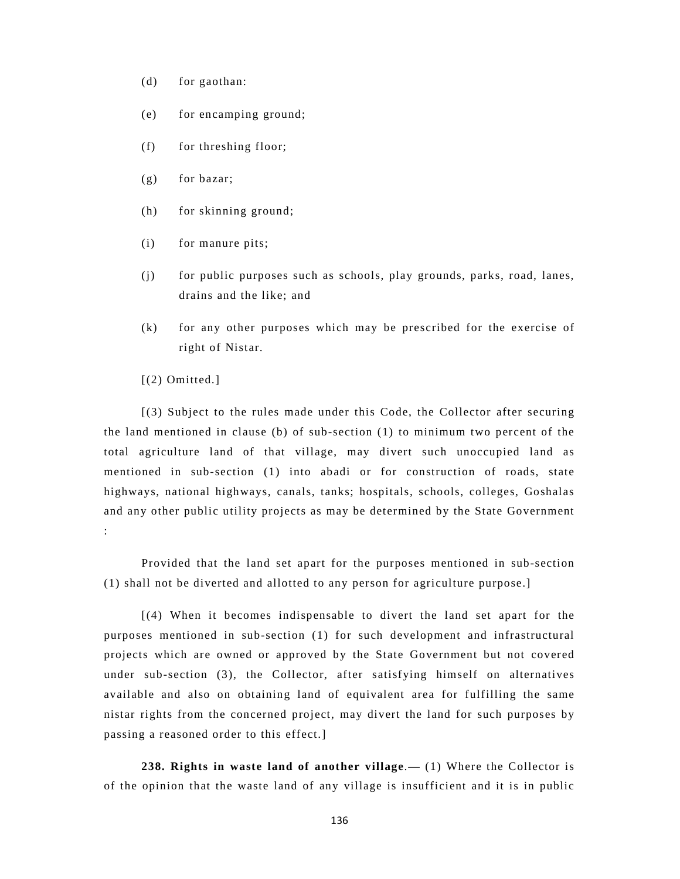(d) for gaothan:

(e) for encamping ground;

(f) for threshing floor;

(g) for bazar;

(h) for skinning ground;

(i) for manure pits;

(j) for public purposes such as schools, play grounds, parks, road, lanes, drains and the like; and

(k) for any other purposes which may be prescribed for the exercise of right of Nistar.

[(2) Omitted.]

[(3) Subject to the rules made under this Code, the Collector after securing the land mentioned in clause (b) of sub-section (1) to minimum two percent of the total agriculture land of that village, may divert such unoccupied land as mentioned in sub-section (1) into abadi or for construction of roads, state highways, national highways, canals, tanks; hospitals, schools, colleges, Goshalas and any other public utility projects as may be determined by the State Government :

Provided that the land set apart for the purposes mentioned in sub-section (1) shall not be diverted and allotted to any person for agriculture purpose.]

[(4) When it becomes indispensable to divert the land set apart for the purposes mentioned in sub-section (1) for such development and infrastructural projects which are owned or approved by the State Government but not covered under sub-section (3), the Collector, after satisfying himself on alternatives available and also on obtaining land of equivalent area for fulfilling the same nistar rights from the concerned project, may divert the land for such purposes by passing a reasoned order to this effect.]

**238. Rights in waste land of another village**.— (1) Where the Collector is of the opinion that the waste land of any village is insufficient and it is in public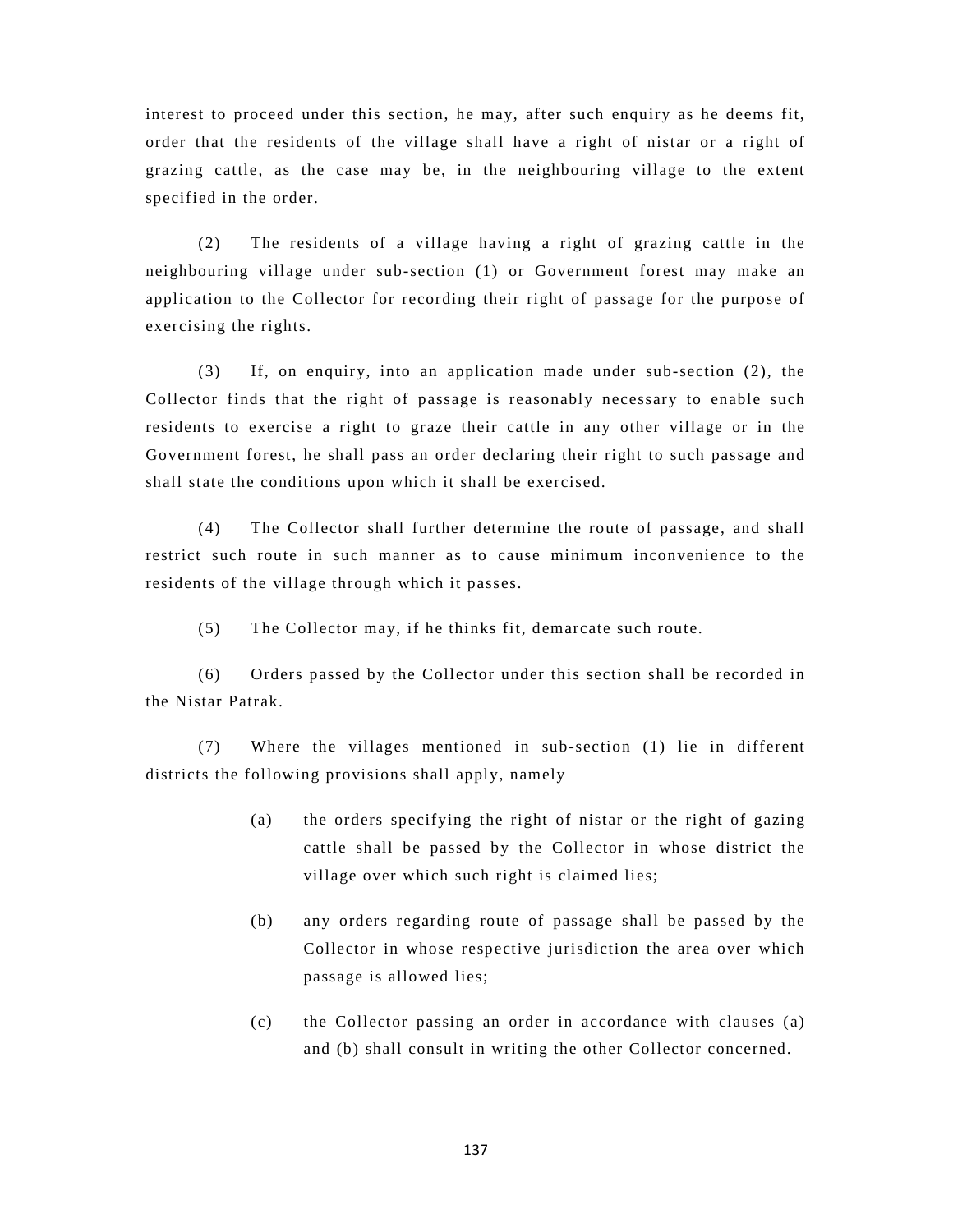interest to proceed under this section, he may, after such enquiry as he deems fit, order that the residents of the village shall have a right of nistar or a right of grazing cattle, as the case may be, in the neighbouring village to the extent specified in the order.

(2) The residents of a village having a right of grazing cattle in the neighbouring village under sub-section (1) or Government forest may make an application to the Collector for recording their right of passage for the purpose of exercising the rights.

(3) If, on enquiry, into an application made under sub-section (2), the Collector finds that the right of passage is reasonably necessary to enable such residents to exercise a right to graze their cattle in any other village or in the Government forest, he shall pass an order declaring their right to such passage and shall state the conditions upon which it shall be exercised.

(4) The Collector shall further determine the route of passage, and shall restrict such route in such manner as to cause minimum inconvenience to the residents of the village through which it passes.

(5) The Collector may, if he thinks fit, demarcate such route.

(6) Orders passed by the Collector under this section shall be recorded in the Nistar Patrak.

(7) Where the villages mentioned in sub-section (1) lie in different districts the following provisions shall apply, namely

(a) the orders specifying the right of nistar or the right of gazing cattle shall be passed by the Collector in whose district the village over which such right is claimed lies;

(b) any orders regarding route of passage shall be passed by the Collector in whose respective jurisdiction the area over which passage is allowed lies;

(c) the Collector passing an order in accordance with clauses (a) and (b) shall consult in writing the other Collector concerned.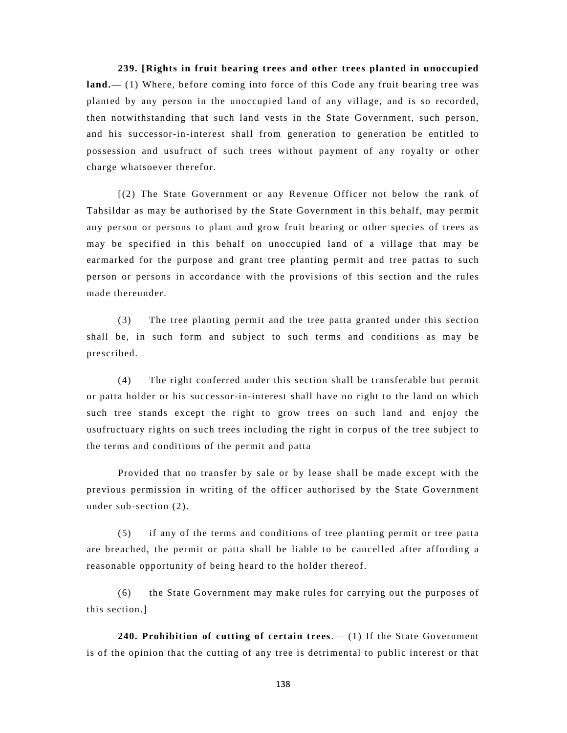**239. [Rights in fruit bearing trees and other trees planted in unoccupied land.**— (1) Where, before coming into force of this Code any fruit bearing tree was planted by any person in the unoccupied land of any village, and is so recorded, then notwithstanding that such land vests in the State Government, such person, and his successor-in-interest shall from generation to generation be entitled to possession and usufruct of such trees without payment of any royalty or other charge whatsoever therefor.

[(2) The State Government or any Revenue Officer not below the rank of Tahsildar as may be authorised by the State Government in this behalf, may permit any person or persons to plant and grow fruit bearing or other species of trees as may be specified in this behalf on unoccupied land of a village that may be earmarked for the purpose and grant tree planting permit and tree pattas to such person or persons in accordance with the provisions of this section and the rules made thereunder.

(3) The tree planting permit and the tree patta granted under this section shall be, in such form and subject to such terms and conditions as may be prescribed.

(4) The right conferred under this section shall be transferable but permit or patta holder or his successor-in-interest shall have no right to the land on which such tree stands except the right to grow trees on such land and enjoy the usufructuary rights on such trees including the right in corpus of the tree subject to the terms and conditions of the permit and patta

Provided that no transfer by sale or by lease shall be made except with the previous permission in writing of the officer authorised by the State Government under sub-section (2).

(5) if any of the terms and conditions of tree planting permit or tree patta are breached, the permit or patta shall be liable to be cancelled after affording a reasonable opportunity of being heard to the holder thereof.

(6) the State Government may make rules for carrying out the purposes of this section.]

**240. Prohibition of cutting of certain trees**.— (1) If the State Government is of the opinion that the cutting of any tree is detrimental to public interest or that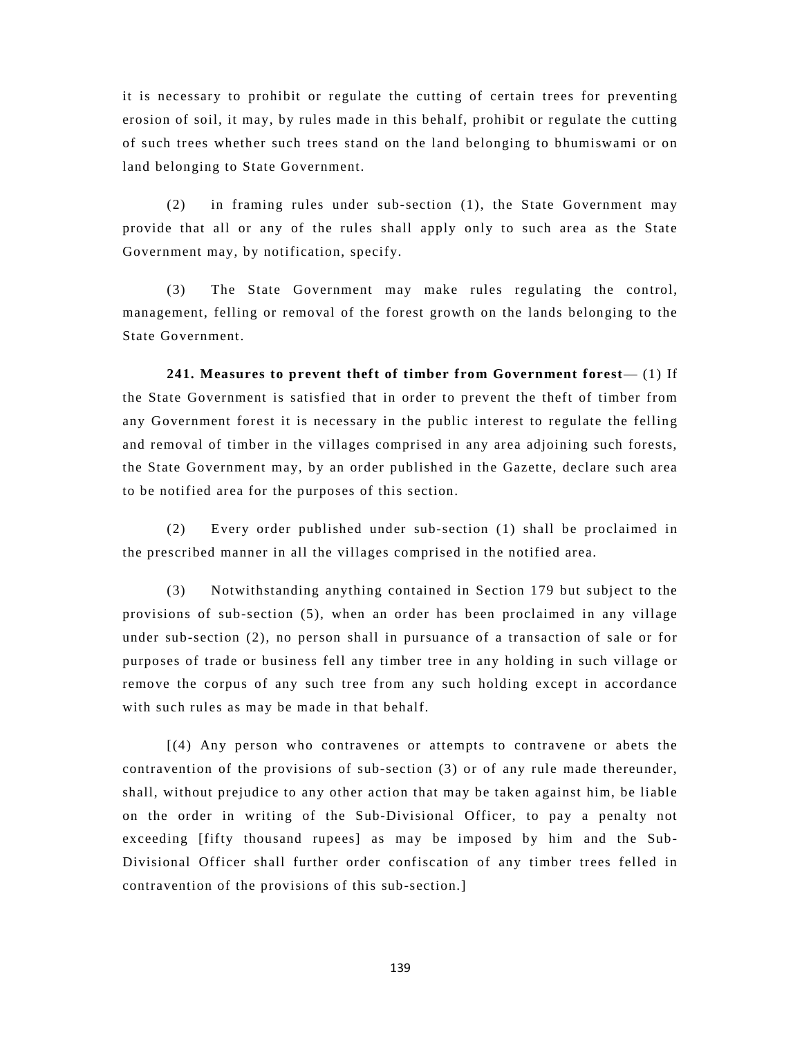it is necessary to prohibit or regulate the cutting of certain trees for preventing erosion of soil, it may, by rules made in this behalf, prohibit or regulate the cutting of such trees whether such trees stand on the land belonging to bhumiswami or on land belonging to State Government.

(2) in framing rules under sub-section (1), the State Government may provide that all or any of the rules shall apply only to such area as the State Government may, by notification, specify.

(3) The State Government may make rules regulating the control, management, felling or removal of the forest growth on the lands belonging to the State Government.

**241. Measures to prevent theft of timber from Government forest**— (1) If the State Government is satisfied that in order to prevent the theft of timber from any Government forest it is necessary in the public interest to regulate the felling and removal of timber in the villages comprised in any area adjoining such forests, the State Government may, by an order published in the Gazette, declare such area to be notified area for the purposes of this section.

(2) Every order published under sub-section (1) shall be proclaimed in the prescribed manner in all the villages comprised in the notified area.

(3) Notwithstanding anything contained in Section 179 but subject to the provisions of sub-section (5), when an order has been proclaimed in any village under sub-section (2), no person shall in pursuance of a transaction of sale or for purposes of trade or business fell any timber tree in any holding in such village or remove the corpus of any such tree from any such holding except in accordance with such rules as may be made in that behalf.

[(4) Any person who contravenes or attempts to contravene or abets the contravention of the provisions of sub-section (3) or of any rule made thereunder, shall, without prejudice to any other action that may be taken against him, be liable on the order in writing of the Sub-Divisional Officer, to pay a penalty not exceeding [fifty thousand rupees] as may be imposed by him and the Sub-Divisional Officer shall further order confiscation of any timber trees felled in contravention of the provisions of this sub-section.]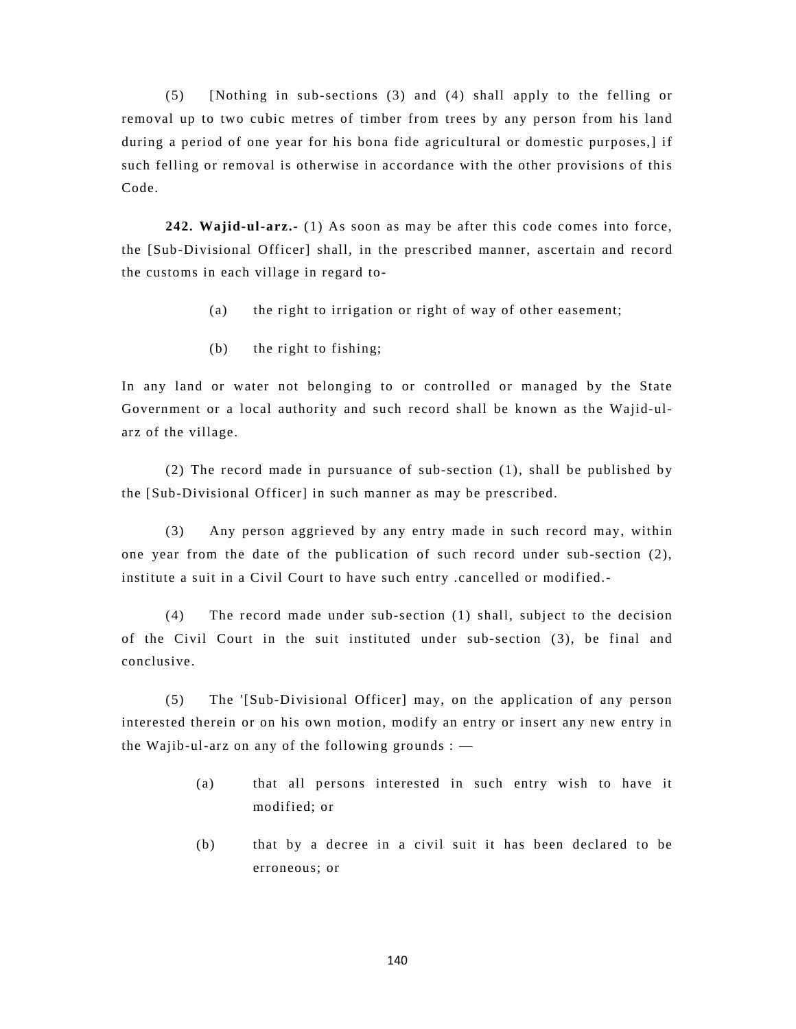(5) [Nothing in sub-sections (3) and (4) shall apply to the felling or removal up to two cubic metres of timber from trees by any person from his land during a period of one year for his bona fide agricultural or domestic purposes,] if such felling or removal is otherwise in accordance with the other provisions of this Code.

**242. Wajid-ul-arz.-** (1) As soon as may be after this code comes into force, the [Sub-Divisional Officer] shall, in the prescribed manner, ascertain and record the customs in each village in regard to-

(a) the right to irrigation or right of way of other easement;

(b) the right to fishing;

In any land or water not belonging to or controlled or managed by the State Government or a local authority and such record shall be known as the Wajid-ul-arz of the village.

(2) The record made in pursuance of sub-section (1), shall be published by the [Sub-Divisional Officer] in such manner as may be prescribed.

(3) Any person aggrieved by any entry made in such record may, within one year from the date of the publication of such record under sub-section (2), institute a suit in a Civil Court to have such entry .cancelled or modified.-

(4) The record made under sub-section (1) shall, subject to the decision of the Civil Court in the suit instituted under sub-section (3), be final and conclusive.

(5) The '[Sub-Divisional Officer] may, on the application of any person interested therein or on his own motion, modify an entry or insert any new entry in the Wajib-ul-arz on any of the following grounds : —

(a) that all persons interested in such entry wish to have it modified; or

(b) that by a decree in a civil suit it has been declared to be erroneous; or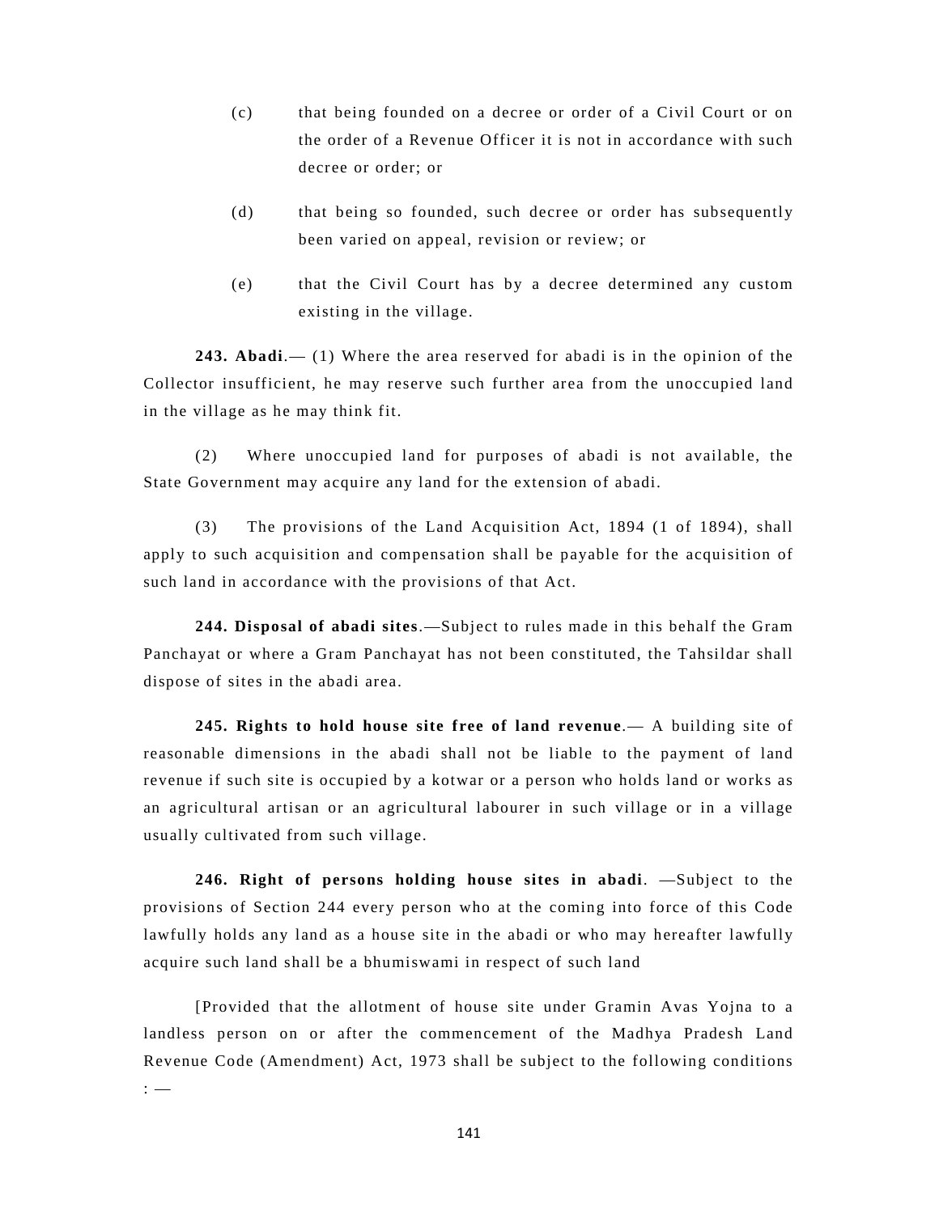(c) that being founded on a decree or order of a Civil Court or on the order of a Revenue Officer it is not in accordance with such decree or order; or

(d) that being so founded, such decree or order has subsequently been varied on appeal, revision or review; or

(e) that the Civil Court has by a decree determined any custom existing in the village.

**243. Abadi**.— (1) Where the area reserved for abadi is in the opinion of the Collector insufficient, he may reserve such further area from the unoccupied land in the village as he may think fit.

(2) Where unoccupied land for purposes of abadi is not available, the State Government may acquire any land for the extension of abadi.

(3) The provisions of the Land Acquisition Act, 1894 (1 of 1894), shall apply to such acquisition and compensation shall be payable for the acquisition of such land in accordance with the provisions of that Act.

**244. Disposal of abadi sites**.—Subject to rules made in this behalf the Gram Panchayat or where a Gram Panchayat has not been constituted, the Tahsildar shall dispose of sites in the abadi area.

**245. Rights to hold house site free of land revenue**.— A building site of reasonable dimensions in the abadi shall not be liable to the payment of land revenue if such site is occupied by a kotwar or a person who holds land or works as an agricultural artisan or an agricultural labourer in such village or in a village usually cultivated from such village.

**246. Right of persons holding house sites in abadi**. —Subject to the provisions of Section 244 every person who at the coming into force of this Code lawfully holds any land as a house site in the abadi or who may hereafter lawfully acquire such land shall be a bhumiswami in respect of such land

[Provided that the allotment of house site under Gramin Avas Yojna to a landless person on or after the commencement of the Madhya Pradesh Land Revenue Code (Amendment) Act, 1973 shall be subject to the following conditions : —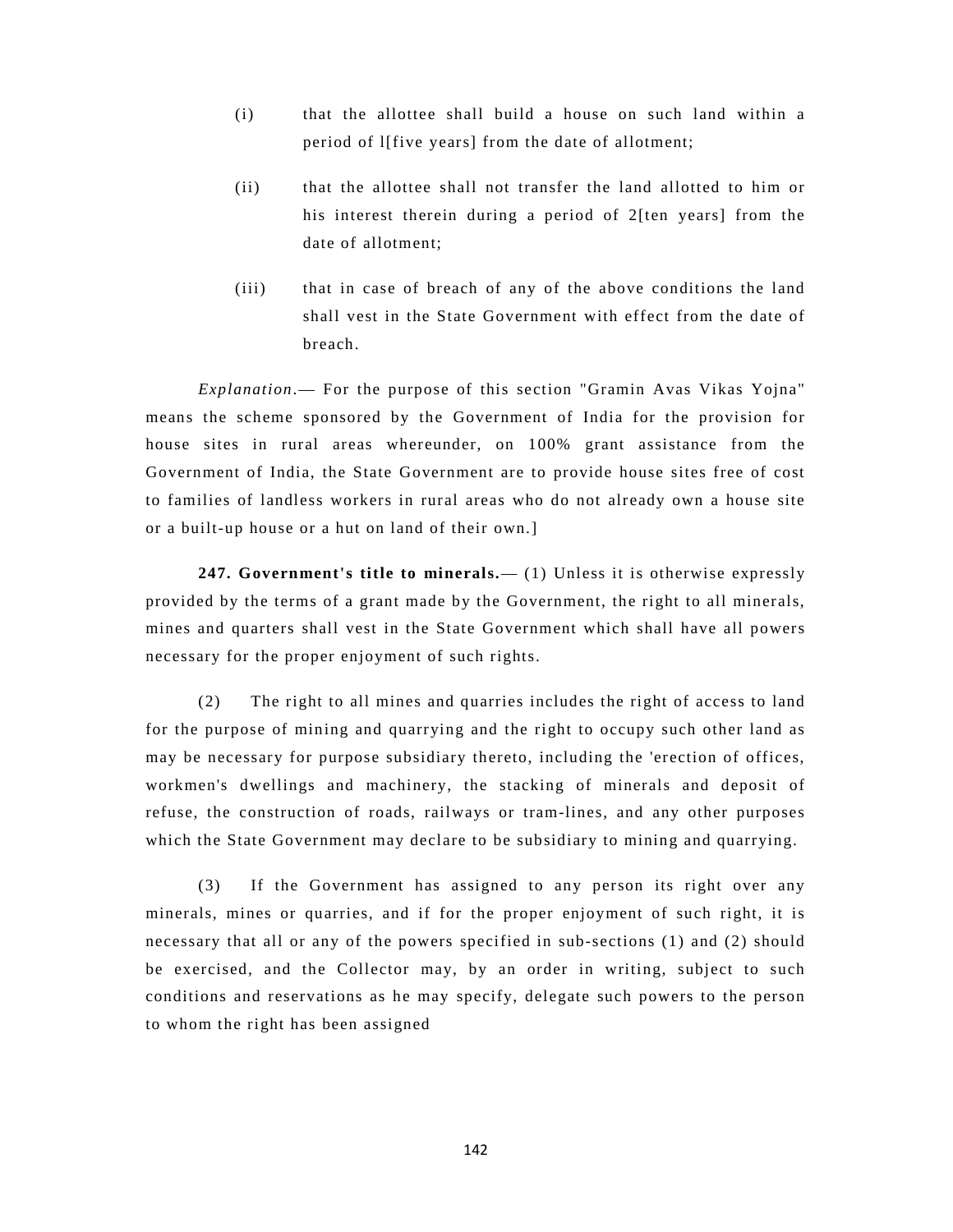(i) that the allottee shall build a house on such land within a period of l[five years] from the date of allotment;

(ii) that the allottee shall not transfer the land allotted to him or his interest therein during a period of 2[ten years] from the date of allotment;

(iii) that in case of breach of any of the above conditions the land shall vest in the State Government with effect from the date of breach.

*Explanation*.— For the purpose of this section "Gramin Avas Vikas Yojna" means the scheme sponsored by the Government of India for the provision for house sites in rural areas whereunder, on 100% grant assistance from the Government of India, the State Government are to provide house sites free of cost to families of landless workers in rural areas who do not already own a house site or a built-up house or a hut on land of their own.]

**247. Government's title to minerals.**— (1) Unless it is otherwise expressly provided by the terms of a grant made by the Government, the right to all minerals, mines and quarters shall vest in the State Government which shall have all powers necessary for the proper enjoyment of such rights.

(2) The right to all mines and quarries includes the right of access to land for the purpose of mining and quarrying and the right to occupy such other land as may be necessary for purpose subsidiary thereto, including the 'erection of offices, workmen's dwellings and machinery, the stacking of minerals and deposit of refuse, the construction of roads, railways or tram-lines, and any other purposes which the State Government may declare to be subsidiary to mining and quarrying.

(3) If the Government has assigned to any person its right over any minerals, mines or quarries, and if for the proper enjoyment of such right, it is necessary that all or any of the powers specified in sub-sections (1) and (2) should be exercised, and the Collector may, by an order in writing, subject to such conditions and reservations as he may specify, delegate such powers to the person to whom the right has been assigned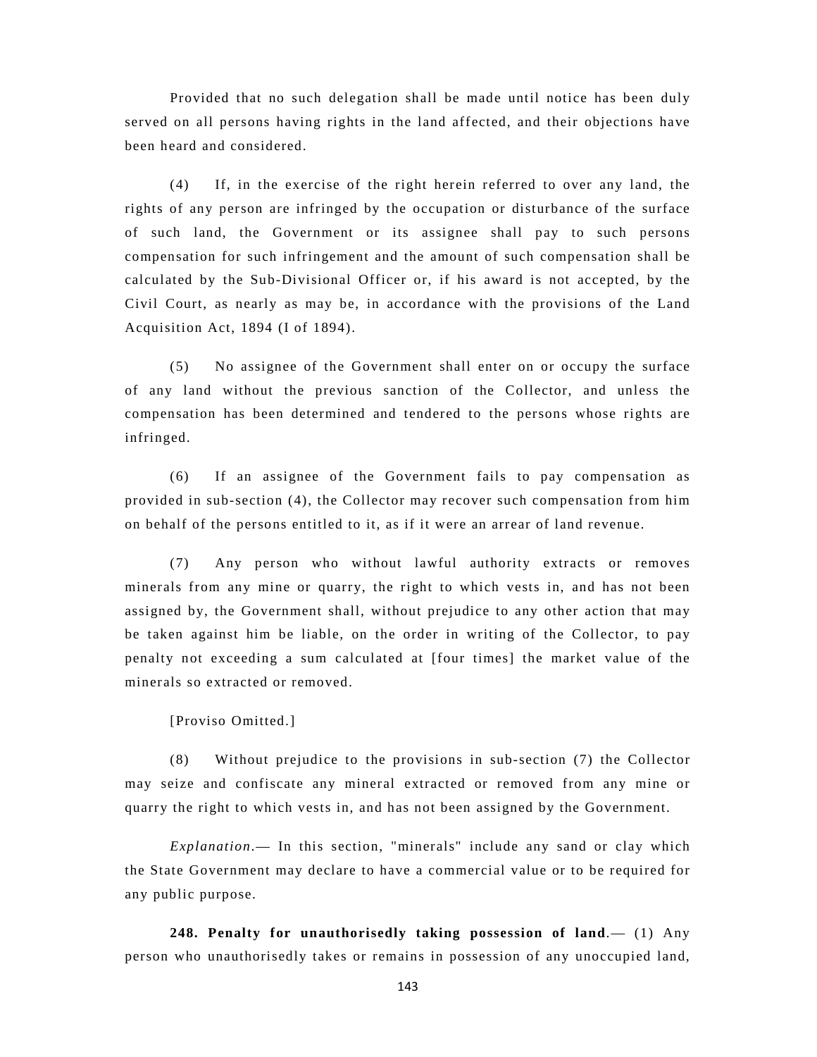Provided that no such delegation shall be made until notice has been duly served on all persons having rights in the land affected, and their objections have been heard and considered.

(4) If, in the exercise of the right herein referred to over any land, the rights of any person are infringed by the occupation or disturbance of the surface of such land, the Government or its assignee shall pay to such persons compensation for such infringement and the amount of such compensation shall be calculated by the Sub-Divisional Officer or, if his award is not accepted, by the Civil Court, as nearly as may be, in accordance with the provisions of the Land Acquisition Act, 1894 (I of 1894).

(5) No assignee of the Government shall enter on or occupy the surface of any land without the previous sanction of the Collector, and unless the compensation has been determined and tendered to the persons whose rights are infringed.

(6) If an assignee of the Government fails to pay compensation as provided in sub-section (4), the Collector may recover such compensation from him on behalf of the persons entitled to it, as if it were an arrear of land revenue.

(7) Any person who without lawful authority extracts or removes minerals from any mine or quarry, the right to which vests in, and has not been assigned by, the Government shall, without prejudice to any other action that may be taken against him be liable, on the order in writing of the Collector, to pay penalty not exceeding a sum calculated at [four times] the market value of the minerals so extracted or removed.

[Proviso Omitted.]

(8) Without prejudice to the provisions in sub-section (7) the Collector may seize and confiscate any mineral extracted or removed from any mine or quarry the right to which vests in, and has not been assigned by the Government.

*Explanation*.— In this section, "minerals" include any sand or clay which the State Government may declare to have a commercial value or to be required for any public purpose.

**248. Penalty for unauthorisedly taking possession of land**.— (1) Any person who unauthorisedly takes or remains in possession of any unoccupied land,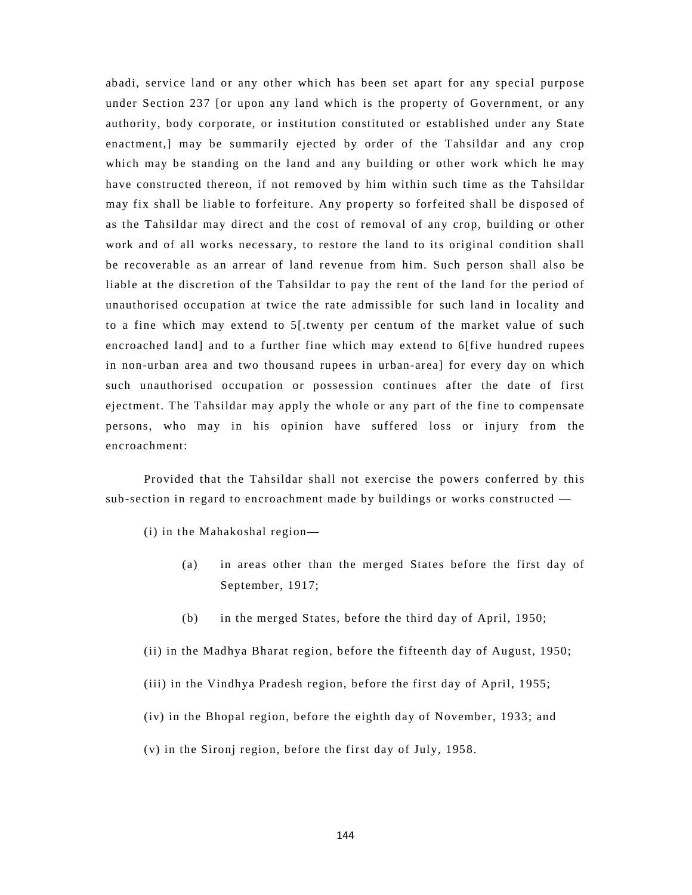abadi, service land or any other which has been set apart for any special purpose under Section 237 [or upon any land which is the property of Government, or any authority, body corporate, or institution constituted or established under any State enactment,] may be summarily ejected by order of the Tahsildar and any crop which may be standing on the land and any building or other work which he may have constructed thereon, if not removed by him within such time as the Tahsildar may fix shall be liable to forfeiture. Any property so forfeited shall be disposed of as the Tahsildar may direct and the cost of removal of any crop, building or other work and of all works necessary, to restore the land to its original condition shall be recoverable as an arrear of land revenue from him. Such person shall also be liable at the discretion of the Tahsildar to pay the rent of the land for the period of unauthorised occupation at twice the rate admissible for such land in locality and to a fine which may extend to 5[.twenty per centum of the market value of such encroached land] and to a further fine which may extend to 6[five hundred rupees in non-urban area and two thousand rupees in urban-area] for every day on which such unauthorised occupation or possession continues after the date of first ejectment. The Tahsildar may apply the whole or any part of the fine to compensate persons, who may in his opinion have suffered loss or injury from the encroachment:

Provided that the Tahsildar shall not exercise the powers conferred by this sub-section in regard to encroachment made by buildings or works constructed —

(i) in the Mahakoshal region—

(a) in areas other than the merged States before the first day of September, 1917;

(b) in the merged States, before the third day of April, 1950;

(ii) in the Madhya Bharat region, before the fifteenth day of August, 1950;

(iii) in the Vindhya Pradesh region, before the first day of April, 1955;

(iv) in the Bhopal region, before the eighth day of November, 1933; and

(v) in the Sironj region, before the first day of July, 1958.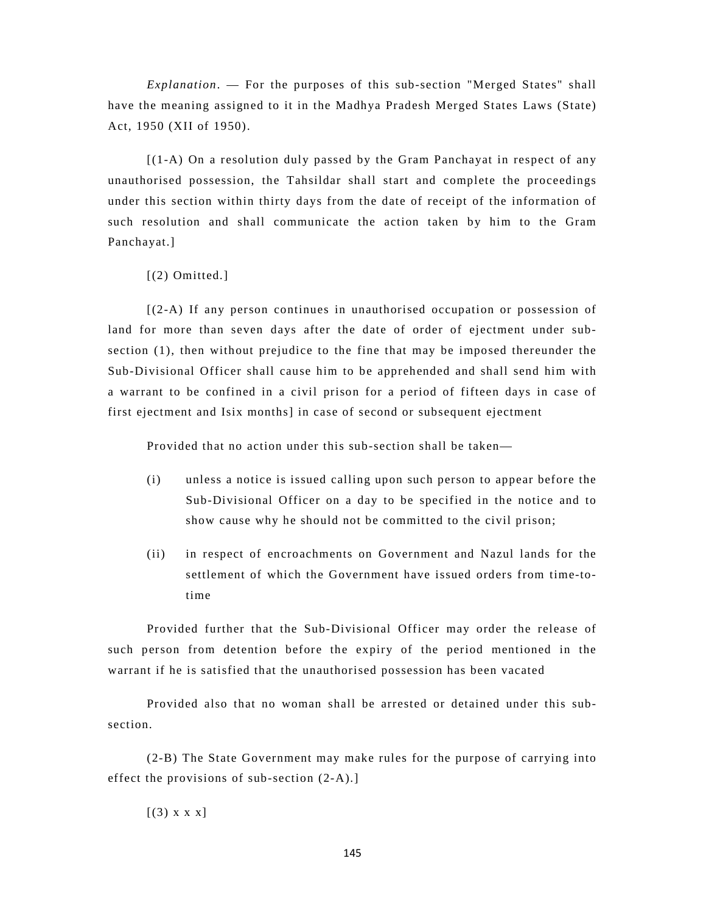*Explanation*. — For the purposes of this sub-section "Merged States" shall have the meaning assigned to it in the Madhya Pradesh Merged States Laws (State) Act, 1950 (XII of 1950).

[(1-A) On a resolution duly passed by the Gram Panchayat in respect of any unauthorised possession, the Tahsildar shall start and complete the proceedings under this section within thirty days from the date of receipt of the information of such resolution and shall communicate the action taken by him to the Gram Panchayat.]

[(2) Omitted.]

[(2-A) If any person continues in unauthorised occupation or possession of land for more than seven days after the date of order of ejectment under sub-section (1), then without prejudice to the fine that may be imposed thereunder the Sub-Divisional Officer shall cause him to be apprehended and shall send him with a warrant to be confined in a civil prison for a period of fifteen days in case of first ejectment and Isix months] in case of second or subsequent ejectment

Provided that no action under this sub-section shall be taken—

(i) unless a notice is issued calling upon such person to appear before the Sub-Divisional Officer on a day to be specified in the notice and to show cause why he should not be committed to the civil prison;

(ii) in respect of encroachments on Government and Nazul lands for the settlement of which the Government have issued orders from time-to-time

Provided further that the Sub-Divisional Officer may order the release of such person from detention before the expiry of the period mentioned in the warrant if he is satisfied that the unauthorised possession has been vacated

Provided also that no woman shall be arrested or detained under this sub-section.

(2-B) The State Government may make rules for the purpose of carrying into effect the provisions of sub-section (2-A).]

[(3) x x x]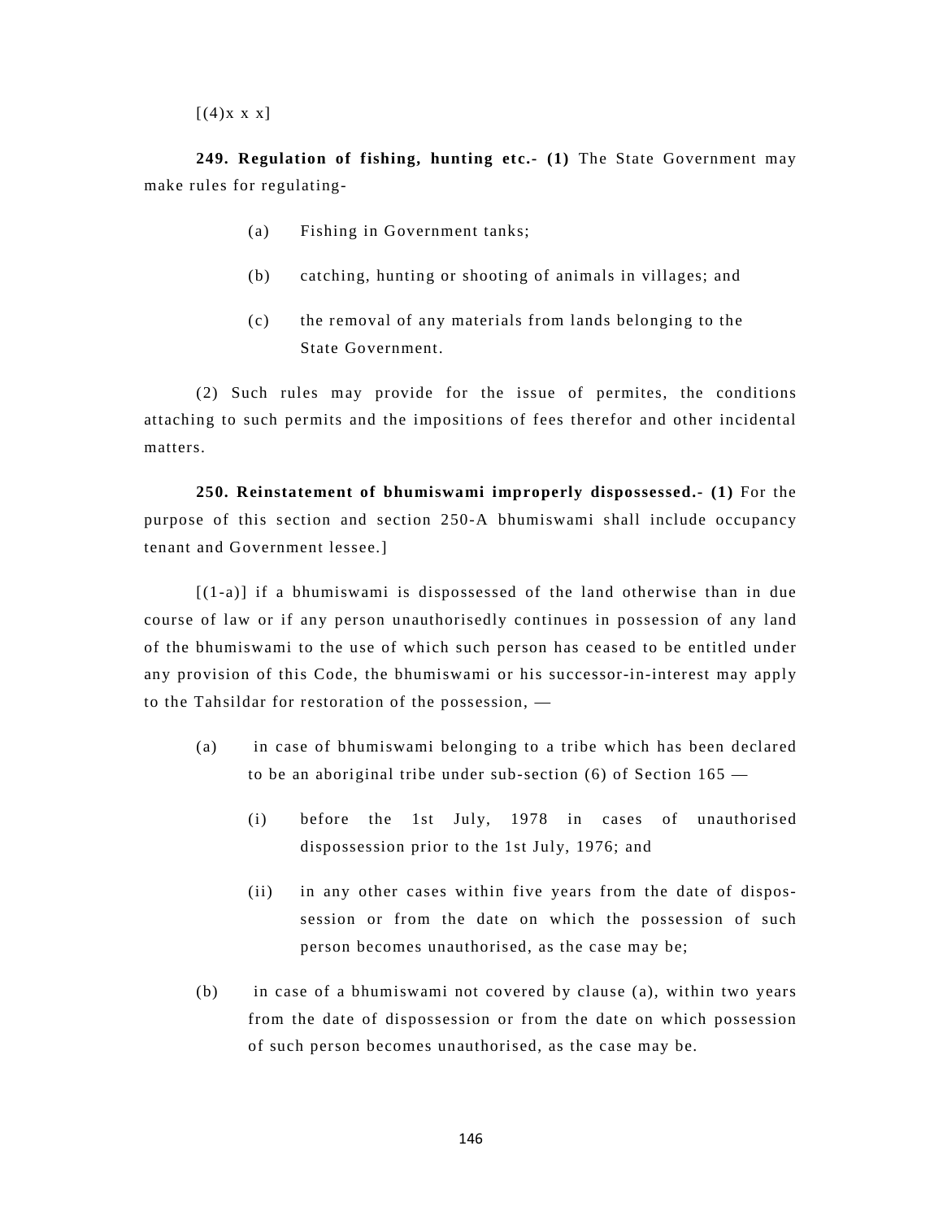[(4)x x x]

**249. Regulation of fishing, hunting etc.- (1)** The State Government may make rules for regulating-

(a) Fishing in Government tanks;

(b) catching, hunting or shooting of animals in villages; and

(c) the removal of any materials from lands belonging to the State Government.

(2) Such rules may provide for the issue of permites, the conditions attaching to such permits and the impositions of fees therefor and other incidental matters.

**250. Reinstatement of bhumiswami improperly dispossessed.- (1)** For the purpose of this section and section 250-A bhumiswami shall include occupancy tenant and Government lessee.]

[(1-a)] if a bhumiswami is dispossessed of the land otherwise than in due course of law or if any person unauthorisedly continues in possession of any land of the bhumiswami to the use of which such person has ceased to be entitled under any provision of this Code, the bhumiswami or his successor-in-interest may apply to the Tahsildar for restoration of the possession, —

(a) in case of bhumiswami belonging to a tribe which has been declared to be an aboriginal tribe under sub-section (6) of Section 165 —

(i) before the 1st July, 1978 in cases of unauthorised dispossession prior to the 1st July, 1976; and

(ii) in any other cases within five years from the date of dispossession or from the date on which the possession of such person becomes unauthorised, as the case may be;

(b) in case of a bhumiswami not covered by clause (a), within two years from the date of dispossession or from the date on which possession of such person becomes unauthorised, as the case may be.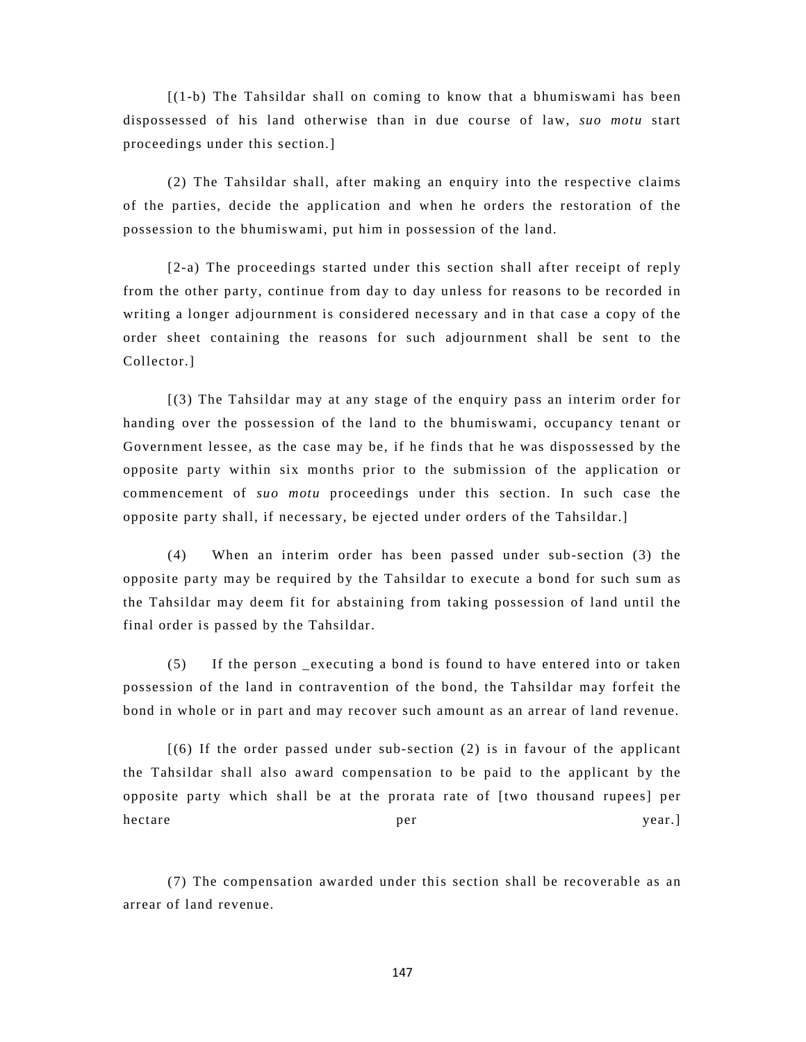[(1-b) The Tahsildar shall on coming to know that a bhumiswami has been dispossessed of his land otherwise than in due course of law, *suo motu* start proceedings under this section.]

(2) The Tahsildar shall, after making an enquiry into the respective claims of the parties, decide the application and when he orders the restoration of the possession to the bhumiswami, put him in possession of the land.

[2-a) The proceedings started under this section shall after receipt of reply from the other party, continue from day to day unless for reasons to be recorded in writing a longer adjournment is considered necessary and in that case a copy of the order sheet containing the reasons for such adjournment shall be sent to the Collector.]

[(3) The Tahsildar may at any stage of the enquiry pass an interim order for handing over the possession of the land to the bhumiswami, occupancy tenant or Government lessee, as the case may be, if he finds that he was dispossessed by the opposite party within six months prior to the submission of the application or commencement of *suo motu* proceedings under this section. In such case the opposite party shall, if necessary, be ejected under orders of the Tahsildar.]

(4) When an interim order has been passed under sub-section (3) the opposite party may be required by the Tahsildar to execute a bond for such sum as the Tahsildar may deem fit for abstaining from taking possession of land until the final order is passed by the Tahsildar.

(5) If the person _executing a bond is found to have entered into or taken possession of the land in contravention of the bond, the Tahsildar may forfeit the bond in whole or in part and may recover such amount as an arrear of land revenue.

[(6) If the order passed under sub-section (2) is in favour of the applicant the Tahsildar shall also award compensation to be paid to the applicant by the opposite party which shall be at the prorata rate of [two thousand rupees] per hectare per year.]

(7) The compensation awarded under this section shall be recoverable as an arrear of land revenue.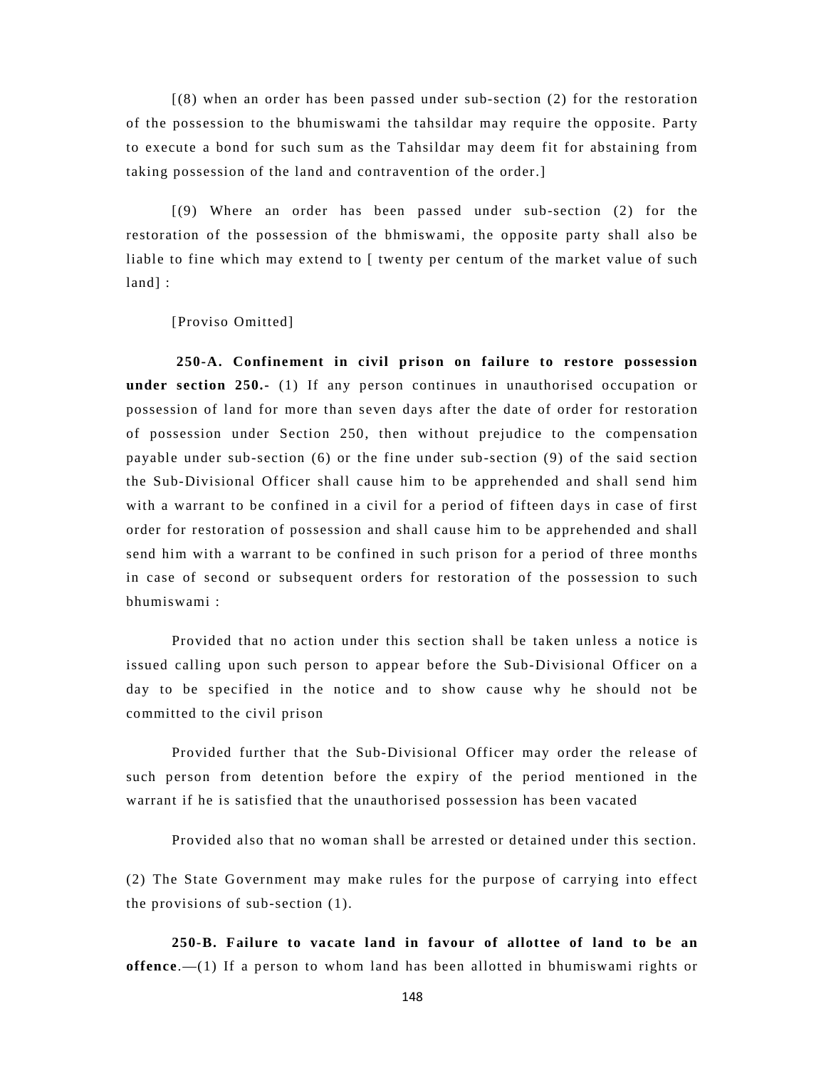[(8) when an order has been passed under sub-section (2) for the restoration of the possession to the bhumiswami the tahsildar may require the opposite. Party to execute a bond for such sum as the Tahsildar may deem fit for abstaining from taking possession of the land and contravention of the order.]

[(9) Where an order has been passed under sub-section (2) for the restoration of the possession of the bhmiswami, the opposite party shall also be liable to fine which may extend to [ twenty per centum of the market value of such land] :

[Proviso Omitted]

**250-A. Confinement in civil prison on failure to restore possession under section 250.-** (1) If any person continues in unauthorised occupation or possession of land for more than seven days after the date of order for restoration of possession under Section 250, then without prejudice to the compensation payable under sub-section (6) or the fine under sub-section (9) of the said section the Sub-Divisional Officer shall cause him to be apprehended and shall send him with a warrant to be confined in a civil for a period of fifteen days in case of first order for restoration of possession and shall cause him to be apprehended and shall send him with a warrant to be confined in such prison for a period of three months in case of second or subsequent orders for restoration of the possession to such bhumiswami :

Provided that no action under this section shall be taken unless a notice is issued calling upon such person to appear before the Sub-Divisional Officer on a day to be specified in the notice and to show cause why he should not be committed to the civil prison

Provided further that the Sub-Divisional Officer may order the release of such person from detention before the expiry of the period mentioned in the warrant if he is satisfied that the unauthorised possession has been vacated

Provided also that no woman shall be arrested or detained under this section.

(2) The State Government may make rules for the purpose of carrying into effect the provisions of sub-section (1).

**250-B. Failure to vacate land in favour of allottee of land to be an offence**.—(1) If a person to whom land has been allotted in bhumiswami rights or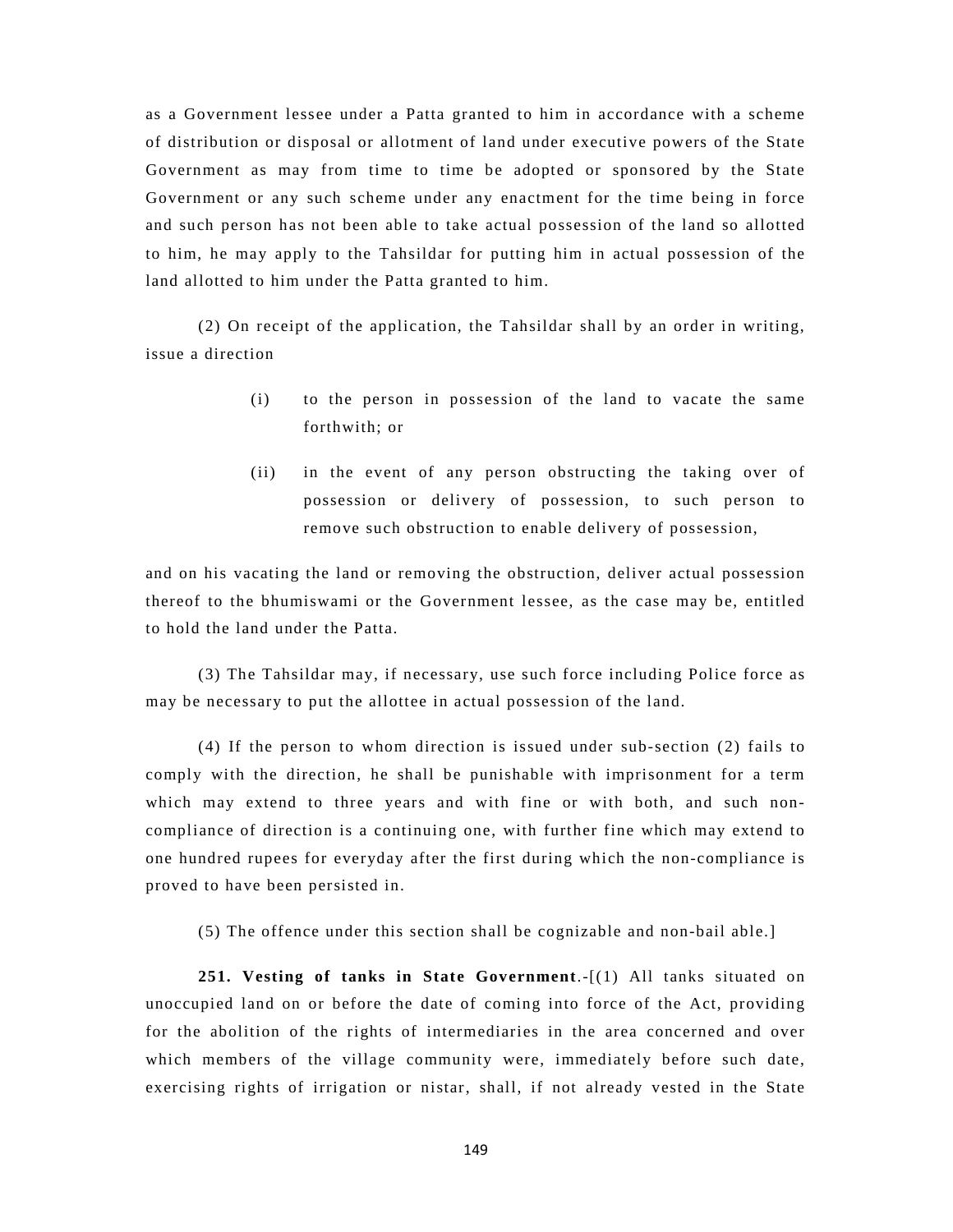as a Government lessee under a Patta granted to him in accordance with a scheme of distribution or disposal or allotment of land under executive powers of the State Government as may from time to time be adopted or sponsored by the State Government or any such scheme under any enactment for the time being in force and such person has not been able to take actual possession of the land so allotted to him, he may apply to the Tahsildar for putting him in actual possession of the land allotted to him under the Patta granted to him.

(2) On receipt of the application, the Tahsildar shall by an order in writing, issue a direction

> (i) to the person in possession of the land to vacate the same forthwith; or
>
> (ii) in the event of any person obstructing the taking over of possession or delivery of possession, to such person to remove such obstruction to enable delivery of possession,

and on his vacating the land or removing the obstruction, deliver actual possession thereof to the bhumiswami or the Government lessee, as the case may be, entitled to hold the land under the Patta.

(3) The Tahsildar may, if necessary, use such force including Police force as may be necessary to put the allottee in actual possession of the land.

(4) If the person to whom direction is issued under sub-section (2) fails to comply with the direction, he shall be punishable with imprisonment for a term which may extend to three years and with fine or with both, and such non-compliance of direction is a continuing one, with further fine which may extend to one hundred rupees for everyday after the first during which the non-compliance is proved to have been persisted in.

(5) The offence under this section shall be cognizable and non-bail able.]

**251. Vesting of tanks in State Government**.-[(1) All tanks situated on unoccupied land on or before the date of coming into force of the Act, providing for the abolition of the rights of intermediaries in the area concerned and over which members of the village community were, immediately before such date, exercising rights of irrigation or nistar, shall, if not already vested in the State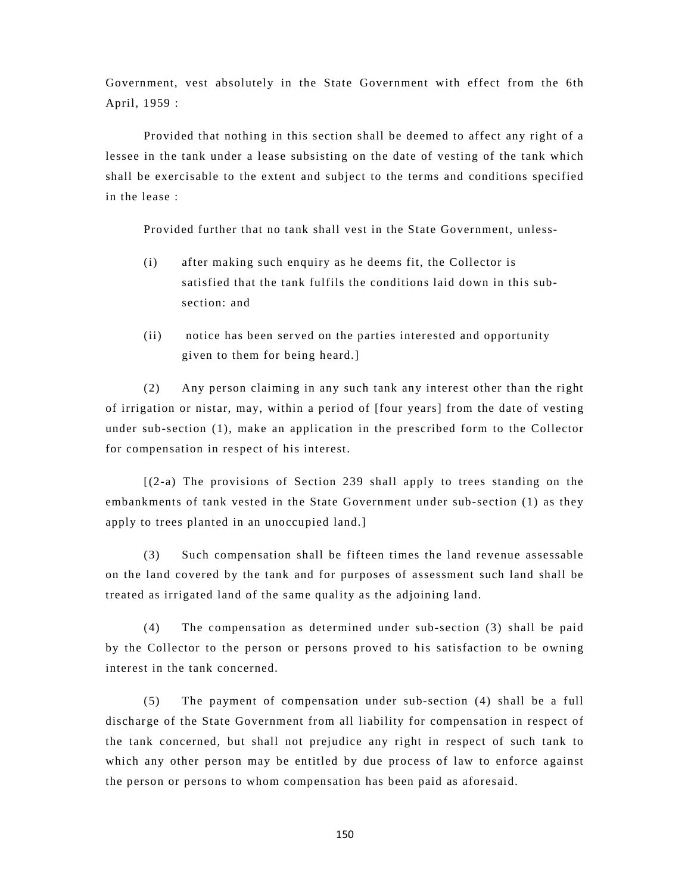Government, vest absolutely in the State Government with effect from the 6th April, 1959 :

Provided that nothing in this section shall be deemed to affect any right of a lessee in the tank under a lease subsisting on the date of vesting of the tank which shall be exercisable to the extent and subject to the terms and conditions specified in the lease :

Provided further that no tank shall vest in the State Government, unless-

(i) after making such enquiry as he deems fit, the Collector is satisfied that the tank fulfils the conditions laid down in this sub-section: and

(ii) notice has been served on the parties interested and opportunity given to them for being heard.]

(2) Any person claiming in any such tank any interest other than the right of irrigation or nistar, may, within a period of [four years] from the date of vesting under sub-section (1), make an application in the prescribed form to the Collector for compensation in respect of his interest.

[(2-a) The provisions of Section 239 shall apply to trees standing on the embankments of tank vested in the State Government under sub-section (1) as they apply to trees planted in an unoccupied land.]

(3) Such compensation shall be fifteen times the land revenue assessable on the land covered by the tank and for purposes of assessment such land shall be treated as irrigated land of the same quality as the adjoining land.

(4) The compensation as determined under sub-section (3) shall be paid by the Collector to the person or persons proved to his satisfaction to be owning interest in the tank concerned.

(5) The payment of compensation under sub-section (4) shall be a full discharge of the State Government from all liability for compensation in respect of the tank concerned, but shall not prejudice any right in respect of such tank to which any other person may be entitled by due process of law to enforce against the person or persons to whom compensation has been paid as aforesaid.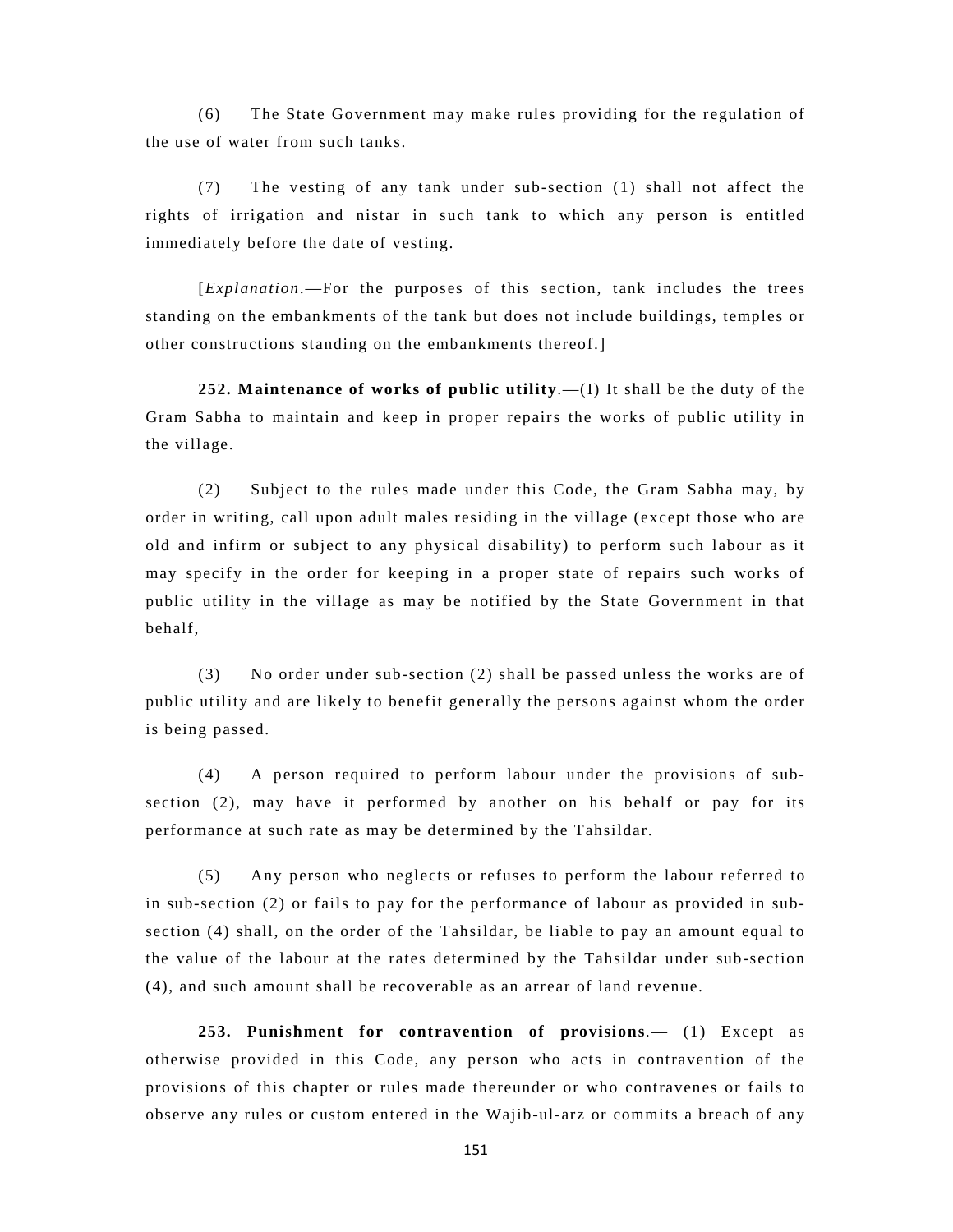(6) The State Government may make rules providing for the regulation of the use of water from such tanks.

(7) The vesting of any tank under sub-section (1) shall not affect the rights of irrigation and nistar in such tank to which any person is entitled immediately before the date of vesting.

[*Explanation*.—For the purposes of this section, tank includes the trees standing on the embankments of the tank but does not include buildings, temples or other constructions standing on the embankments thereof.]

**252. Maintenance of works of public utility**.—(I) It shall be the duty of the Gram Sabha to maintain and keep in proper repairs the works of public utility in the village.

(2) Subject to the rules made under this Code, the Gram Sabha may, by order in writing, call upon adult males residing in the village (except those who are old and infirm or subject to any physical disability) to perform such labour as it may specify in the order for keeping in a proper state of repairs such works of public utility in the village as may be notified by the State Government in that behalf,

(3) No order under sub-section (2) shall be passed unless the works are of public utility and are likely to benefit generally the persons against whom the order is being passed.

(4) A person required to perform labour under the provisions of sub-section (2), may have it performed by another on his behalf or pay for its performance at such rate as may be determined by the Tahsildar.

(5) Any person who neglects or refuses to perform the labour referred to in sub-section (2) or fails to pay for the performance of labour as provided in sub-section (4) shall, on the order of the Tahsildar, be liable to pay an amount equal to the value of the labour at the rates determined by the Tahsildar under sub-section (4), and such amount shall be recoverable as an arrear of land revenue.

**253. Punishment for contravention of provisions**.— (1) Except as otherwise provided in this Code, any person who acts in contravention of the provisions of this chapter or rules made thereunder or who contravenes or fails to observe any rules or custom entered in the Wajib-ul-arz or commits a breach of any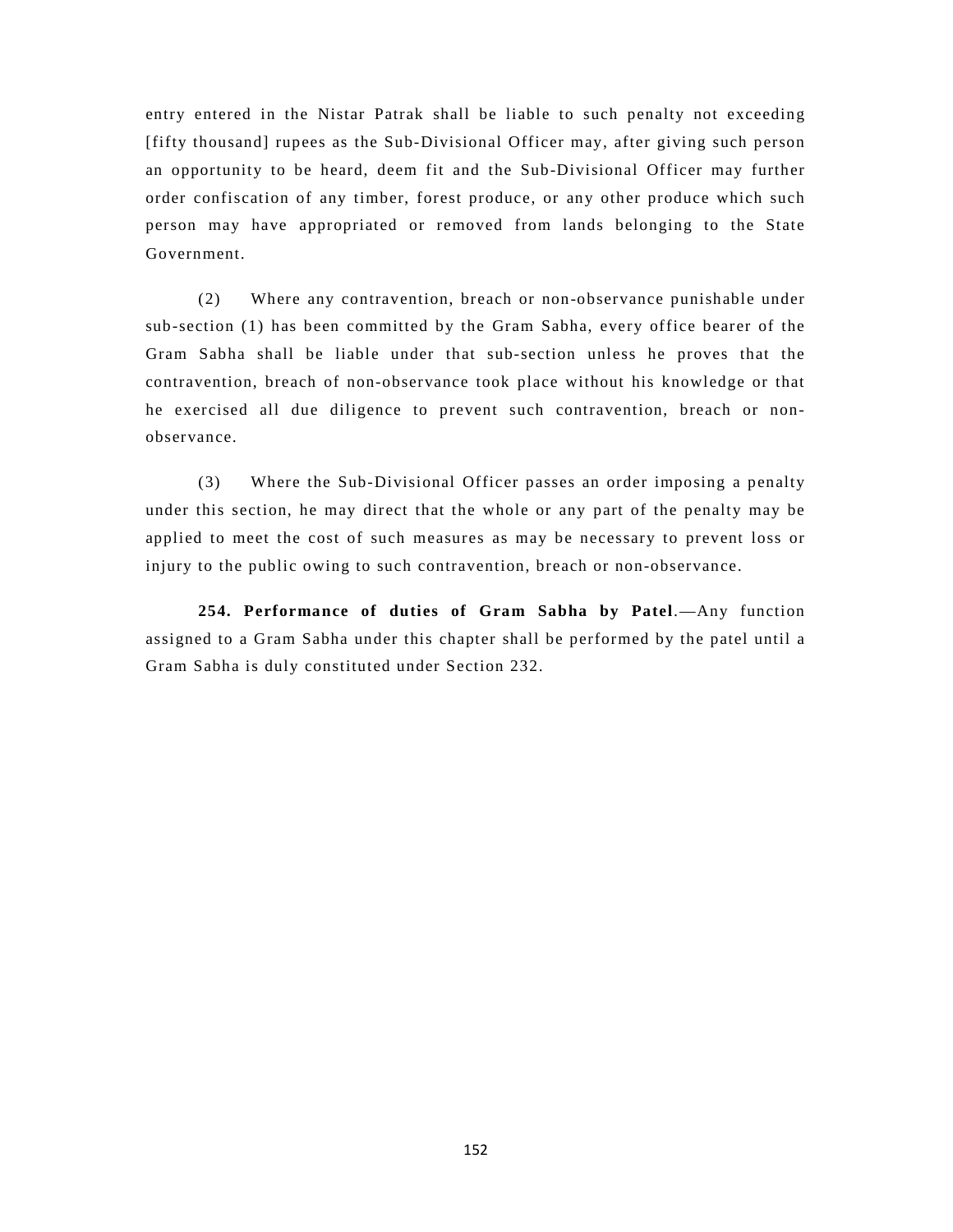entry entered in the Nistar Patrak shall be liable to such penalty not exceeding [fifty thousand] rupees as the Sub-Divisional Officer may, after giving such person an opportunity to be heard, deem fit and the Sub-Divisional Officer may further order confiscation of any timber, forest produce, or any other produce which such person may have appropriated or removed from lands belonging to the State Government.

(2) Where any contravention, breach or non-observance punishable under sub-section (1) has been committed by the Gram Sabha, every office bearer of the Gram Sabha shall be liable under that sub-section unless he proves that the contravention, breach of non-observance took place without his knowledge or that he exercised all due diligence to prevent such contravention, breach or non-observance.

(3) Where the Sub-Divisional Officer passes an order imposing a penalty under this section, he may direct that the whole or any part of the penalty may be applied to meet the cost of such measures as may be necessary to prevent loss or injury to the public owing to such contravention, breach or non-observance.

**254. Performance of duties of Gram Sabha by Patel**.—Any function assigned to a Gram Sabha under this chapter shall be performed by the patel until a Gram Sabha is duly constituted under Section 232.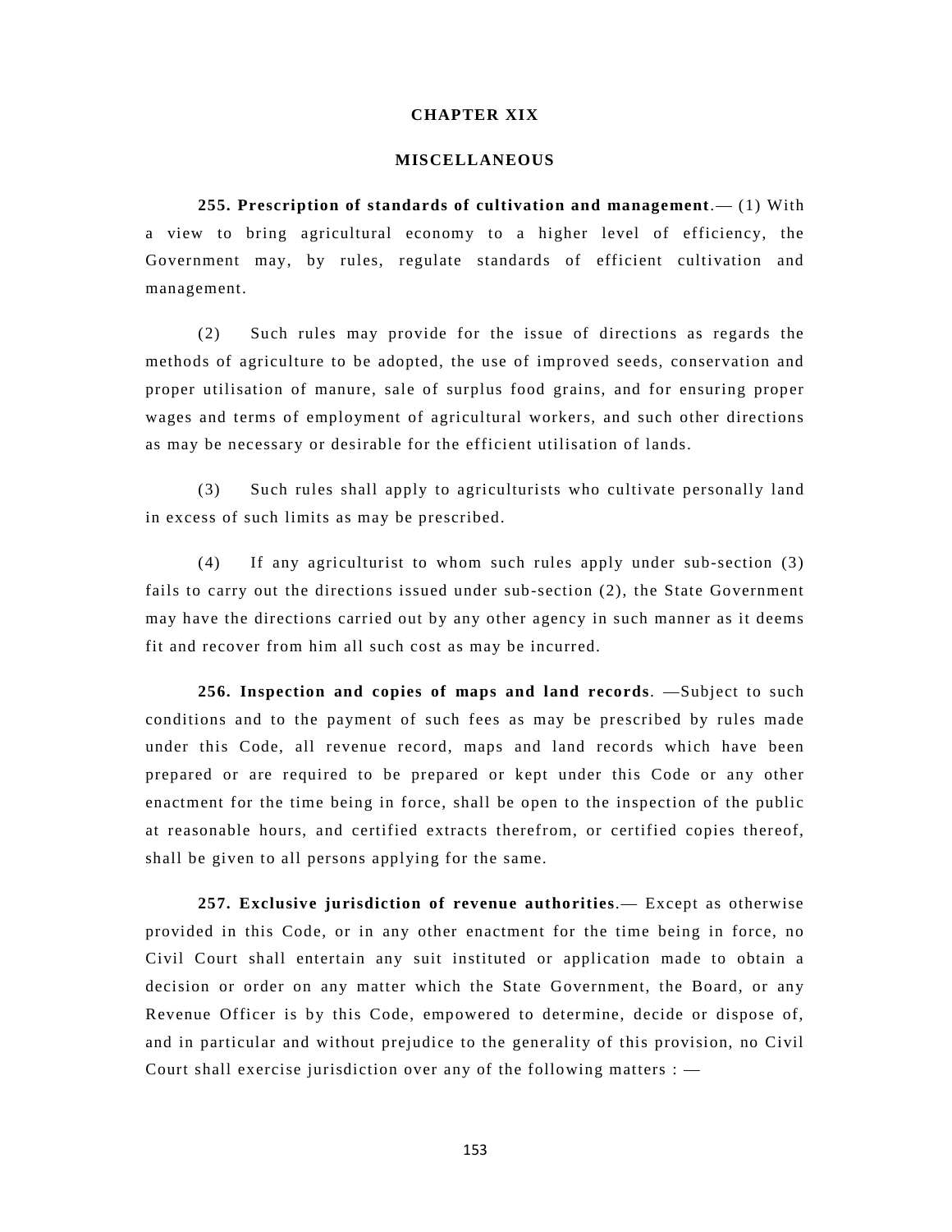# CHAPTER XIX

## MISCELLANEOUS

**255. Prescription of standards of cultivation and management**.— (1) With a view to bring agricultural economy to a higher level of efficiency, the Government may, by rules, regulate standards of efficient cultivation and management.

(2) Such rules may provide for the issue of directions as regards the methods of agriculture to be adopted, the use of improved seeds, conservation and proper utilisation of manure, sale of surplus food grains, and for ensuring proper wages and terms of employment of agricultural workers, and such other directions as may be necessary or desirable for the efficient utilisation of lands.

(3) Such rules shall apply to agriculturists who cultivate personally land in excess of such limits as may be prescribed.

(4) If any agriculturist to whom such rules apply under sub-section (3) fails to carry out the directions issued under sub-section (2), the State Government may have the directions carried out by any other agency in such manner as it deems fit and recover from him all such cost as may be incurred.

**256. Inspection and copies of maps and land records**. —Subject to such conditions and to the payment of such fees as may be prescribed by rules made under this Code, all revenue record, maps and land records which have been prepared or are required to be prepared or kept under this Code or any other enactment for the time being in force, shall be open to the inspection of the public at reasonable hours, and certified extracts therefrom, or certified copies thereof, shall be given to all persons applying for the same.

**257. Exclusive jurisdiction of revenue authorities**.— Except as otherwise provided in this Code, or in any other enactment for the time being in force, no Civil Court shall entertain any suit instituted or application made to obtain a decision or order on any matter which the State Government, the Board, or any Revenue Officer is by this Code, empowered to determine, decide or dispose of, and in particular and without prejudice to the generality of this provision, no Civil Court shall exercise jurisdiction over any of the following matters : —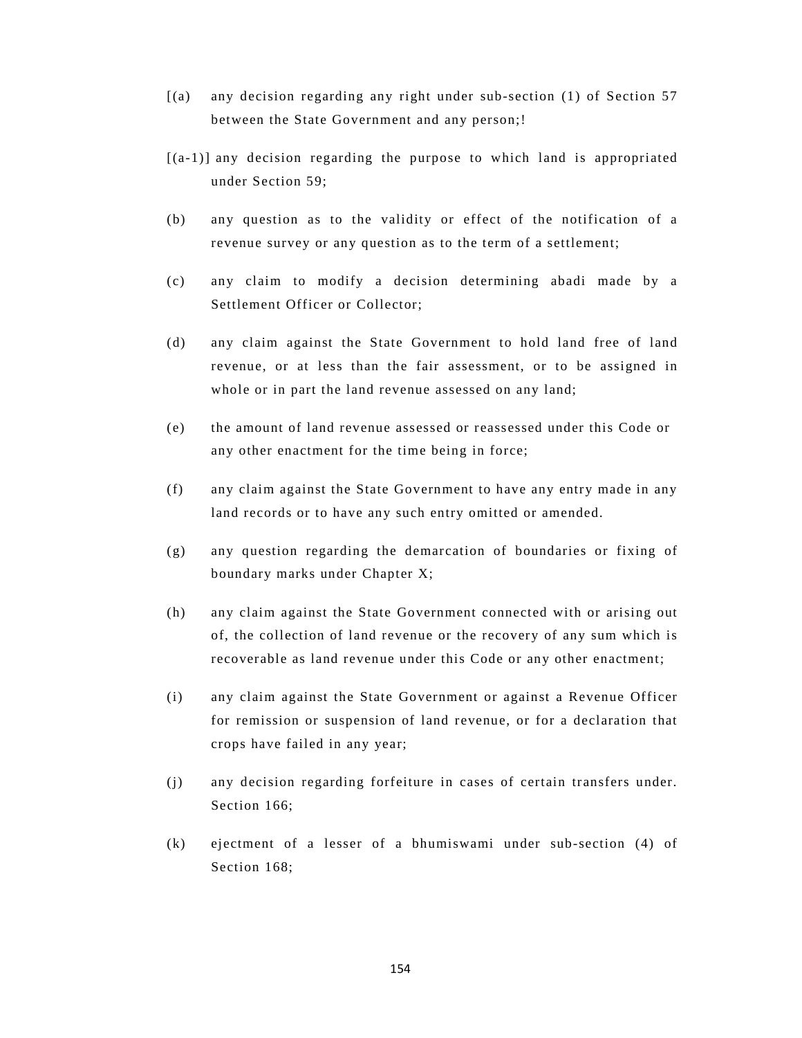[(a) any decision regarding any right under sub-section (1) of Section 57 between the State Government and any person;!

[(a-1)] any decision regarding the purpose to which land is appropriated under Section 59;

(b) any question as to the validity or effect of the notification of a revenue survey or any question as to the term of a settlement;

(c) any claim to modify a decision determining abadi made by a Settlement Officer or Collector;

(d) any claim against the State Government to hold land free of land revenue, or at less than the fair assessment, or to be assigned in whole or in part the land revenue assessed on any land;

(e) the amount of land revenue assessed or reassessed under this Code or any other enactment for the time being in force;

(f) any claim against the State Government to have any entry made in any land records or to have any such entry omitted or amended.

(g) any question regarding the demarcation of boundaries or fixing of boundary marks under Chapter X;

(h) any claim against the State Government connected with or arising out of, the collection of land revenue or the recovery of any sum which is recoverable as land revenue under this Code or any other enactment;

(i) any claim against the State Government or against a Revenue Officer for remission or suspension of land revenue, or for a declaration that crops have failed in any year;

(j) any decision regarding forfeiture in cases of certain transfers under. Section 166;

(k) ejectment of a lesser of a bhumiswami under sub-section (4) of Section 168;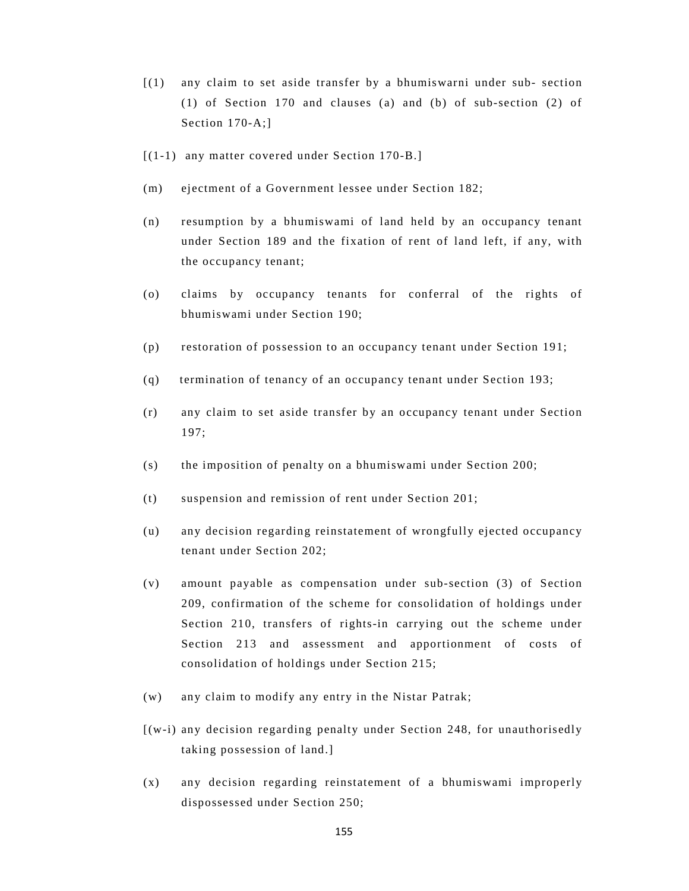[(l) any claim to set aside transfer by a bhumiswarni under sub- section (1) of Section 170 and clauses (a) and (b) of sub-section (2) of Section 170-A;]

[(l-1) any matter covered under Section 170-B.]

(m) ejectment of a Government lessee under Section 182;

(n) resumption by a bhumiswami of land held by an occupancy tenant under Section 189 and the fixation of rent of land left, if any, with the occupancy tenant;

(o) claims by occupancy tenants for conferral of the rights of bhumiswami under Section 190;

(p) restoration of possession to an occupancy tenant under Section 191;

(q) termination of tenancy of an occupancy tenant under Section 193;

(r) any claim to set aside transfer by an occupancy tenant under Section 197;

(s) the imposition of penalty on a bhumiswami under Section 200;

(t) suspension and remission of rent under Section 201;

(u) any decision regarding reinstatement of wrongfully ejected occupancy tenant under Section 202;

(v) amount payable as compensation under sub-section (3) of Section 209, confirmation of the scheme for consolidation of holdings under Section 210, transfers of rights-in carrying out the scheme under Section 213 and assessment and apportionment of costs of consolidation of holdings under Section 215;

(w) any claim to modify any entry in the Nistar Patrak;

[(w-i) any decision regarding penalty under Section 248, for unauthorisedly taking possession of land.]

(x) any decision regarding reinstatement of a bhumiswami improperly dispossessed under Section 250;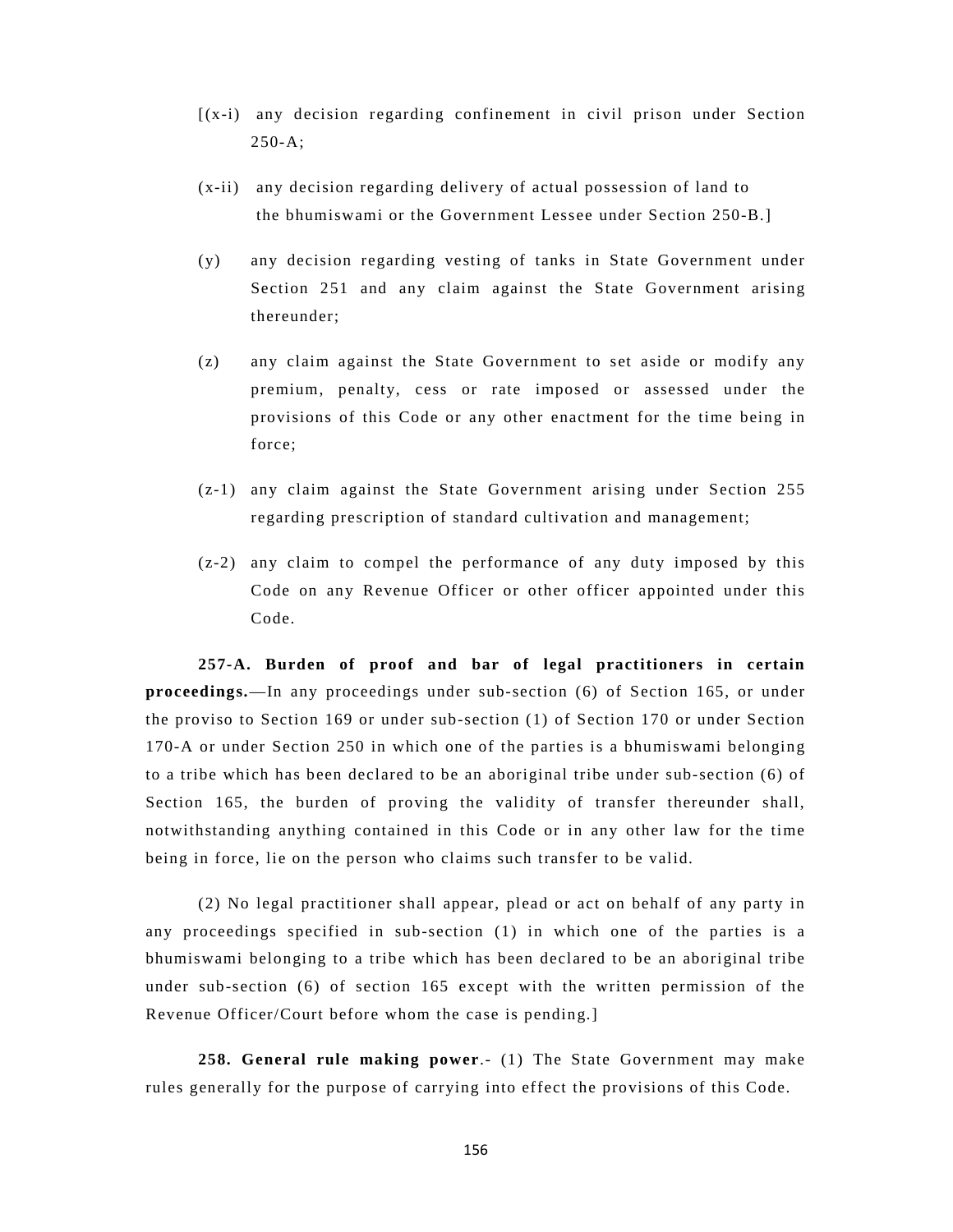[(x-i) any decision regarding confinement in civil prison under Section 250-A;

(x-ii) any decision regarding delivery of actual possession of land to the bhumiswami or the Government Lessee under Section 250-B.]

(y) any decision regarding vesting of tanks in State Government under Section 251 and any claim against the State Government arising thereunder;

(z) any claim against the State Government to set aside or modify any premium, penalty, cess or rate imposed or assessed under the provisions of this Code or any other enactment for the time being in force;

(z-1) any claim against the State Government arising under Section 255 regarding prescription of standard cultivation and management;

(z-2) any claim to compel the performance of any duty imposed by this Code on any Revenue Officer or other officer appointed under this Code.

**257-A. Burden of proof and bar of legal practitioners in certain proceedings.**—In any proceedings under sub-section (6) of Section 165, or under the proviso to Section 169 or under sub-section (1) of Section 170 or under Section 170-A or under Section 250 in which one of the parties is a bhumiswami belonging to a tribe which has been declared to be an aboriginal tribe under sub-section (6) of Section 165, the burden of proving the validity of transfer thereunder shall, notwithstanding anything contained in this Code or in any other law for the time being in force, lie on the person who claims such transfer to be valid.

(2) No legal practitioner shall appear, plead or act on behalf of any party in any proceedings specified in sub-section (1) in which one of the parties is a bhumiswami belonging to a tribe which has been declared to be an aboriginal tribe under sub-section (6) of section 165 except with the written permission of the Revenue Officer/Court before whom the case is pending.]

**258. General rule making power**.- (1) The State Government may make rules generally for the purpose of carrying into effect the provisions of this Code.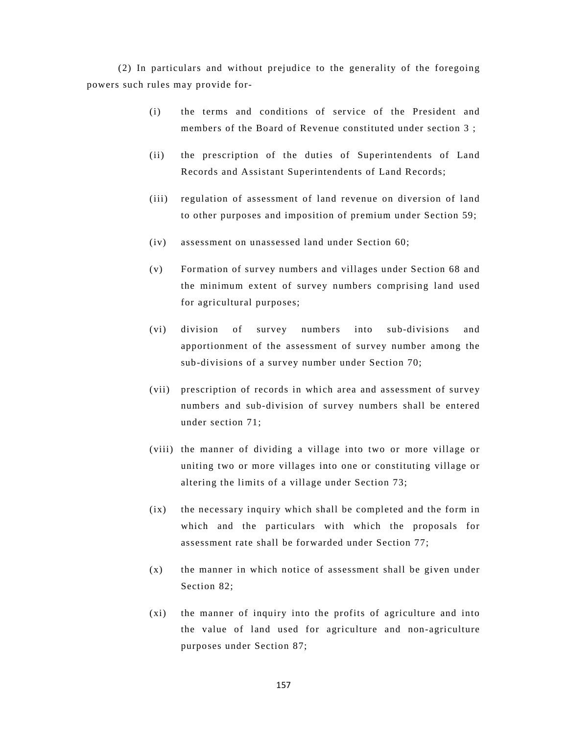(2) In particulars and without prejudice to the generality of the foregoing powers such rules may provide for-

(i) the terms and conditions of service of the President and members of the Board of Revenue constituted under section 3 ;

(ii) the prescription of the duties of Superintendents of Land Records and Assistant Superintendents of Land Records;

(iii) regulation of assessment of land revenue on diversion of land to other purposes and imposition of premium under Section 59;

(iv) assessment on unassessed land under Section 60;

(v) Formation of survey numbers and villages under Section 68 and the minimum extent of survey numbers comprising land used for agricultural purposes;

(vi) division of survey numbers into sub-divisions and apportionment of the assessment of survey number among the sub-divisions of a survey number under Section 70;

(vii) prescription of records in which area and assessment of survey numbers and sub-division of survey numbers shall be entered under section 71;

(viii) the manner of dividing a village into two or more village or uniting two or more villages into one or constituting village or altering the limits of a village under Section 73;

(ix) the necessary inquiry which shall be completed and the form in which and the particulars with which the proposals for assessment rate shall be forwarded under Section 77;

(x) the manner in which notice of assessment shall be given under Section 82;

(xi) the manner of inquiry into the profits of agriculture and into the value of land used for agriculture and non-agriculture purposes under Section 87;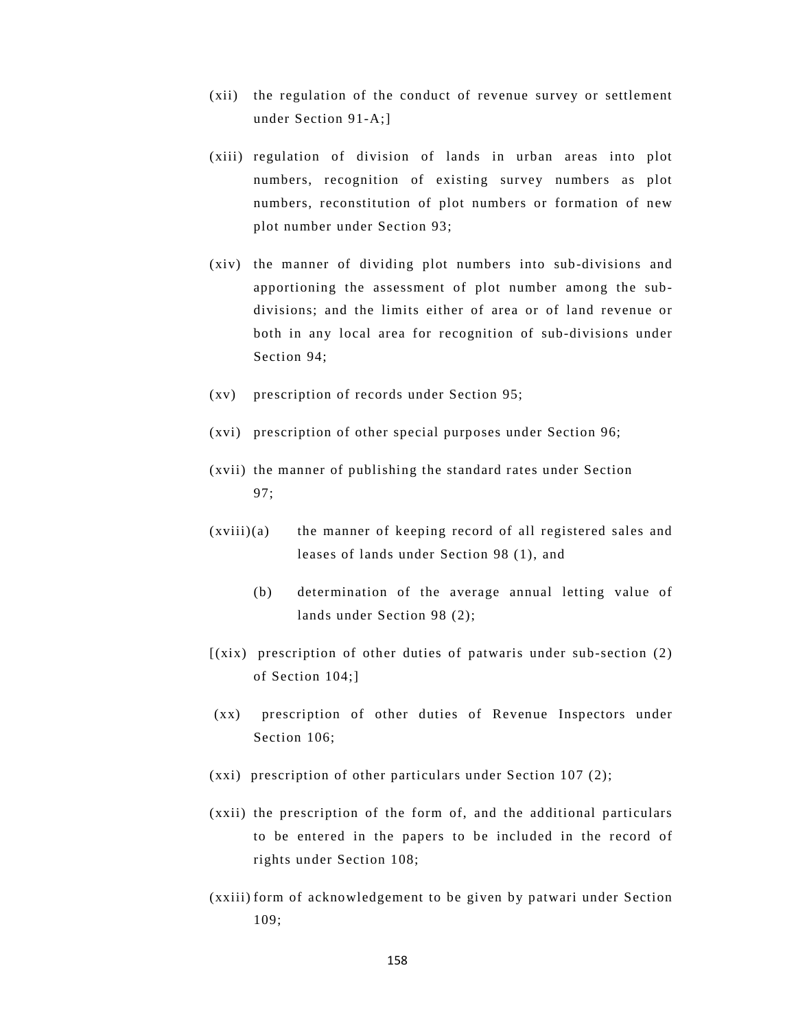(xii) the regulation of the conduct of revenue survey or settlement under Section 91-A;]

(xiii) regulation of division of lands in urban areas into plot numbers, recognition of existing survey numbers as plot numbers, reconstitution of plot numbers or formation of new plot number under Section 93;

(xiv) the manner of dividing plot numbers into sub-divisions and apportioning the assessment of plot number among the sub-divisions; and the limits either of area or of land revenue or both in any local area for recognition of sub-divisions under Section 94;

(xv) prescription of records under Section 95;

(xvi) prescription of other special purposes under Section 96;

(xvii) the manner of publishing the standard rates under Section 97;

(xviii)(a) the manner of keeping record of all registered sales and leases of lands under Section 98 (1), and

(b) determination of the average annual letting value of lands under Section 98 (2);

[(xix) prescription of other duties of patwaris under sub-section (2) of Section 104;]

(xx) prescription of other duties of Revenue Inspectors under Section 106;

(xxi) prescription of other particulars under Section 107 (2);

(xxii) the prescription of the form of, and the additional particulars to be entered in the papers to be included in the record of rights under Section 108;

(xxiii) form of acknowledgement to be given by patwari under Section 109;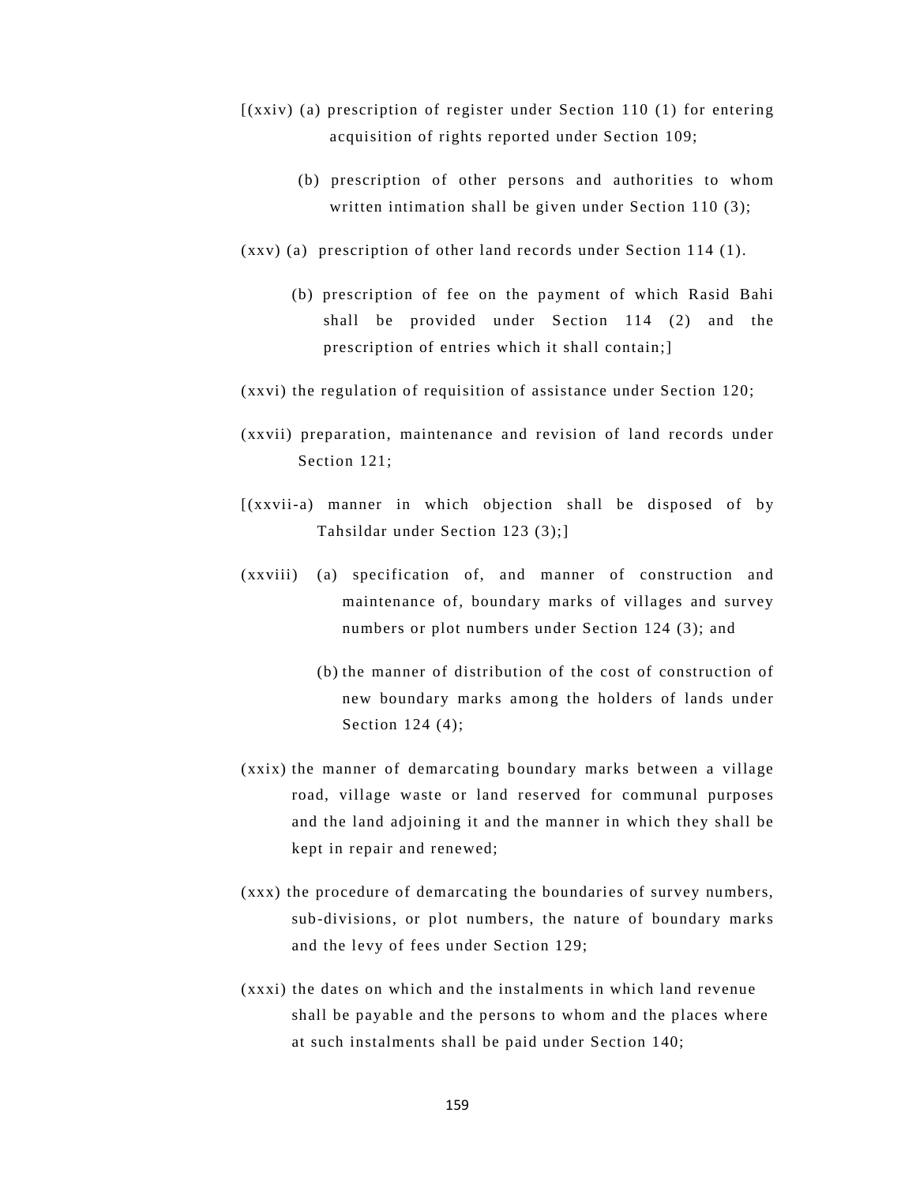[(xxiv) (a) prescription of register under Section 110 (1) for entering acquisition of rights reported under Section 109;

(b) prescription of other persons and authorities to whom written intimation shall be given under Section 110 (3);

(xxv) (a) prescription of other land records under Section 114 (1).

(b) prescription of fee on the payment of which Rasid Bahi shall be provided under Section 114 (2) and the prescription of entries which it shall contain;]

(xxvi) the regulation of requisition of assistance under Section 120;

(xxvii) preparation, maintenance and revision of land records under Section 121;

[(xxvii-a) manner in which objection shall be disposed of by Tahsildar under Section 123 (3);]

(xxviii) (a) specification of, and manner of construction and maintenance of, boundary marks of villages and survey numbers or plot numbers under Section 124 (3); and

(b) the manner of distribution of the cost of construction of new boundary marks among the holders of lands under Section 124 (4);

(xxix) the manner of demarcating boundary marks between a village road, village waste or land reserved for communal purposes and the land adjoining it and the manner in which they shall be kept in repair and renewed;

(xxx) the procedure of demarcating the boundaries of survey numbers, sub-divisions, or plot numbers, the nature of boundary marks and the levy of fees under Section 129;

(xxxi) the dates on which and the instalments in which land revenue shall be payable and the persons to whom and the places where at such instalments shall be paid under Section 140;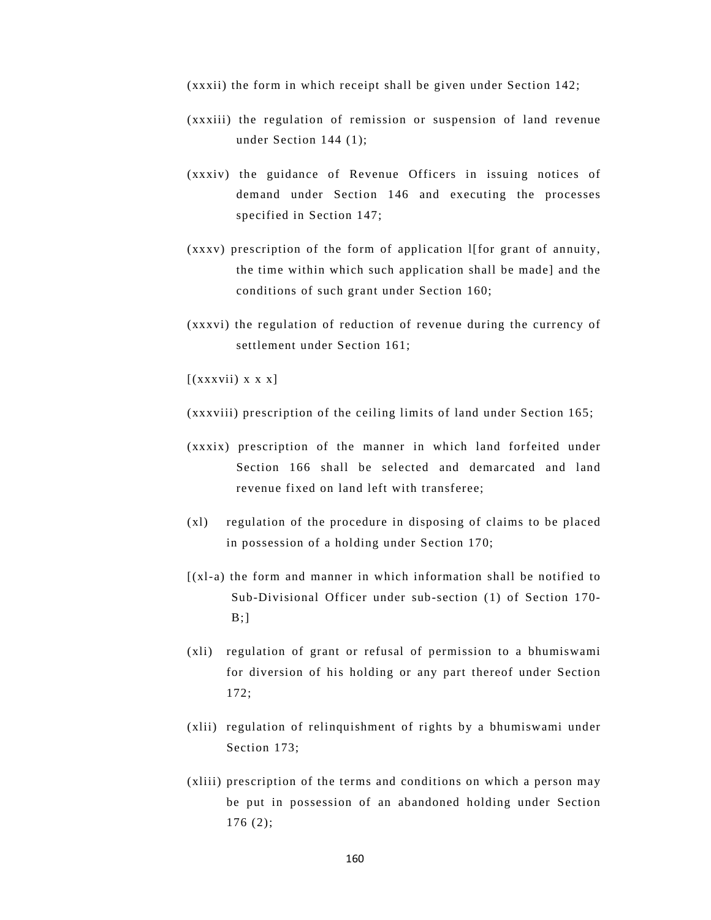(xxxii) the form in which receipt shall be given under Section 142;

(xxxiii) the regulation of remission or suspension of land revenue under Section 144 (1);

(xxxiv) the guidance of Revenue Officers in issuing notices of demand under Section 146 and executing the processes specified in Section 147;

(xxxv) prescription of the form of application l[for grant of annuity, the time within which such application shall be made] and the conditions of such grant under Section 160;

(xxxvi) the regulation of reduction of revenue during the currency of settlement under Section 161;

[(xxxvii) x x x]

(xxxviii) prescription of the ceiling limits of land under Section 165;

(xxxix) prescription of the manner in which land forfeited under Section 166 shall be selected and demarcated and land revenue fixed on land left with transferee;

(xl) regulation of the procedure in disposing of claims to be placed in possession of a holding under Section 170;

[(xl-a) the form and manner in which information shall be notified to Sub-Divisional Officer under sub-section (1) of Section 170-B;]

(xli) regulation of grant or refusal of permission to a bhumiswami for diversion of his holding or any part thereof under Section 172;

(xlii) regulation of relinquishment of rights by a bhumiswami under Section 173;

(xliii) prescription of the terms and conditions on which a person may be put in possession of an abandoned holding under Section 176 (2);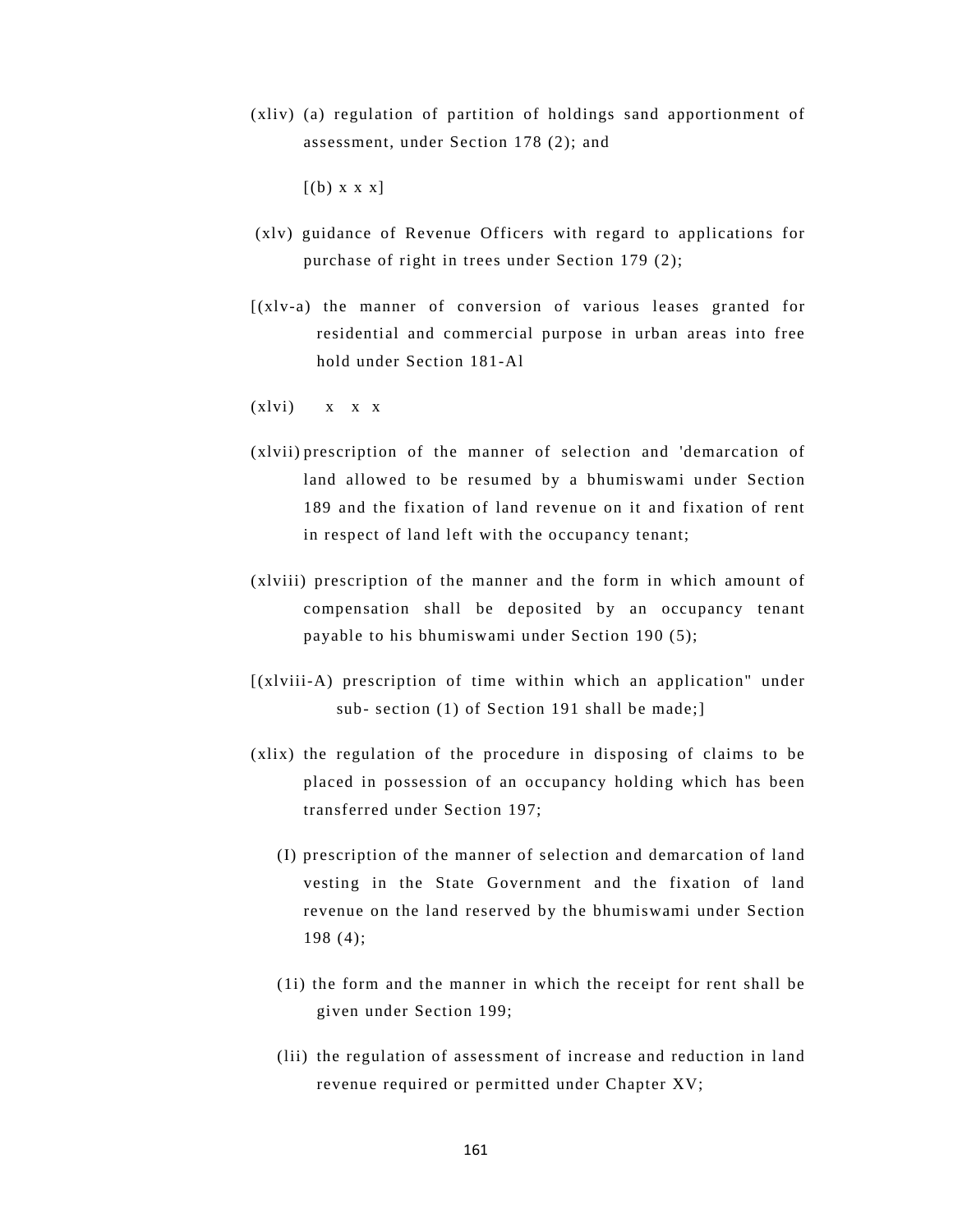(xliv) (a) regulation of partition of holdings sand apportionment of assessment, under Section 178 (2); and

[(b) x x x]

(xlv) guidance of Revenue Officers with regard to applications for purchase of right in trees under Section 179 (2);

[(xlv-a) the manner of conversion of various leases granted for residential and commercial purpose in urban areas into free hold under Section 181-Al

(xlvi) x x x

(xlvii) prescription of the manner of selection and 'demarcation of land allowed to be resumed by a bhumiswami under Section 189 and the fixation of land revenue on it and fixation of rent in respect of land left with the occupancy tenant;

(xlviii) prescription of the manner and the form in which amount of compensation shall be deposited by an occupancy tenant payable to his bhumiswami under Section 190 (5);

[(xlviii-A) prescription of time within which an application" under sub- section (1) of Section 191 shall be made;]

(xlix) the regulation of the procedure in disposing of claims to be placed in possession of an occupancy holding which has been transferred under Section 197;

(I) prescription of the manner of selection and demarcation of land vesting in the State Government and the fixation of land revenue on the land reserved by the bhumiswami under Section 198 (4);

(1i) the form and the manner in which the receipt for rent shall be given under Section 199;

(lii) the regulation of assessment of increase and reduction in land revenue required or permitted under Chapter XV;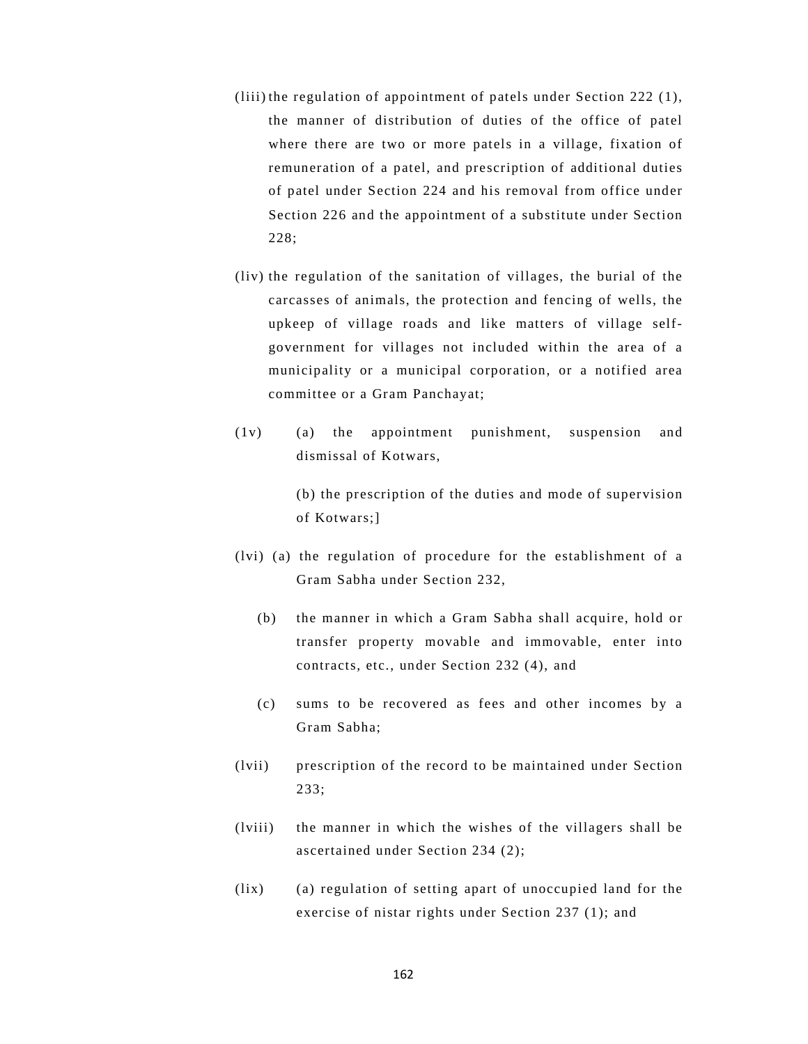(liii) the regulation of appointment of patels under Section 222 (1), the manner of distribution of duties of the office of patel where there are two or more patels in a village, fixation of remuneration of a patel, and prescription of additional duties of patel under Section 224 and his removal from office under Section 226 and the appointment of a substitute under Section 228;

(liv) the regulation of the sanitation of villages, the burial of the carcasses of animals, the protection and fencing of wells, the upkeep of village roads and like matters of village self-government for villages not included within the area of a municipality or a municipal corporation, or a notified area committee or a Gram Panchayat;

(1v) (a) the appointment punishment, suspension and dismissal of Kotwars,

(b) the prescription of the duties and mode of supervision of Kotwars;]

(lvi) (a) the regulation of procedure for the establishment of a Gram Sabha under Section 232,

(b) the manner in which a Gram Sabha shall acquire, hold or transfer property movable and immovable, enter into contracts, etc., under Section 232 (4), and

(c) sums to be recovered as fees and other incomes by a Gram Sabha;

(lvii) prescription of the record to be maintained under Section 233;

(lviii) the manner in which the wishes of the villagers shall be ascertained under Section 234 (2);

(lix) (a) regulation of setting apart of unoccupied land for the exercise of nistar rights under Section 237 (1); and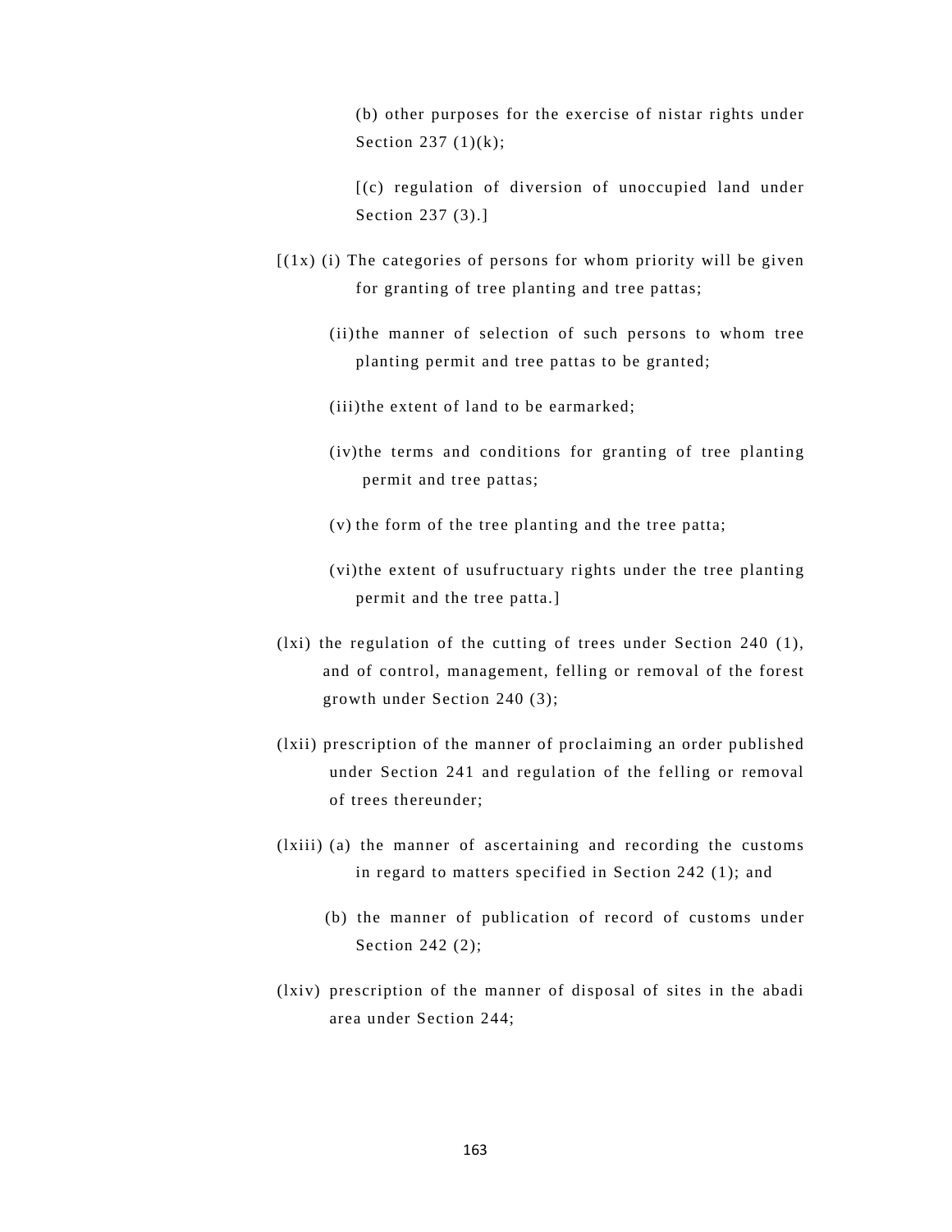(b) other purposes for the exercise of nistar rights under Section 237 (1)(k);

[(c) regulation of diversion of unoccupied land under Section 237 (3).]

[(1x) (i) The categories of persons for whom priority will be given for granting of tree planting and tree pattas;

(ii) the manner of selection of such persons to whom tree planting permit and tree pattas to be granted;

(iii) the extent of land to be earmarked;

(iv) the terms and conditions for granting of tree planting permit and tree pattas;

(v) the form of the tree planting and the tree patta;

(vi) the extent of usufructuary rights under the tree planting permit and the tree patta.]

(lxi) the regulation of the cutting of trees under Section 240 (1), and of control, management, felling or removal of the forest growth under Section 240 (3);

(lxii) prescription of the manner of proclaiming an order published under Section 241 and regulation of the felling or removal of trees thereunder;

(lxiii) (a) the manner of ascertaining and recording the customs in regard to matters specified in Section 242 (1); and

(b) the manner of publication of record of customs under Section 242 (2);

(lxiv) prescription of the manner of disposal of sites in the abadi area under Section 244;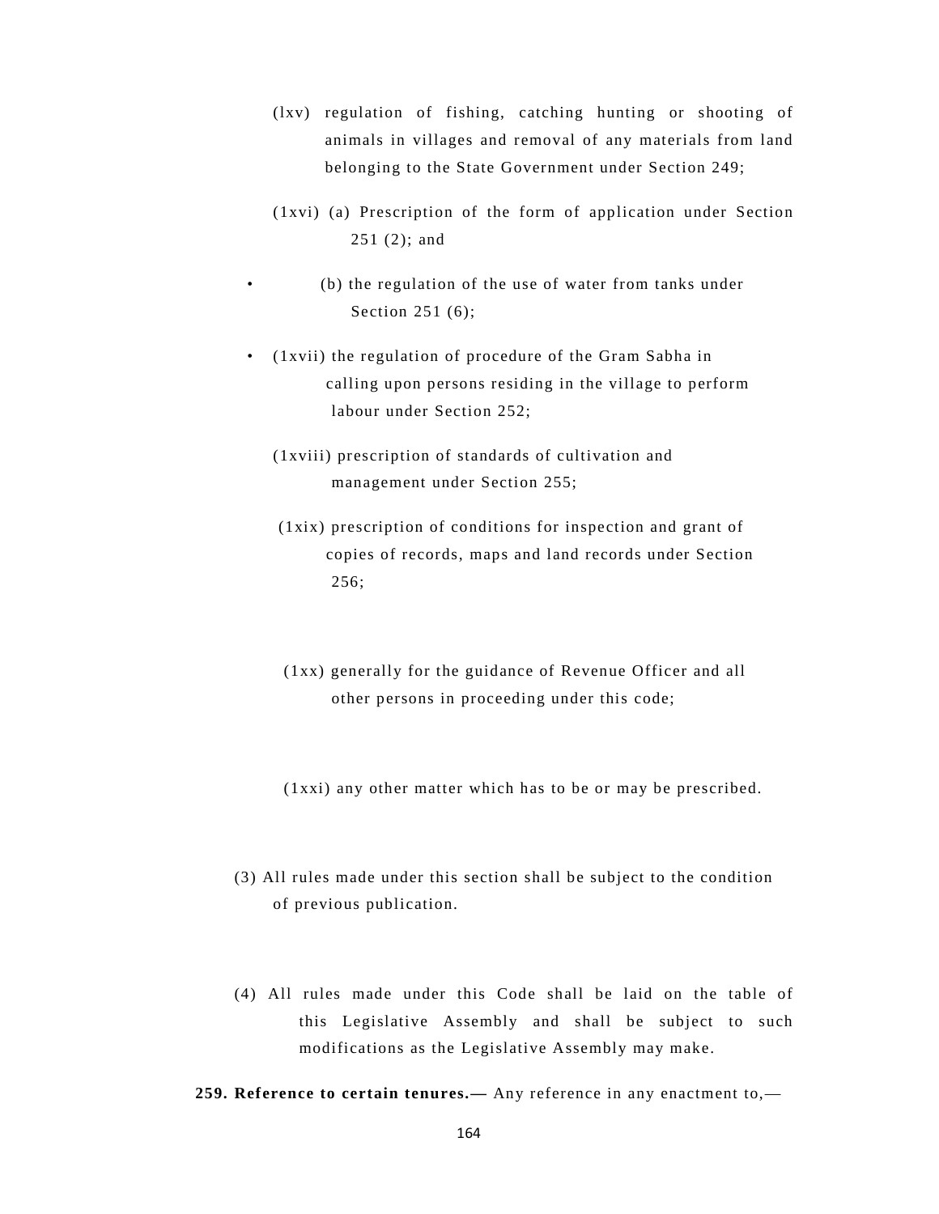(lxv) regulation of fishing, catching hunting or shooting of animals in villages and removal of any materials from land belonging to the State Government under Section 249;

(1xvi) (a) Prescription of the form of application under Section 251 (2); and

• (b) the regulation of the use of water from tanks under Section 251 (6);

• (1xvii) the regulation of procedure of the Gram Sabha in calling upon persons residing in the village to perform labour under Section 252;

(1xviii) prescription of standards of cultivation and management under Section 255;

(1xix) prescription of conditions for inspection and grant of copies of records, maps and land records under Section 256;

(1xx) generally for the guidance of Revenue Officer and all other persons in proceeding under this code;

(1xxi) any other matter which has to be or may be prescribed.

(3) All rules made under this section shall be subject to the condition of previous publication.

(4) All rules made under this Code shall be laid on the table of this Legislative Assembly and shall be subject to such modifications as the Legislative Assembly may make.

**259. Reference to certain tenures.—** Any reference in any enactment to,—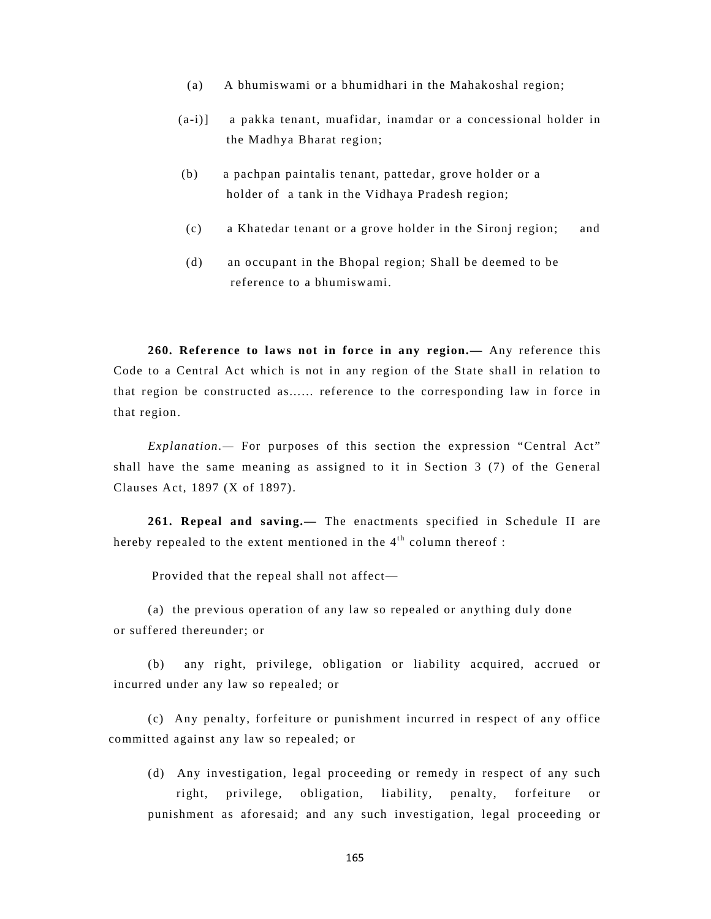(a) A bhumiswami or a bhumidhari in the Mahakoshal region;

(a-i)] a pakka tenant, muafidar, inamdar or a concessional holder in the Madhya Bharat region;

(b) a pachpan paintalis tenant, pattedar, grove holder or a holder of a tank in the Vidhaya Pradesh region;

(c) a Khatedar tenant or a grove holder in the Sironj region; and

(d) an occupant in the Bhopal region; Shall be deemed to be reference to a bhumiswami.

**260. Reference to laws not in force in any region.—** Any reference this Code to a Central Act which is not in any region of the State shall in relation to that region be constructed as...... reference to the corresponding law in force in that region.

*Explanation*.— For purposes of this section the expression "Central Act" shall have the same meaning as assigned to it in Section 3 (7) of the General Clauses Act, 1897 (X of 1897).

**261. Repeal and saving.—** The enactments specified in Schedule II are hereby repealed to the extent mentioned in the 4th column thereof :

Provided that the repeal shall not affect—

(a) the previous operation of any law so repealed or anything duly done or suffered thereunder; or

(b) any right, privilege, obligation or liability acquired, accrued or incurred under any law so repealed; or

(c) Any penalty, forfeiture or punishment incurred in respect of any office committed against any law so repealed; or

(d) Any investigation, legal proceeding or remedy in respect of any such right, privilege, obligation, liability, penalty, forfeiture or punishment as aforesaid; and any such investigation, legal proceeding or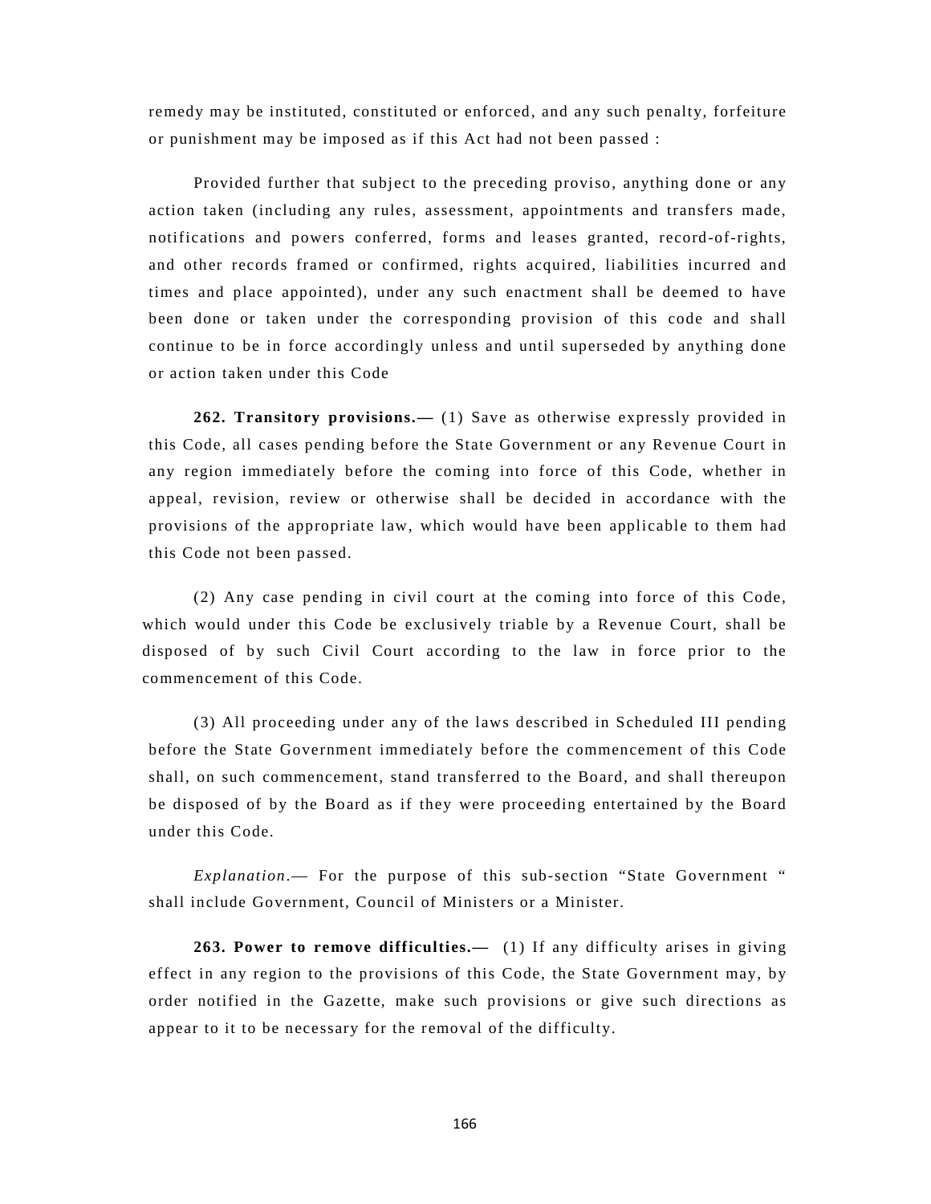remedy may be instituted, constituted or enforced, and any such penalty, forfeiture or punishment may be imposed as if this Act had not been passed :

Provided further that subject to the preceding proviso, anything done or any action taken (including any rules, assessment, appointments and transfers made, notifications and powers conferred, forms and leases granted, record-of-rights, and other records framed or confirmed, rights acquired, liabilities incurred and times and place appointed), under any such enactment shall be deemed to have been done or taken under the corresponding provision of this code and shall continue to be in force accordingly unless and until superseded by anything done or action taken under this Code

**262. Transitory provisions.—** (1) Save as otherwise expressly provided in this Code, all cases pending before the State Government or any Revenue Court in any region immediately before the coming into force of this Code, whether in appeal, revision, review or otherwise shall be decided in accordance with the provisions of the appropriate law, which would have been applicable to them had this Code not been passed.

(2) Any case pending in civil court at the coming into force of this Code, which would under this Code be exclusively triable by a Revenue Court, shall be disposed of by such Civil Court according to the law in force prior to the commencement of this Code.

(3) All proceeding under any of the laws described in Scheduled III pending before the State Government immediately before the commencement of this Code shall, on such commencement, stand transferred to the Board, and shall thereupon be disposed of by the Board as if they were proceeding entertained by the Board under this Code.

*Explanation*.— For the purpose of this sub-section "State Government " shall include Government, Council of Ministers or a Minister.

**263. Power to remove difficulties.—** (1) If any difficulty arises in giving effect in any region to the provisions of this Code, the State Government may, by order notified in the Gazette, make such provisions or give such directions as appear to it to be necessary for the removal of the difficulty.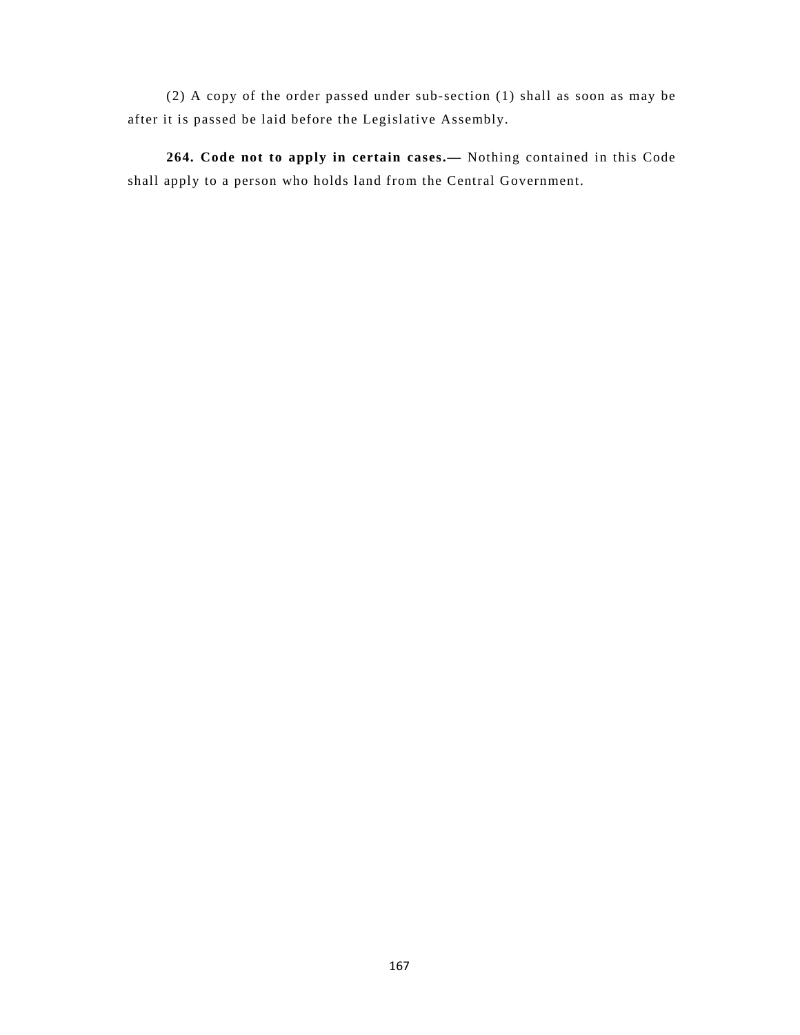(2) A copy of the order passed under sub-section (1) shall as soon as may be after it is passed be laid before the Legislative Assembly.

**264. Code not to apply in certain cases.—** Nothing contained in this Code shall apply to a person who holds land from the Central Government.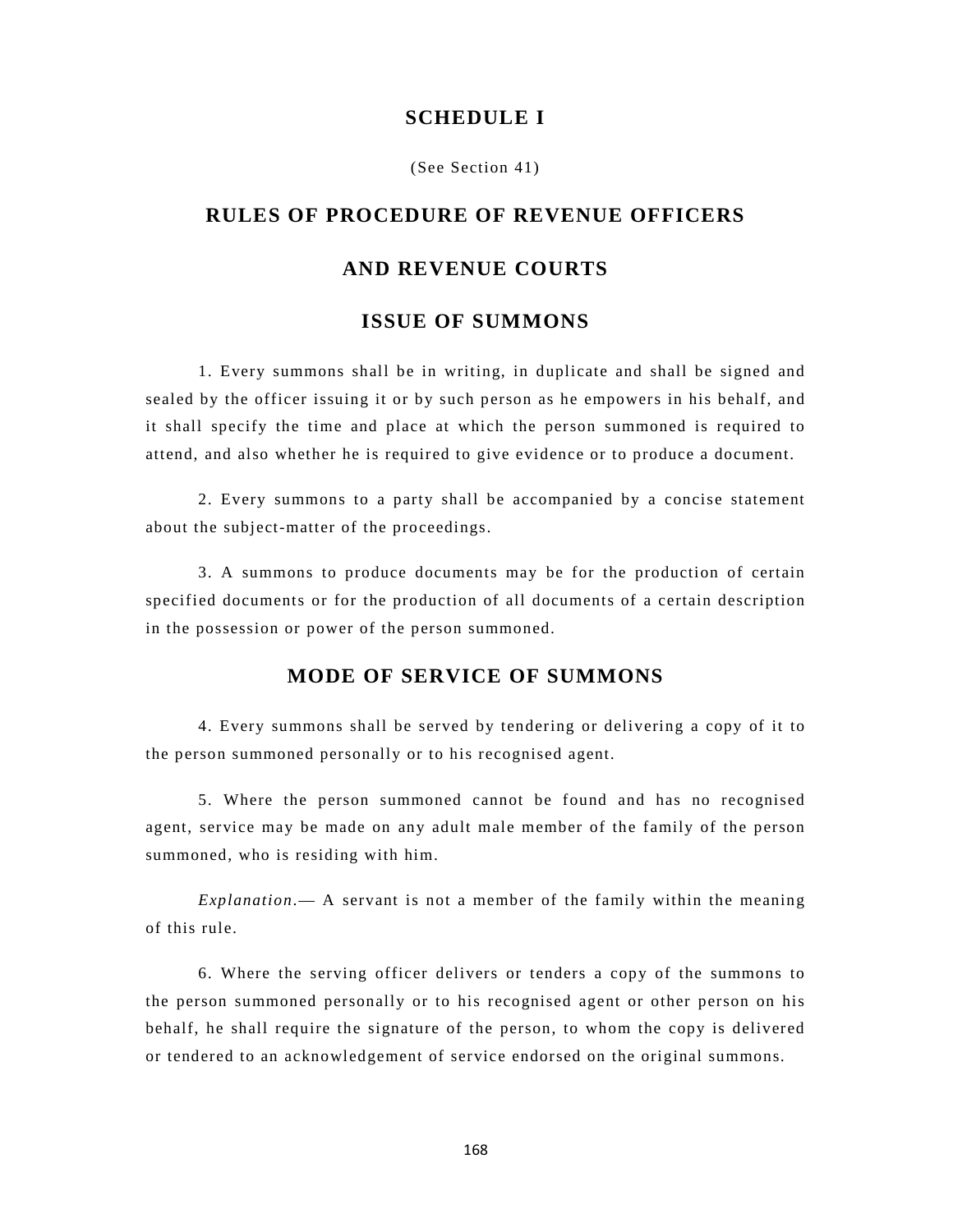# SCHEDULE I

(See Section 41)

## RULES OF PROCEDURE OF REVENUE OFFICERS AND REVENUE COURTS

### ISSUE OF SUMMONS

1. Every summons shall be in writing, in duplicate and shall be signed and sealed by the officer issuing it or by such person as he empowers in his behalf, and it shall specify the time and place at which the person summoned is required to attend, and also whether he is required to give evidence or to produce a document.

2. Every summons to a party shall be accompanied by a concise statement about the subject-matter of the proceedings.

3. A summons to produce documents may be for the production of certain specified documents or for the production of all documents of a certain description in the possession or power of the person summoned.

### MODE OF SERVICE OF SUMMONS

4. Every summons shall be served by tendering or delivering a copy of it to the person summoned personally or to his recognised agent.

5. Where the person summoned cannot be found and has no recognised agent, service may be made on any adult male member of the family of the person summoned, who is residing with him.

*Explanation*.— A servant is not a member of the family within the meaning of this rule.

6. Where the serving officer delivers or tenders a copy of the summons to the person summoned personally or to his recognised agent or other person on his behalf, he shall require the signature of the person, to whom the copy is delivered or tendered to an acknowledgement of service endorsed on the original summons.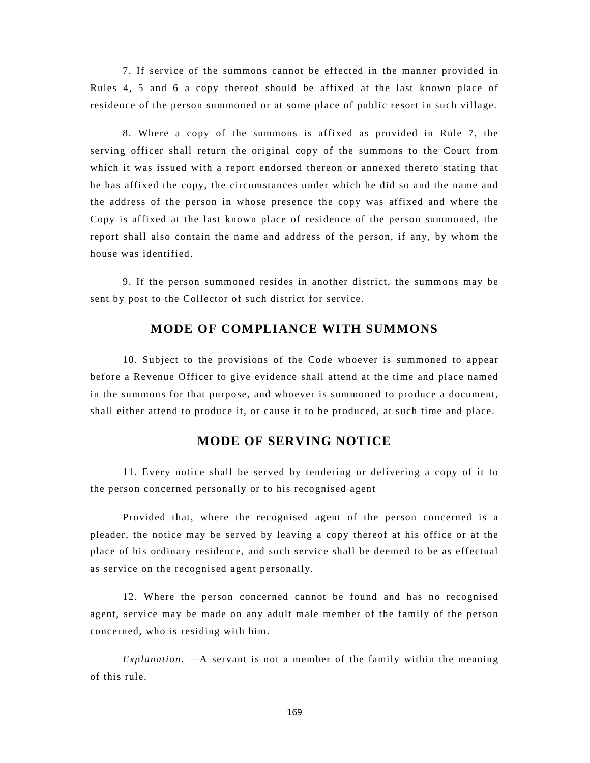7. If service of the summons cannot be effected in the manner provided in Rules 4, 5 and 6 a copy thereof should be affixed at the last known place of residence of the person summoned or at some place of public resort in such village.

8. Where a copy of the summons is affixed as provided in Rule 7, the serving officer shall return the original copy of the summons to the Court from which it was issued with a report endorsed thereon or annexed thereto stating that he has affixed the copy, the circumstances under which he did so and the name and the address of the person in whose presence the copy was affixed and where the Copy is affixed at the last known place of residence of the person summoned, the report shall also contain the name and address of the person, if any, by whom the house was identified.

9. If the person summoned resides in another district, the summons may be sent by post to the Collector of such district for service.

## MODE OF COMPLIANCE WITH SUMMONS

10. Subject to the provisions of the Code whoever is summoned to appear before a Revenue Officer to give evidence shall attend at the time and place named in the summons for that purpose, and whoever is summoned to produce a document, shall either attend to produce it, or cause it to be produced, at such time and place.

## MODE OF SERVING NOTICE

11. Every notice shall be served by tendering or delivering a copy of it to the person concerned personally or to his recognised agent

Provided that, where the recognised agent of the person concerned is a pleader, the notice may be served by leaving a copy thereof at his office or at the place of his ordinary residence, and such service shall be deemed to be as effectual as service on the recognised agent personally.

12. Where the person concerned cannot be found and has no recognised agent, service may be made on any adult male member of the family of the person concerned, who is residing with him.

*Explanation*. —A servant is not a member of the family within the meaning of this rule.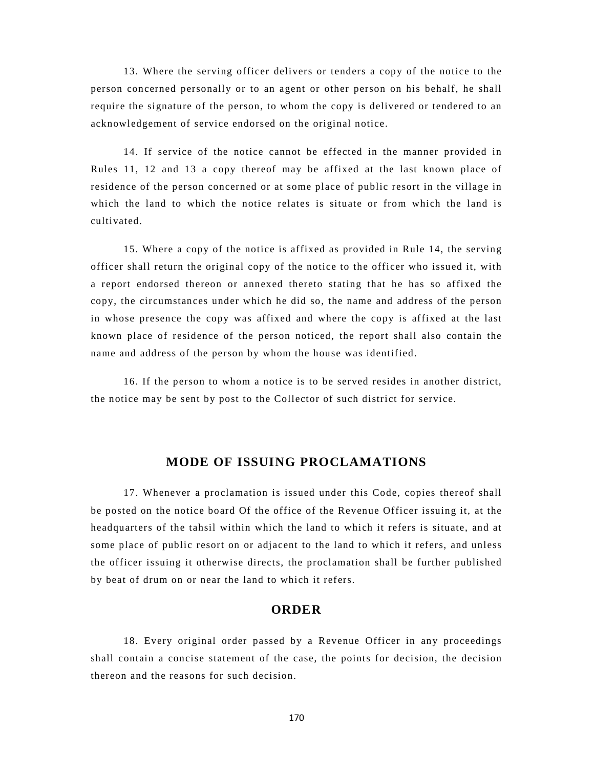13. Where the serving officer delivers or tenders a copy of the notice to the person concerned personally or to an agent or other person on his behalf, he shall require the signature of the person, to whom the copy is delivered or tendered to an acknowledgement of service endorsed on the original notice.

14. If service of the notice cannot be effected in the manner provided in Rules 11, 12 and 13 a copy thereof may be affixed at the last known place of residence of the person concerned or at some place of public resort in the village in which the land to which the notice relates is situate or from which the land is cultivated.

15. Where a copy of the notice is affixed as provided in Rule 14, the serving officer shall return the original copy of the notice to the officer who issued it, with a report endorsed thereon or annexed thereto stating that he has so affixed the copy, the circumstances under which he did so, the name and address of the person in whose presence the copy was affixed and where the copy is affixed at the last known place of residence of the person noticed, the report shall also contain the name and address of the person by whom the house was identified.

16. If the person to whom a notice is to be served resides in another district, the notice may be sent by post to the Collector of such district for service.

## MODE OF ISSUING PROCLAMATIONS

17. Whenever a proclamation is issued under this Code, copies thereof shall be posted on the notice board Of the office of the Revenue Officer issuing it, at the headquarters of the tahsil within which the land to which it refers is situate, and at some place of public resort on or adjacent to the land to which it refers, and unless the officer issuing it otherwise directs, the proclamation shall be further published by beat of drum on or near the land to which it refers.

## ORDER

18. Every original order passed by a Revenue Officer in any proceedings shall contain a concise statement of the case, the points for decision, the decision thereon and the reasons for such decision.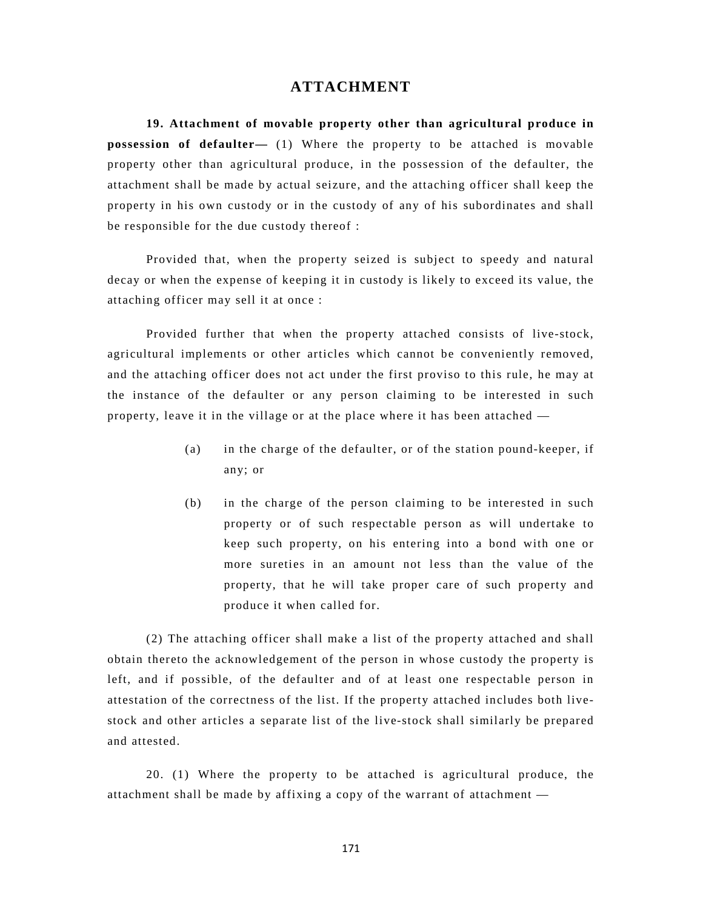## ATTACHMENT

**19. Attachment of movable property other than agricultural produce in possession of defaulter—** (1) Where the property to be attached is movable property other than agricultural produce, in the possession of the defaulter, the attachment shall be made by actual seizure, and the attaching officer shall keep the property in his own custody or in the custody of any of his subordinates and shall be responsible for the due custody thereof :

Provided that, when the property seized is subject to speedy and natural decay or when the expense of keeping it in custody is likely to exceed its value, the attaching officer may sell it at once :

Provided further that when the property attached consists of live-stock, agricultural implements or other articles which cannot be conveniently removed, and the attaching officer does not act under the first proviso to this rule, he may at the instance of the defaulter or any person claiming to be interested in such property, leave it in the village or at the place where it has been attached —

(a) in the charge of the defaulter, or of the station pound-keeper, if any; or

(b) in the charge of the person claiming to be interested in such property or of such respectable person as will undertake to keep such property, on his entering into a bond with one or more sureties in an amount not less than the value of the property, that he will take proper care of such property and produce it when called for.

(2) The attaching officer shall make a list of the property attached and shall obtain thereto the acknowledgement of the person in whose custody the property is left, and if possible, of the defaulter and of at least one respectable person in attestation of the correctness of the list. If the property attached includes both live-stock and other articles a separate list of the live-stock shall similarly be prepared and attested.

20. (1) Where the property to be attached is agricultural produce, the attachment shall be made by affixing a copy of the warrant of attachment —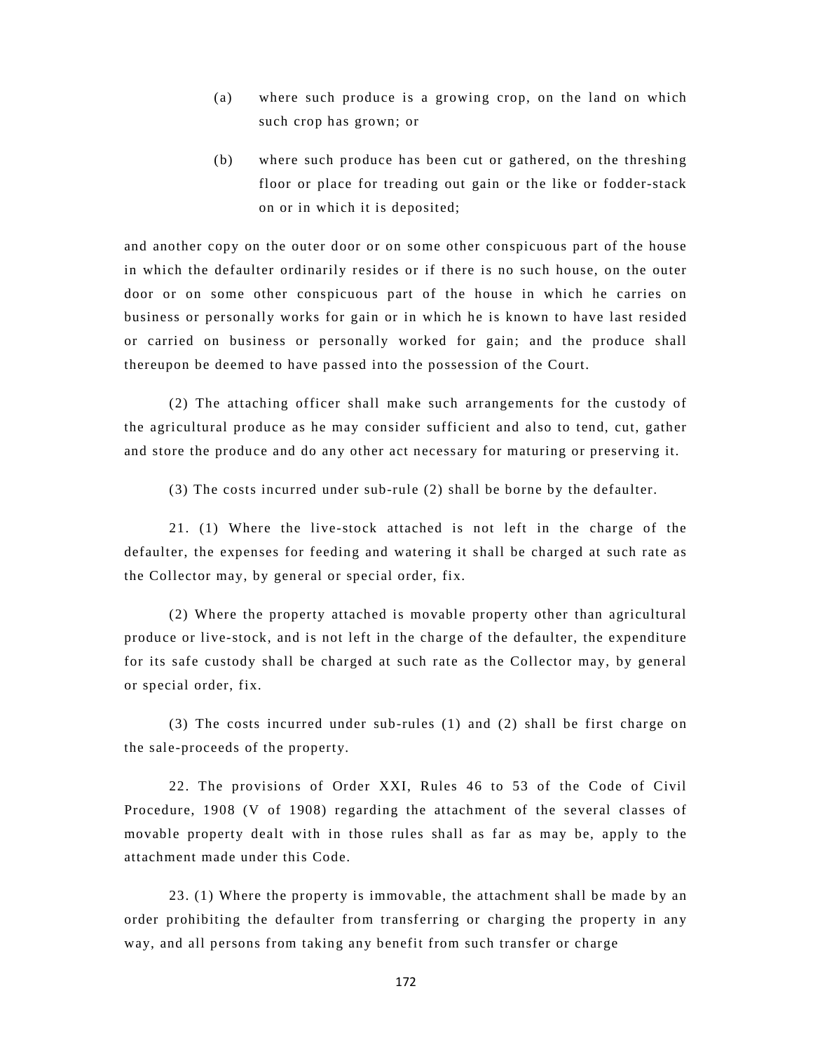(a) where such produce is a growing crop, on the land on which such crop has grown; or

(b) where such produce has been cut or gathered, on the threshing floor or place for treading out gain or the like or fodder-stack on or in which it is deposited;

and another copy on the outer door or on some other conspicuous part of the house in which the defaulter ordinarily resides or if there is no such house, on the outer door or on some other conspicuous part of the house in which he carries on business or personally works for gain or in which he is known to have last resided or carried on business or personally worked for gain; and the produce shall thereupon be deemed to have passed into the possession of the Court.

(2) The attaching officer shall make such arrangements for the custody of the agricultural produce as he may consider sufficient and also to tend, cut, gather and store the produce and do any other act necessary for maturing or preserving it.

(3) The costs incurred under sub-rule (2) shall be borne by the defaulter.

21. (1) Where the live-stock attached is not left in the charge of the defaulter, the expenses for feeding and watering it shall be charged at such rate as the Collector may, by general or special order, fix.

(2) Where the property attached is movable property other than agricultural produce or live-stock, and is not left in the charge of the defaulter, the expenditure for its safe custody shall be charged at such rate as the Collector may, by general or special order, fix.

(3) The costs incurred under sub-rules (1) and (2) shall be first charge on the sale-proceeds of the property.

22. The provisions of Order XXI, Rules 46 to 53 of the Code of Civil Procedure, 1908 (V of 1908) regarding the attachment of the several classes of movable property dealt with in those rules shall as far as may be, apply to the attachment made under this Code.

23. (1) Where the property is immovable, the attachment shall be made by an order prohibiting the defaulter from transferring or charging the property in any way, and all persons from taking any benefit from such transfer or charge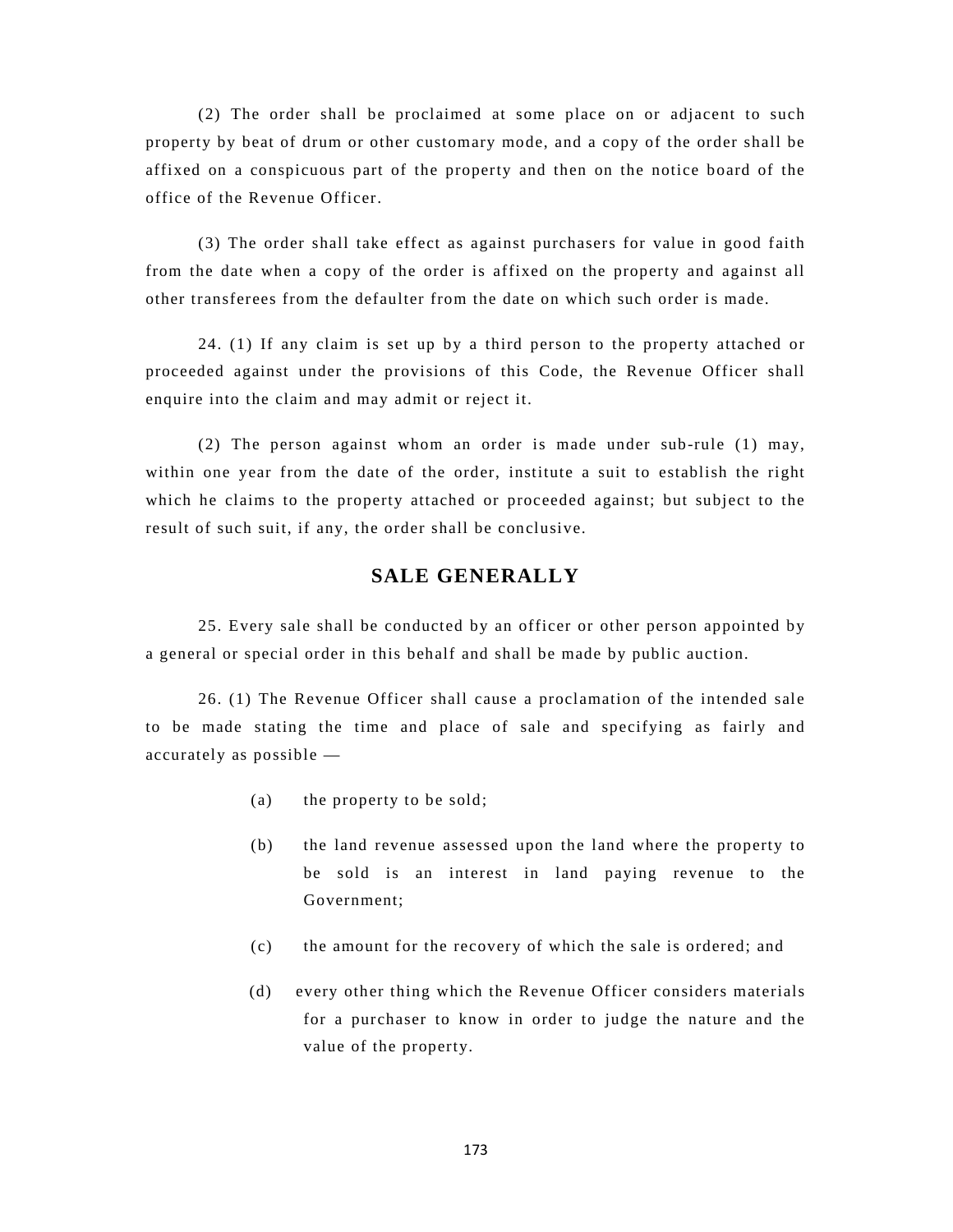(2) The order shall be proclaimed at some place on or adjacent to such property by beat of drum or other customary mode, and a copy of the order shall be affixed on a conspicuous part of the property and then on the notice board of the office of the Revenue Officer.

(3) The order shall take effect as against purchasers for value in good faith from the date when a copy of the order is affixed on the property and against all other transferees from the defaulter from the date on which such order is made.

24. (1) If any claim is set up by a third person to the property attached or proceeded against under the provisions of this Code, the Revenue Officer shall enquire into the claim and may admit or reject it.

(2) The person against whom an order is made under sub-rule (1) may, within one year from the date of the order, institute a suit to establish the right which he claims to the property attached or proceeded against; but subject to the result of such suit, if any, the order shall be conclusive.

## SALE GENERALLY

25. Every sale shall be conducted by an officer or other person appointed by a general or special order in this behalf and shall be made by public auction.

26. (1) The Revenue Officer shall cause a proclamation of the intended sale to be made stating the time and place of sale and specifying as fairly and accurately as possible —

(a) the property to be sold;

(b) the land revenue assessed upon the land where the property to be sold is an interest in land paying revenue to the Government;

(c) the amount for the recovery of which the sale is ordered; and

(d) every other thing which the Revenue Officer considers materials for a purchaser to know in order to judge the nature and the value of the property.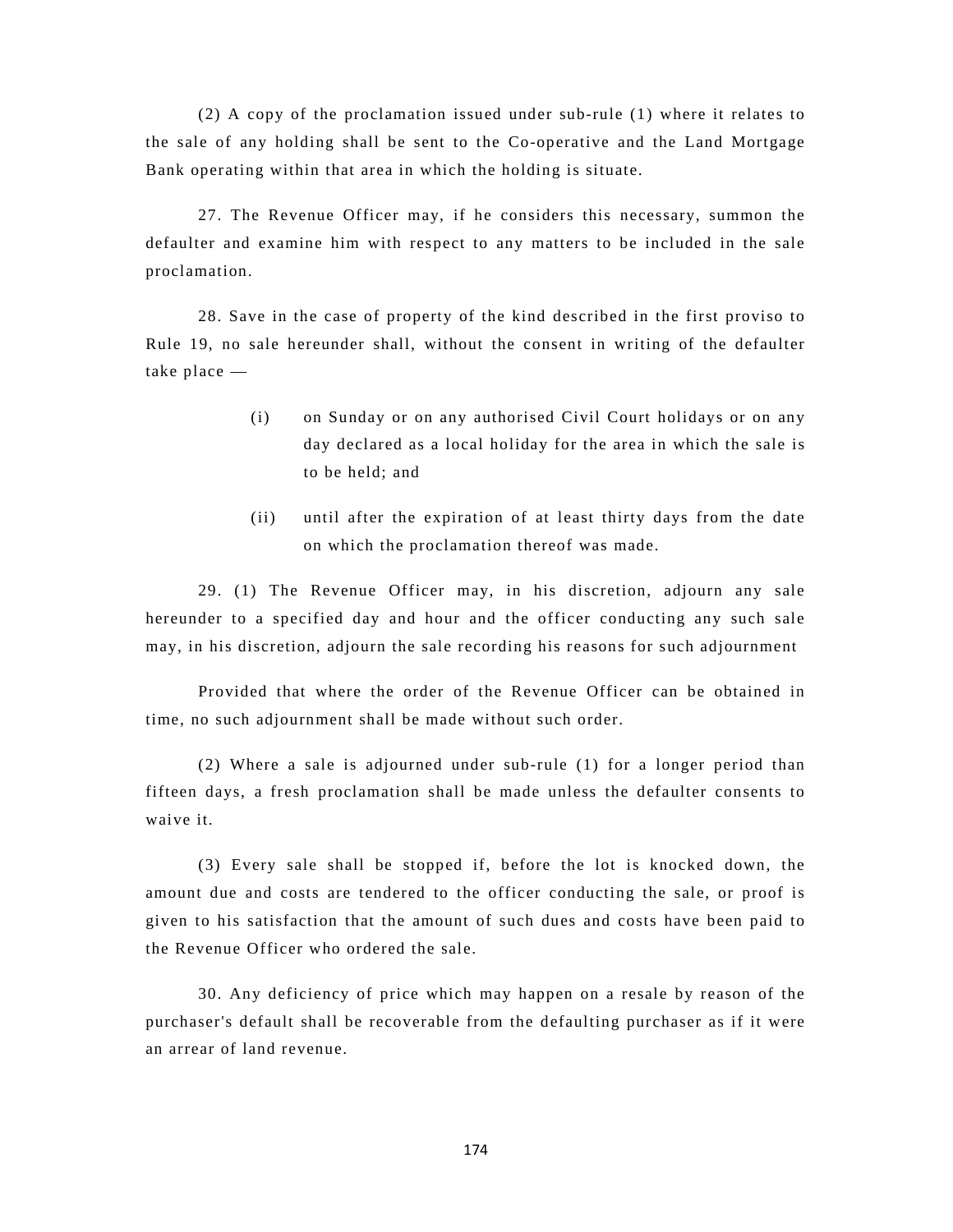(2) A copy of the proclamation issued under sub-rule (1) where it relates to the sale of any holding shall be sent to the Co-operative and the Land Mortgage Bank operating within that area in which the holding is situate.

27. The Revenue Officer may, if he considers this necessary, summon the defaulter and examine him with respect to any matters to be included in the sale proclamation.

28. Save in the case of property of the kind described in the first proviso to Rule 19, no sale hereunder shall, without the consent in writing of the defaulter take place —

(i) on Sunday or on any authorised Civil Court holidays or on any day declared as a local holiday for the area in which the sale is to be held; and

(ii) until after the expiration of at least thirty days from the date on which the proclamation thereof was made.

29. (1) The Revenue Officer may, in his discretion, adjourn any sale hereunder to a specified day and hour and the officer conducting any such sale may, in his discretion, adjourn the sale recording his reasons for such adjournment

Provided that where the order of the Revenue Officer can be obtained in time, no such adjournment shall be made without such order.

(2) Where a sale is adjourned under sub-rule (1) for a longer period than fifteen days, a fresh proclamation shall be made unless the defaulter consents to waive it.

(3) Every sale shall be stopped if, before the lot is knocked down, the amount due and costs are tendered to the officer conducting the sale, or proof is given to his satisfaction that the amount of such dues and costs have been paid to the Revenue Officer who ordered the sale.

30. Any deficiency of price which may happen on a resale by reason of the purchaser's default shall be recoverable from the defaulting purchaser as if it were an arrear of land revenue.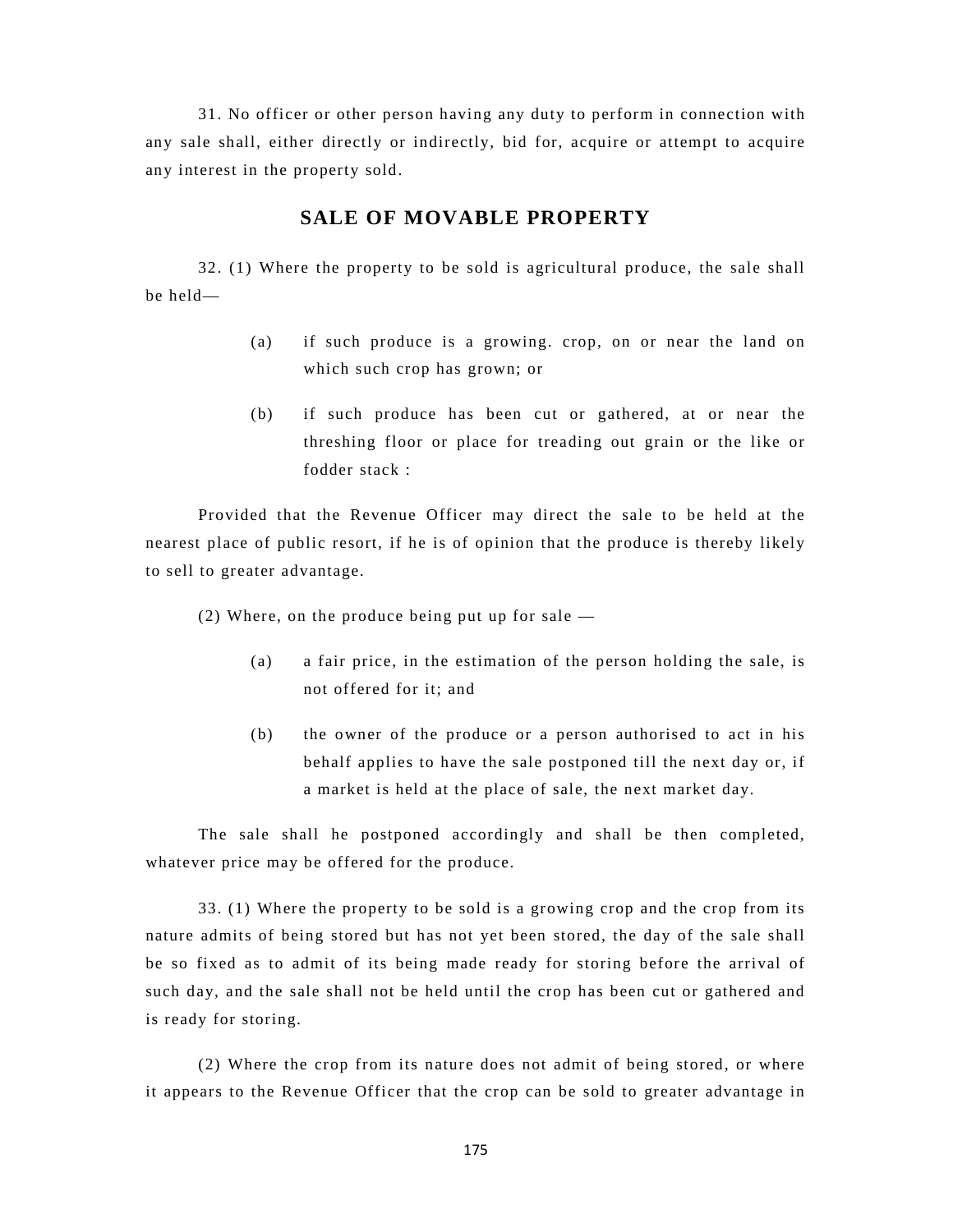31. No officer or other person having any duty to perform in connection with any sale shall, either directly or indirectly, bid for, acquire or attempt to acquire any interest in the property sold.

## SALE OF MOVABLE PROPERTY

32. (1) Where the property to be sold is agricultural produce, the sale shall be held—

(a) if such produce is a growing. crop, on or near the land on which such crop has grown; or

(b) if such produce has been cut or gathered, at or near the threshing floor or place for treading out grain or the like or fodder stack :

Provided that the Revenue Officer may direct the sale to be held at the nearest place of public resort, if he is of opinion that the produce is thereby likely to sell to greater advantage.

(2) Where, on the produce being put up for sale —

(a) a fair price, in the estimation of the person holding the sale, is not offered for it; and

(b) the owner of the produce or a person authorised to act in his behalf applies to have the sale postponed till the next day or, if a market is held at the place of sale, the next market day.

The sale shall he postponed accordingly and shall be then completed, whatever price may be offered for the produce.

33. (1) Where the property to be sold is a growing crop and the crop from its nature admits of being stored but has not yet been stored, the day of the sale shall be so fixed as to admit of its being made ready for storing before the arrival of such day, and the sale shall not be held until the crop has been cut or gathered and is ready for storing.

(2) Where the crop from its nature does not admit of being stored, or where it appears to the Revenue Officer that the crop can be sold to greater advantage in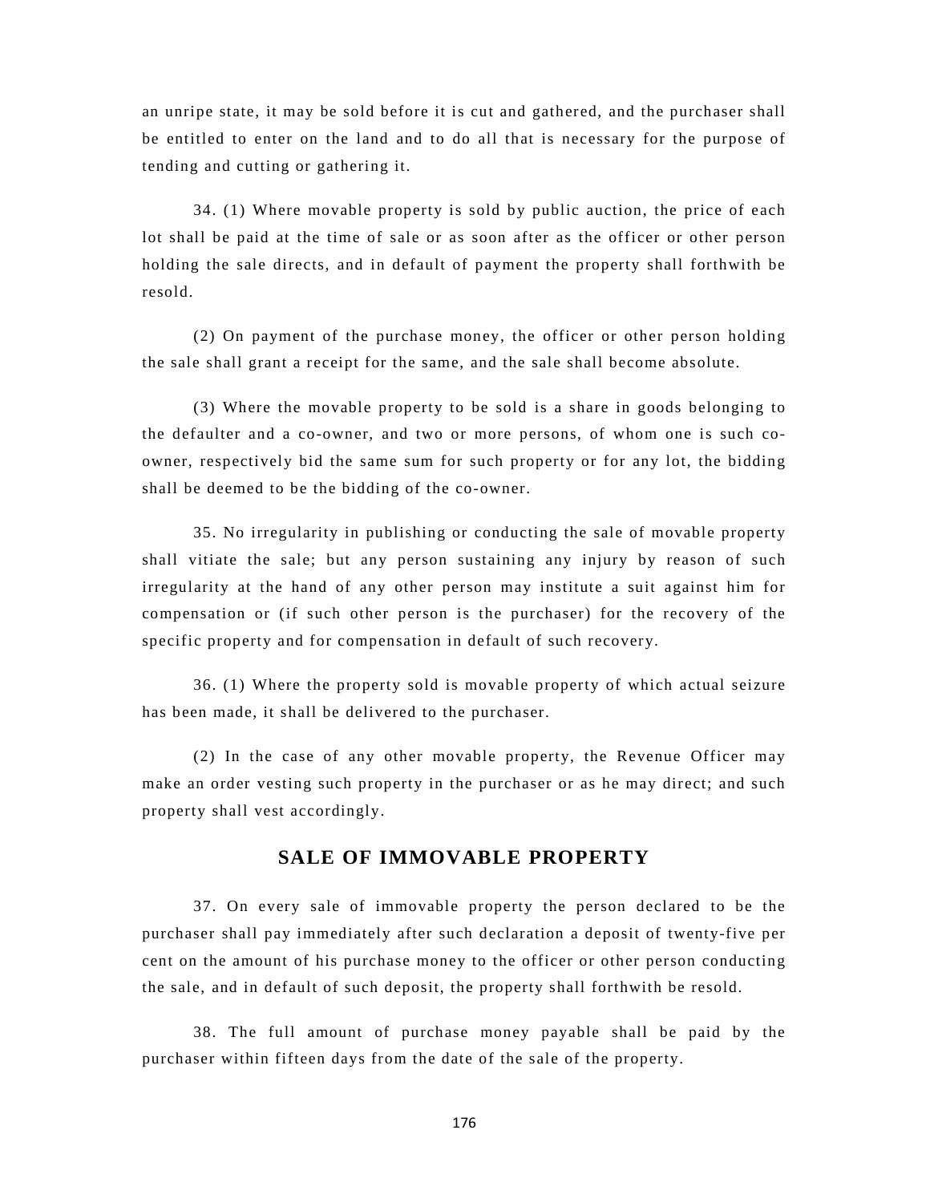an unripe state, it may be sold before it is cut and gathered, and the purchaser shall be entitled to enter on the land and to do all that is necessary for the purpose of tending and cutting or gathering it.

34. (1) Where movable property is sold by public auction, the price of each lot shall be paid at the time of sale or as soon after as the officer or other person holding the sale directs, and in default of payment the property shall forthwith be resold.

(2) On payment of the purchase money, the officer or other person holding the sale shall grant a receipt for the same, and the sale shall become absolute.

(3) Where the movable property to be sold is a share in goods belonging to the defaulter and a co-owner, and two or more persons, of whom one is such co-owner, respectively bid the same sum for such property or for any lot, the bidding shall be deemed to be the bidding of the co-owner.

35. No irregularity in publishing or conducting the sale of movable property shall vitiate the sale; but any person sustaining any injury by reason of such irregularity at the hand of any other person may institute a suit against him for compensation or (if such other person is the purchaser) for the recovery of the specific property and for compensation in default of such recovery.

36. (1) Where the property sold is movable property of which actual seizure has been made, it shall be delivered to the purchaser.

(2) In the case of any other movable property, the Revenue Officer may make an order vesting such property in the purchaser or as he may direct; and such property shall vest accordingly.

## SALE OF IMMOVABLE PROPERTY

37. On every sale of immovable property the person declared to be the purchaser shall pay immediately after such declaration a deposit of twenty-five per cent on the amount of his purchase money to the officer or other person conducting the sale, and in default of such deposit, the property shall forthwith be resold.

38. The full amount of purchase money payable shall be paid by the purchaser within fifteen days from the date of the sale of the property.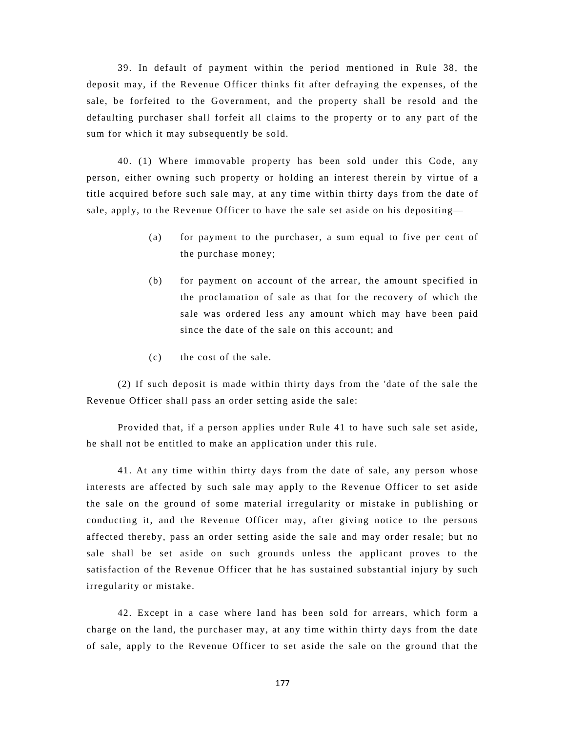39. In default of payment within the period mentioned in Rule 38, the deposit may, if the Revenue Officer thinks fit after defraying the expenses, of the sale, be forfeited to the Government, and the property shall be resold and the defaulting purchaser shall forfeit all claims to the property or to any part of the sum for which it may subsequently be sold.

40. (1) Where immovable property has been sold under this Code, any person, either owning such property or holding an interest therein by virtue of a title acquired before such sale may, at any time within thirty days from the date of sale, apply, to the Revenue Officer to have the sale set aside on his depositing—

(a) for payment to the purchaser, a sum equal to five per cent of the purchase money;

(b) for payment on account of the arrear, the amount specified in the proclamation of sale as that for the recovery of which the sale was ordered less any amount which may have been paid since the date of the sale on this account; and

(c) the cost of the sale.

(2) If such deposit is made within thirty days from the 'date of the sale the Revenue Officer shall pass an order setting aside the sale:

Provided that, if a person applies under Rule 41 to have such sale set aside, he shall not be entitled to make an application under this rule.

41. At any time within thirty days from the date of sale, any person whose interests are affected by such sale may apply to the Revenue Officer to set aside the sale on the ground of some material irregularity or mistake in publishing or conducting it, and the Revenue Officer may, after giving notice to the persons affected thereby, pass an order setting aside the sale and may order resale; but no sale shall be set aside on such grounds unless the applicant proves to the satisfaction of the Revenue Officer that he has sustained substantial injury by such irregularity or mistake.

42. Except in a case where land has been sold for arrears, which form a charge on the land, the purchaser may, at any time within thirty days from the date of sale, apply to the Revenue Officer to set aside the sale on the ground that the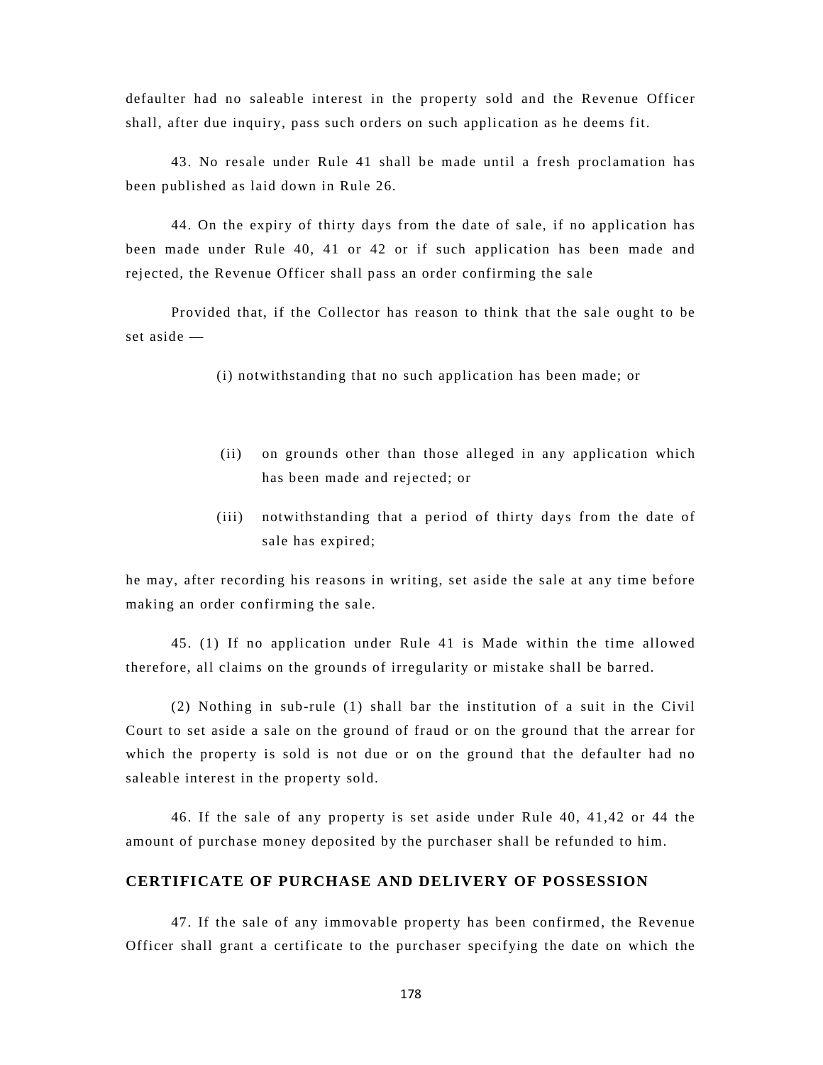defaulter had no saleable interest in the property sold and the Revenue Officer shall, after due inquiry, pass such orders on such application as he deems fit.

43. No resale under Rule 41 shall be made until a fresh proclamation has been published as laid down in Rule 26.

44. On the expiry of thirty days from the date of sale, if no application has been made under Rule 40, 41 or 42 or if such application has been made and rejected, the Revenue Officer shall pass an order confirming the sale

Provided that, if the Collector has reason to think that the sale ought to be set aside —

(i) notwithstanding that no such application has been made; or

(ii) on grounds other than those alleged in any application which has been made and rejected; or

(iii) notwithstanding that a period of thirty days from the date of sale has expired;

he may, after recording his reasons in writing, set aside the sale at any time before making an order confirming the sale.

45. (1) If no application under Rule 41 is Made within the time allowed therefore, all claims on the grounds of irregularity or mistake shall be barred.

(2) Nothing in sub-rule (1) shall bar the institution of a suit in the Civil Court to set aside a sale on the ground of fraud or on the ground that the arrear for which the property is sold is not due or on the ground that the defaulter had no saleable interest in the property sold.

46. If the sale of any property is set aside under Rule 40, 41,42 or 44 the amount of purchase money deposited by the purchaser shall be refunded to him.

## CERTIFICATE OF PURCHASE AND DELIVERY OF POSSESSION

47. If the sale of any immovable property has been confirmed, the Revenue Officer shall grant a certificate to the purchaser specifying the date on which the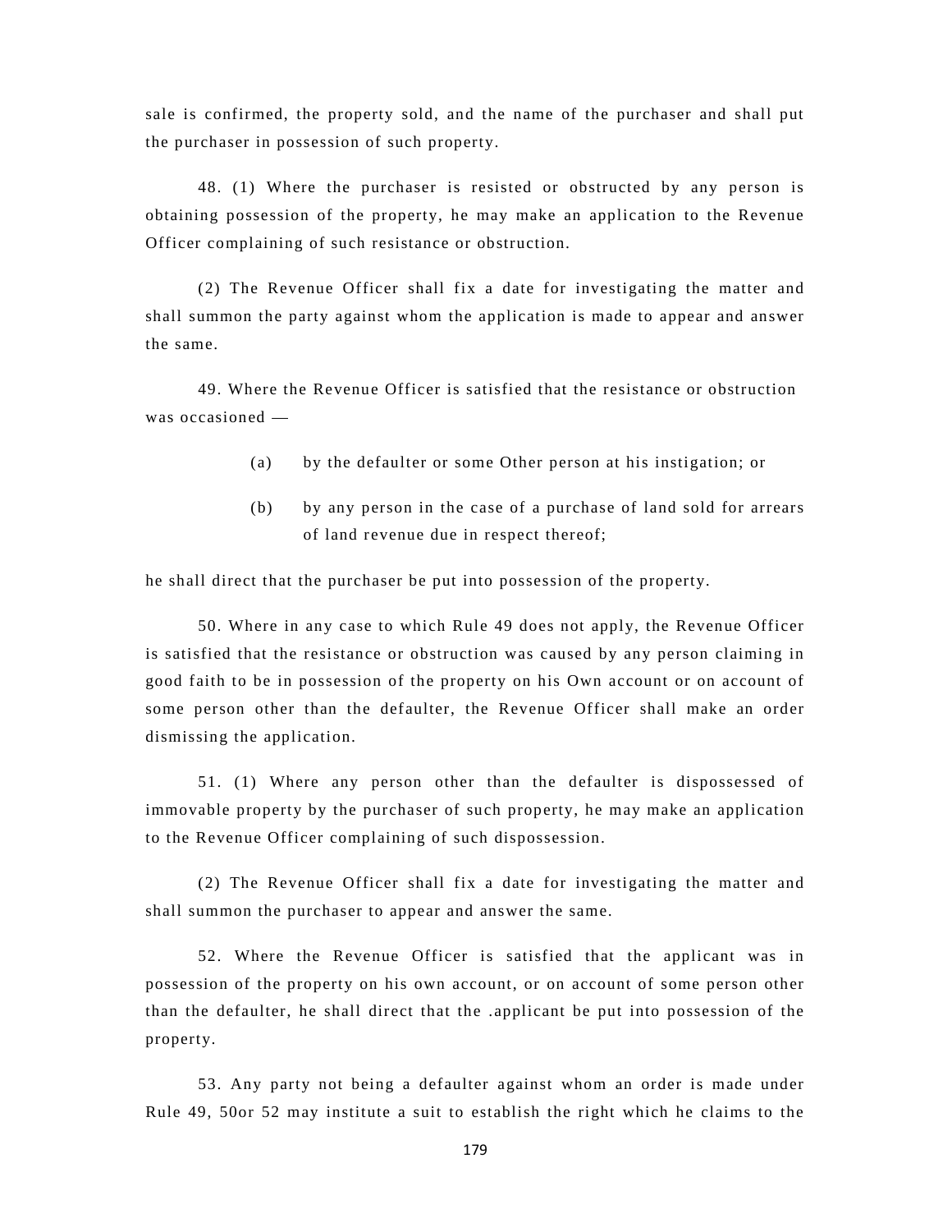sale is confirmed, the property sold, and the name of the purchaser and shall put the purchaser in possession of such property.

48. (1) Where the purchaser is resisted or obstructed by any person is obtaining possession of the property, he may make an application to the Revenue Officer complaining of such resistance or obstruction.

(2) The Revenue Officer shall fix a date for investigating the matter and shall summon the party against whom the application is made to appear and answer the same.

49. Where the Revenue Officer is satisfied that the resistance or obstruction was occasioned —

(a) by the defaulter or some Other person at his instigation; or

(b) by any person in the case of a purchase of land sold for arrears of land revenue due in respect thereof;

he shall direct that the purchaser be put into possession of the property.

50. Where in any case to which Rule 49 does not apply, the Revenue Officer is satisfied that the resistance or obstruction was caused by any person claiming in good faith to be in possession of the property on his Own account or on account of some person other than the defaulter, the Revenue Officer shall make an order dismissing the application.

51. (1) Where any person other than the defaulter is dispossessed of immovable property by the purchaser of such property, he may make an application to the Revenue Officer complaining of such dispossession.

(2) The Revenue Officer shall fix a date for investigating the matter and shall summon the purchaser to appear and answer the same.

52. Where the Revenue Officer is satisfied that the applicant was in possession of the property on his own account, or on account of some person other than the defaulter, he shall direct that the .applicant be put into possession of the property.

53. Any party not being a defaulter against whom an order is made under Rule 49, 50or 52 may institute a suit to establish the right which he claims to the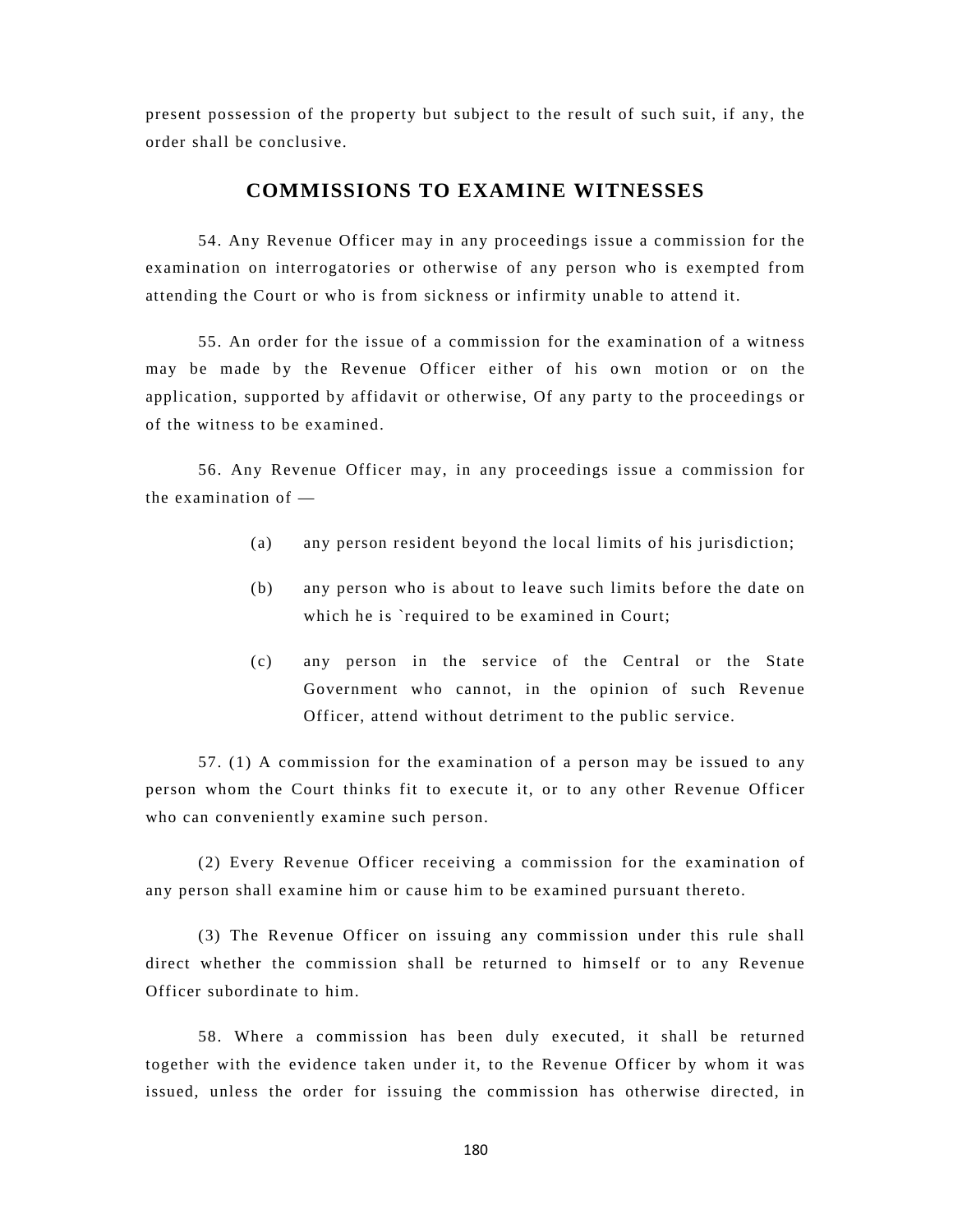present possession of the property but subject to the result of such suit, if any, the order shall be conclusive.

## COMMISSIONS TO EXAMINE WITNESSES

54. Any Revenue Officer may in any proceedings issue a commission for the examination on interrogatories or otherwise of any person who is exempted from attending the Court or who is from sickness or infirmity unable to attend it.

55. An order for the issue of a commission for the examination of a witness may be made by the Revenue Officer either of his own motion or on the application, supported by affidavit or otherwise, Of any party to the proceedings or of the witness to be examined.

56. Any Revenue Officer may, in any proceedings issue a commission for the examination of —

(a) any person resident beyond the local limits of his jurisdiction;

(b) any person who is about to leave such limits before the date on which he is `required to be examined in Court;

(c) any person in the service of the Central or the State Government who cannot, in the opinion of such Revenue Officer, attend without detriment to the public service.

57. (1) A commission for the examination of a person may be issued to any person whom the Court thinks fit to execute it, or to any other Revenue Officer who can conveniently examine such person.

(2) Every Revenue Officer receiving a commission for the examination of any person shall examine him or cause him to be examined pursuant thereto.

(3) The Revenue Officer on issuing any commission under this rule shall direct whether the commission shall be returned to himself or to any Revenue Officer subordinate to him.

58. Where a commission has been duly executed, it shall be returned together with the evidence taken under it, to the Revenue Officer by whom it was issued, unless the order for issuing the commission has otherwise directed, in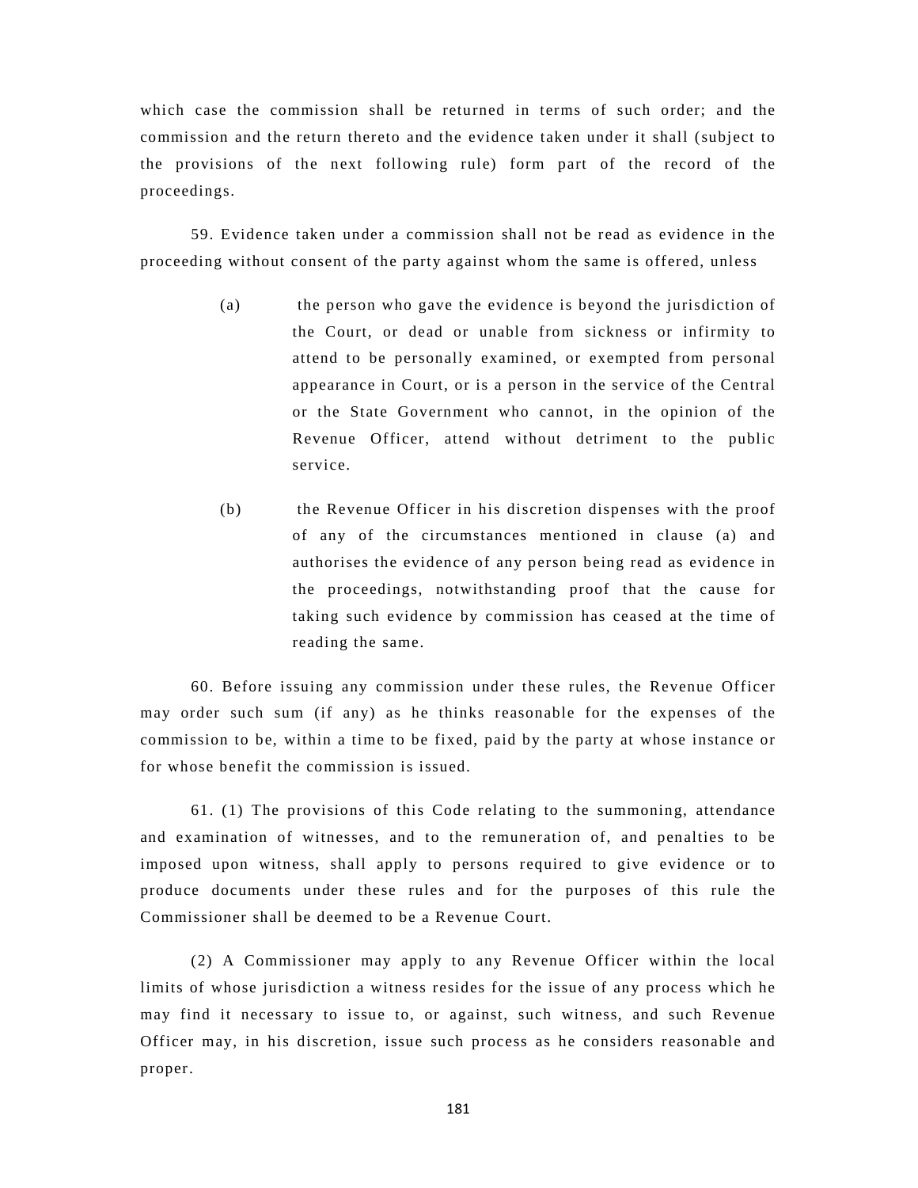which case the commission shall be returned in terms of such order; and the commission and the return thereto and the evidence taken under it shall (subject to the provisions of the next following rule) form part of the record of the proceedings.

59. Evidence taken under a commission shall not be read as evidence in the proceeding without consent of the party against whom the same is offered, unless

(a) the person who gave the evidence is beyond the jurisdiction of the Court, or dead or unable from sickness or infirmity to attend to be personally examined, or exempted from personal appearance in Court, or is a person in the service of the Central or the State Government who cannot, in the opinion of the Revenue Officer, attend without detriment to the public service.

(b) the Revenue Officer in his discretion dispenses with the proof of any of the circumstances mentioned in clause (a) and authorises the evidence of any person being read as evidence in the proceedings, notwithstanding proof that the cause for taking such evidence by commission has ceased at the time of reading the same.

60. Before issuing any commission under these rules, the Revenue Officer may order such sum (if any) as he thinks reasonable for the expenses of the commission to be, within a time to be fixed, paid by the party at whose instance or for whose benefit the commission is issued.

61. (1) The provisions of this Code relating to the summoning, attendance and examination of witnesses, and to the remuneration of, and penalties to be imposed upon witness, shall apply to persons required to give evidence or to produce documents under these rules and for the purposes of this rule the Commissioner shall be deemed to be a Revenue Court.

(2) A Commissioner may apply to any Revenue Officer within the local limits of whose jurisdiction a witness resides for the issue of any process which he may find it necessary to issue to, or against, such witness, and such Revenue Officer may, in his discretion, issue such process as he considers reasonable and proper.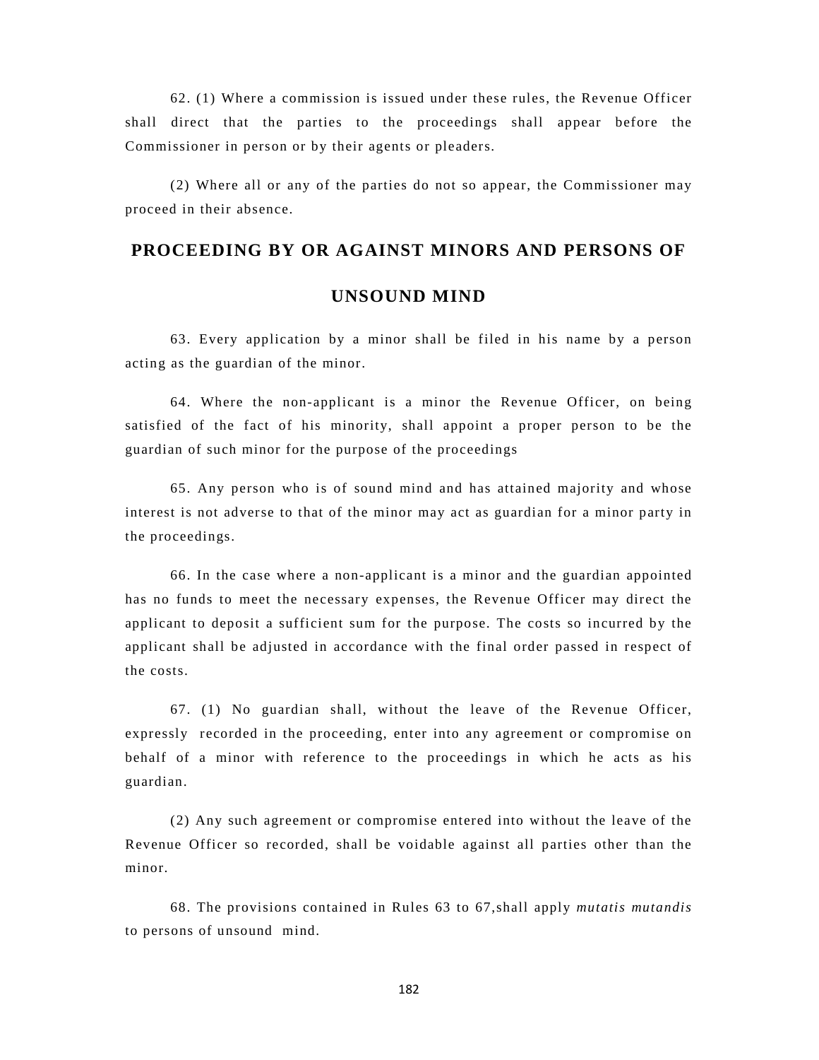62. (1) Where a commission is issued under these rules, the Revenue Officer shall direct that the parties to the proceedings shall appear before the Commissioner in person or by their agents or pleaders.

(2) Where all or any of the parties do not so appear, the Commissioner may proceed in their absence.

## PROCEEDING BY OR AGAINST MINORS AND PERSONS OF UNSOUND MIND

63. Every application by a minor shall be filed in his name by a person acting as the guardian of the minor.

64. Where the non-applicant is a minor the Revenue Officer, on being satisfied of the fact of his minority, shall appoint a proper person to be the guardian of such minor for the purpose of the proceedings

65. Any person who is of sound mind and has attained majority and whose interest is not adverse to that of the minor may act as guardian for a minor party in the proceedings.

66. In the case where a non-applicant is a minor and the guardian appointed has no funds to meet the necessary expenses, the Revenue Officer may direct the applicant to deposit a sufficient sum for the purpose. The costs so incurred by the applicant shall be adjusted in accordance with the final order passed in respect of the costs.

67. (1) No guardian shall, without the leave of the Revenue Officer, expressly recorded in the proceeding, enter into any agreement or compromise on behalf of a minor with reference to the proceedings in which he acts as his guardian.

(2) Any such agreement or compromise entered into without the leave of the Revenue Officer so recorded, shall be voidable against all parties other than the minor.

68. The provisions contained in Rules 63 to 67,shall apply *mutatis mutandis* to persons of unsound mind.